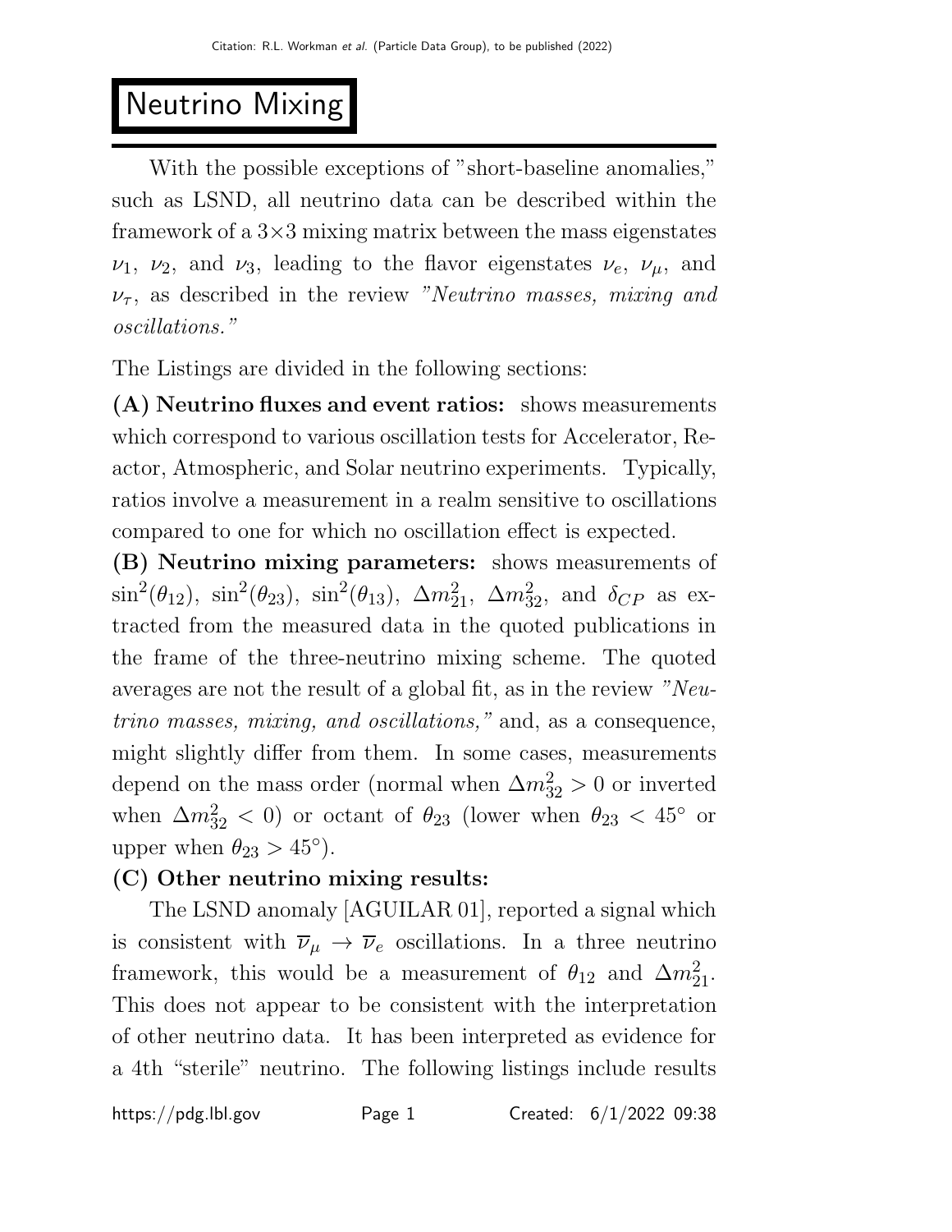# Neutrino Mixing

With the possible exceptions of "short-baseline anomalies," such as LSND, all neutrino data can be described within the framework of a 3×3 mixing matrix between the mass eigenstates $\nu_1$, $\nu_2$, and $\nu_3$, leading to the flavor eigenstates $\nu_e$, $\nu_\mu$, and $\nu_\tau$, as described in the review *"Neutrino masses, mixing and oscillations."*

The Listings are divided in the following sections:

**(A) Neutrino fluxes and event ratios:** shows measurements which correspond to various oscillation tests for Accelerator, Reactor, Atmospheric, and Solar neutrino experiments. Typically, ratios involve a measurement in a realm sensitive to oscillations compared to one for which no oscillation effect is expected.

**(B) Neutrino mixing parameters:** shows measurements of $\sin^2(\theta_{12})$, $\sin^2(\theta_{23})$, $\sin^2(\theta_{13})$, $\Delta m^2_{21}$, $\Delta m^2_{32}$, and $\delta_{CP}$ as extracted from the measured data in the quoted publications in the frame of the three-neutrino mixing scheme. The quoted averages are not the result of a global fit, as in the review *"Neutrino masses, mixing, and oscillations,"* and, as a consequence, might slightly differ from them. In some cases, measurements depend on the mass order (normal when $\Delta m^2_{32} > 0$ or inverted when $\Delta m^2_{32} < 0$) or octant of $\theta_{23}$ (lower when $\theta_{23} < 45^\circ$ or upper when $\theta_{23} > 45^\circ$).

**(C) Other neutrino mixing results:**

The LSND anomaly [AGUILAR 01], reported a signal which is consistent with $\overline{\nu}_\mu \to \overline{\nu}_e$ oscillations. In a three neutrino framework, this would be a measurement of $\theta_{12}$ and $\Delta m^2_{21}$. This does not appear to be consistent with the interpretation of other neutrino data. It has been interpreted as evidence for a 4th "sterile" neutrino. The following listings include results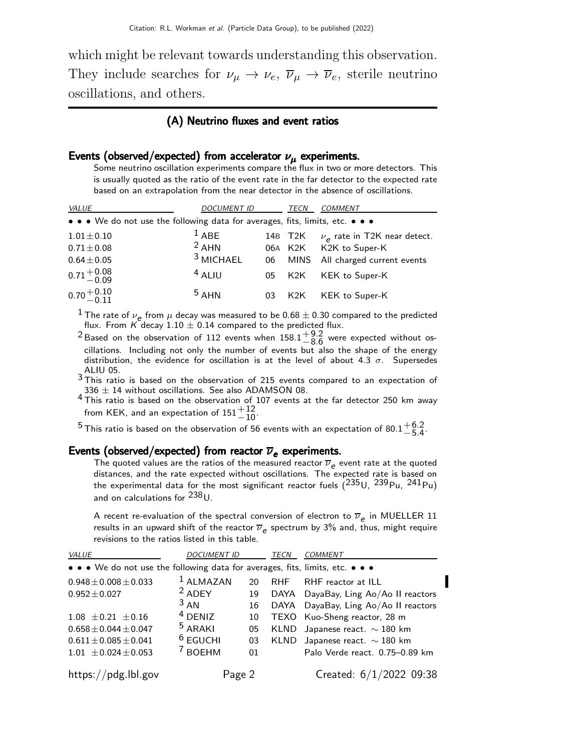which might be relevant towards understanding this observation. They include searches for $\nu_\mu \to \nu_e$, $\overline{\nu}_\mu \to \overline{\nu}_e$, sterile neutrino oscillations, and others.

## (A) Neutrino fluxes and event ratios

### Events (observed/expected) from accelerator $\nu_\mu$ experiments.

Some neutrino oscillation experiments compare the flux in two or more detectors. This is usually quoted as the ratio of the event rate in the far detector to the expected rate based on an extrapolation from the near detector in the absence of oscillations.

| *VALUE* | *DOCUMENT ID* | | *TECN* | *COMMENT* |
|---|---|---|---|---|
| • • • We do not use the following data for averages, fits, limits, etc. • • • | | | | |
| $1.01 \pm 0.10$ | [1] ABE | 14B | T2K | $\nu_e$ rate in T2K near detect. |
| $0.71 \pm 0.08$ | [2] AHN | 06A | K2K | K2K to Super-K |
| $0.64 \pm 0.05$ | [3] MICHAEL | 06 | MINS | All charged current events |
| $0.71^{+0.08}_{-0.09}$ | [4] ALIU | 05 | K2K | KEK to Super-K |
| $0.70^{+0.10}_{-0.11}$ | [5] AHN | 03 | K2K | KEK to Super-K |

[1] The rate of $\nu_e$ from $\mu$ decay was measured to be $0.68 \pm 0.30$ compared to the predicted flux. From $K$ decay $1.10 \pm 0.14$ compared to the predicted flux.

[2] Based on the observation of 112 events when $158.1^{+9.2}_{-8.6}$ were expected without oscillations. Including not only the number of events but also the shape of the energy distribution, the evidence for oscillation is at the level of about 4.3 $\sigma$. Supersedes ALIU 05.

[3] This ratio is based on the observation of 215 events compared to an expectation of $336 \pm 14$ without oscillations. See also ADAMSON 08.

[4] This ratio is based on the observation of 107 events at the far detector 250 km away from KEK, and an expectation of $151^{+12}_{-10}$.

[5] This ratio is based on the observation of 56 events with an expectation of $80.1^{+6.2}_{-5.4}$.

### Events (observed/expected) from reactor $\overline{\nu}_e$ experiments.

The quoted values are the ratios of the measured reactor $\overline{\nu}_e$ event rate at the quoted distances, and the rate expected without oscillations. The expected rate is based on the experimental data for the most significant reactor fuels ($^{235}$U, $^{239}$Pu, $^{241}$Pu) and on calculations for $^{238}$U.

A recent re-evaluation of the spectral conversion of electron to $\overline{\nu}_e$ in MUELLER 11 results in an upward shift of the reactor $\overline{\nu}_e$ spectrum by 3% and, thus, might require revisions to the ratios listed in this table.

| *VALUE* | *DOCUMENT ID* | | *TECN* | *COMMENT* |
|---|---|---|---|---|
| • • • We do not use the following data for averages, fits, limits, etc. • • • | | | | |
| $0.948 \pm 0.008 \pm 0.033$ | [1] ALMAZAN | 20 | RHF | RHF reactor at ILL |
| $0.952 \pm 0.027$ | [2] ADEY | 19 | DAYA | DayaBay, Ling Ao/Ao II reactors |
| | [3] AN | 16 | DAYA | DayaBay, Ling Ao/Ao II reactors |
| $1.08 \pm 0.21 \pm 0.16$ | [4] DENIZ | 10 | TEXO | Kuo-Sheng reactor, 28 m |
| $0.658 \pm 0.044 \pm 0.047$ | [5] ARAKI | 05 | KLND | Japanese react. $\sim 180$ km |
| $0.611 \pm 0.085 \pm 0.041$ | [6] EGUCHI | 03 | KLND | Japanese react. $\sim 180$ km |
| $1.01 \pm 0.024 \pm 0.053$ | [7] BOEHM | 01 | | Palo Verde react. 0.75–0.89 km |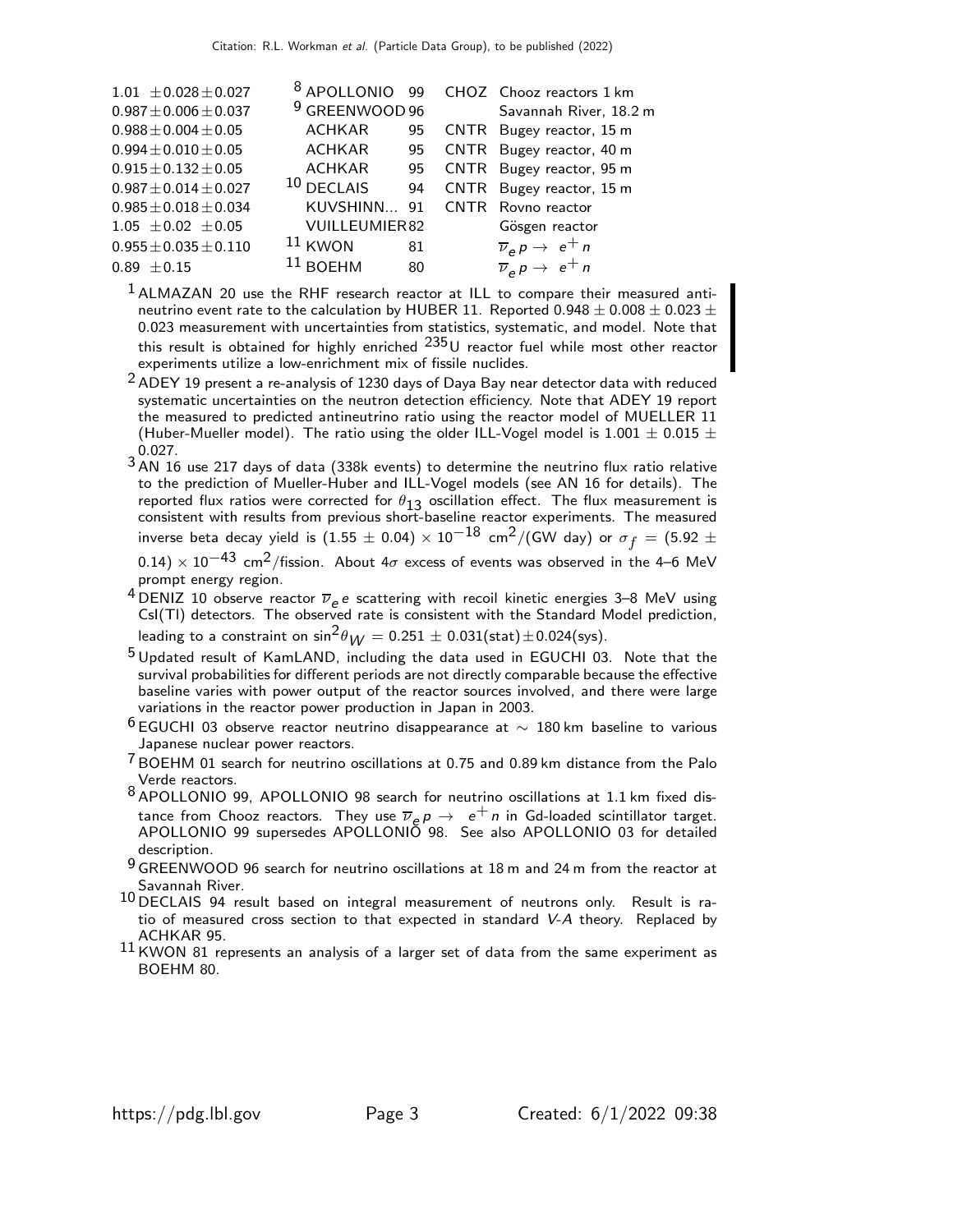| VALUE | DOCUMENT ID | | TECN | COMMENT |
|---|---|---|---|---|
| $1.01 \pm 0.028 \pm 0.027$ | [8] APOLLONIO | 99 | CHOZ | Chooz reactors 1 km |
| $0.987 \pm 0.006 \pm 0.037$ | [9] GREENWOOD | 96 | | Savannah River, 18.2 m |
| $0.988 \pm 0.004 \pm 0.05$ | ACHKAR | 95 | CNTR | Bugey reactor, 15 m |
| $0.994 \pm 0.010 \pm 0.05$ | ACHKAR | 95 | CNTR | Bugey reactor, 40 m |
| $0.915 \pm 0.132 \pm 0.05$ | ACHKAR | 95 | CNTR | Bugey reactor, 95 m |
| $0.987 \pm 0.014 \pm 0.027$ | [10] DECLAIS | 94 | CNTR | Bugey reactor, 15 m |
| $0.985 \pm 0.018 \pm 0.034$ | KUVSHINN... | 91 | CNTR | Rovno reactor |
| $1.05 \pm 0.02 \pm 0.05$ | VUILLEUMIER | 82 | | Gösgen reactor |
| $0.955 \pm 0.035 \pm 0.110$ | [11] KWON | 81 | | $\overline{\nu}_e p \rightarrow e^+ n$ |
| $0.89 \pm 0.15$ | [11] BOEHM | 80 | | $\overline{\nu}_e p \rightarrow e^+ n$ |

[1] ALMAZAN 20 use the RHF research reactor at ILL to compare their measured antineutrino event rate to the calculation by HUBER 11. Reported $0.948 \pm 0.008 \pm 0.023 \pm 0.023$ measurement with uncertainties from statistics, systematic, and model. Note that this result is obtained for highly enriched $^{235}$U reactor fuel while most other reactor experiments utilize a low-enrichment mix of fissile nuclides.

[2] ADEY 19 present a re-analysis of 1230 days of Daya Bay near detector data with reduced systematic uncertainties on the neutron detection efficiency. Note that ADEY 19 report the measured to predicted antineutrino ratio using the reactor model of MUELLER 11 (Huber-Mueller model). The ratio using the older ILL-Vogel model is $1.001 \pm 0.015 \pm 0.027$.

[3] AN 16 use 217 days of data (338k events) to determine the neutrino flux ratio relative to the prediction of Mueller-Huber and ILL-Vogel models (see AN 16 for details). The reported flux ratios were corrected for $\theta_{13}$ oscillation effect. The flux measurement is consistent with results from previous short-baseline reactor experiments. The measured inverse beta decay yield is $(1.55 \pm 0.04) \times 10^{-18}$ cm$^2$/(GW day) or $\sigma_f = (5.92 \pm 0.14) \times 10^{-43}$ cm$^2$/fission. About $4\sigma$ excess of events was observed in the 4–6 MeV prompt energy region.

[4] DENIZ 10 observe reactor $\overline{\nu}_e e$ scattering with recoil kinetic energies 3–8 MeV using CsI(Tl) detectors. The observed rate is consistent with the Standard Model prediction, leading to a constraint on $\sin^2\theta_W = 0.251 \pm 0.031(\text{stat}) \pm 0.024(\text{sys})$.

[5] Updated result of KamLAND, including the data used in EGUCHI 03. Note that the survival probabilities for different periods are not directly comparable because the effective baseline varies with power output of the reactor sources involved, and there were large variations in the reactor power production in Japan in 2003.

[6] EGUCHI 03 observe reactor neutrino disappearance at $\sim$ 180 km baseline to various Japanese nuclear power reactors.

[7] BOEHM 01 search for neutrino oscillations at 0.75 and 0.89 km distance from the Palo Verde reactors.

[8] APOLLONIO 99, APOLLONIO 98 search for neutrino oscillations at 1.1 km fixed distance from Chooz reactors. They use $\overline{\nu}_e p \rightarrow e^+ n$ in Gd-loaded scintillator target. APOLLONIO 99 supersedes APOLLONIO 98. See also APOLLONIO 03 for detailed description.

[9] GREENWOOD 96 search for neutrino oscillations at 18 m and 24 m from the reactor at Savannah River.

[10] DECLAIS 94 result based on integral measurement of neutrons only. Result is ratio of measured cross section to that expected in standard V-A theory. Replaced by ACHKAR 95.

[11] KWON 81 represents an analysis of a larger set of data from the same experiment as BOEHM 80.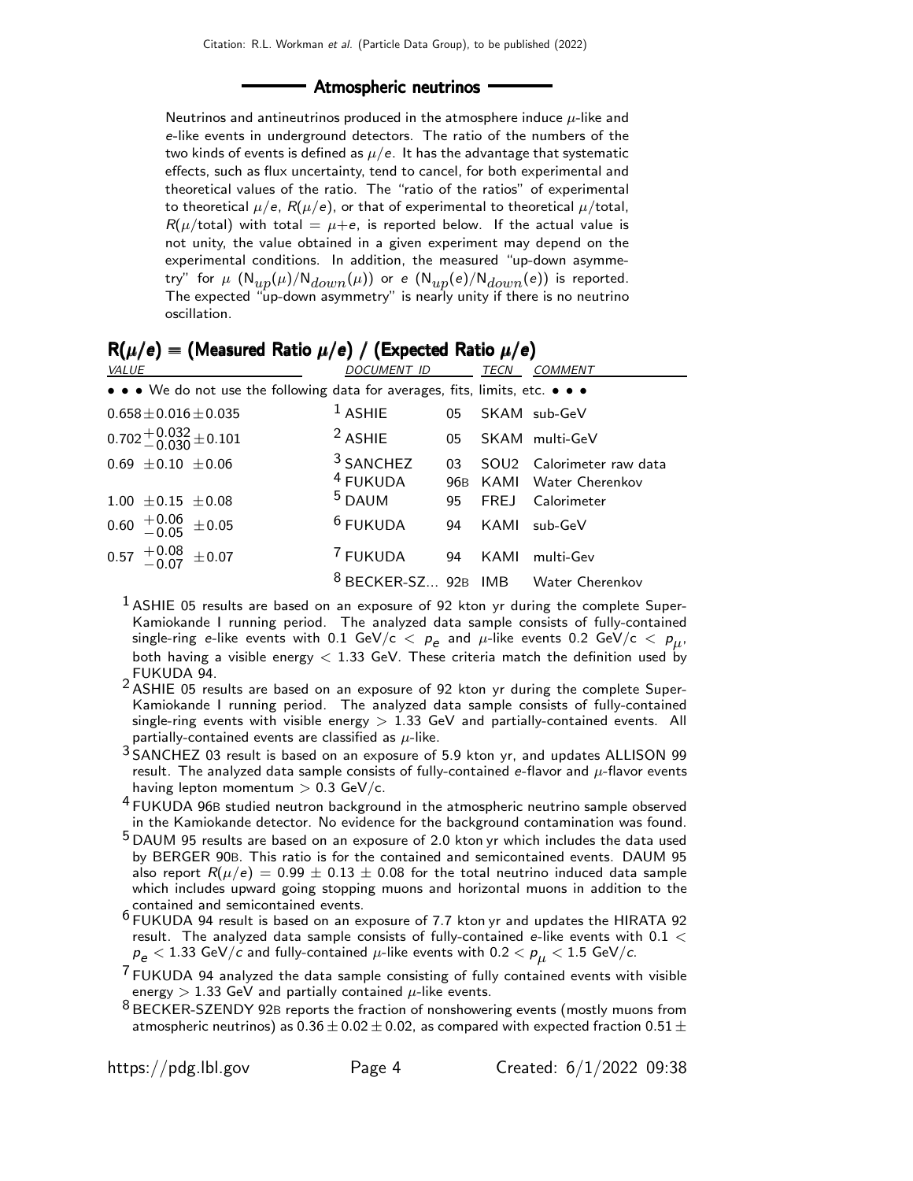## Atmospheric neutrinos

Neutrinos and antineutrinos produced in the atmosphere induce $\mu$-like and $e$-like events in underground detectors. The ratio of the numbers of the two kinds of events is defined as $\mu/e$. It has the advantage that systematic effects, such as flux uncertainty, tend to cancel, for both experimental and theoretical values of the ratio. The "ratio of the ratios" of experimental to theoretical $\mu/e$, $R(\mu/e)$, or that of experimental to theoretical $\mu$/total, $R(\mu/\text{total})$ with total $= \mu+e$, is reported below. If the actual value is not unity, the value obtained in a given experiment may depend on the experimental conditions. In addition, the measured "up-down asymmetry" for $\mu$ ($N_{up}(\mu)/N_{down}(\mu)$) or $e$ ($N_{up}(e)/N_{down}(e)$) is reported. The expected "up-down asymmetry" is nearly unity if there is no neutrino oscillation.

### $R(\mu/e) \equiv$ (Measured Ratio $\mu/e$) / (Expected Ratio $\mu/e$)

| VALUE | DOCUMENT ID | | TECN | COMMENT |
|---|---|---|---|---|
| • • • We do not use the following data for averages, fits, limits, etc. • • • | | | | |
| $0.658 \pm 0.016 \pm 0.035$ | [1] ASHIE | 05 | SKAM | sub-GeV |
| $0.702^{+0.032}_{-0.030} \pm 0.101$ | [2] ASHIE | 05 | SKAM | multi-GeV |
| $0.69 \pm 0.10 \pm 0.06$ | [3] SANCHEZ | 03 | SOU2 | Calorimeter raw data |
| | [4] FUKUDA | 96B | KAMI | Water Cherenkov |
| $1.00 \pm 0.15 \pm 0.08$ | [5] DAUM | 95 | FREJ | Calorimeter |
| $0.60^{+0.06}_{-0.05} \pm 0.05$ | [6] FUKUDA | 94 | KAMI | sub-GeV |
| $0.57^{+0.08}_{-0.07} \pm 0.07$ | [7] FUKUDA | 94 | KAMI | multi-Gev |
| | [8] BECKER-SZ... | 92B | IMB | Water Cherenkov |

[1] ASHIE 05 results are based on an exposure of 92 kton yr during the complete Super-Kamiokande I running period. The analyzed data sample consists of fully-contained single-ring $e$-like events with 0.1 GeV/c $< p_e$ and $\mu$-like events 0.2 GeV/c $< p_\mu$, both having a visible energy $<$ 1.33 GeV. These criteria match the definition used by FUKUDA 94.

[2] ASHIE 05 results are based on an exposure of 92 kton yr during the complete Super-Kamiokande I running period. The analyzed data sample consists of fully-contained single-ring events with visible energy $>$ 1.33 GeV and partially-contained events. All partially-contained events are classified as $\mu$-like.

[3] SANCHEZ 03 result is based on an exposure of 5.9 kton yr, and updates ALLISON 99 result. The analyzed data sample consists of fully-contained $e$-flavor and $\mu$-flavor events having lepton momentum $>$ 0.3 GeV/c.

[4] FUKUDA 96B studied neutron background in the atmospheric neutrino sample observed in the Kamiokande detector. No evidence for the background contamination was found.

[5] DAUM 95 results are based on an exposure of 2.0 kton yr which includes the data used by BERGER 90B. This ratio is for the contained and semicontained events. DAUM 95 also report $R(\mu/e) = 0.99 \pm 0.13 \pm 0.08$ for the total neutrino induced data sample which includes upward going stopping muons and horizontal muons in addition to the contained and semicontained events.

[6] FUKUDA 94 result is based on an exposure of 7.7 kton yr and updates the HIRATA 92 result. The analyzed data sample consists of fully-contained $e$-like events with $0.1 < p_e < 1.33$ GeV/c and fully-contained $\mu$-like events with $0.2 < p_\mu < 1.5$ GeV/c.

[7] FUKUDA 94 analyzed the data sample consisting of fully contained events with visible energy $>$ 1.33 GeV and partially contained $\mu$-like events.

[8] BECKER-SZENDY 92B reports the fraction of nonshowering events (mostly muons from atmospheric neutrinos) as $0.36 \pm 0.02 \pm 0.02$, as compared with expected fraction $0.51 \pm$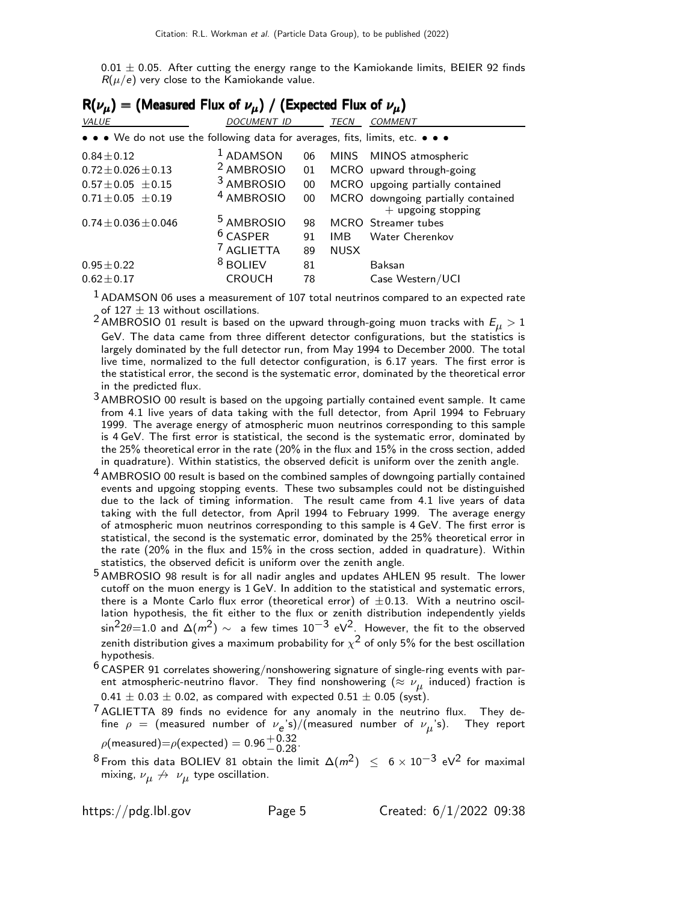$0.01 \pm 0.05$. After cutting the energy range to the Kamiokande limits, BEIER 92 finds $R(\mu/e)$ very close to the Kamiokande value.

## $R(\nu_\mu) \equiv$ (Measured Flux of $\nu_\mu$) / (Expected Flux of $\nu_\mu$)

| VALUE | DOCUMENT ID | | TECN | COMMENT |
|---|---|---|---|---|
| • • • We do not use the following data for averages, fits, limits, etc. • • • | | | | |
| $0.84 \pm 0.12$ | [1] ADAMSON | 06 | MINS | MINOS atmospheric |
| $0.72 \pm 0.026 \pm 0.13$ | [2] AMBROSIO | 01 | MCRO | upward through-going |
| $0.57 \pm 0.05 \pm 0.15$ | [3] AMBROSIO | 00 | MCRO | upgoing partially contained |
| $0.71 \pm 0.05 \pm 0.19$ | [4] AMBROSIO | 00 | MCRO | downgoing partially contained + upgoing stopping |
| $0.74 \pm 0.036 \pm 0.046$ | [5] AMBROSIO | 98 | MCRO | Streamer tubes |
| | [6] CASPER | 91 | IMB | Water Cherenkov |
| | [7] AGLIETTA | 89 | NUSX | |
| $0.95 \pm 0.22$ | [8] BOLIEV | 81 | | Baksan |
| $0.62 \pm 0.17$ | CROUCH | 78 | | Case Western/UCI |

[1] ADAMSON 06 uses a measurement of 107 total neutrinos compared to an expected rate of $127 \pm 13$ without oscillations.

[2] AMBROSIO 01 result is based on the upward through-going muon tracks with $E_\mu > 1$ GeV. The data came from three different detector configurations, but the statistics is largely dominated by the full detector run, from May 1994 to December 2000. The total live time, normalized to the full detector configuration, is 6.17 years. The first error is the statistical error, the second is the systematic error, dominated by the theoretical error in the predicted flux.

[3] AMBROSIO 00 result is based on the upgoing partially contained event sample. It came from 4.1 live years of data taking with the full detector, from April 1994 to February 1999. The average energy of atmospheric muon neutrinos corresponding to this sample is 4 GeV. The first error is statistical, the second is the systematic error, dominated by the 25% theoretical error in the rate (20% in the flux and 15% in the cross section, added in quadrature). Within statistics, the observed deficit is uniform over the zenith angle.

[4] AMBROSIO 00 result is based on the combined samples of downgoing partially contained events and upgoing stopping events. These two subsamples could not be distinguished due to the lack of timing information. The result came from 4.1 live years of data taking with the full detector, from April 1994 to February 1999. The average energy of atmospheric muon neutrinos corresponding to this sample is 4 GeV. The first error is statistical, the second is the systematic error, dominated by the 25% theoretical error in the rate (20% in the flux and 15% in the cross section, added in quadrature). Within statistics, the observed deficit is uniform over the zenith angle.

[5] AMBROSIO 98 result is for all nadir angles and updates AHLEN 95 result. The lower cutoff on the muon energy is 1 GeV. In addition to the statistical and systematic errors, there is a Monte Carlo flux error (theoretical error) of $\pm 0.13$. With a neutrino oscillation hypothesis, the fit either to the flux or zenith distribution independently yields $\sin^2 2\theta = 1.0$ and $\Delta(m^2) \sim$ a few times $10^{-3}$ eV$^2$. However, the fit to the observed zenith distribution gives a maximum probability for $\chi^2$ of only 5% for the best oscillation hypothesis.

[6] CASPER 91 correlates showering/nonshowering signature of single-ring events with parent atmospheric-neutrino flavor. They find nonshowering ($\approx \nu_\mu$ induced) fraction is $0.41 \pm 0.03 \pm 0.02$, as compared with expected $0.51 \pm 0.05$ (syst).

[7] AGLIETTA 89 finds no evidence for any anomaly in the neutrino flux. They define $\rho$ = (measured number of $\nu_e$'s)/(measured number of $\nu_\mu$'s). They report $\rho(\text{measured}) = \rho(\text{expected}) = 0.96^{+0.32}_{-0.28}$.

[8] From this data BOLIEV 81 obtain the limit $\Delta(m^2) \leq 6 \times 10^{-3}$ eV$^2$ for maximal mixing, $\nu_\mu \not\rightarrow \nu_\mu$ type oscillation.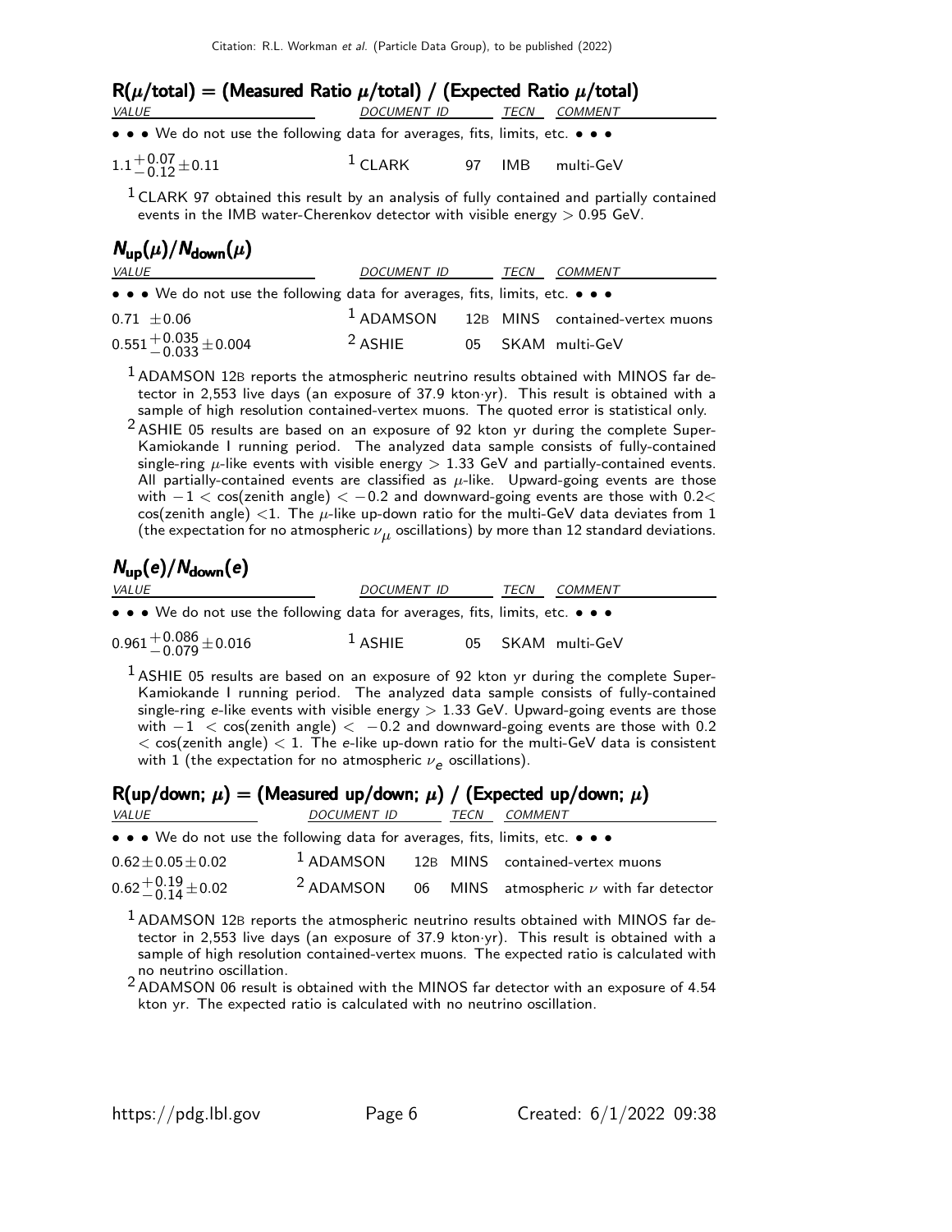## R($\mu$/total) = (Measured Ratio $\mu$/total) / (Expected Ratio $\mu$/total)

| VALUE | DOCUMENT ID | | TECN | COMMENT |
|---|---|---|---|---|
| • • • We do not use the following data for averages, fits, limits, etc. • • • | | | | |
| $1.1^{+0.07}_{-0.12}\pm0.11$ | [1] CLARK | 97 | IMB | multi-GeV |

[1] CLARK 97 obtained this result by an analysis of fully contained and partially contained events in the IMB water-Cherenkov detector with visible energy > 0.95 GeV.

## $N_{\text{up}}(\mu)/N_{\text{down}}(\mu)$

| VALUE | DOCUMENT ID | | TECN | COMMENT |
|---|---|---|---|---|
| • • • We do not use the following data for averages, fits, limits, etc. • • • | | | | |
| $0.71\pm0.06$ | [1] ADAMSON | 12B | MINS | contained-vertex muons |
| $0.551^{+0.035}_{-0.033}\pm0.004$ | [2] ASHIE | 05 | SKAM | multi-GeV |

[1] ADAMSON 12B reports the atmospheric neutrino results obtained with MINOS far detector in 2,553 live days (an exposure of 37.9 kton·yr). This result is obtained with a sample of high resolution contained-vertex muons. The quoted error is statistical only.

[2] ASHIE 05 results are based on an exposure of 92 kton yr during the complete Super-Kamiokande I running period. The analyzed data sample consists of fully-contained single-ring $\mu$-like events with visible energy > 1.33 GeV and partially-contained events. All partially-contained events are classified as $\mu$-like. Upward-going events are those with $-1 <$ cos(zenith angle) $< -0.2$ and downward-going events are those with $0.2<$ cos(zenith angle) $<1$. The $\mu$-like up-down ratio for the multi-GeV data deviates from 1 (the expectation for no atmospheric $\nu_\mu$ oscillations) by more than 12 standard deviations.

## $N_{\text{up}}(e)/N_{\text{down}}(e)$

| VALUE | DOCUMENT ID | | TECN | COMMENT |
|---|---|---|---|---|
| • • • We do not use the following data for averages, fits, limits, etc. • • • | | | | |
| $0.961^{+0.086}_{-0.079}\pm0.016$ | [1] ASHIE | 05 | SKAM | multi-GeV |

[1] ASHIE 05 results are based on an exposure of 92 kton yr during the complete Super-Kamiokande I running period. The analyzed data sample consists of fully-contained single-ring $e$-like events with visible energy > 1.33 GeV. Upward-going events are those with $-1 <$ cos(zenith angle) $< -0.2$ and downward-going events are those with $0.2 <$ cos(zenith angle) $< 1$. The $e$-like up-down ratio for the multi-GeV data is consistent with 1 (the expectation for no atmospheric $\nu_e$ oscillations).

## R(up/down; $\mu$) = (Measured up/down; $\mu$) / (Expected up/down; $\mu$)

| VALUE | DOCUMENT ID | | TECN | COMMENT |
|---|---|---|---|---|
| • • • We do not use the following data for averages, fits, limits, etc. • • • | | | | |
| $0.62\pm0.05\pm0.02$ | [1] ADAMSON | 12B | MINS | contained-vertex muons |
| $0.62^{+0.19}_{-0.14}\pm0.02$ | [2] ADAMSON | 06 | MINS | atmospheric $\nu$ with far detector |

[1] ADAMSON 12B reports the atmospheric neutrino results obtained with MINOS far detector in 2,553 live days (an exposure of 37.9 kton·yr). This result is obtained with a sample of high resolution contained-vertex muons. The expected ratio is calculated with no neutrino oscillation.

[2] ADAMSON 06 result is obtained with the MINOS far detector with an exposure of 4.54 kton yr. The expected ratio is calculated with no neutrino oscillation.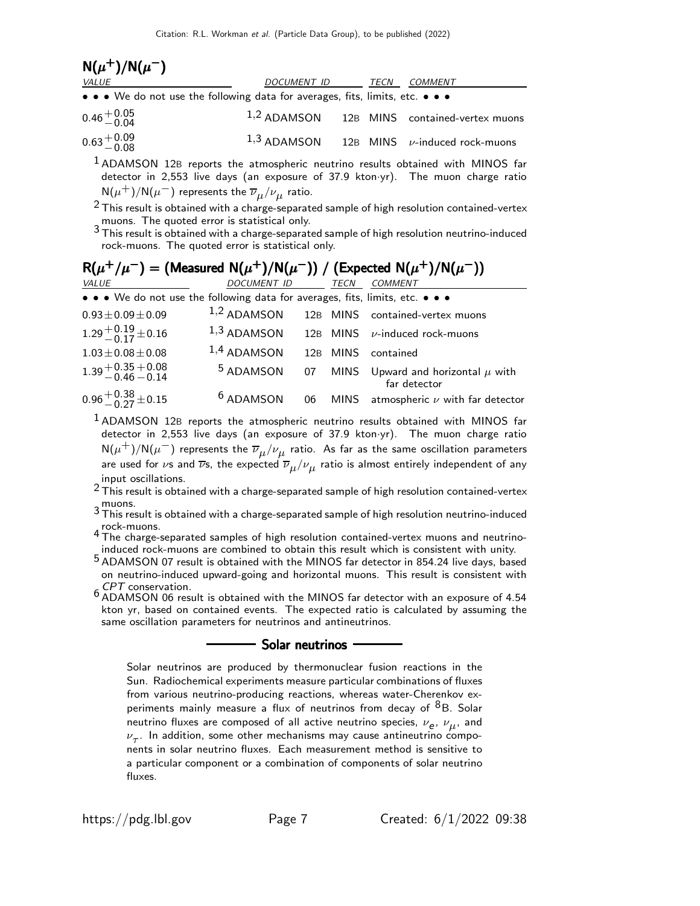## $N(\mu^+)/N(\mu^-)$

| VALUE | DOCUMENT ID | TECN | COMMENT |
|---|---|---|---|
| • • • We do not use the following data for averages, fits, limits, etc. • • • | | | |
| $0.46^{+0.05}_{-0.04}$ | [1,2] ADAMSON 12B | MINS | contained-vertex muons |
| $0.63^{+0.09}_{-0.08}$ | [1,3] ADAMSON 12B | MINS | $\nu$-induced rock-muons |

[1] ADAMSON 12B reports the atmospheric neutrino results obtained with MINOS far detector in 2,553 live days (an exposure of 37.9 kton·yr). The muon charge ratio $N(\mu^+)/N(\mu^-)$ represents the $\overline{\nu}_\mu/\nu_\mu$ ratio.

[2] This result is obtained with a charge-separated sample of high resolution contained-vertex muons. The quoted error is statistical only.

[3] This result is obtained with a charge-separated sample of high resolution neutrino-induced rock-muons. The quoted error is statistical only.

## $R(\mu^+/\mu^-)$ = (Measured $N(\mu^+)/N(\mu^-)$) / (Expected $N(\mu^+)/N(\mu^-)$)

| VALUE | DOCUMENT ID | TECN | COMMENT |
|---|---|---|---|
| • • • We do not use the following data for averages, fits, limits, etc. • • • | | | |
| $0.93 \pm 0.09 \pm 0.09$ | [1,2] ADAMSON 12B | MINS | contained-vertex muons |
| $1.29^{+0.19}_{-0.17} \pm 0.16$ | [1,3] ADAMSON 12B | MINS | $\nu$-induced rock-muons |
| $1.03 \pm 0.08 \pm 0.08$ | [1,4] ADAMSON 12B | MINS | contained |
| $1.39^{+0.35}_{-0.46}{}^{+0.08}_{-0.14}$ | [5] ADAMSON 07 | MINS | Upward and horizontal $\mu$ with far detector |
| $0.96^{+0.38}_{-0.27} \pm 0.15$ | [6] ADAMSON 06 | MINS | atmospheric $\nu$ with far detector |

[1] ADAMSON 12B reports the atmospheric neutrino results obtained with MINOS far detector in 2,553 live days (an exposure of 37.9 kton·yr). The muon charge ratio $N(\mu^+)/N(\mu^-)$ represents the $\overline{\nu}_\mu/\nu_\mu$ ratio. As far as the same oscillation parameters are used for $\nu$s and $\overline{\nu}$s, the expected $\overline{\nu}_\mu/\nu_\mu$ ratio is almost entirely independent of any input oscillations.

[2] This result is obtained with a charge-separated sample of high resolution contained-vertex muons.

[3] This result is obtained with a charge-separated sample of high resolution neutrino-induced rock-muons.

[4] The charge-separated samples of high resolution contained-vertex muons and neutrino-induced rock-muons are combined to obtain this result which is consistent with unity.

[5] ADAMSON 07 result is obtained with the MINOS far detector in 854.24 live days, based on neutrino-induced upward-going and horizontal muons. This result is consistent with *CPT* conservation.

[6] ADAMSON 06 result is obtained with the MINOS far detector with an exposure of 4.54 kton yr, based on contained events. The expected ratio is calculated by assuming the same oscillation parameters for neutrinos and antineutrinos.

## Solar neutrinos

Solar neutrinos are produced by thermonuclear fusion reactions in the Sun. Radiochemical experiments measure particular combinations of fluxes from various neutrino-producing reactions, whereas water-Cherenkov experiments mainly measure a flux of neutrinos from decay of $^8$B. Solar neutrino fluxes are composed of all active neutrino species, $\nu_e$, $\nu_\mu$, and $\nu_\tau$. In addition, some other mechanisms may cause antineutrino components in solar neutrino fluxes. Each measurement method is sensitive to a particular component or a combination of components of solar neutrino fluxes.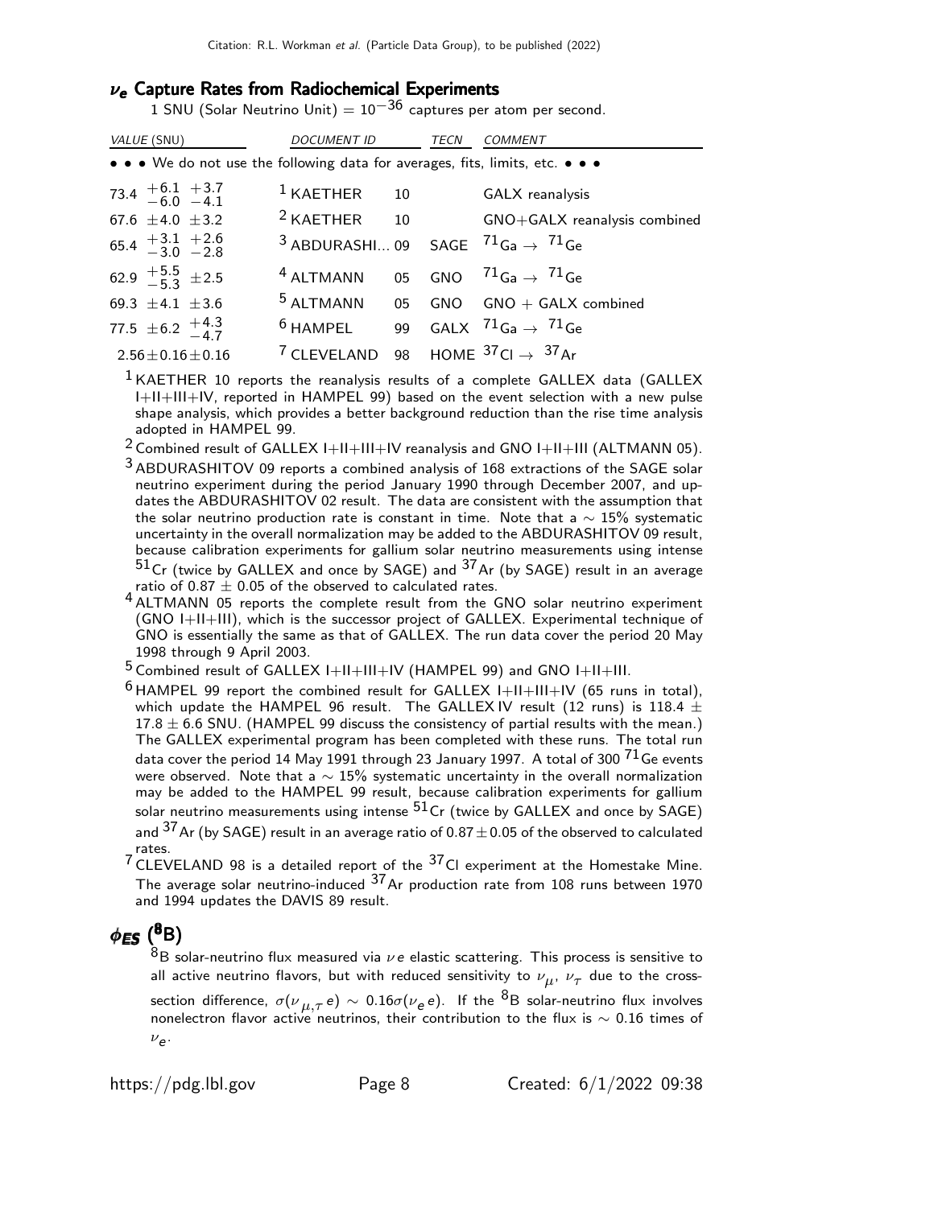## $\nu_e$ Capture Rates from Radiochemical Experiments

1 SNU (Solar Neutrino Unit) = $10^{-36}$ captures per atom per second.

| VALUE (SNU) | DOCUMENT ID | | TECN | COMMENT |
|---|---|---|---|---|
| • • • We do not use the following data for averages, fits, limits, etc. • • • | | | | |
| $73.4\ {}^{+6.1}_{-6.0}\ {}^{+3.7}_{-4.1}$ | [1] KAETHER | 10 | | GALX reanalysis |
| $67.6\ \pm4.0\ \pm3.2$ | [2] KAETHER | 10 | | GNO+GALX reanalysis combined |
| $65.4\ {}^{+3.1}_{-3.0}\ {}^{+2.6}_{-2.8}$ | [3] ABDURASHI... | 09 | SAGE | ${}^{71}\text{Ga} \rightarrow {}^{71}\text{Ge}$ |
| $62.9\ {}^{+5.5}_{-5.3}\ \pm2.5$ | [4] ALTMANN | 05 | GNO | ${}^{71}\text{Ga} \rightarrow {}^{71}\text{Ge}$ |
| $69.3\ \pm4.1\ \pm3.6$ | [5] ALTMANN | 05 | GNO | GNO + GALX combined |
| $77.5\ \pm6.2\ {}^{+4.3}_{-4.7}$ | [6] HAMPEL | 99 | GALX | ${}^{71}\text{Ga} \rightarrow {}^{71}\text{Ge}$ |
| $2.56\pm0.16\pm0.16$ | [7] CLEVELAND | 98 | HOME | ${}^{37}\text{Cl} \rightarrow {}^{37}\text{Ar}$ |

[1] KAETHER 10 reports the reanalysis results of a complete GALLEX data (GALLEX I+II+III+IV, reported in HAMPEL 99) based on the event selection with a new pulse shape analysis, which provides a better background reduction than the rise time analysis adopted in HAMPEL 99.

[2] Combined result of GALLEX I+II+III+IV reanalysis and GNO I+II+III (ALTMANN 05).

[3] ABDURASHITOV 09 reports a combined analysis of 168 extractions of the SAGE solar neutrino experiment during the period January 1990 through December 2007, and updates the ABDURASHITOV 02 result. The data are consistent with the assumption that the solar neutrino production rate is constant in time. Note that a $\sim$ 15% systematic uncertainty in the overall normalization may be added to the ABDURASHITOV 09 result, because calibration experiments for gallium solar neutrino measurements using intense ${}^{51}$Cr (twice by GALLEX and once by SAGE) and ${}^{37}$Ar (by SAGE) result in an average ratio of $0.87 \pm 0.05$ of the observed to calculated rates.

[4] ALTMANN 05 reports the complete result from the GNO solar neutrino experiment (GNO I+II+III), which is the successor project of GALLEX. Experimental technique of GNO is essentially the same as that of GALLEX. The run data cover the period 20 May 1998 through 9 April 2003.

[5] Combined result of GALLEX I+II+III+IV (HAMPEL 99) and GNO I+II+III.

[6] HAMPEL 99 report the combined result for GALLEX I+II+III+IV (65 runs in total), which update the HAMPEL 96 result. The GALLEX IV result (12 runs) is $118.4 \pm 17.8 \pm 6.6$ SNU. (HAMPEL 99 discuss the consistency of partial results with the mean.) The GALLEX experimental program has been completed with these runs. The total run data cover the period 14 May 1991 through 23 January 1997. A total of 300 ${}^{71}$Ge events were observed. Note that a $\sim$ 15% systematic uncertainty in the overall normalization may be added to the HAMPEL 99 result, because calibration experiments for gallium solar neutrino measurements using intense ${}^{51}$Cr (twice by GALLEX and once by SAGE) and ${}^{37}$Ar (by SAGE) result in an average ratio of $0.87 \pm 0.05$ of the observed to calculated rates.

[7] CLEVELAND 98 is a detailed report of the ${}^{37}$Cl experiment at the Homestake Mine. The average solar neutrino-induced ${}^{37}$Ar production rate from 108 runs between 1970 and 1994 updates the DAVIS 89 result.

## $\phi_{ES}$ (${}^{8}$B)

${}^{8}$B solar-neutrino flux measured via $\nu e$ elastic scattering. This process is sensitive to all active neutrino flavors, but with reduced sensitivity to $\nu_\mu$, $\nu_\tau$ due to the cross-section difference, $\sigma(\nu_{\mu,\tau} e) \sim 0.16\sigma(\nu_e e)$. If the ${}^{8}$B solar-neutrino flux involves nonelectron flavor active neutrinos, their contribution to the flux is $\sim$ 0.16 times of $\nu_e$.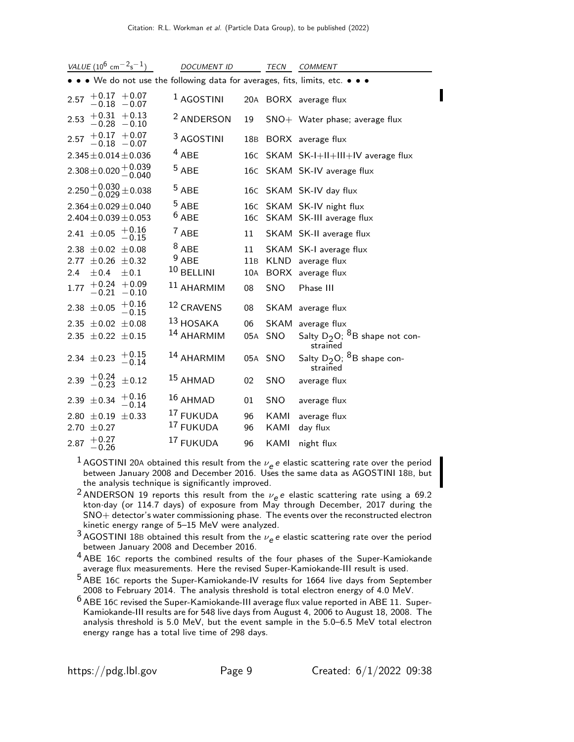| VALUE ($10^6$ cm$^{-2}$s$^{-1}$) | DOCUMENT ID | | TECN | COMMENT |
|---|---|---|---|---|
| • • • We do not use the following data for averages, fits, limits, etc. • • • | | | | |
| $2.57\ ^{+0.17}_{-0.18}\ ^{+0.07}_{-0.07}$ | [1] AGOSTINI | 20A | BORX | average flux |
| $2.53\ ^{+0.31}_{-0.28}\ ^{+0.13}_{-0.10}$ | [2] ANDERSON | 19 | SNO+ | Water phase; average flux |
| $2.57\ ^{+0.17}_{-0.18}\ ^{+0.07}_{-0.07}$ | [3] AGOSTINI | 18B | BORX | average flux |
| $2.345 \pm 0.014 \pm 0.036$ | [4] ABE | 16C | SKAM | SK-I+II+III+IV average flux |
| $2.308 \pm 0.020\ ^{+0.039}_{-0.040}$ | [5] ABE | 16C | SKAM | SK-IV average flux |
| $2.250\ ^{+0.030}_{-0.029} \pm 0.038$ | [5] ABE | 16C | SKAM | SK-IV day flux |
| $2.364 \pm 0.029 \pm 0.040$ | [5] ABE | 16C | SKAM | SK-IV night flux |
| $2.404 \pm 0.039 \pm 0.053$ | [6] ABE | 16C | SKAM | SK-III average flux |
| $2.41\ \pm 0.05\ ^{+0.16}_{-0.15}$ | [7] ABE | 11 | SKAM | SK-II average flux |
| $2.38\ \pm 0.02\ \pm 0.08$ | [8] ABE | 11 | SKAM | SK-I average flux |
| $2.77\ \pm 0.26\ \pm 0.32$ | [9] ABE | 11B | KLND | average flux |
| $2.4\ \pm 0.4\ \pm 0.1$ | [10] BELLINI | 10A | BORX | average flux |
| $1.77\ ^{+0.24}_{-0.21}\ ^{+0.09}_{-0.10}$ | [11] AHARMIM | 08 | SNO | Phase III |
| $2.38\ \pm 0.05\ ^{+0.16}_{-0.15}$ | [12] CRAVENS | 08 | SKAM | average flux |
| $2.35\ \pm 0.02\ \pm 0.08$ | [13] HOSAKA | 06 | SKAM | average flux |
| $2.35\ \pm 0.22\ \pm 0.15$ | [14] AHARMIM | 05A | SNO | Salty $D_2O$; $^8B$ shape not constrained |
| $2.34\ \pm 0.23\ ^{+0.15}_{-0.14}$ | [14] AHARMIM | 05A | SNO | Salty $D_2O$; $^8B$ shape constrained |
| $2.39\ ^{+0.24}_{-0.23}\ \pm 0.12$ | [15] AHMAD | 02 | SNO | average flux |
| $2.39\ \pm 0.34\ ^{+0.16}_{-0.14}$ | [16] AHMAD | 01 | SNO | average flux |
| $2.80\ \pm 0.19\ \pm 0.33$ | [17] FUKUDA | 96 | KAMI | average flux |
| $2.70\ \pm 0.27$ | [17] FUKUDA | 96 | KAMI | day flux |
| $2.87\ ^{+0.27}_{-0.26}$ | [17] FUKUDA | 96 | KAMI | night flux |

[1] AGOSTINI 20A obtained this result from the $\nu_e e$ elastic scattering rate over the period between January 2008 and December 2016. Uses the same data as AGOSTINI 18B, but the analysis technique is significantly improved.

[2] ANDERSON 19 reports this result from the $\nu_e e$ elastic scattering rate using a 69.2 kton·day (or 114.7 days) of exposure from May through December, 2017 during the SNO+ detector's water commissioning phase. The events over the reconstructed electron kinetic energy range of 5–15 MeV were analyzed.

[3] AGOSTINI 18B obtained this result from the $\nu_e e$ elastic scattering rate over the period between January 2008 and December 2016.

[4] ABE 16C reports the combined results of the four phases of the Super-Kamiokande average flux measurements. Here the revised Super-Kamiokande-III result is used.

[5] ABE 16C reports the Super-Kamiokande-IV results for 1664 live days from September 2008 to February 2014. The analysis threshold is total electron energy of 4.0 MeV.

[6] ABE 16C revised the Super-Kamiokande-III average flux value reported in ABE 11. Super-Kamiokande-III results are for 548 live days from August 4, 2006 to August 18, 2008. The analysis threshold is 5.0 MeV, but the event sample in the 5.0–6.5 MeV total electron energy range has a total live time of 298 days.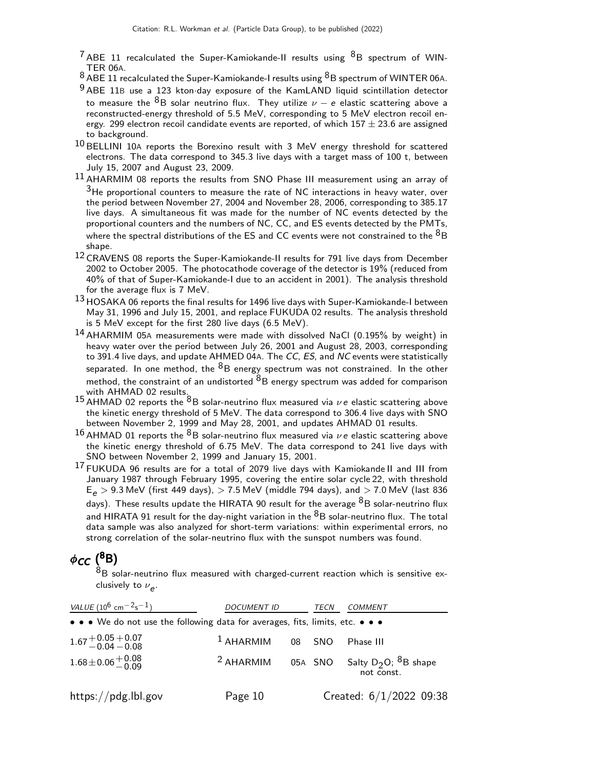[7] ABE 11 recalculated the Super-Kamiokande-II results using $^8$B spectrum of WINTER 06A.

[8] ABE 11 recalculated the Super-Kamiokande-I results using $^8$B spectrum of WINTER 06A.

[9] ABE 11B use a 123 kton·day exposure of the KamLAND liquid scintillation detector to measure the $^8$B solar neutrino flux. They utilize $\nu - e$ elastic scattering above a reconstructed-energy threshold of 5.5 MeV, corresponding to 5 MeV electron recoil energy. 299 electron recoil candidate events are reported, of which $157 \pm 23.6$ are assigned to background.

[10] BELLINI 10A reports the Borexino result with 3 MeV energy threshold for scattered electrons. The data correspond to 345.3 live days with a target mass of 100 t, between July 15, 2007 and August 23, 2009.

[11] AHARMIM 08 reports the results from SNO Phase III measurement using an array of $^3$He proportional counters to measure the rate of NC interactions in heavy water, over the period between November 27, 2004 and November 28, 2006, corresponding to 385.17 live days. A simultaneous fit was made for the number of NC events detected by the proportional counters and the numbers of NC, CC, and ES events detected by the PMTs, where the spectral distributions of the ES and CC events were not constrained to the $^8$B shape.

[12] CRAVENS 08 reports the Super-Kamiokande-II results for 791 live days from December 2002 to October 2005. The photocathode coverage of the detector is 19% (reduced from 40% of that of Super-Kamiokande-I due to an accident in 2001). The analysis threshold for the average flux is 7 MeV.

[13] HOSAKA 06 reports the final results for 1496 live days with Super-Kamiokande-I between May 31, 1996 and July 15, 2001, and replace FUKUDA 02 results. The analysis threshold is 5 MeV except for the first 280 live days (6.5 MeV).

[14] AHARMIM 05A measurements were made with dissolved NaCl (0.195% by weight) in heavy water over the period between July 26, 2001 and August 28, 2003, corresponding to 391.4 live days, and update AHMED 04A. The *CC*, *ES*, and *NC* events were statistically separated. In one method, the $^8$B energy spectrum was not constrained. In the other method, the constraint of an undistorted $^8$B energy spectrum was added for comparison with AHMAD 02 results.

[15] AHMAD 02 reports the $^8$B solar-neutrino flux measured via $\nu e$ elastic scattering above the kinetic energy threshold of 5 MeV. The data correspond to 306.4 live days with SNO between November 2, 1999 and May 28, 2001, and updates AHMAD 01 results.

[16] AHMAD 01 reports the $^8$B solar-neutrino flux measured via $\nu e$ elastic scattering above the kinetic energy threshold of 6.75 MeV. The data correspond to 241 live days with SNO between November 2, 1999 and January 15, 2001.

[17] FUKUDA 96 results are for a total of 2079 live days with Kamiokande II and III from January 1987 through February 1995, covering the entire solar cycle 22, with threshold $E_e > 9.3$ MeV (first 449 days), $> 7.5$ MeV (middle 794 days), and $> 7.0$ MeV (last 836 days). These results update the HIRATA 90 result for the average $^8$B solar-neutrino flux and HIRATA 91 result for the day-night variation in the $^8$B solar-neutrino flux. The total data sample was also analyzed for short-term variations: within experimental errors, no strong correlation of the solar-neutrino flux with the sunspot numbers was found.

## $\phi_{CC}$ ($^8$B)

$^8$B solar-neutrino flux measured with charged-current reaction which is sensitive exclusively to $\nu_e$.

| VALUE ($10^6$ cm$^{-2}$s$^{-1}$) | DOCUMENT ID | | TECN | COMMENT |
|---|---|---|---|---|
| • • • We do not use the following data for averages, fits, limits, etc. • • • | | | | |
| $1.67^{+0.05}_{-0.04}{}^{+0.07}_{-0.08}$ | [1] AHARMIM | 08 | SNO | Phase III |
| $1.68 \pm 0.06^{+0.08}_{-0.09}$ | [2] AHARMIM | 05A | SNO | Salty $D_2O$; $^8$B shape not const. |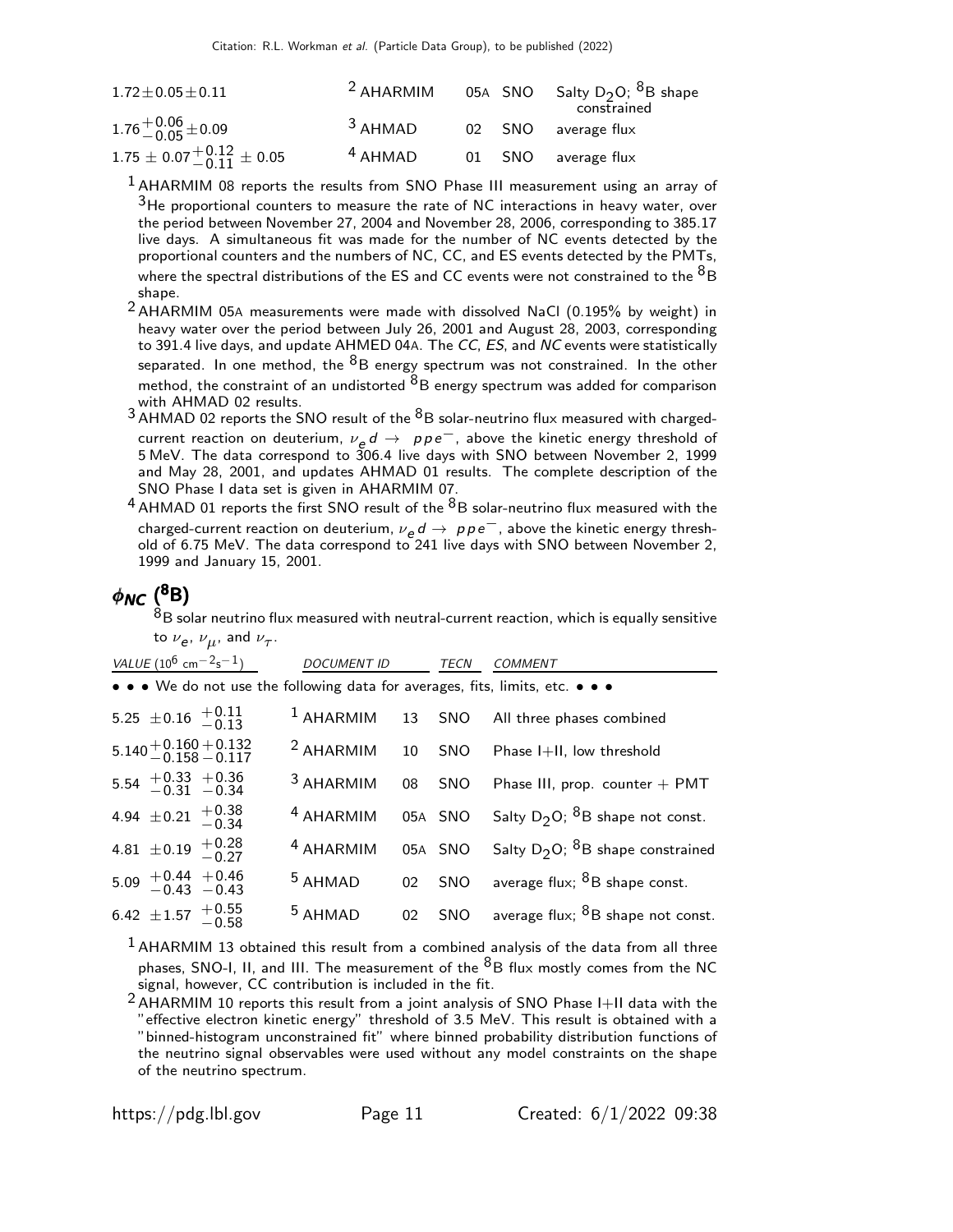| | | | | |
|---|---|---|---|---|
| $1.72 \pm 0.05 \pm 0.11$ | [2] AHARMIM | 05A | SNO | Salty $D_2O$; $^8B$ shape constrained |
| $1.76^{+0.06}_{-0.05} \pm 0.09$ | [3] AHMAD | 02 | SNO | average flux |
| $1.75 \pm 0.07^{+0.12}_{-0.11} \pm 0.05$ | [4] AHMAD | 01 | SNO | average flux |

[1] AHARMIM 08 reports the results from SNO Phase III measurement using an array of $^3$He proportional counters to measure the rate of NC interactions in heavy water, over the period between November 27, 2004 and November 28, 2006, corresponding to 385.17 live days. A simultaneous fit was made for the number of NC events detected by the proportional counters and the numbers of NC, CC, and ES events detected by the PMTs, where the spectral distributions of the ES and CC events were not constrained to the $^8$B shape.

[2] AHARMIM 05A measurements were made with dissolved NaCl (0.195% by weight) in heavy water over the period between July 26, 2001 and August 28, 2003, corresponding to 391.4 live days, and update AHMED 04A. The *CC*, *ES*, and *NC* events were statistically separated. In one method, the $^8$B energy spectrum was not constrained. In the other method, the constraint of an undistorted $^8$B energy spectrum was added for comparison with AHMAD 02 results.

[3] AHMAD 02 reports the SNO result of the $^8$B solar-neutrino flux measured with charged-current reaction on deuterium, $\nu_e d \rightarrow p p e^-$, above the kinetic energy threshold of 5 MeV. The data correspond to 306.4 live days with SNO between November 2, 1999 and May 28, 2001, and updates AHMAD 01 results. The complete description of the SNO Phase I data set is given in AHARMIM 07.

[4] AHMAD 01 reports the first SNO result of the $^8$B solar-neutrino flux measured with the charged-current reaction on deuterium, $\nu_e d \rightarrow p p e^-$, above the kinetic energy threshold of 6.75 MeV. The data correspond to 241 live days with SNO between November 2, 1999 and January 15, 2001.

## $\phi_{NC}$ ($^8$B)

$^8$B solar neutrino flux measured with neutral-current reaction, which is equally sensitive to $\nu_e$, $\nu_\mu$, and $\nu_\tau$.

| VALUE ($10^6$ cm$^{-2}$s$^{-1}$) | DOCUMENT ID | | TECN | COMMENT |
|---|---|---|---|---|
| • • • We do not use the following data for averages, fits, limits, etc. • • • | | | | |
| $5.25 \pm 0.16\ ^{+0.11}_{-0.13}$ | [1] AHARMIM | 13 | SNO | All three phases combined |
| $5.140^{+0.160}_{-0.158}\ ^{+0.132}_{-0.117}$ | [2] AHARMIM | 10 | SNO | Phase I+II, low threshold |
| $5.54\ ^{+0.33}_{-0.31}\ ^{+0.36}_{-0.34}$ | [3] AHARMIM | 08 | SNO | Phase III, prop. counter + PMT |
| $4.94 \pm 0.21\ ^{+0.38}_{-0.34}$ | [4] AHARMIM | 05A | SNO | Salty $D_2O$; $^8B$ shape not const. |
| $4.81 \pm 0.19\ ^{+0.28}_{-0.27}$ | [4] AHARMIM | 05A | SNO | Salty $D_2O$; $^8B$ shape constrained |
| $5.09\ ^{+0.44}_{-0.43}\ ^{+0.46}_{-0.43}$ | [5] AHMAD | 02 | SNO | average flux; $^8B$ shape const. |
| $6.42 \pm 1.57\ ^{+0.55}_{-0.58}$ | [5] AHMAD | 02 | SNO | average flux; $^8B$ shape not const. |

[1] AHARMIM 13 obtained this result from a combined analysis of the data from all three phases, SNO-I, II, and III. The measurement of the $^8$B flux mostly comes from the NC signal, however, CC contribution is included in the fit.

[2] AHARMIM 10 reports this result from a joint analysis of SNO Phase I+II data with the "effective electron kinetic energy" threshold of 3.5 MeV. This result is obtained with a "binned-histogram unconstrained fit" where binned probability distribution functions of the neutrino signal observables were used without any model constraints on the shape of the neutrino spectrum.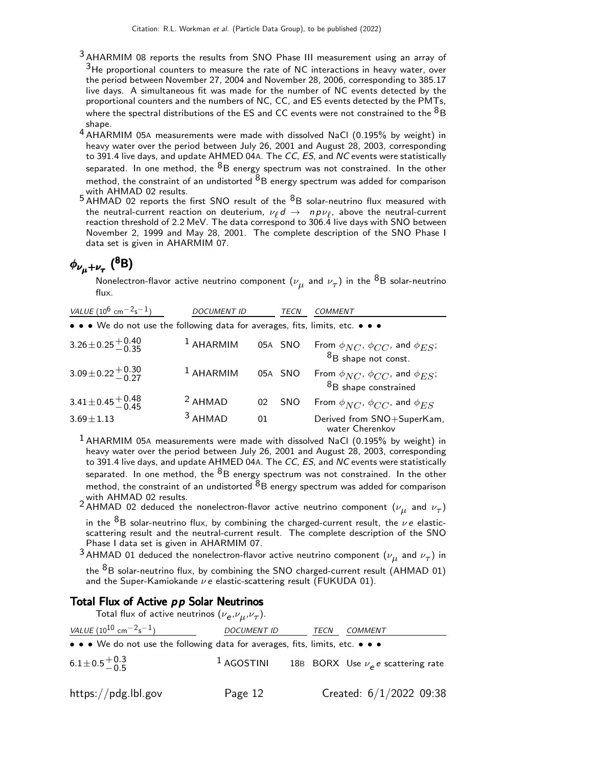[3] AHARMIM 08 reports the results from SNO Phase III measurement using an array of $^3$He proportional counters to measure the rate of NC interactions in heavy water, over the period between November 27, 2004 and November 28, 2006, corresponding to 385.17 live days. A simultaneous fit was made for the number of NC events detected by the proportional counters and the numbers of NC, CC, and ES events detected by the PMTs, where the spectral distributions of the ES and CC events were not constrained to the $^8$B shape.

[4] AHARMIM 05A measurements were made with dissolved NaCl (0.195% by weight) in heavy water over the period between July 26, 2001 and August 28, 2003, corresponding to 391.4 live days, and update AHMED 04A. The *CC*, *ES*, and *NC* events were statistically separated. In one method, the $^8$B energy spectrum was not constrained. In the other method, the constraint of an undistorted $^8$B energy spectrum was added for comparison with AHMAD 02 results.

[5] AHMAD 02 reports the first SNO result of the $^8$B solar-neutrino flux measured with the neutral-current reaction on deuterium, $\nu_\ell d \rightarrow n p \nu_\ell$, above the neutral-current reaction threshold of 2.2 MeV. The data correspond to 306.4 live days with SNO between November 2, 1999 and May 28, 2001. The complete description of the SNO Phase I data set is given in AHARMIM 07.

## $\phi_{\nu_\mu + \nu_\tau}$ ($^8$B)

Nonelectron-flavor active neutrino component ($\nu_\mu$ and $\nu_\tau$) in the $^8$B solar-neutrino flux.

| VALUE ($10^6$ cm$^{-2}$s$^{-1}$) | DOCUMENT ID | | TECN | COMMENT |
|---|---|---|---|---|
| • • • We do not use the following data for averages, fits, limits, etc. • • • | | | | |
| $3.26 \pm 0.25^{+0.40}_{-0.35}$ | [1] AHARMIM | 05A | SNO | From $\phi_{NC}$, $\phi_{CC}$, and $\phi_{ES}$; $^8$B shape not const. |
| $3.09 \pm 0.22^{+0.30}_{-0.27}$ | [1] AHARMIM | 05A | SNO | From $\phi_{NC}$, $\phi_{CC}$, and $\phi_{ES}$; $^8$B shape constrained |
| $3.41 \pm 0.45^{+0.48}_{-0.45}$ | [2] AHMAD | 02 | SNO | From $\phi_{NC}$, $\phi_{CC}$, and $\phi_{ES}$ |
| $3.69 \pm 1.13$ | [3] AHMAD | 01 | | Derived from SNO+SuperKam, water Cherenkov |

[1] AHARMIM 05A measurements were made with dissolved NaCl (0.195% by weight) in heavy water over the period between July 26, 2001 and August 28, 2003, corresponding to 391.4 live days, and update AHMED 04A. The *CC*, *ES*, and *NC* events were statistically separated. In one method, the $^8$B energy spectrum was not constrained. In the other method, the constraint of an undistorted $^8$B energy spectrum was added for comparison with AHMAD 02 results.

[2] AHMAD 02 deduced the nonelectron-flavor active neutrino component ($\nu_\mu$ and $\nu_\tau$) in the $^8$B solar-neutrino flux, by combining the charged-current result, the $\nu e$ elastic-scattering result and the neutral-current result. The complete description of the SNO Phase I data set is given in AHARMIM 07.

[3] AHMAD 01 deduced the nonelectron-flavor active neutrino component ($\nu_\mu$ and $\nu_\tau$) in the $^8$B solar-neutrino flux, by combining the SNO charged-current result (AHMAD 01) and the Super-Kamiokande $\nu e$ elastic-scattering result (FUKUDA 01).

### Total Flux of Active *pp* Solar Neutrinos

Total flux of active neutrinos ($\nu_e$,$\nu_\mu$,$\nu_\tau$).

| VALUE ($10^{10}$ cm$^{-2}$s$^{-1}$) | DOCUMENT ID | | TECN | COMMENT |
|---|---|---|---|---|
| • • • We do not use the following data for averages, fits, limits, etc. • • • | | | | |
| $6.1 \pm 0.5^{+0.3}_{-0.5}$ | [1] AGOSTINI | 18B | BORX | Use $\nu_e e$ scattering rate |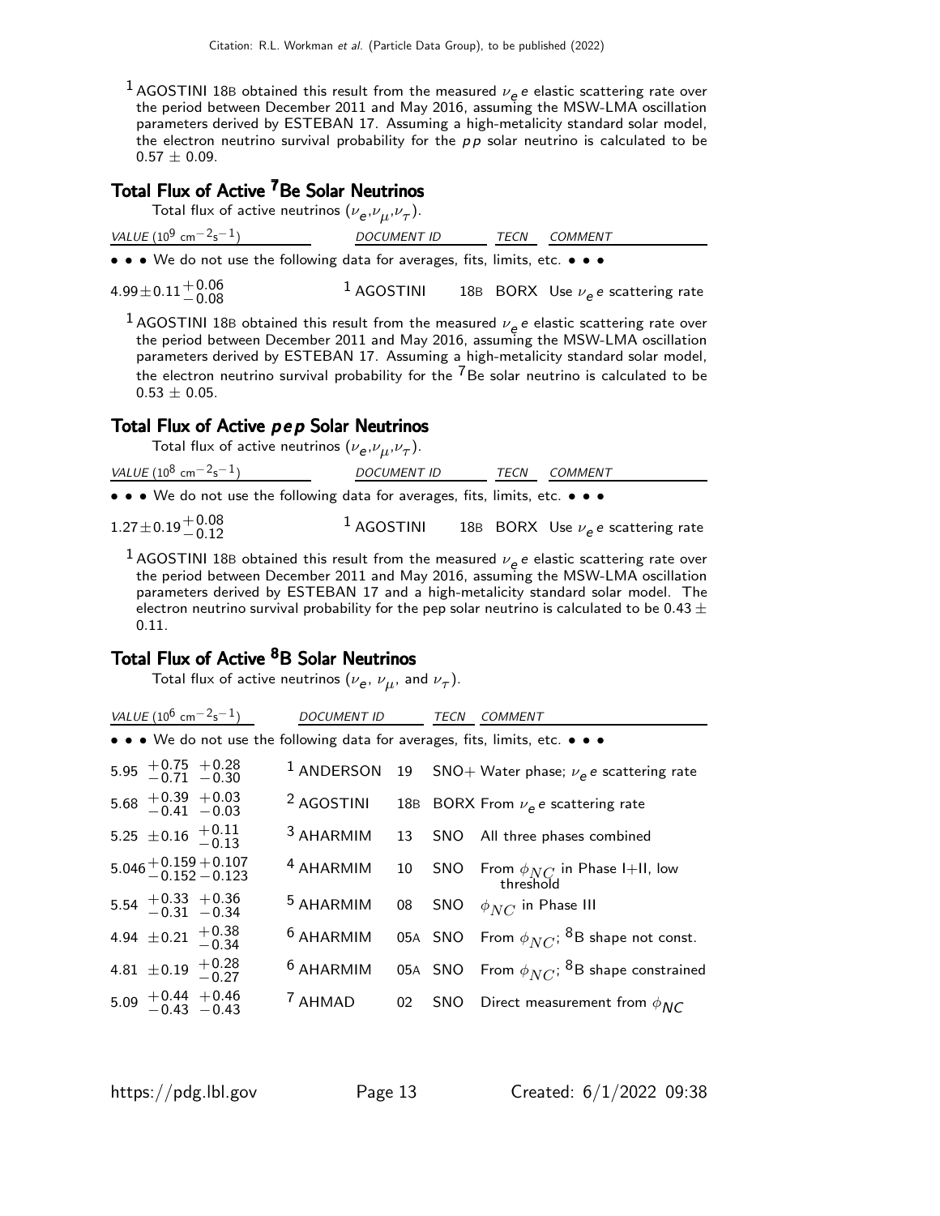[1] AGOSTINI 18B obtained this result from the measured $\nu_e e$ elastic scattering rate over the period between December 2011 and May 2016, assuming the MSW-LMA oscillation parameters derived by ESTEBAN 17. Assuming a high-metalicity standard solar model, the electron neutrino survival probability for the $pp$ solar neutrino is calculated to be $0.57 \pm 0.09$.

## Total Flux of Active $^7$Be Solar Neutrinos

Total flux of active neutrinos ($\nu_e$,$\nu_\mu$,$\nu_\tau$).

| VALUE ($10^9$ cm$^{-2}$s$^{-1}$) | DOCUMENT ID | | TECN | COMMENT |
|---|---|---|---|---|
| • • • We do not use the following data for averages, fits, limits, etc. • • • | | | | |
| $4.99 \pm 0.11 ^{+0.06}_{-0.08}$ | [1] AGOSTINI | 18B | BORX | Use $\nu_e e$ scattering rate |

[1] AGOSTINI 18B obtained this result from the measured $\nu_e e$ elastic scattering rate over the period between December 2011 and May 2016, assuming the MSW-LMA oscillation parameters derived by ESTEBAN 17. Assuming a high-metalicity standard solar model, the electron neutrino survival probability for the $^7$Be solar neutrino is calculated to be $0.53 \pm 0.05$.

## Total Flux of Active $pep$ Solar Neutrinos

Total flux of active neutrinos ($\nu_e$,$\nu_\mu$,$\nu_\tau$).

| VALUE ($10^8$ cm$^{-2}$s$^{-1}$) | DOCUMENT ID | | TECN | COMMENT |
|---|---|---|---|---|
| • • • We do not use the following data for averages, fits, limits, etc. • • • | | | | |
| $1.27 \pm 0.19 ^{+0.08}_{-0.12}$ | [1] AGOSTINI | 18B | BORX | Use $\nu_e e$ scattering rate |

[1] AGOSTINI 18B obtained this result from the measured $\nu_e e$ elastic scattering rate over the period between December 2011 and May 2016, assuming the MSW-LMA oscillation parameters derived by ESTEBAN 17 and a high-metalicity standard solar model. The electron neutrino survival probability for the pep solar neutrino is calculated to be $0.43 \pm 0.11$.

## Total Flux of Active $^8$B Solar Neutrinos

Total flux of active neutrinos ($\nu_e$, $\nu_\mu$, and $\nu_\tau$).

| VALUE ($10^6$ cm$^{-2}$s$^{-1}$) | DOCUMENT ID | | TECN | COMMENT |
|---|---|---|---|---|
| • • • We do not use the following data for averages, fits, limits, etc. • • • | | | | |
| $5.95 \ ^{+0.75}_{-0.71} \ ^{+0.28}_{-0.30}$ | [1] ANDERSON | 19 | | SNO+ Water phase; $\nu_e e$ scattering rate |
| $5.68 \ ^{+0.39}_{-0.41} \ ^{+0.03}_{-0.03}$ | [2] AGOSTINI | 18B | BORX | From $\nu_e e$ scattering rate |
| $5.25 \ \pm 0.16 \ ^{+0.11}_{-0.13}$ | [3] AHARMIM | 13 | SNO | All three phases combined |
| $5.046 ^{+0.159}_{-0.152} {}^{+0.107}_{-0.123}$ | [4] AHARMIM | 10 | SNO | From $\phi_{NC}$ in Phase I+II, low threshold |
| $5.54 \ ^{+0.33}_{-0.31} \ ^{+0.36}_{-0.34}$ | [5] AHARMIM | 08 | SNO | $\phi_{NC}$ in Phase III |
| $4.94 \ \pm 0.21 \ ^{+0.38}_{-0.34}$ | [6] AHARMIM | 05A | SNO | From $\phi_{NC}$; $^8$B shape not const. |
| $4.81 \ \pm 0.19 \ ^{+0.28}_{-0.27}$ | [6] AHARMIM | 05A | SNO | From $\phi_{NC}$; $^8$B shape constrained |
| $5.09 \ ^{+0.44}_{-0.43} \ ^{+0.46}_{-0.43}$ | [7] AHMAD | 02 | SNO | Direct measurement from $\phi_{NC}$ |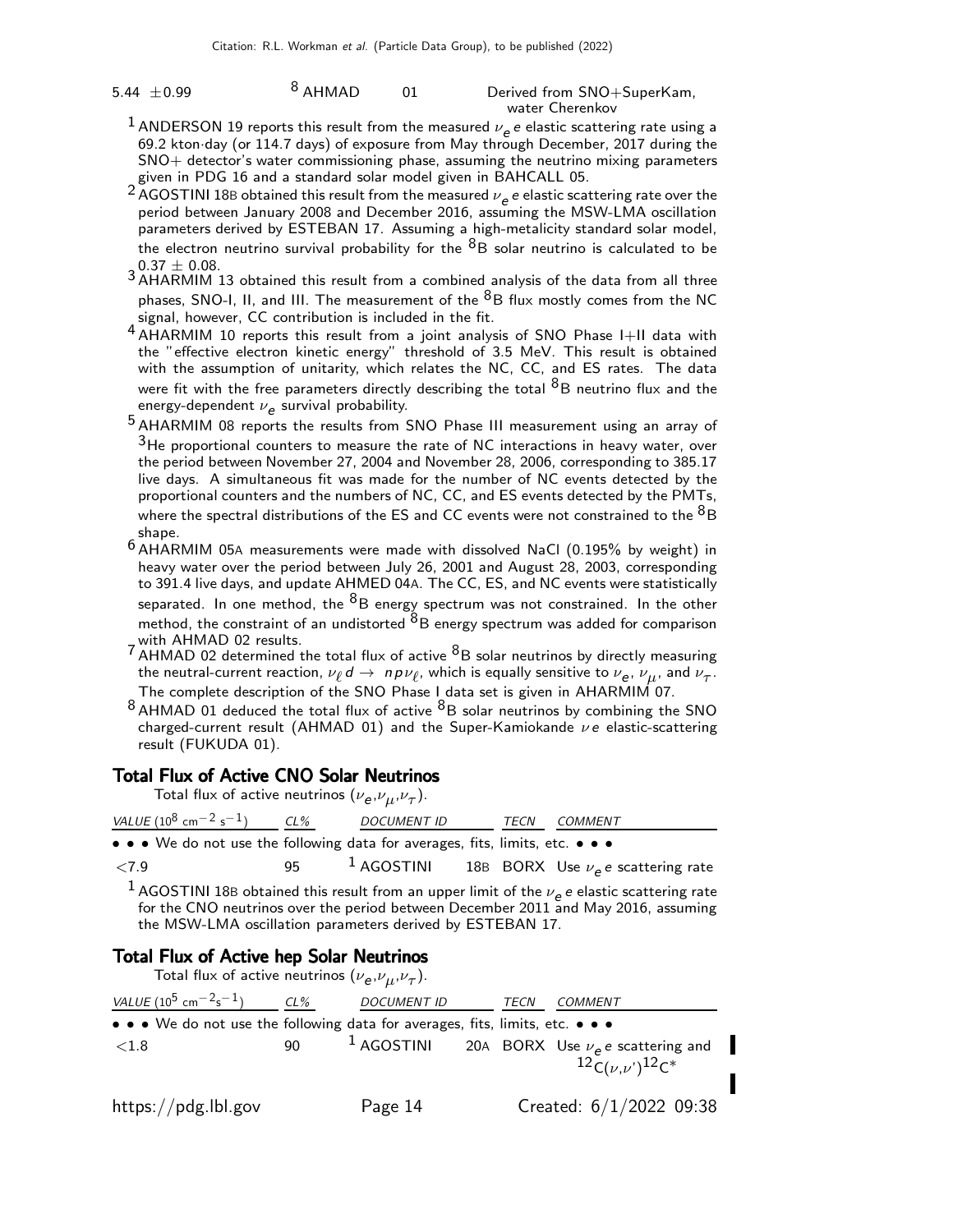| | | | | |
|---|---|---|---|---|
| 5.44 ±0.99 | | [8] AHMAD | 01 | Derived from SNO+SuperKam, water Cherenkov |

[1] ANDERSON 19 reports this result from the measured $\nu_e e$ elastic scattering rate using a 69.2 kton·day (or 114.7 days) of exposure from May through December, 2017 during the SNO+ detector's water commissioning phase, assuming the neutrino mixing parameters given in PDG 16 and a standard solar model given in BAHCALL 05.

[2] AGOSTINI 18B obtained this result from the measured $\nu_e e$ elastic scattering rate over the period between January 2008 and December 2016, assuming the MSW-LMA oscillation parameters derived by ESTEBAN 17. Assuming a high-metalicity standard solar model, the electron neutrino survival probability for the $^8$B solar neutrino is calculated to be $0.37 \pm 0.08$.

[3] AHARMIM 13 obtained this result from a combined analysis of the data from all three phases, SNO-I, II, and III. The measurement of the $^8$B flux mostly comes from the NC signal, however, CC contribution is included in the fit.

[4] AHARMIM 10 reports this result from a joint analysis of SNO Phase I+II data with the "effective electron kinetic energy" threshold of 3.5 MeV. This result is obtained with the assumption of unitarity, which relates the NC, CC, and ES rates. The data were fit with the free parameters directly describing the total $^8$B neutrino flux and the energy-dependent $\nu_e$ survival probability.

[5] AHARMIM 08 reports the results from SNO Phase III measurement using an array of $^3$He proportional counters to measure the rate of NC interactions in heavy water, over the period between November 27, 2004 and November 28, 2006, corresponding to 385.17 live days. A simultaneous fit was made for the number of NC events detected by the proportional counters and the numbers of NC, CC, and ES events detected by the PMTs, where the spectral distributions of the ES and CC events were not constrained to the $^8$B shape.

[6] AHARMIM 05A measurements were made with dissolved NaCl (0.195% by weight) in heavy water over the period between July 26, 2001 and August 28, 2003, corresponding to 391.4 live days, and update AHMED 04A. The CC, ES, and NC events were statistically separated. In one method, the $^8$B energy spectrum was not constrained. In the other method, the constraint of an undistorted $^8$B energy spectrum was added for comparison with AHMAD 02 results.

[7] AHMAD 02 determined the total flux of active $^8$B solar neutrinos by directly measuring the neutral-current reaction, $\nu_\ell d \rightarrow np\nu_\ell$, which is equally sensitive to $\nu_e$, $\nu_\mu$, and $\nu_\tau$. The complete description of the SNO Phase I data set is given in AHARMIM 07.

[8] AHMAD 01 deduced the total flux of active $^8$B solar neutrinos by combining the SNO charged-current result (AHMAD 01) and the Super-Kamiokande $\nu e$ elastic-scattering result (FUKUDA 01).

## Total Flux of Active CNO Solar Neutrinos

Total flux of active neutrinos ($\nu_e$,$\nu_\mu$,$\nu_\tau$).

| VALUE ($10^8$ cm$^{-2}$ s$^{-1}$) | CL% | DOCUMENT ID | | TECN | COMMENT |
|---|---|---|---|---|---|
| • • • We do not use the following data for averages, fits, limits, etc. • • • | | | | | |
| <7.9 | 95 | [1] AGOSTINI | 18B | BORX | Use $\nu_e e$ scattering rate |

[1] AGOSTINI 18B obtained this result from an upper limit of the $\nu_e e$ elastic scattering rate for the CNO neutrinos over the period between December 2011 and May 2016, assuming the MSW-LMA oscillation parameters derived by ESTEBAN 17.

## Total Flux of Active hep Solar Neutrinos

Total flux of active neutrinos ($\nu_e$,$\nu_\mu$,$\nu_\tau$).

| VALUE ($10^5$ cm$^{-2}$s$^{-1}$) | CL% | DOCUMENT ID | | TECN | COMMENT |
|---|---|---|---|---|---|
| • • • We do not use the following data for averages, fits, limits, etc. • • • | | | | | |
| <1.8 | 90 | [1] AGOSTINI | 20A | BORX | Use $\nu_e e$ scattering and $^{12}C(\nu,\nu')^{12}C^*$ |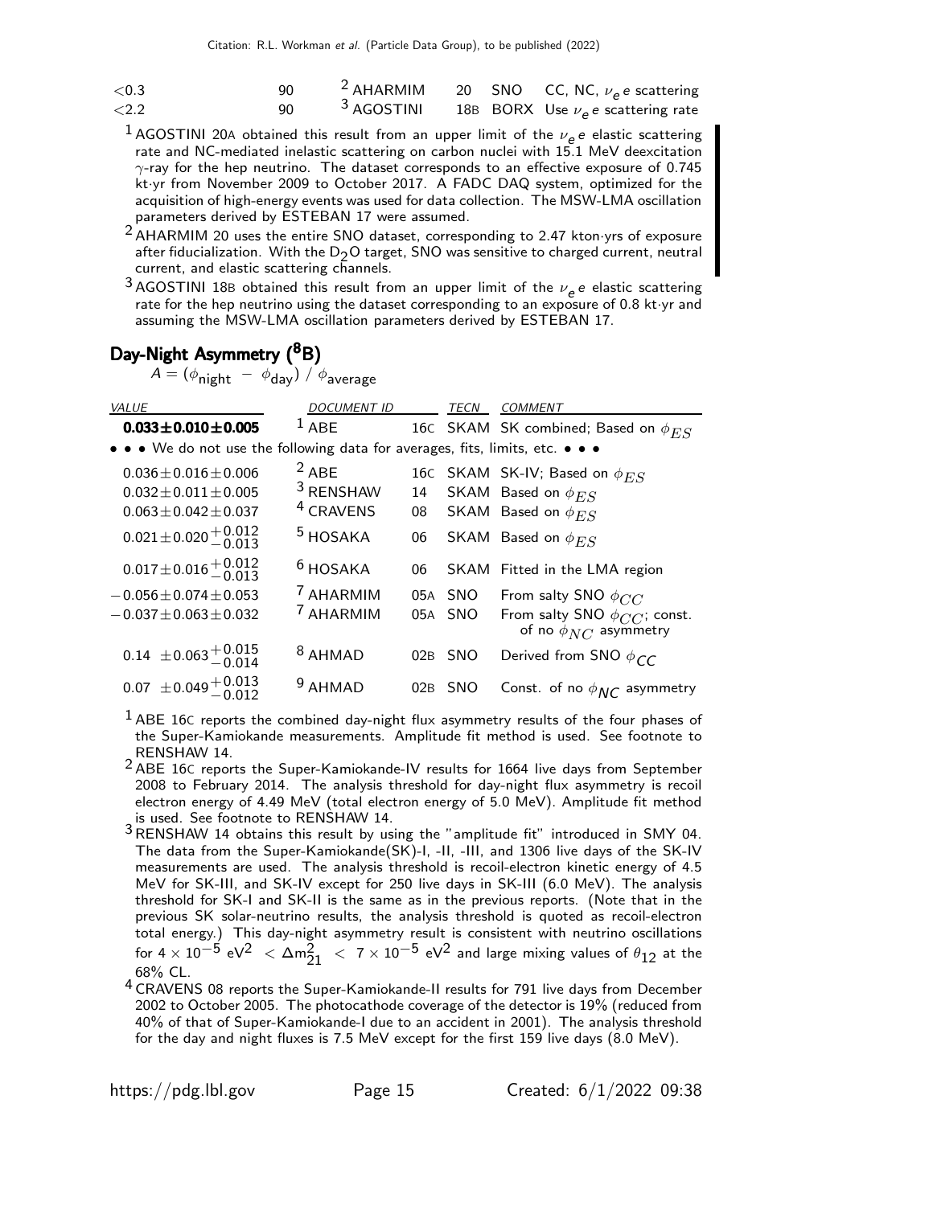| | | | | | |
|---|---|---|---|---|---|
| <0.3 | 90 | [2] AHARMIM | 20 | SNO | CC, NC, $\nu_e e$ scattering |
| <2.2 | 90 | [3] AGOSTINI | 18B | BORX | Use $\nu_e e$ scattering rate |

[1] AGOSTINI 20A obtained this result from an upper limit of the $\nu_e e$ elastic scattering rate and NC-mediated inelastic scattering on carbon nuclei with 15.1 MeV deexcitation $\gamma$-ray for the hep neutrino. The dataset corresponds to an effective exposure of 0.745 kt·yr from November 2009 to October 2017. A FADC DAQ system, optimized for the acquisition of high-energy events was used for data collection. The MSW-LMA oscillation parameters derived by ESTEBAN 17 were assumed.

[2] AHARMIM 20 uses the entire SNO dataset, corresponding to 2.47 kton·yrs of exposure after fiducialization. With the $D_2O$ target, SNO was sensitive to charged current, neutral current, and elastic scattering channels.

[3] AGOSTINI 18B obtained this result from an upper limit of the $\nu_e e$ elastic scattering rate for the hep neutrino using the dataset corresponding to an exposure of 0.8 kt·yr and assuming the MSW-LMA oscillation parameters derived by ESTEBAN 17.

## Day-Night Asymmetry ($^8$B)

$A = (\phi_{\text{night}} - \phi_{\text{day}}) / \phi_{\text{average}}$

| VALUE | DOCUMENT ID | | TECN | COMMENT |
|---|---|---|---|---|
| **0.033±0.010±0.005** | [1] ABE | 16C | SKAM | SK combined; Based on $\phi_{ES}$ |
| • • • We do not use the following data for averages, fits, limits, etc. • • • | | | | |
| $0.036 \pm 0.016 \pm 0.006$ | [2] ABE | 16C | SKAM | SK-IV; Based on $\phi_{ES}$ |
| $0.032 \pm 0.011 \pm 0.005$ | [3] RENSHAW | 14 | SKAM | Based on $\phi_{ES}$ |
| $0.063 \pm 0.042 \pm 0.037$ | [4] CRAVENS | 08 | SKAM | Based on $\phi_{ES}$ |
| $0.021 \pm 0.020 ^{+0.012}_{-0.013}$ | [5] HOSAKA | 06 | SKAM | Based on $\phi_{ES}$ |
| $0.017 \pm 0.016 ^{+0.012}_{-0.013}$ | [6] HOSAKA | 06 | SKAM | Fitted in the LMA region |
| $-0.056 \pm 0.074 \pm 0.053$ | [7] AHARMIM | 05A | SNO | From salty SNO $\phi_{CC}$ |
| $-0.037 \pm 0.063 \pm 0.032$ | [7] AHARMIM | 05A | SNO | From salty SNO $\phi_{CC}$; const. of no $\phi_{NC}$ asymmetry |
| $0.14 \pm 0.063 ^{+0.015}_{-0.014}$ | [8] AHMAD | 02B | SNO | Derived from SNO $\phi_{CC}$ |
| $0.07 \pm 0.049 ^{+0.013}_{-0.012}$ | [9] AHMAD | 02B | SNO | Const. of no $\phi_{NC}$ asymmetry |

[1] ABE 16C reports the combined day-night flux asymmetry results of the four phases of the Super-Kamiokande measurements. Amplitude fit method is used. See footnote to RENSHAW 14.

[2] ABE 16C reports the Super-Kamiokande-IV results for 1664 live days from September 2008 to February 2014. The analysis threshold for day-night flux asymmetry is recoil electron energy of 4.49 MeV (total electron energy of 5.0 MeV). Amplitude fit method is used. See footnote to RENSHAW 14.

[3] RENSHAW 14 obtains this result by using the "amplitude fit" introduced in SMY 04. The data from the Super-Kamiokande(SK)-I, -II, -III, and 1306 live days of the SK-IV measurements are used. The analysis threshold is recoil-electron kinetic energy of 4.5 MeV for SK-III, and SK-IV except for 250 live days in SK-III (6.0 MeV). The analysis threshold for SK-I and SK-II is the same as in the previous reports. (Note that in the previous SK solar-neutrino results, the analysis threshold is quoted as recoil-electron total energy.) This day-night asymmetry result is consistent with neutrino oscillations for $4 \times 10^{-5}$ eV$^2$ $< \Delta m^2_{21} < 7 \times 10^{-5}$ eV$^2$ and large mixing values of $\theta_{12}$ at the 68% CL.

[4] CRAVENS 08 reports the Super-Kamiokande-II results for 791 live days from December 2002 to October 2005. The photocathode coverage of the detector is 19% (reduced from 40% of that of Super-Kamiokande-I due to an accident in 2001). The analysis threshold for the day and night fluxes is 7.5 MeV except for the first 159 live days (8.0 MeV).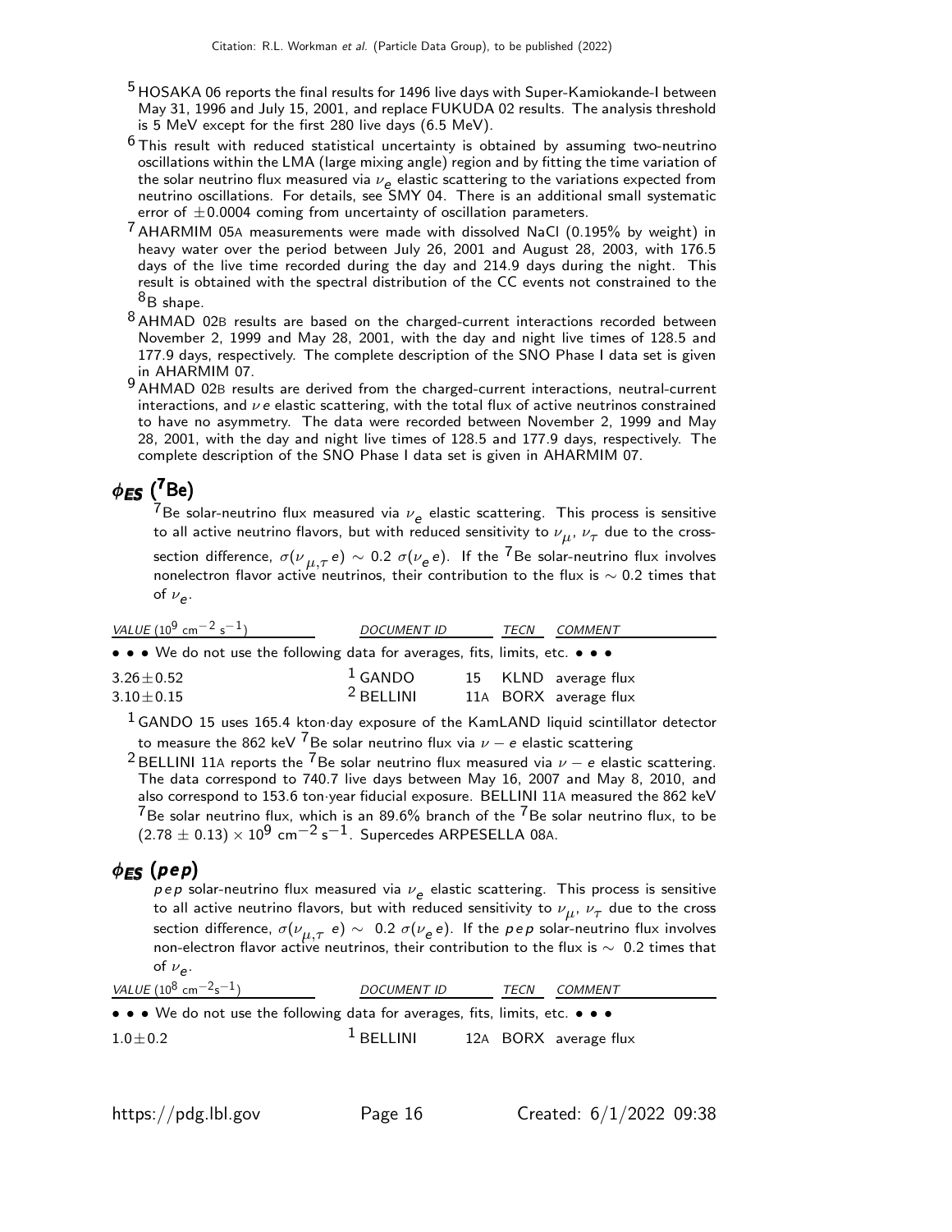[5] HOSAKA 06 reports the final results for 1496 live days with Super-Kamiokande-I between May 31, 1996 and July 15, 2001, and replace FUKUDA 02 results. The analysis threshold is 5 MeV except for the first 280 live days (6.5 MeV).

[6] This result with reduced statistical uncertainty is obtained by assuming two-neutrino oscillations within the LMA (large mixing angle) region and by fitting the time variation of the solar neutrino flux measured via $\nu_e$ elastic scattering to the variations expected from neutrino oscillations. For details, see SMY 04. There is an additional small systematic error of $\pm 0.0004$ coming from uncertainty of oscillation parameters.

[7] AHARMIM 05A measurements were made with dissolved NaCl (0.195% by weight) in heavy water over the period between July 26, 2001 and August 28, 2003, with 176.5 days of the live time recorded during the day and 214.9 days during the night. This result is obtained with the spectral distribution of the CC events not constrained to the $^8$B shape.

[8] AHMAD 02B results are based on the charged-current interactions recorded between November 2, 1999 and May 28, 2001, with the day and night live times of 128.5 and 177.9 days, respectively. The complete description of the SNO Phase I data set is given in AHARMIM 07.

[9] AHMAD 02B results are derived from the charged-current interactions, neutral-current interactions, and $\nu e$ elastic scattering, with the total flux of active neutrinos constrained to have no asymmetry. The data were recorded between November 2, 1999 and May 28, 2001, with the day and night live times of 128.5 and 177.9 days, respectively. The complete description of the SNO Phase I data set is given in AHARMIM 07.

## $\phi_{ES}$ ($^7$Be)

$^7$Be solar-neutrino flux measured via $\nu_e$ elastic scattering. This process is sensitive to all active neutrino flavors, but with reduced sensitivity to $\nu_\mu$, $\nu_\tau$ due to the cross-section difference, $\sigma(\nu_{\mu,\tau} e) \sim 0.2\ \sigma(\nu_e e)$. If the $^7$Be solar-neutrino flux involves nonelectron flavor active neutrinos, their contribution to the flux is $\sim 0.2$ times that of $\nu_e$.

| VALUE ($10^9$ cm$^{-2}$ s$^{-1}$) | DOCUMENT ID | | TECN | COMMENT |
|---|---|---|---|---|
| • • • We do not use the following data for averages, fits, limits, etc. • • • | | | | |
| $3.26 \pm 0.52$ | [1] GANDO | 15 | KLND | average flux |
| $3.10 \pm 0.15$ | [2] BELLINI | 11A | BORX | average flux |

[1] GANDO 15 uses 165.4 kton·day exposure of the KamLAND liquid scintillator detector to measure the 862 keV $^7$Be solar neutrino flux via $\nu - e$ elastic scattering

[2] BELLINI 11A reports the $^7$Be solar neutrino flux measured via $\nu - e$ elastic scattering. The data correspond to 740.7 live days between May 16, 2007 and May 8, 2010, and also correspond to 153.6 ton·year fiducial exposure. BELLINI 11A measured the 862 keV $^7$Be solar neutrino flux, which is an 89.6% branch of the $^7$Be solar neutrino flux, to be $(2.78 \pm 0.13) \times 10^9$ cm$^{-2}$ s$^{-1}$. Supercedes ARPESELLA 08A.

## $\phi_{ES}$ ($pep$)

$pep$ solar-neutrino flux measured via $\nu_e$ elastic scattering. This process is sensitive to all active neutrino flavors, but with reduced sensitivity to $\nu_\mu$, $\nu_\tau$ due to the cross section difference, $\sigma(\nu_{\mu,\tau} e) \sim 0.2\ \sigma(\nu_e e)$. If the $pep$ solar-neutrino flux involves non-electron flavor active neutrinos, their contribution to the flux is $\sim 0.2$ times that of $\nu_e$.

| VALUE ($10^8$ cm$^{-2}$s$^{-1}$) | DOCUMENT ID | | TECN | COMMENT |
|---|---|---|---|---|
| • • • We do not use the following data for averages, fits, limits, etc. • • • | | | | |
| $1.0 \pm 0.2$ | [1] BELLINI | 12A | BORX | average flux |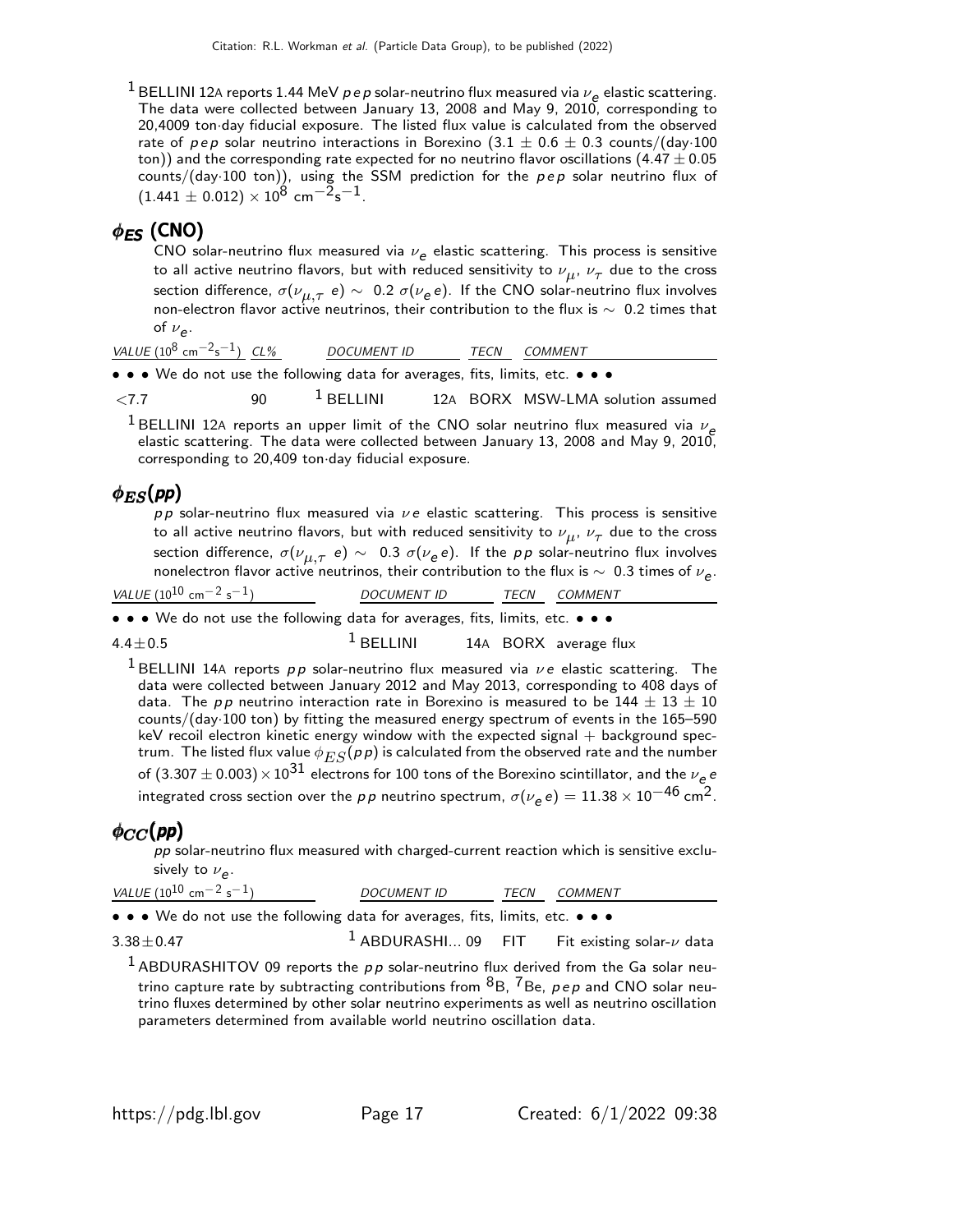[1] BELLINI 12A reports 1.44 MeV $pep$ solar-neutrino flux measured via $\nu_e$ elastic scattering. The data were collected between January 13, 2008 and May 9, 2010, corresponding to 20,4009 ton·day fiducial exposure. The listed flux value is calculated from the observed rate of $pep$ solar neutrino interactions in Borexino ($3.1 \pm 0.6 \pm 0.3$ counts/(day·100 ton)) and the corresponding rate expected for no neutrino flavor oscillations ($4.47 \pm 0.05$ counts/(day·100 ton)), using the SSM prediction for the $pep$ solar neutrino flux of $(1.441 \pm 0.012) \times 10^8$ cm$^{-2}$s$^{-1}$.

## $\phi_{ES}$ (CNO)

CNO solar-neutrino flux measured via $\nu_e$ elastic scattering. This process is sensitive to all active neutrino flavors, but with reduced sensitivity to $\nu_\mu$, $\nu_\tau$ due to the cross section difference, $\sigma(\nu_{\mu,\tau}\, e) \sim 0.2\, \sigma(\nu_e e)$. If the CNO solar-neutrino flux involves non-electron flavor active neutrinos, their contribution to the flux is $\sim$ 0.2 times that of $\nu_e$.

| VALUE ($10^8$ cm$^{-2}$s$^{-1}$) | CL% | DOCUMENT ID | | TECN | COMMENT |
|---|---|---|---|---|---|
| • • • We do not use the following data for averages, fits, limits, etc. • • • | | | | | |
| <7.7 | 90 | [1] BELLINI | 12A | BORX | MSW-LMA solution assumed |

[1] BELLINI 12A reports an upper limit of the CNO solar neutrino flux measured via $\nu_e$ elastic scattering. The data were collected between January 13, 2008 and May 9, 2010, corresponding to 20,409 ton·day fiducial exposure.

## $\phi_{ES}(pp)$

$pp$ solar-neutrino flux measured via $\nu e$ elastic scattering. This process is sensitive to all active neutrino flavors, but with reduced sensitivity to $\nu_\mu$, $\nu_\tau$ due to the cross section difference, $\sigma(\nu_{\mu,\tau}\, e) \sim 0.3\, \sigma(\nu_e e)$. If the $pp$ solar-neutrino flux involves nonelectron flavor active neutrinos, their contribution to the flux is $\sim$ 0.3 times of $\nu_e$.

| VALUE ($10^{10}$ cm$^{-2}$ s$^{-1}$) | DOCUMENT ID | | TECN | COMMENT |
|---|---|---|---|---|
| • • • We do not use the following data for averages, fits, limits, etc. • • • | | | | |
| $4.4 \pm 0.5$ | [1] BELLINI | 14A | BORX | average flux |

[1] BELLINI 14A reports $pp$ solar-neutrino flux measured via $\nu e$ elastic scattering. The data were collected between January 2012 and May 2013, corresponding to 408 days of data. The $pp$ neutrino interaction rate in Borexino is measured to be $144 \pm 13 \pm 10$ counts/(day·100 ton) by fitting the measured energy spectrum of events in the 165–590 keV recoil electron kinetic energy window with the expected signal + background spectrum. The listed flux value $\phi_{ES}(pp)$ is calculated from the observed rate and the number of $(3.307 \pm 0.003) \times 10^{31}$ electrons for 100 tons of the Borexino scintillator, and the $\nu_e e$ integrated cross section over the $pp$ neutrino spectrum, $\sigma(\nu_e e) = 11.38 \times 10^{-46}$ cm$^2$.

## $\phi_{CC}(pp)$

$pp$ solar-neutrino flux measured with charged-current reaction which is sensitive exclusively to $\nu_e$.

| VALUE ($10^{10}$ cm$^{-2}$ s$^{-1}$) | DOCUMENT ID | | TECN | COMMENT |
|---|---|---|---|---|
| • • • We do not use the following data for averages, fits, limits, etc. • • • | | | | |
| $3.38 \pm 0.47$ | [1] ABDURASHI... | 09 | FIT | Fit existing solar-$\nu$ data |

[1] ABDURASHITOV 09 reports the $pp$ solar-neutrino flux derived from the Ga solar neutrino capture rate by subtracting contributions from $^8$B, $^7$Be, $pep$ and CNO solar neutrino fluxes determined by other solar neutrino experiments as well as neutrino oscillation parameters determined from available world neutrino oscillation data.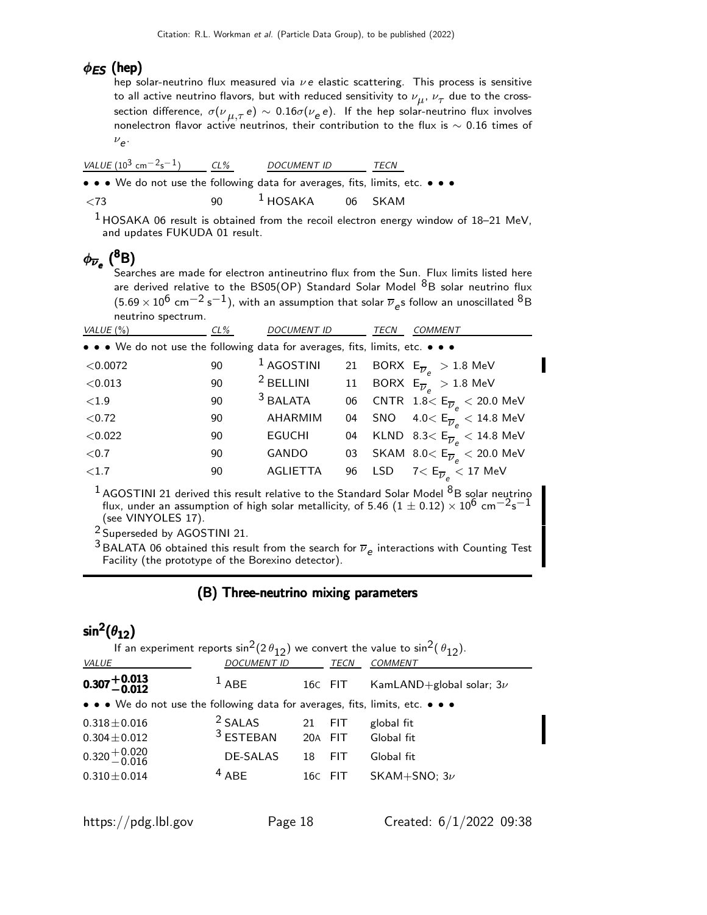## $\phi_{ES}$ (hep)

hep solar-neutrino flux measured via $\nu e$ elastic scattering. This process is sensitive to all active neutrino flavors, but with reduced sensitivity to $\nu_\mu$, $\nu_\tau$ due to the cross-section difference, $\sigma(\nu_{\mu,\tau} e) \sim 0.16\sigma(\nu_e e)$. If the hep solar-neutrino flux involves nonelectron flavor active neutrinos, their contribution to the flux is $\sim 0.16$ times of $\nu_e$.

| VALUE ($10^3$ cm$^{-2}$s$^{-1}$) | CL% | DOCUMENT ID | | TECN |
|---|---|---|---|---|
| • • • We do not use the following data for averages, fits, limits, etc. • • • | | | | |
| <73 | 90 | [1] HOSAKA | 06 | SKAM |

[1] HOSAKA 06 result is obtained from the recoil electron energy window of 18–21 MeV, and updates FUKUDA 01 result.

## $\phi_{\overline{\nu}_e}$ ($^8$B)

Searches are made for electron antineutrino flux from the Sun. Flux limits listed here are derived relative to the BS05(OP) Standard Solar Model $^8$B solar neutrino flux ($5.69 \times 10^6$ cm$^{-2}$ s$^{-1}$), with an assumption that solar $\overline{\nu}_e$s follow an unoscillated $^8$B neutrino spectrum.

| VALUE (%) | CL% | DOCUMENT ID | | TECN | COMMENT |
|---|---|---|---|---|---|
| • • • We do not use the following data for averages, fits, limits, etc. • • • | | | | | |
| <0.0072 | 90 | [1] AGOSTINI | 21 | BORX | $E_{\overline{\nu}_e} > 1.8$ MeV |
| <0.013 | 90 | [2] BELLINI | 11 | BORX | $E_{\overline{\nu}_e} > 1.8$ MeV |
| <1.9 | 90 | [3] BALATA | 06 | CNTR | $1.8 < E_{\overline{\nu}_e} < 20.0$ MeV |
| <0.72 | 90 | AHARMIM | 04 | SNO | $4.0 < E_{\overline{\nu}_e} < 14.8$ MeV |
| <0.022 | 90 | EGUCHI | 04 | KLND | $8.3 < E_{\overline{\nu}_e} < 14.8$ MeV |
| <0.7 | 90 | GANDO | 03 | SKAM | $8.0 < E_{\overline{\nu}_e} < 20.0$ MeV |
| <1.7 | 90 | AGLIETTA | 96 | LSD | $7 < E_{\overline{\nu}_e} < 17$ MeV |

[1] AGOSTINI 21 derived this result relative to the Standard Solar Model $^8$B solar neutrino flux, under an assumption of high solar metallicity, of $5.46\ (1 \pm 0.12) \times 10^6$ cm$^{-2}$s$^{-1}$ (see VINYOLES 17).

[2] Superseded by AGOSTINI 21.

[3] BALATA 06 obtained this result from the search for $\overline{\nu}_e$ interactions with Counting Test Facility (the prototype of the Borexino detector).

# (B) Three-neutrino mixing parameters

## $\sin^2(\theta_{12})$

If an experiment reports $\sin^2(2\theta_{12})$ we convert the value to $\sin^2(\theta_{12})$.

| VALUE | DOCUMENT ID | | TECN | COMMENT |
|---|---|---|---|---|
| $\mathbf{0.307^{+0.013}_{-0.012}}$ | [1] ABE | 16C | FIT | KamLAND+global solar; $3\nu$ |
| • • • We do not use the following data for averages, fits, limits, etc. • • • | | | | |
| $0.318 \pm 0.016$ | [2] SALAS | 21 | FIT | global fit |
| $0.304 \pm 0.012$ | [3] ESTEBAN | 20A | FIT | Global fit |
| $0.320^{+0.020}_{-0.016}$ | DE-SALAS | 18 | FIT | Global fit |
| $0.310 \pm 0.014$ | [4] ABE | 16C | FIT | SKAM+SNO; $3\nu$ |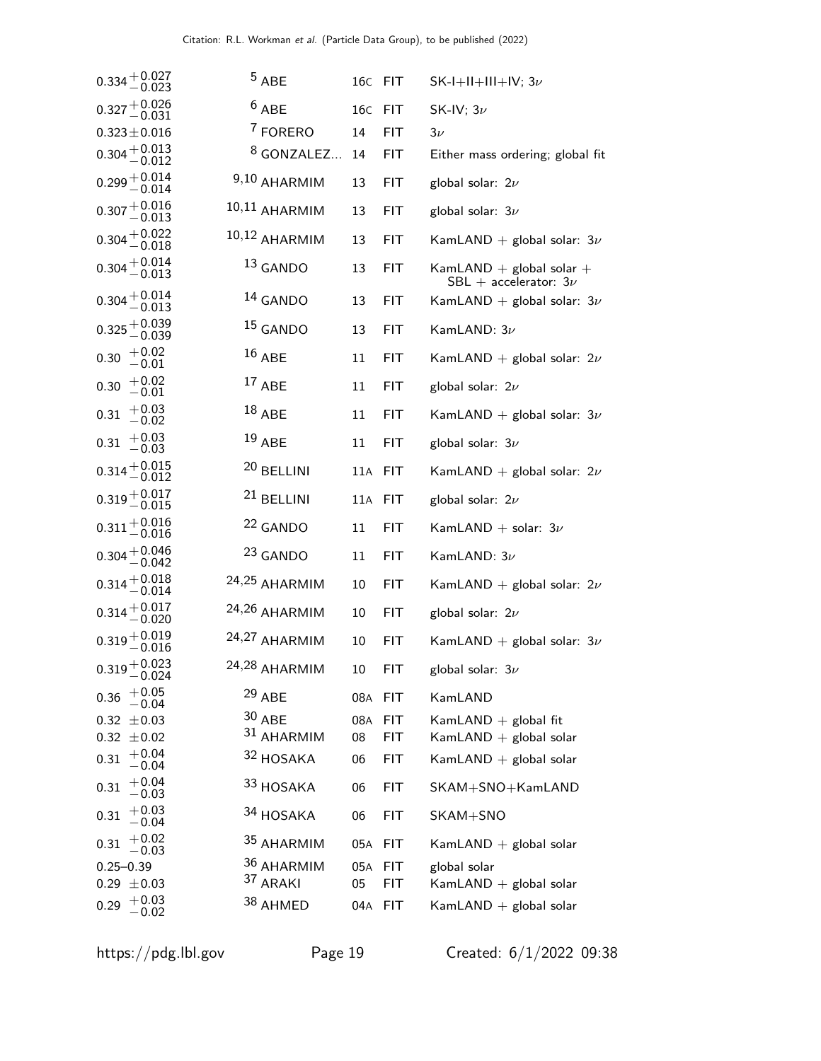| | | | | |
|---|---|---|---|---|
| $0.334^{+0.027}_{-0.023}$ | [5] ABE | 16C | FIT | SK-I+II+III+IV; $3\nu$ |
| $0.327^{+0.026}_{-0.031}$ | [6] ABE | 16C | FIT | SK-IV; $3\nu$ |
| $0.323 \pm 0.016$ | [7] FORERO | 14 | FIT | $3\nu$ |
| $0.304^{+0.013}_{-0.012}$ | [8] GONZALEZ... | 14 | FIT | Either mass ordering; global fit |
| $0.299^{+0.014}_{-0.014}$ | [9,10] AHARMIM | 13 | FIT | global solar: $2\nu$ |
| $0.307^{+0.016}_{-0.013}$ | [10,11] AHARMIM | 13 | FIT | global solar: $3\nu$ |
| $0.304^{+0.022}_{-0.018}$ | [10,12] AHARMIM | 13 | FIT | KamLAND + global solar: $3\nu$ |
| $0.304^{+0.014}_{-0.013}$ | [13] GANDO | 13 | FIT | KamLAND + global solar + SBL + accelerator: $3\nu$ |
| $0.304^{+0.014}_{-0.013}$ | [14] GANDO | 13 | FIT | KamLAND + global solar: $3\nu$ |
| $0.325^{+0.039}_{-0.039}$ | [15] GANDO | 13 | FIT | KamLAND: $3\nu$ |
| $0.30\ ^{+0.02}_{-0.01}$ | [16] ABE | 11 | FIT | KamLAND + global solar: $2\nu$ |
| $0.30\ ^{+0.02}_{-0.01}$ | [17] ABE | 11 | FIT | global solar: $2\nu$ |
| $0.31\ ^{+0.03}_{-0.02}$ | [18] ABE | 11 | FIT | KamLAND + global solar: $3\nu$ |
| $0.31\ ^{+0.03}_{-0.03}$ | [19] ABE | 11 | FIT | global solar: $3\nu$ |
| $0.314^{+0.015}_{-0.012}$ | [20] BELLINI | 11A | FIT | KamLAND + global solar: $2\nu$ |
| $0.319^{+0.017}_{-0.015}$ | [21] BELLINI | 11A | FIT | global solar: $2\nu$ |
| $0.311^{+0.016}_{-0.016}$ | [22] GANDO | 11 | FIT | KamLAND + solar: $3\nu$ |
| $0.304^{+0.046}_{-0.042}$ | [23] GANDO | 11 | FIT | KamLAND: $3\nu$ |
| $0.314^{+0.018}_{-0.014}$ | [24,25] AHARMIM | 10 | FIT | KamLAND + global solar: $2\nu$ |
| $0.314^{+0.017}_{-0.020}$ | [24,26] AHARMIM | 10 | FIT | global solar: $2\nu$ |
| $0.319^{+0.019}_{-0.016}$ | [24,27] AHARMIM | 10 | FIT | KamLAND + global solar: $3\nu$ |
| $0.319^{+0.023}_{-0.024}$ | [24,28] AHARMIM | 10 | FIT | global solar: $3\nu$ |
| $0.36\ ^{+0.05}_{-0.04}$ | [29] ABE | 08A | FIT | KamLAND |
| $0.32\ \pm 0.03$ | [30] ABE | 08A | FIT | KamLAND + global fit |
| $0.32\ \pm 0.02$ | [31] AHARMIM | 08 | FIT | KamLAND + global solar |
| $0.31\ ^{+0.04}_{-0.04}$ | [32] HOSAKA | 06 | FIT | KamLAND + global solar |
| $0.31\ ^{+0.04}_{-0.03}$ | [33] HOSAKA | 06 | FIT | SKAM+SNO+KamLAND |
| $0.31\ ^{+0.03}_{-0.04}$ | [34] HOSAKA | 06 | FIT | SKAM+SNO |
| $0.31\ ^{+0.02}_{-0.03}$ | [35] AHARMIM | 05A | FIT | KamLAND + global solar |
| 0.25–0.39 | [36] AHARMIM | 05A | FIT | global solar |
| $0.29\ \pm 0.03$ | [37] ARAKI | 05 | FIT | KamLAND + global solar |
| $0.29\ ^{+0.03}_{-0.02}$ | [38] AHMED | 04A | FIT | KamLAND + global solar |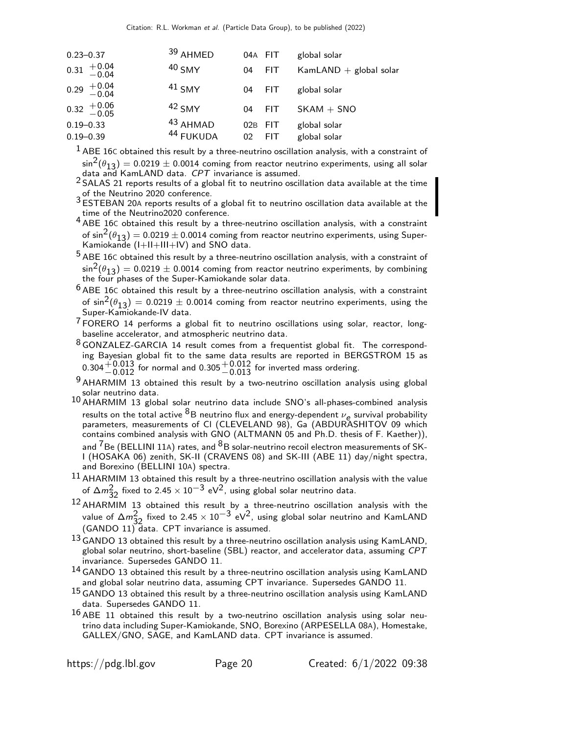| VALUE | DOCUMENT ID | | TECN | COMMENT |
|---|---|---|---|---|
| 0.23–0.37 | [39] AHMED | 04A | FIT | global solar |
| $0.31\ ^{+0.04}_{-0.04}$ | [40] SMY | 04 | FIT | KamLAND + global solar |
| $0.29\ ^{+0.04}_{-0.04}$ | [41] SMY | 04 | FIT | global solar |
| $0.32\ ^{+0.06}_{-0.05}$ | [42] SMY | 04 | FIT | SKAM + SNO |
| 0.19–0.33 | [43] AHMAD | 02B | FIT | global solar |
| 0.19–0.39 | [44] FUKUDA | 02 | FIT | global solar |

[1] ABE 16C obtained this result by a three-neutrino oscillation analysis, with a constraint of $\sin^2(\theta_{13}) = 0.0219 \pm 0.0014$ coming from reactor neutrino experiments, using all solar data and KamLAND data. *CPT* invariance is assumed.

[2] SALAS 21 reports results of a global fit to neutrino oscillation data available at the time of the Neutrino 2020 conference.

[3] ESTEBAN 20A reports results of a global fit to neutrino oscillation data available at the time of the Neutrino2020 conference.

[4] ABE 16C obtained this result by a three-neutrino oscillation analysis, with a constraint of $\sin^2(\theta_{13}) = 0.0219 \pm 0.0014$ coming from reactor neutrino experiments, using Super-Kamiokande (I+II+III+IV) and SNO data.

[5] ABE 16C obtained this result by a three-neutrino oscillation analysis, with a constraint of $\sin^2(\theta_{13}) = 0.0219 \pm 0.0014$ coming from reactor neutrino experiments, by combining the four phases of the Super-Kamiokande solar data.

[6] ABE 16C obtained this result by a three-neutrino oscillation analysis, with a constraint of $\sin^2(\theta_{13}) = 0.0219 \pm 0.0014$ coming from reactor neutrino experiments, using the Super-Kamiokande-IV data.

[7] FORERO 14 performs a global fit to neutrino oscillations using solar, reactor, long-baseline accelerator, and atmospheric neutrino data.

[8] GONZALEZ-GARCIA 14 result comes from a frequentist global fit. The corresponding Bayesian global fit to the same data results are reported in BERGSTROM 15 as $0.304^{+0.013}_{-0.012}$ for normal and $0.305^{+0.012}_{-0.013}$ for inverted mass ordering.

[9] AHARMIM 13 obtained this result by a two-neutrino oscillation analysis using global solar neutrino data.

[10] AHARMIM 13 global solar neutrino data include SNO's all-phases-combined analysis results on the total active $^{8}$B neutrino flux and energy-dependent $\nu_e$ survival probability parameters, measurements of Cl (CLEVELAND 98), Ga (ABDURASHITOV 09 which contains combined analysis with GNO (ALTMANN 05 and Ph.D. thesis of F. Kaether)), and $^{7}$Be (BELLINI 11A) rates, and $^{8}$B solar-neutrino recoil electron measurements of SK-I (HOSAKA 06) zenith, SK-II (CRAVENS 08) and SK-III (ABE 11) day/night spectra, and Borexino (BELLINI 10A) spectra.

[11] AHARMIM 13 obtained this result by a three-neutrino oscillation analysis with the value of $\Delta m^2_{32}$ fixed to $2.45 \times 10^{-3}$ eV$^2$, using global solar neutrino data.

[12] AHARMIM 13 obtained this result by a three-neutrino oscillation analysis with the value of $\Delta m^2_{32}$ fixed to $2.45 \times 10^{-3}$ eV$^2$, using global solar neutrino and KamLAND (GANDO 11) data. CPT invariance is assumed.

[13] GANDO 13 obtained this result by a three-neutrino oscillation analysis using KamLAND, global solar neutrino, short-baseline (SBL) reactor, and accelerator data, assuming *CPT* invariance. Supersedes GANDO 11.

[14] GANDO 13 obtained this result by a three-neutrino oscillation analysis using KamLAND and global solar neutrino data, assuming CPT invariance. Supersedes GANDO 11.

[15] GANDO 13 obtained this result by a three-neutrino oscillation analysis using KamLAND data. Supersedes GANDO 11.

[16] ABE 11 obtained this result by a two-neutrino oscillation analysis using solar neutrino data including Super-Kamiokande, SNO, Borexino (ARPESELLA 08A), Homestake, GALLEX/GNO, SAGE, and KamLAND data. CPT invariance is assumed.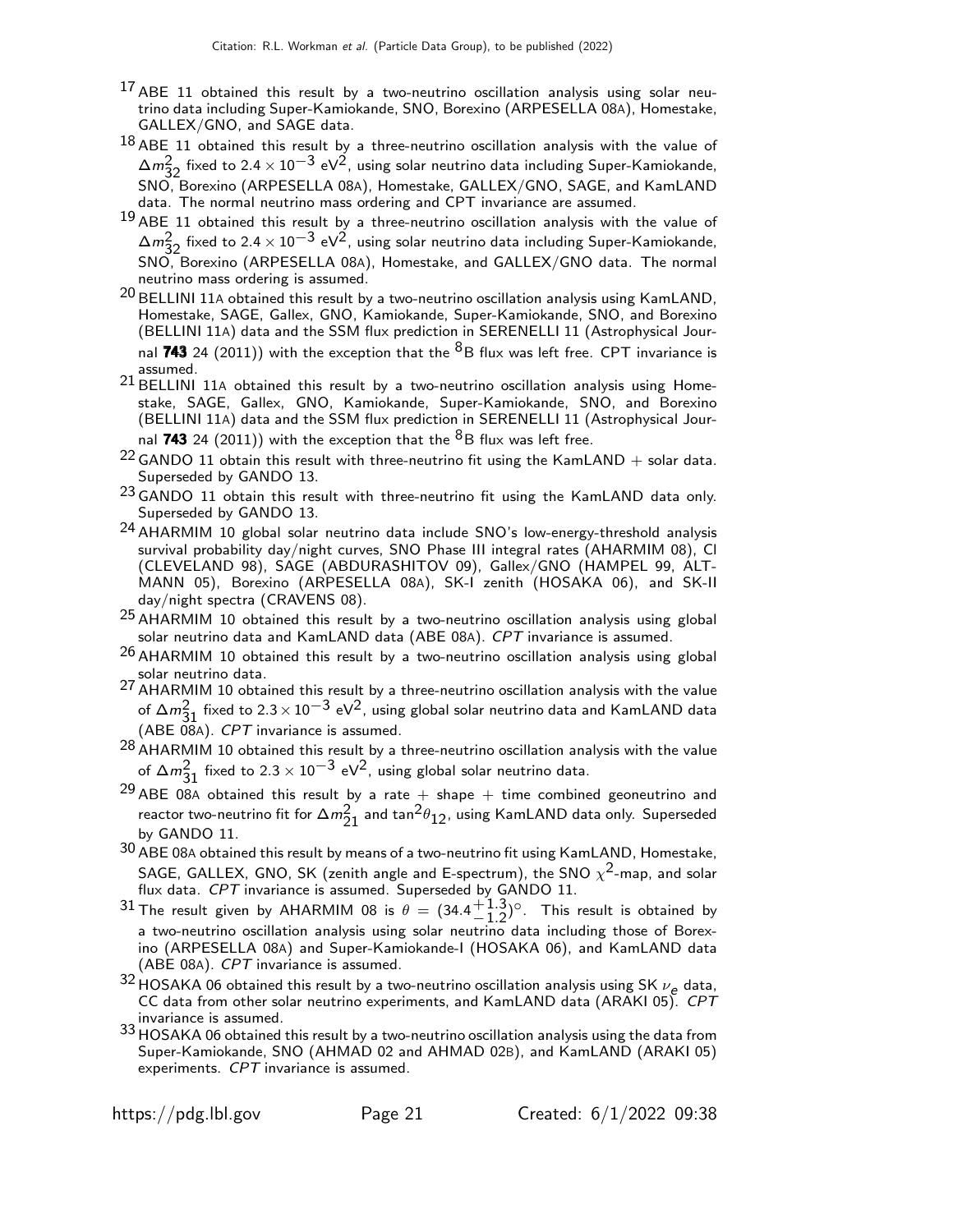[17] ABE 11 obtained this result by a two-neutrino oscillation analysis using solar neutrino data including Super-Kamiokande, SNO, Borexino (ARPESELLA 08A), Homestake, GALLEX/GNO, and SAGE data.

[18] ABE 11 obtained this result by a three-neutrino oscillation analysis with the value of $\Delta m^2_{32}$ fixed to $2.4 \times 10^{-3}$ eV$^2$, using solar neutrino data including Super-Kamiokande, SNO, Borexino (ARPESELLA 08A), Homestake, GALLEX/GNO, SAGE, and KamLAND data. The normal neutrino mass ordering and CPT invariance are assumed.

[19] ABE 11 obtained this result by a three-neutrino oscillation analysis with the value of $\Delta m^2_{32}$ fixed to $2.4 \times 10^{-3}$ eV$^2$, using solar neutrino data including Super-Kamiokande, SNO, Borexino (ARPESELLA 08A), Homestake, and GALLEX/GNO data. The normal neutrino mass ordering is assumed.

[20] BELLINI 11A obtained this result by a two-neutrino oscillation analysis using KamLAND, Homestake, SAGE, Gallex, GNO, Kamiokande, Super-Kamiokande, SNO, and Borexino (BELLINI 11A) data and the SSM flux prediction in SERENELLI 11 (Astrophysical Journal **743** 24 (2011)) with the exception that the $^8$B flux was left free. CPT invariance is assumed.

[21] BELLINI 11A obtained this result by a two-neutrino oscillation analysis using Homestake, SAGE, Gallex, GNO, Kamiokande, Super-Kamiokande, SNO, and Borexino (BELLINI 11A) data and the SSM flux prediction in SERENELLI 11 (Astrophysical Journal **743** 24 (2011)) with the exception that the $^8$B flux was left free.

[22] GANDO 11 obtain this result with three-neutrino fit using the KamLAND + solar data. Superseded by GANDO 13.

[23] GANDO 11 obtain this result with three-neutrino fit using the KamLAND data only. Superseded by GANDO 13.

[24] AHARMIM 10 global solar neutrino data include SNO's low-energy-threshold analysis survival probability day/night curves, SNO Phase III integral rates (AHARMIM 08), Cl (CLEVELAND 98), SAGE (ABDURASHITOV 09), Gallex/GNO (HAMPEL 99, ALTMANN 05), Borexino (ARPESELLA 08A), SK-I zenith (HOSAKA 06), and SK-II day/night spectra (CRAVENS 08).

[25] AHARMIM 10 obtained this result by a two-neutrino oscillation analysis using global solar neutrino data and KamLAND data (ABE 08A). *CPT* invariance is assumed.

[26] AHARMIM 10 obtained this result by a two-neutrino oscillation analysis using global solar neutrino data.

[27] AHARMIM 10 obtained this result by a three-neutrino oscillation analysis with the value of $\Delta m^2_{31}$ fixed to $2.3 \times 10^{-3}$ eV$^2$, using global solar neutrino data and KamLAND data (ABE 08A). *CPT* invariance is assumed.

[28] AHARMIM 10 obtained this result by a three-neutrino oscillation analysis with the value of $\Delta m^2_{31}$ fixed to $2.3 \times 10^{-3}$ eV$^2$, using global solar neutrino data.

[29] ABE 08A obtained this result by a rate + shape + time combined geoneutrino and reactor two-neutrino fit for $\Delta m^2_{21}$ and $\tan^2\theta_{12}$, using KamLAND data only. Superseded by GANDO 11.

[30] ABE 08A obtained this result by means of a two-neutrino fit using KamLAND, Homestake, SAGE, GALLEX, GNO, SK (zenith angle and E-spectrum), the SNO $\chi^2$-map, and solar flux data. *CPT* invariance is assumed. Superseded by GANDO 11.

[31] The result given by AHARMIM 08 is $\theta = (34.4^{+1.3}_{-1.2})^\circ$. This result is obtained by a two-neutrino oscillation analysis using solar neutrino data including those of Borexino (ARPESELLA 08A) and Super-Kamiokande-I (HOSAKA 06), and KamLAND data (ABE 08A). *CPT* invariance is assumed.

[32] HOSAKA 06 obtained this result by a two-neutrino oscillation analysis using SK $\nu_e$ data, CC data from other solar neutrino experiments, and KamLAND data (ARAKI 05). *CPT* invariance is assumed.

[33] HOSAKA 06 obtained this result by a two-neutrino oscillation analysis using the data from Super-Kamiokande, SNO (AHMAD 02 and AHMAD 02B), and KamLAND (ARAKI 05) experiments. *CPT* invariance is assumed.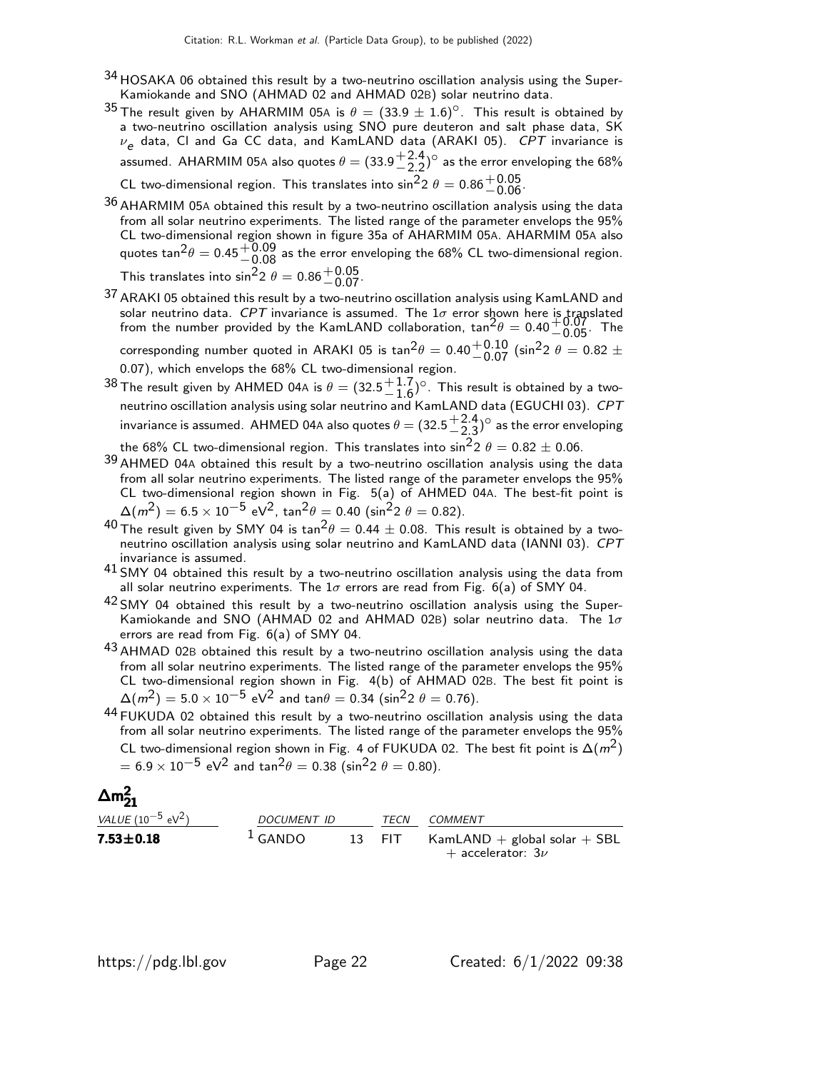[34] HOSAKA 06 obtained this result by a two-neutrino oscillation analysis using the Super-Kamiokande and SNO (AHMAD 02 and AHMAD 02B) solar neutrino data.

[35] The result given by AHARMIM 05A is $\theta = (33.9 \pm 1.6)^\circ$. This result is obtained by a two-neutrino oscillation analysis using SNO pure deuteron and salt phase data, SK $\nu_e$ data, Cl and Ga CC data, and KamLAND data (ARAKI 05). *CPT* invariance is assumed. AHARMIM 05A also quotes $\theta = (33.9^{+2.4}_{-2.2})^\circ$ as the error enveloping the 68% CL two-dimensional region. This translates into $\sin^2 2\,\theta = 0.86^{+0.05}_{-0.06}$.

[36] AHARMIM 05A obtained this result by a two-neutrino oscillation analysis using the data from all solar neutrino experiments. The listed range of the parameter envelops the 95% CL two-dimensional region shown in figure 35a of AHARMIM 05A. AHARMIM 05A also quotes $\tan^2\theta = 0.45^{+0.09}_{-0.08}$ as the error enveloping the 68% CL two-dimensional region. This translates into $\sin^2 2\,\theta = 0.86^{+0.05}_{-0.07}$.

[37] ARAKI 05 obtained this result by a two-neutrino oscillation analysis using KamLAND and solar neutrino data. *CPT* invariance is assumed. The $1\sigma$ error shown here is translated from the number provided by the KamLAND collaboration, $\tan^2\theta = 0.40^{+0.07}_{-0.05}$. The corresponding number quoted in ARAKI 05 is $\tan^2\theta = 0.40^{+0.10}_{-0.07}$ ($\sin^2 2\,\theta = 0.82 \pm 0.07$), which envelops the 68% CL two-dimensional region.

[38] The result given by AHMED 04A is $\theta = (32.5^{+1.7}_{-1.6})^\circ$. This result is obtained by a two-neutrino oscillation analysis using solar neutrino and KamLAND data (EGUCHI 03). *CPT* invariance is assumed. AHMED 04A also quotes $\theta = (32.5^{+2.4}_{-2.3})^\circ$ as the error enveloping the 68% CL two-dimensional region. This translates into $\sin^2 2\,\theta = 0.82 \pm 0.06$.

[39] AHMED 04A obtained this result by a two-neutrino oscillation analysis using the data from all solar neutrino experiments. The listed range of the parameter envelops the 95% CL two-dimensional region shown in Fig. 5(a) of AHMED 04A. The best-fit point is $\Delta(m^2) = 6.5 \times 10^{-5}$ eV$^2$, $\tan^2\theta = 0.40$ ($\sin^2 2\,\theta = 0.82$).

[40] The result given by SMY 04 is $\tan^2\theta = 0.44 \pm 0.08$. This result is obtained by a two-neutrino oscillation analysis using solar neutrino and KamLAND data (IANNI 03). *CPT* invariance is assumed.

[41] SMY 04 obtained this result by a two-neutrino oscillation analysis using the data from all solar neutrino experiments. The $1\sigma$ errors are read from Fig. 6(a) of SMY 04.

[42] SMY 04 obtained this result by a two-neutrino oscillation analysis using the Super-Kamiokande and SNO (AHMAD 02 and AHMAD 02B) solar neutrino data. The $1\sigma$ errors are read from Fig. 6(a) of SMY 04.

[43] AHMAD 02B obtained this result by a two-neutrino oscillation analysis using the data from all solar neutrino experiments. The listed range of the parameter envelops the 95% CL two-dimensional region shown in Fig. 4(b) of AHMAD 02B. The best fit point is $\Delta(m^2) = 5.0 \times 10^{-5}$ eV$^2$ and $\tan\theta = 0.34$ ($\sin^2 2\,\theta = 0.76$).

[44] FUKUDA 02 obtained this result by a two-neutrino oscillation analysis using the data from all solar neutrino experiments. The listed range of the parameter envelops the 95% CL two-dimensional region shown in Fig. 4 of FUKUDA 02. The best fit point is $\Delta(m^2) = 6.9 \times 10^{-5}$ eV$^2$ and $\tan^2\theta = 0.38$ ($\sin^2 2\,\theta = 0.80$).

## $\Delta m^2_{21}$

| VALUE ($10^{-5}$ eV$^2$) | DOCUMENT ID | | TECN | COMMENT |
|---|---|---|---|---|
| **7.53±0.18** | [1] GANDO | 13 | FIT | KamLAND + global solar + SBL + accelerator: $3\nu$ |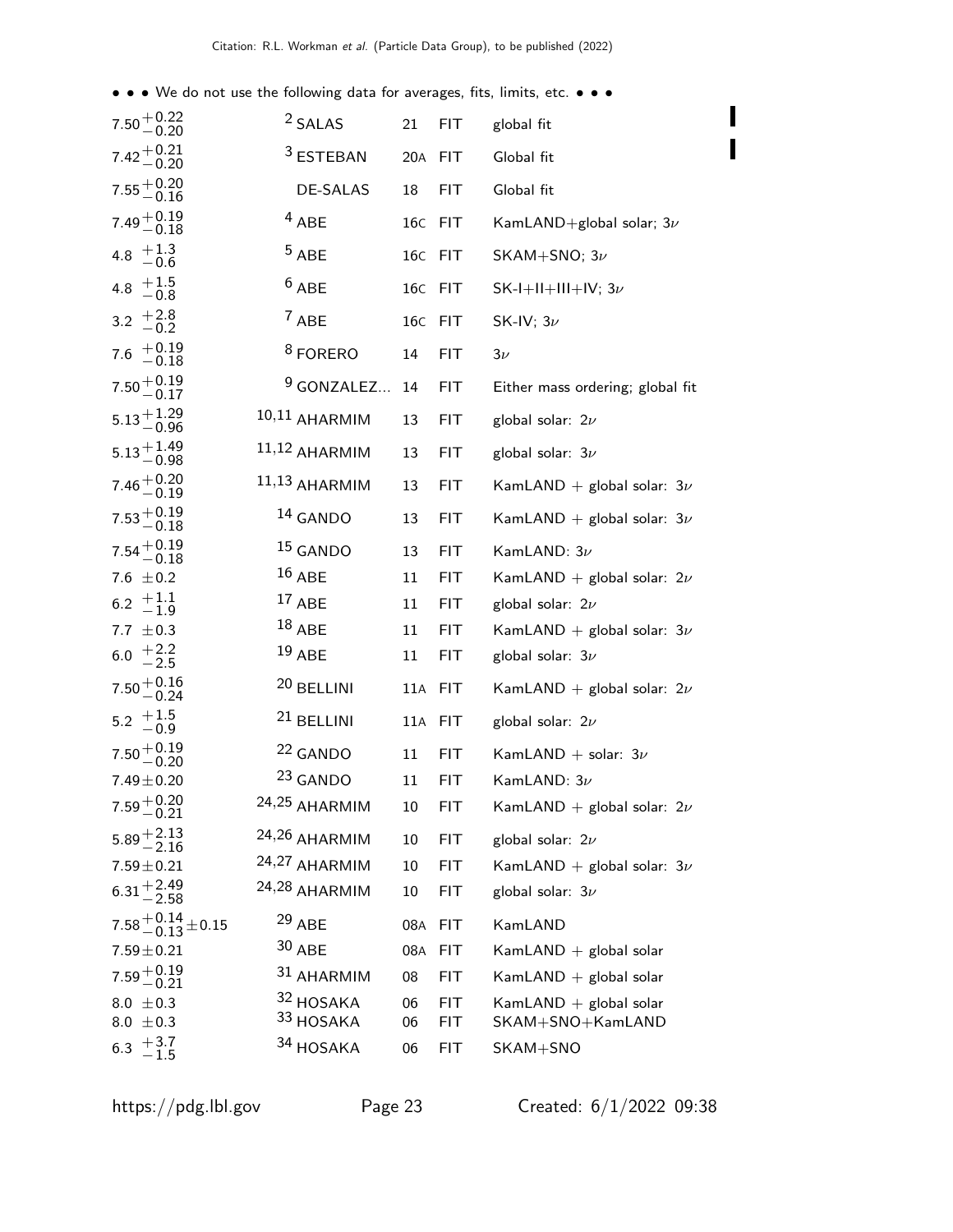• • • We do not use the following data for averages, fits, limits, etc. • • •

| VALUE | DOCUMENT ID | | TECN | COMMENT |
|---|---|---|---|---|
| $7.50^{+0.22}_{-0.20}$ | [2] SALAS | 21 | FIT | global fit |
| $7.42^{+0.21}_{-0.20}$ | [3] ESTEBAN | 20A | FIT | Global fit |
| $7.55^{+0.20}_{-0.16}$ | DE-SALAS | 18 | FIT | Global fit |
| $7.49^{+0.19}_{-0.18}$ | [4] ABE | 16C | FIT | KamLAND+global solar; $3\nu$ |
| $4.8\ ^{+1.3}_{-0.6}$ | [5] ABE | 16C | FIT | SKAM+SNO; $3\nu$ |
| $4.8\ ^{+1.5}_{-0.8}$ | [6] ABE | 16C | FIT | SK-I+II+III+IV; $3\nu$ |
| $3.2\ ^{+2.8}_{-0.2}$ | [7] ABE | 16C | FIT | SK-IV; $3\nu$ |
| $7.6\ ^{+0.19}_{-0.18}$ | [8] FORERO | 14 | FIT | $3\nu$ |
| $7.50^{+0.19}_{-0.17}$ | [9] GONZALEZ... | 14 | FIT | Either mass ordering; global fit |
| $5.13^{+1.29}_{-0.96}$ | [10,11] AHARMIM | 13 | FIT | global solar: $2\nu$ |
| $5.13^{+1.49}_{-0.98}$ | [11,12] AHARMIM | 13 | FIT | global solar: $3\nu$ |
| $7.46^{+0.20}_{-0.19}$ | [11,13] AHARMIM | 13 | FIT | KamLAND + global solar: $3\nu$ |
| $7.53^{+0.19}_{-0.18}$ | [14] GANDO | 13 | FIT | KamLAND + global solar: $3\nu$ |
| $7.54^{+0.19}_{-0.18}$ | [15] GANDO | 13 | FIT | KamLAND: $3\nu$ |
| $7.6\ \pm0.2$ | [16] ABE | 11 | FIT | KamLAND + global solar: $2\nu$ |
| $6.2\ ^{+1.1}_{-1.9}$ | [17] ABE | 11 | FIT | global solar: $2\nu$ |
| $7.7\ \pm0.3$ | [18] ABE | 11 | FIT | KamLAND + global solar: $3\nu$ |
| $6.0\ ^{+2.2}_{-2.5}$ | [19] ABE | 11 | FIT | global solar: $3\nu$ |
| $7.50^{+0.16}_{-0.24}$ | [20] BELLINI | 11A | FIT | KamLAND + global solar: $2\nu$ |
| $5.2\ ^{+1.5}_{-0.9}$ | [21] BELLINI | 11A | FIT | global solar: $2\nu$ |
| $7.50^{+0.19}_{-0.20}$ | [22] GANDO | 11 | FIT | KamLAND + solar: $3\nu$ |
| $7.49\pm0.20$ | [23] GANDO | 11 | FIT | KamLAND: $3\nu$ |
| $7.59^{+0.20}_{-0.21}$ | [24,25] AHARMIM | 10 | FIT | KamLAND + global solar: $2\nu$ |
| $5.89^{+2.13}_{-2.16}$ | [24,26] AHARMIM | 10 | FIT | global solar: $2\nu$ |
| $7.59\pm0.21$ | [24,27] AHARMIM | 10 | FIT | KamLAND + global solar: $3\nu$ |
| $6.31^{+2.49}_{-2.58}$ | [24,28] AHARMIM | 10 | FIT | global solar: $3\nu$ |
| $7.58^{+0.14}_{-0.13}\pm0.15$ | [29] ABE | 08A | FIT | KamLAND |
| $7.59\pm0.21$ | [30] ABE | 08A | FIT | KamLAND + global solar |
| $7.59^{+0.19}_{-0.21}$ | [31] AHARMIM | 08 | FIT | KamLAND + global solar |
| $8.0\ \pm0.3$ | [32] HOSAKA | 06 | FIT | KamLAND + global solar |
| $8.0\ \pm0.3$ | [33] HOSAKA | 06 | FIT | SKAM+SNO+KamLAND |
| $6.3\ ^{+3.7}_{-1.5}$ | [34] HOSAKA | 06 | FIT | SKAM+SNO |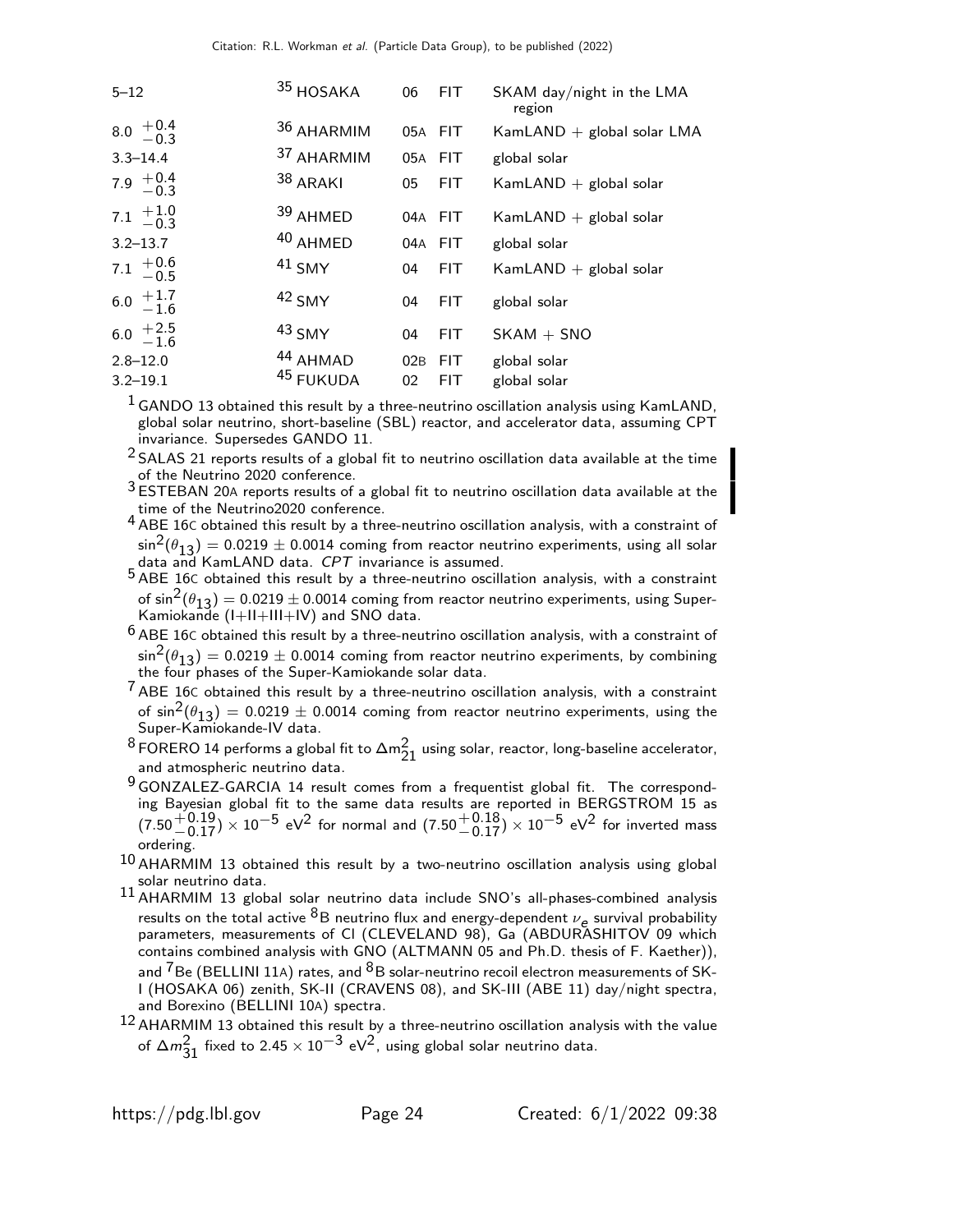| | | | | |
|---|---|---|---|---|
| 5–12 | [35] HOSAKA | 06 | FIT | SKAM day/night in the LMA region |
| $8.0\ ^{+0.4}_{-0.3}$ | [36] AHARMIM | 05A | FIT | KamLAND + global solar LMA |
| 3.3–14.4 | [37] AHARMIM | 05A | FIT | global solar |
| $7.9\ ^{+0.4}_{-0.3}$ | [38] ARAKI | 05 | FIT | KamLAND + global solar |
| $7.1\ ^{+1.0}_{-0.3}$ | [39] AHMED | 04A | FIT | KamLAND + global solar |
| 3.2–13.7 | [40] AHMED | 04A | FIT | global solar |
| $7.1\ ^{+0.6}_{-0.5}$ | [41] SMY | 04 | FIT | KamLAND + global solar |
| $6.0\ ^{+1.7}_{-1.6}$ | [42] SMY | 04 | FIT | global solar |
| $6.0\ ^{+2.5}_{-1.6}$ | [43] SMY | 04 | FIT | SKAM + SNO |
| 2.8–12.0 | [44] AHMAD | 02B | FIT | global solar |
| 3.2–19.1 | [45] FUKUDA | 02 | FIT | global solar |

[1] GANDO 13 obtained this result by a three-neutrino oscillation analysis using KamLAND, global solar neutrino, short-baseline (SBL) reactor, and accelerator data, assuming CPT invariance. Supersedes GANDO 11.

[2] SALAS 21 reports results of a global fit to neutrino oscillation data available at the time of the Neutrino 2020 conference.

[3] ESTEBAN 20A reports results of a global fit to neutrino oscillation data available at the time of the Neutrino2020 conference.

[4] ABE 16C obtained this result by a three-neutrino oscillation analysis, with a constraint of $\sin^2(\theta_{13}) = 0.0219 \pm 0.0014$ coming from reactor neutrino experiments, using all solar data and KamLAND data. *CPT* invariance is assumed.

[5] ABE 16C obtained this result by a three-neutrino oscillation analysis, with a constraint of $\sin^2(\theta_{13}) = 0.0219 \pm 0.0014$ coming from reactor neutrino experiments, using Super-Kamiokande (I+II+III+IV) and SNO data.

[6] ABE 16C obtained this result by a three-neutrino oscillation analysis, with a constraint of $\sin^2(\theta_{13}) = 0.0219 \pm 0.0014$ coming from reactor neutrino experiments, by combining the four phases of the Super-Kamiokande solar data.

[7] ABE 16C obtained this result by a three-neutrino oscillation analysis, with a constraint of $\sin^2(\theta_{13}) = 0.0219 \pm 0.0014$ coming from reactor neutrino experiments, using the Super-Kamiokande-IV data.

[8] FORERO 14 performs a global fit to $\Delta m^2_{21}$ using solar, reactor, long-baseline accelerator, and atmospheric neutrino data.

[9] GONZALEZ-GARCIA 14 result comes from a frequentist global fit. The corresponding Bayesian global fit to the same data results are reported in BERGSTROM 15 as $(7.50^{+0.19}_{-0.17}) \times 10^{-5}$ eV$^2$ for normal and $(7.50^{+0.18}_{-0.17}) \times 10^{-5}$ eV$^2$ for inverted mass ordering.

[10] AHARMIM 13 obtained this result by a two-neutrino oscillation analysis using global solar neutrino data.

[11] AHARMIM 13 global solar neutrino data include SNO's all-phases-combined analysis results on the total active $^8$B neutrino flux and energy-dependent $\nu_e$ survival probability parameters, measurements of Cl (CLEVELAND 98), Ga (ABDURASHITOV 09 which contains combined analysis with GNO (ALTMANN 05 and Ph.D. thesis of F. Kaether)), and $^7$Be (BELLINI 11A) rates, and $^8$B solar-neutrino recoil electron measurements of SK-I (HOSAKA 06) zenith, SK-II (CRAVENS 08), and SK-III (ABE 11) day/night spectra, and Borexino (BELLINI 10A) spectra.

[12] AHARMIM 13 obtained this result by a three-neutrino oscillation analysis with the value of $\Delta m^2_{31}$ fixed to $2.45 \times 10^{-3}$ eV$^2$, using global solar neutrino data.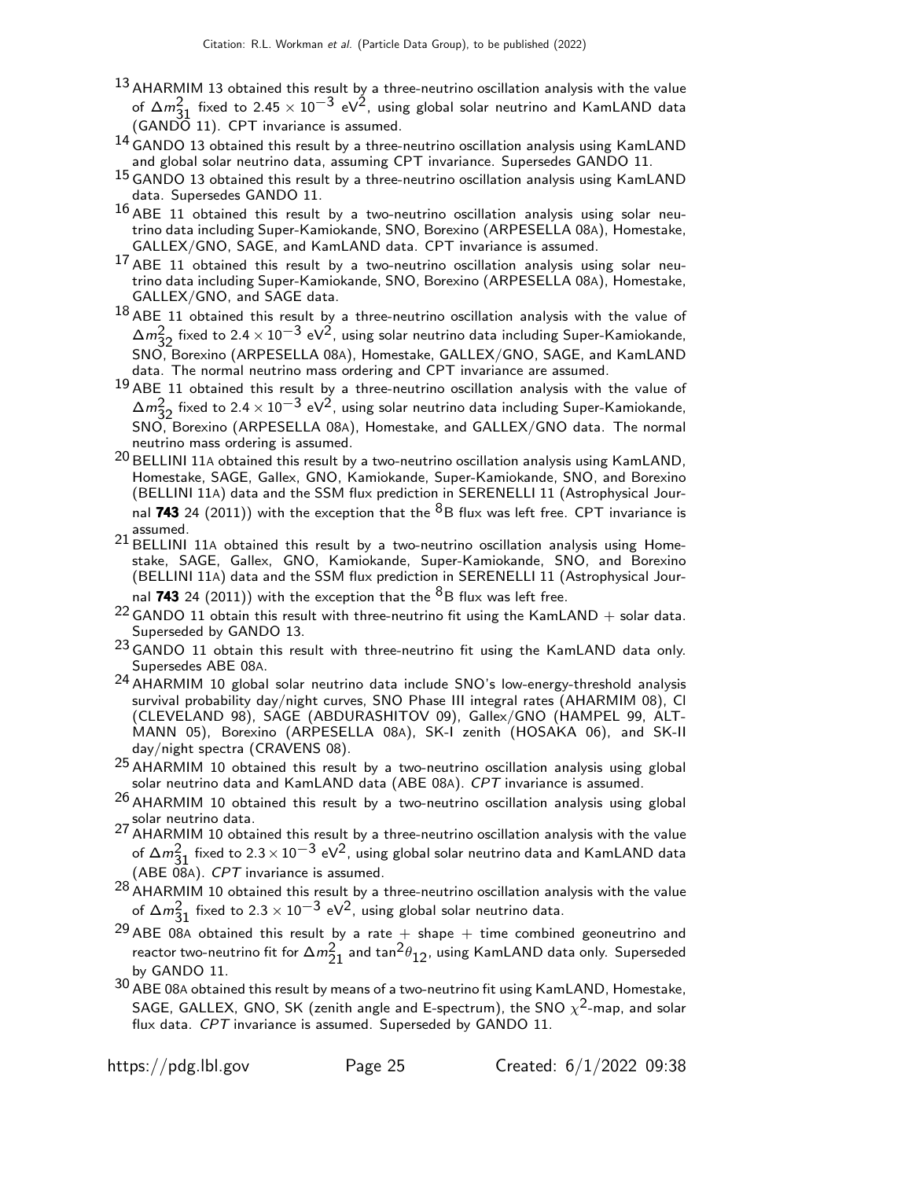[13] AHARMIM 13 obtained this result by a three-neutrino oscillation analysis with the value of $\Delta m^2_{31}$ fixed to $2.45 \times 10^{-3}$ eV$^2$, using global solar neutrino and KamLAND data (GANDO 11). CPT invariance is assumed.

[14] GANDO 13 obtained this result by a three-neutrino oscillation analysis using KamLAND and global solar neutrino data, assuming CPT invariance. Supersedes GANDO 11.

[15] GANDO 13 obtained this result by a three-neutrino oscillation analysis using KamLAND data. Supersedes GANDO 11.

[16] ABE 11 obtained this result by a two-neutrino oscillation analysis using solar neutrino data including Super-Kamiokande, SNO, Borexino (ARPESELLA 08A), Homestake, GALLEX/GNO, SAGE, and KamLAND data. CPT invariance is assumed.

[17] ABE 11 obtained this result by a two-neutrino oscillation analysis using solar neutrino data including Super-Kamiokande, SNO, Borexino (ARPESELLA 08A), Homestake, GALLEX/GNO, and SAGE data.

[18] ABE 11 obtained this result by a three-neutrino oscillation analysis with the value of $\Delta m^2_{32}$ fixed to $2.4 \times 10^{-3}$ eV$^2$, using solar neutrino data including Super-Kamiokande, SNO, Borexino (ARPESELLA 08A), Homestake, GALLEX/GNO, SAGE, and KamLAND data. The normal neutrino mass ordering and CPT invariance are assumed.

[19] ABE 11 obtained this result by a three-neutrino oscillation analysis with the value of $\Delta m^2_{32}$ fixed to $2.4 \times 10^{-3}$ eV$^2$, using solar neutrino data including Super-Kamiokande, SNO, Borexino (ARPESELLA 08A), Homestake, and GALLEX/GNO data. The normal neutrino mass ordering is assumed.

[20] BELLINI 11A obtained this result by a two-neutrino oscillation analysis using KamLAND, Homestake, SAGE, Gallex, GNO, Kamiokande, Super-Kamiokande, SNO, and Borexino (BELLINI 11A) data and the SSM flux prediction in SERENELLI 11 (Astrophysical Journal **743** 24 (2011)) with the exception that the $^8$B flux was left free. CPT invariance is assumed.

[21] BELLINI 11A obtained this result by a two-neutrino oscillation analysis using Homestake, SAGE, Gallex, GNO, Kamiokande, Super-Kamiokande, SNO, and Borexino (BELLINI 11A) data and the SSM flux prediction in SERENELLI 11 (Astrophysical Journal **743** 24 (2011)) with the exception that the $^8$B flux was left free.

[22] GANDO 11 obtain this result with three-neutrino fit using the KamLAND + solar data. Superseded by GANDO 13.

[23] GANDO 11 obtain this result with three-neutrino fit using the KamLAND data only. Supersedes ABE 08A.

[24] AHARMIM 10 global solar neutrino data include SNO's low-energy-threshold analysis survival probability day/night curves, SNO Phase III integral rates (AHARMIM 08), Cl (CLEVELAND 98), SAGE (ABDURASHITOV 09), Gallex/GNO (HAMPEL 99, ALTMANN 05), Borexino (ARPESELLA 08A), SK-I zenith (HOSAKA 06), and SK-II day/night spectra (CRAVENS 08).

[25] AHARMIM 10 obtained this result by a two-neutrino oscillation analysis using global solar neutrino data and KamLAND data (ABE 08A). *CPT* invariance is assumed.

[26] AHARMIM 10 obtained this result by a two-neutrino oscillation analysis using global solar neutrino data.

[27] AHARMIM 10 obtained this result by a three-neutrino oscillation analysis with the value of $\Delta m^2_{31}$ fixed to $2.3 \times 10^{-3}$ eV$^2$, using global solar neutrino data and KamLAND data (ABE 08A). *CPT* invariance is assumed.

[28] AHARMIM 10 obtained this result by a three-neutrino oscillation analysis with the value of $\Delta m^2_{31}$ fixed to $2.3 \times 10^{-3}$ eV$^2$, using global solar neutrino data.

[29] ABE 08A obtained this result by a rate + shape + time combined geoneutrino and reactor two-neutrino fit for $\Delta m^2_{21}$ and $\tan^2\theta_{12}$, using KamLAND data only. Superseded by GANDO 11.

[30] ABE 08A obtained this result by means of a two-neutrino fit using KamLAND, Homestake, SAGE, GALLEX, GNO, SK (zenith angle and E-spectrum), the SNO $\chi^2$-map, and solar flux data. *CPT* invariance is assumed. Superseded by GANDO 11.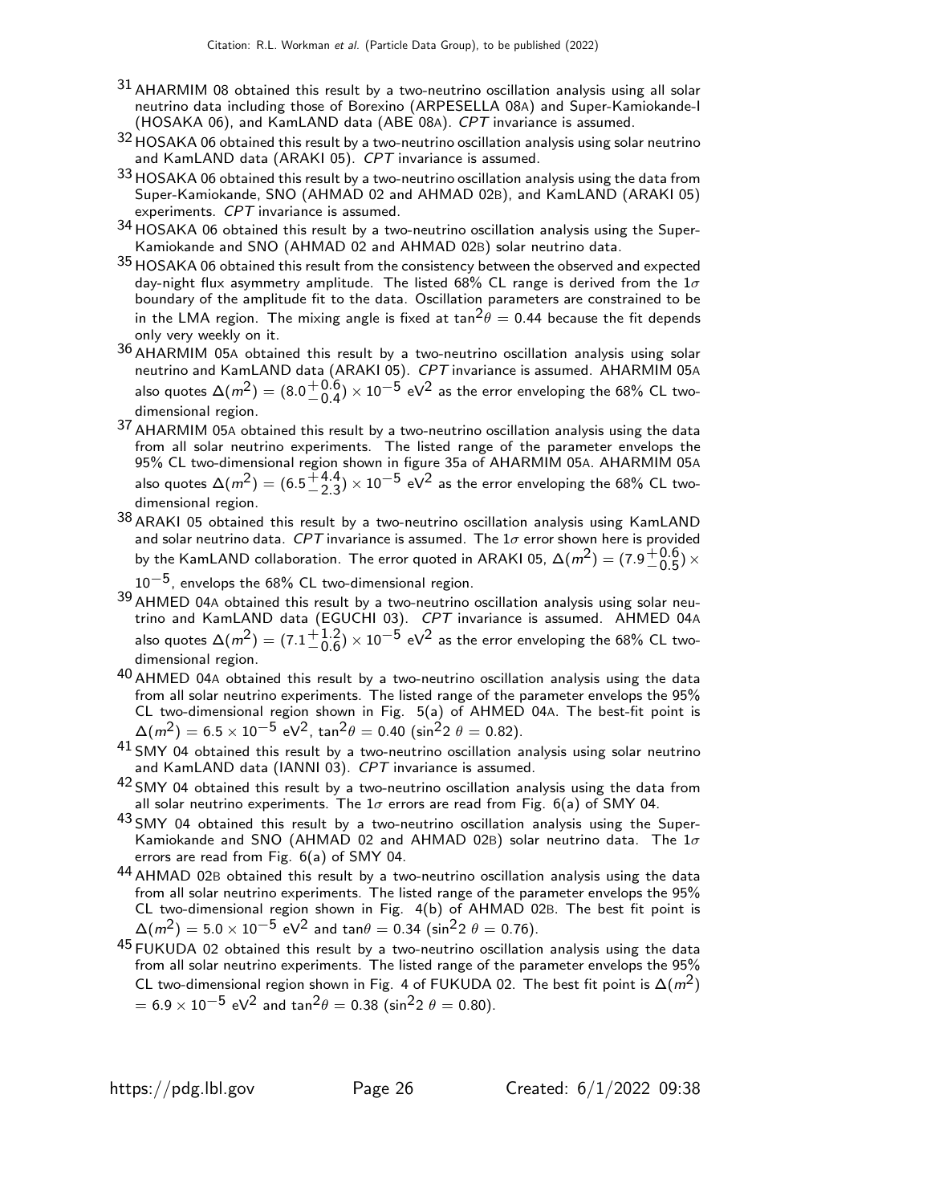[31] AHARMIM 08 obtained this result by a two-neutrino oscillation analysis using all solar neutrino data including those of Borexino (ARPESELLA 08A) and Super-Kamiokande-I (HOSAKA 06), and KamLAND data (ABE 08A). *CPT* invariance is assumed.

[32] HOSAKA 06 obtained this result by a two-neutrino oscillation analysis using solar neutrino and KamLAND data (ARAKI 05). *CPT* invariance is assumed.

[33] HOSAKA 06 obtained this result by a two-neutrino oscillation analysis using the data from Super-Kamiokande, SNO (AHMAD 02 and AHMAD 02B), and KamLAND (ARAKI 05) experiments. *CPT* invariance is assumed.

[34] HOSAKA 06 obtained this result by a two-neutrino oscillation analysis using the Super-Kamiokande and SNO (AHMAD 02 and AHMAD 02B) solar neutrino data.

[35] HOSAKA 06 obtained this result from the consistency between the observed and expected day-night flux asymmetry amplitude. The listed 68% CL range is derived from the $1\sigma$ boundary of the amplitude fit to the data. Oscillation parameters are constrained to be in the LMA region. The mixing angle is fixed at $\tan^2\theta = 0.44$ because the fit depends only very weekly on it.

[36] AHARMIM 05A obtained this result by a two-neutrino oscillation analysis using solar neutrino and KamLAND data (ARAKI 05). *CPT* invariance is assumed. AHARMIM 05A also quotes $\Delta(m^2) = (8.0^{+0.6}_{-0.4}) \times 10^{-5}$ eV$^2$ as the error enveloping the 68% CL two-dimensional region.

[37] AHARMIM 05A obtained this result by a two-neutrino oscillation analysis using the data from all solar neutrino experiments. The listed range of the parameter envelops the 95% CL two-dimensional region shown in figure 35a of AHARMIM 05A. AHARMIM 05A also quotes $\Delta(m^2) = (6.5^{+4.4}_{-2.3}) \times 10^{-5}$ eV$^2$ as the error enveloping the 68% CL two-dimensional region.

[38] ARAKI 05 obtained this result by a two-neutrino oscillation analysis using KamLAND and solar neutrino data. *CPT* invariance is assumed. The $1\sigma$ error shown here is provided by the KamLAND collaboration. The error quoted in ARAKI 05, $\Delta(m^2) = (7.9^{+0.6}_{-0.5}) \times 10^{-5}$, envelops the 68% CL two-dimensional region.

[39] AHMED 04A obtained this result by a two-neutrino oscillation analysis using solar neutrino and KamLAND data (EGUCHI 03). *CPT* invariance is assumed. AHMED 04A also quotes $\Delta(m^2) = (7.1^{+1.2}_{-0.6}) \times 10^{-5}$ eV$^2$ as the error enveloping the 68% CL two-dimensional region.

[40] AHMED 04A obtained this result by a two-neutrino oscillation analysis using the data from all solar neutrino experiments. The listed range of the parameter envelops the 95% CL two-dimensional region shown in Fig. 5(a) of AHMED 04A. The best-fit point is $\Delta(m^2) = 6.5 \times 10^{-5}$ eV$^2$, $\tan^2\theta = 0.40$ ($\sin^2 2\,\theta = 0.82$).

[41] SMY 04 obtained this result by a two-neutrino oscillation analysis using solar neutrino and KamLAND data (IANNI 03). *CPT* invariance is assumed.

[42] SMY 04 obtained this result by a two-neutrino oscillation analysis using the data from all solar neutrino experiments. The $1\sigma$ errors are read from Fig. 6(a) of SMY 04.

[43] SMY 04 obtained this result by a two-neutrino oscillation analysis using the Super-Kamiokande and SNO (AHMAD 02 and AHMAD 02B) solar neutrino data. The $1\sigma$ errors are read from Fig. 6(a) of SMY 04.

[44] AHMAD 02B obtained this result by a two-neutrino oscillation analysis using the data from all solar neutrino experiments. The listed range of the parameter envelops the 95% CL two-dimensional region shown in Fig. 4(b) of AHMAD 02B. The best fit point is $\Delta(m^2) = 5.0 \times 10^{-5}$ eV$^2$ and $\tan\theta = 0.34$ ($\sin^2 2\,\theta = 0.76$).

[45] FUKUDA 02 obtained this result by a two-neutrino oscillation analysis using the data from all solar neutrino experiments. The listed range of the parameter envelops the 95% CL two-dimensional region shown in Fig. 4 of FUKUDA 02. The best fit point is $\Delta(m^2) = 6.9 \times 10^{-5}$ eV$^2$ and $\tan^2\theta = 0.38$ ($\sin^2 2\,\theta = 0.80$).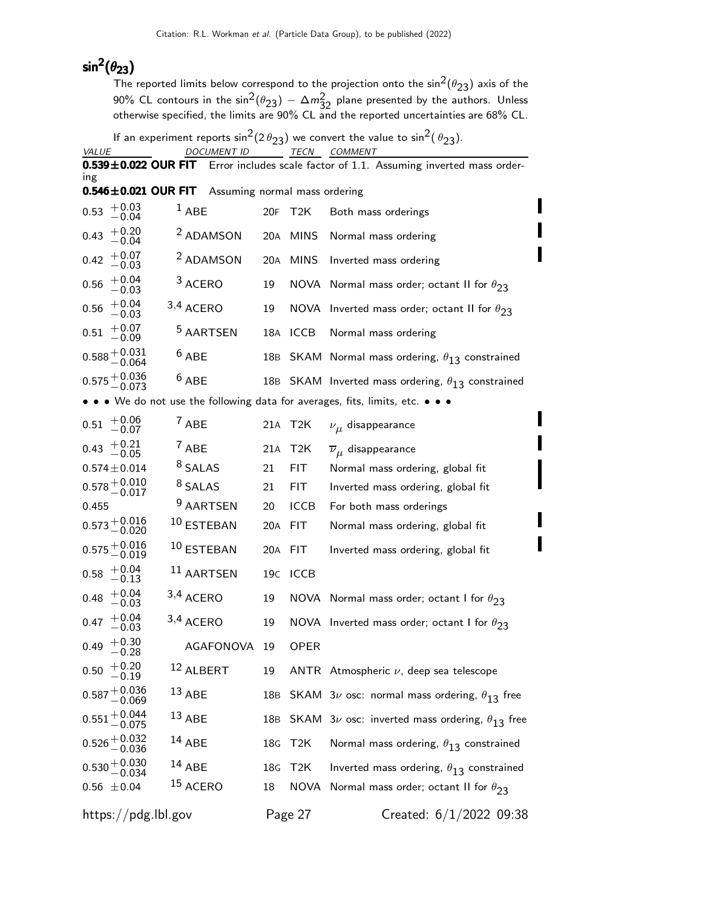## $\sin^2(\theta_{23})$

The reported limits below correspond to the projection onto the $\sin^2(\theta_{23})$ axis of the 90% CL contours in the $\sin^2(\theta_{23}) - \Delta m^2_{32}$ plane presented by the authors. Unless otherwise specified, the limits are 90% CL and the reported uncertainties are 68% CL.

If an experiment reports $\sin^2(2\theta_{23})$ we convert the value to $\sin^2(\theta_{23})$.

| VALUE | DOCUMENT ID | | TECN | COMMENT |
|---|---|---|---|---|
| **0.539±0.022 OUR FIT** | Error includes scale factor of 1.1. Assuming inverted mass ordering | | | |
| **0.546±0.021 OUR FIT** | Assuming normal mass ordering | | | |
| $0.53\ ^{+0.03}_{-0.04}$ | [1] ABE | 20F | T2K | Both mass orderings |
| $0.43\ ^{+0.20}_{-0.04}$ | [2] ADAMSON | 20A | MINS | Normal mass ordering |
| $0.42\ ^{+0.07}_{-0.03}$ | [2] ADAMSON | 20A | MINS | Inverted mass ordering |
| $0.56\ ^{+0.04}_{-0.03}$ | [3] ACERO | 19 | NOVA | Normal mass order; octant II for $\theta_{23}$ |
| $0.56\ ^{+0.04}_{-0.03}$ | [3,4] ACERO | 19 | NOVA | Inverted mass order; octant II for $\theta_{23}$ |
| $0.51\ ^{+0.07}_{-0.09}$ | [5] AARTSEN | 18A | ICCB | Normal mass ordering |
| $0.588^{+0.031}_{-0.064}$ | [6] ABE | 18B | SKAM | Normal mass ordering, $\theta_{13}$ constrained |
| $0.575^{+0.036}_{-0.073}$ | [6] ABE | 18B | SKAM | Inverted mass ordering, $\theta_{13}$ constrained |
| • • • We do not use the following data for averages, fits, limits, etc. • • • | | | | |
| $0.51\ ^{+0.06}_{-0.07}$ | [7] ABE | 21A | T2K | $\nu_\mu$ disappearance |
| $0.43\ ^{+0.21}_{-0.05}$ | [7] ABE | 21A | T2K | $\overline{\nu}_\mu$ disappearance |
| $0.574\pm0.014$ | [8] SALAS | 21 | FIT | Normal mass ordering, global fit |
| $0.578^{+0.010}_{-0.017}$ | [8] SALAS | 21 | FIT | Inverted mass ordering, global fit |
| 0.455 | [9] AARTSEN | 20 | ICCB | For both mass orderings |
| $0.573^{+0.016}_{-0.020}$ | [10] ESTEBAN | 20A | FIT | Normal mass ordering, global fit |
| $0.575^{+0.016}_{-0.019}$ | [10] ESTEBAN | 20A | FIT | Inverted mass ordering, global fit |
| $0.58\ ^{+0.04}_{-0.13}$ | [11] AARTSEN | 19C | ICCB | |
| $0.48\ ^{+0.04}_{-0.03}$ | [3,4] ACERO | 19 | NOVA | Normal mass order; octant I for $\theta_{23}$ |
| $0.47\ ^{+0.04}_{-0.03}$ | [3,4] ACERO | 19 | NOVA | Inverted mass order; octant I for $\theta_{23}$ |
| $0.49\ ^{+0.30}_{-0.28}$ | AGAFONOVA | 19 | OPER | |
| $0.50\ ^{+0.20}_{-0.19}$ | [12] ALBERT | 19 | ANTR | Atmospheric $\nu$, deep sea telescope |
| $0.587^{+0.036}_{-0.069}$ | [13] ABE | 18B | SKAM | $3\nu$ osc: normal mass ordering, $\theta_{13}$ free |
| $0.551^{+0.044}_{-0.075}$ | [13] ABE | 18B | SKAM | $3\nu$ osc: inverted mass ordering, $\theta_{13}$ free |
| $0.526^{+0.032}_{-0.036}$ | [14] ABE | 18G | T2K | Normal mass ordering, $\theta_{13}$ constrained |
| $0.530^{+0.030}_{-0.034}$ | [14] ABE | 18G | T2K | Inverted mass ordering, $\theta_{13}$ constrained |
| $0.56\ \pm0.04$ | [15] ACERO | 18 | NOVA | Normal mass order; octant II for $\theta_{23}$ |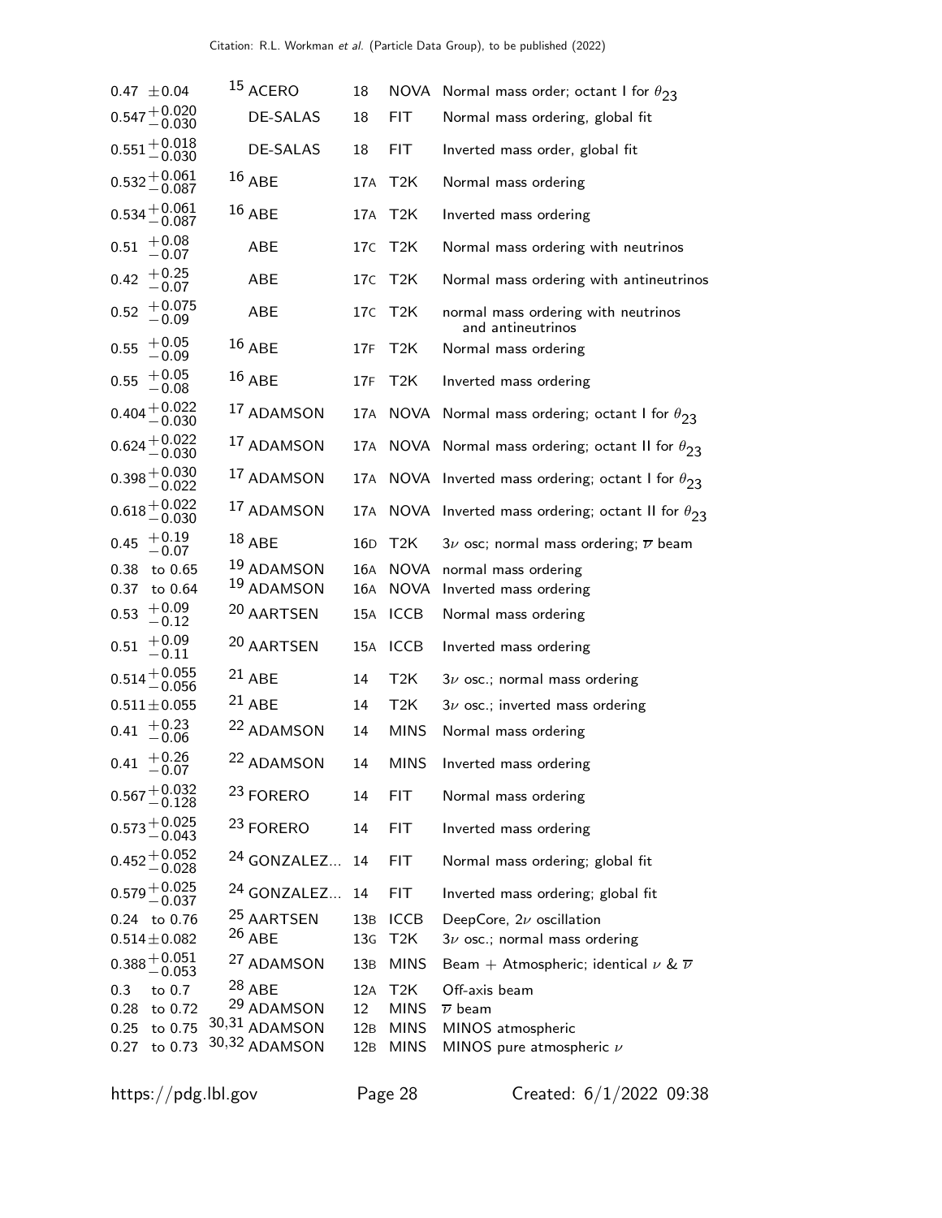| VALUE | DOCUMENT ID | | TECN | COMMENT |
|---|---|---|---|---|
| $0.47 \pm 0.04$ | [15] ACERO | 18 | NOVA | Normal mass order; octant I for $\theta_{23}$ |
| $0.547^{+0.020}_{-0.030}$ | DE-SALAS | 18 | FIT | Normal mass ordering, global fit |
| $0.551^{+0.018}_{-0.030}$ | DE-SALAS | 18 | FIT | Inverted mass order, global fit |
| $0.532^{+0.061}_{-0.087}$ | [16] ABE | 17A | T2K | Normal mass ordering |
| $0.534^{+0.061}_{-0.087}$ | [16] ABE | 17A | T2K | Inverted mass ordering |
| $0.51\ ^{+0.08}_{-0.07}$ | ABE | 17C | T2K | Normal mass ordering with neutrinos |
| $0.42\ ^{+0.25}_{-0.07}$ | ABE | 17C | T2K | Normal mass ordering with antineutrinos |
| $0.52\ ^{+0.075}_{-0.09}$ | ABE | 17C | T2K | normal mass ordering with neutrinos and antineutrinos |
| $0.55\ ^{+0.05}_{-0.09}$ | [16] ABE | 17F | T2K | Normal mass ordering |
| $0.55\ ^{+0.05}_{-0.08}$ | [16] ABE | 17F | T2K | Inverted mass ordering |
| $0.404^{+0.022}_{-0.030}$ | [17] ADAMSON | 17A | NOVA | Normal mass ordering; octant I for $\theta_{23}$ |
| $0.624^{+0.022}_{-0.030}$ | [17] ADAMSON | 17A | NOVA | Normal mass ordering; octant II for $\theta_{23}$ |
| $0.398^{+0.030}_{-0.022}$ | [17] ADAMSON | 17A | NOVA | Inverted mass ordering; octant I for $\theta_{23}$ |
| $0.618^{+0.022}_{-0.030}$ | [17] ADAMSON | 17A | NOVA | Inverted mass ordering; octant II for $\theta_{23}$ |
| $0.45\ ^{+0.19}_{-0.07}$ | [18] ABE | 16D | T2K | $3\nu$ osc; normal mass ordering; $\overline{\nu}$ beam |
| 0.38 to 0.65 | [19] ADAMSON | 16A | NOVA | normal mass ordering |
| 0.37 to 0.64 | [19] ADAMSON | 16A | NOVA | Inverted mass ordering |
| $0.53\ ^{+0.09}_{-0.12}$ | [20] AARTSEN | 15A | ICCB | Normal mass ordering |
| $0.51\ ^{+0.09}_{-0.11}$ | [20] AARTSEN | 15A | ICCB | Inverted mass ordering |
| $0.514^{+0.055}_{-0.056}$ | [21] ABE | 14 | T2K | $3\nu$ osc.; normal mass ordering |
| $0.511 \pm 0.055$ | [21] ABE | 14 | T2K | $3\nu$ osc.; inverted mass ordering |
| $0.41\ ^{+0.23}_{-0.06}$ | [22] ADAMSON | 14 | MINS | Normal mass ordering |
| $0.41\ ^{+0.26}_{-0.07}$ | [22] ADAMSON | 14 | MINS | Inverted mass ordering |
| $0.567^{+0.032}_{-0.128}$ | [23] FORERO | 14 | FIT | Normal mass ordering |
| $0.573^{+0.025}_{-0.043}$ | [23] FORERO | 14 | FIT | Inverted mass ordering |
| $0.452^{+0.052}_{-0.028}$ | [24] GONZALEZ... | 14 | FIT | Normal mass ordering; global fit |
| $0.579^{+0.025}_{-0.037}$ | [24] GONZALEZ... | 14 | FIT | Inverted mass ordering; global fit |
| 0.24 to 0.76 | [25] AARTSEN | 13B | ICCB | DeepCore, $2\nu$ oscillation |
| $0.514 \pm 0.082$ | [26] ABE | 13G | T2K | $3\nu$ osc.; normal mass ordering |
| $0.388^{+0.051}_{-0.053}$ | [27] ADAMSON | 13B | MINS | Beam + Atmospheric; identical $\nu$ & $\overline{\nu}$ |
| 0.3 to 0.7 | [28] ABE | 12A | T2K | Off-axis beam |
| 0.28 to 0.72 | [29] ADAMSON | 12 | MINS | $\overline{\nu}$ beam |
| 0.25 to 0.75 | [30,31] ADAMSON | 12B | MINS | MINOS atmospheric |
| 0.27 to 0.73 | [30,32] ADAMSON | 12B | MINS | MINOS pure atmospheric $\nu$ |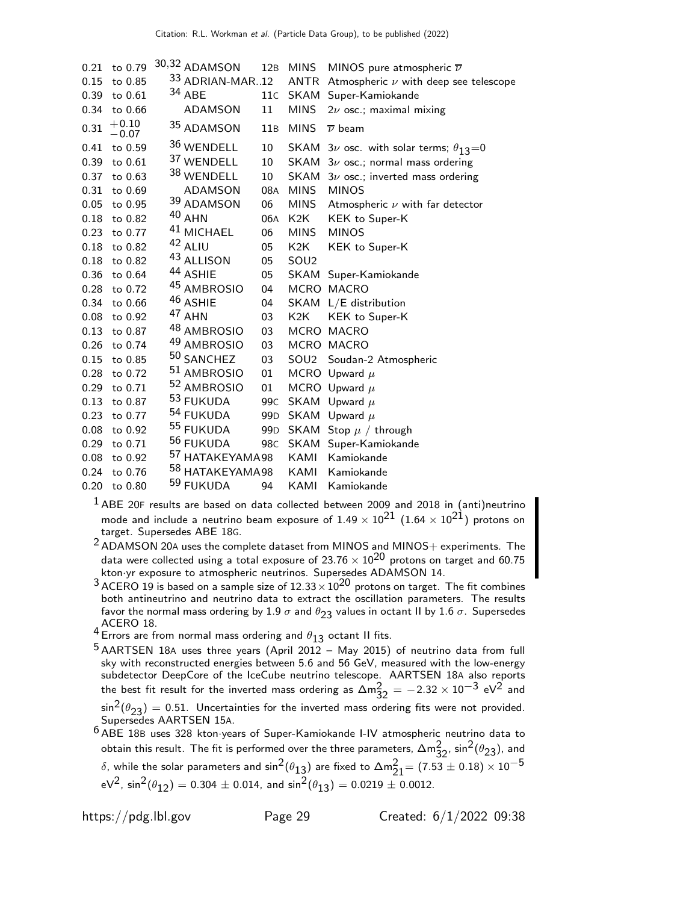| VALUE | DOCUMENT ID | | TECN | COMMENT |
|---|---|---|---|---|
| 0.21 to 0.79 | [30,32] ADAMSON | 12B | MINS | MINOS pure atmospheric $\overline{\nu}$ |
| 0.15 to 0.85 | [33] ADRIAN-MAR..12 | | ANTR | Atmospheric $\nu$ with deep see telescope |
| 0.39 to 0.61 | [34] ABE | 11C | SKAM | Super-Kamiokande |
| 0.34 to 0.66 | ADAMSON | 11 | MINS | $2\nu$ osc.; maximal mixing |
| $0.31\ ^{+0.10}_{-0.07}$ | [35] ADAMSON | 11B | MINS | $\overline{\nu}$ beam |
| 0.41 to 0.59 | [36] WENDELL | 10 | SKAM | $3\nu$ osc. with solar terms; $\theta_{13}$=0 |
| 0.39 to 0.61 | [37] WENDELL | 10 | SKAM | $3\nu$ osc.; normal mass ordering |
| 0.37 to 0.63 | [38] WENDELL | 10 | SKAM | $3\nu$ osc.; inverted mass ordering |
| 0.31 to 0.69 | ADAMSON | 08A | MINS | MINOS |
| 0.05 to 0.95 | [39] ADAMSON | 06 | MINS | Atmospheric $\nu$ with far detector |
| 0.18 to 0.82 | [40] AHN | 06A | K2K | KEK to Super-K |
| 0.23 to 0.77 | [41] MICHAEL | 06 | MINS | MINOS |
| 0.18 to 0.82 | [42] ALIU | 05 | K2K | KEK to Super-K |
| 0.18 to 0.82 | [43] ALLISON | 05 | SOU2 | |
| 0.36 to 0.64 | [44] ASHIE | 05 | SKAM | Super-Kamiokande |
| 0.28 to 0.72 | [45] AMBROSIO | 04 | MCRO | MACRO |
| 0.34 to 0.66 | [46] ASHIE | 04 | SKAM | L/E distribution |
| 0.08 to 0.92 | [47] AHN | 03 | K2K | KEK to Super-K |
| 0.13 to 0.87 | [48] AMBROSIO | 03 | MCRO | MACRO |
| 0.26 to 0.74 | [49] AMBROSIO | 03 | MCRO | MACRO |
| 0.15 to 0.85 | [50] SANCHEZ | 03 | SOU2 | Soudan-2 Atmospheric |
| 0.28 to 0.72 | [51] AMBROSIO | 01 | MCRO | Upward $\mu$ |
| 0.29 to 0.71 | [52] AMBROSIO | 01 | MCRO | Upward $\mu$ |
| 0.13 to 0.87 | [53] FUKUDA | 99C | SKAM | Upward $\mu$ |
| 0.23 to 0.77 | [54] FUKUDA | 99D | SKAM | Upward $\mu$ |
| 0.08 to 0.92 | [55] FUKUDA | 99D | SKAM | Stop $\mu$ / through |
| 0.29 to 0.71 | [56] FUKUDA | 98C | SKAM | Super-Kamiokande |
| 0.08 to 0.92 | [57] HATAKEYAMA | 98 | KAMI | Kamiokande |
| 0.24 to 0.76 | [58] HATAKEYAMA | 98 | KAMI | Kamiokande |
| 0.20 to 0.80 | [59] FUKUDA | 94 | KAMI | Kamiokande |

[1] ABE 20F results are based on data collected between 2009 and 2018 in (anti)neutrino mode and include a neutrino beam exposure of $1.49 \times 10^{21}$ ($1.64 \times 10^{21}$) protons on target. Supersedes ABE 18G.

[2] ADAMSON 20A uses the complete dataset from MINOS and MINOS+ experiments. The data were collected using a total exposure of $23.76 \times 10^{20}$ protons on target and 60.75 kton·yr exposure to atmospheric neutrinos. Supersedes ADAMSON 14.

[3] ACERO 19 is based on a sample size of $12.33 \times 10^{20}$ protons on target. The fit combines both antineutrino and neutrino data to extract the oscillation parameters. The results favor the normal mass ordering by 1.9 $\sigma$ and $\theta_{23}$ values in octant II by 1.6 $\sigma$. Supersedes ACERO 18.

[4] Errors are from normal mass ordering and $\theta_{13}$ octant II fits.

[5] AARTSEN 18A uses three years (April 2012 – May 2015) of neutrino data from full sky with reconstructed energies between 5.6 and 56 GeV, measured with the low-energy subdetector DeepCore of the IceCube neutrino telescope. AARTSEN 18A also reports the best fit result for the inverted mass ordering as $\Delta m^2_{32} = -2.32 \times 10^{-3}$ eV$^2$ and $\sin^2(\theta_{23}) = 0.51$. Uncertainties for the inverted mass ordering fits were not provided. Supersedes AARTSEN 15A.

[6] ABE 18B uses 328 kton·years of Super-Kamiokande I-IV atmospheric neutrino data to obtain this result. The fit is performed over the three parameters, $\Delta m^2_{32}$, $\sin^2(\theta_{23})$, and $\delta$, while the solar parameters and $\sin^2(\theta_{13})$ are fixed to $\Delta m^2_{21} = (7.53 \pm 0.18) \times 10^{-5}$ eV$^2$, $\sin^2(\theta_{12}) = 0.304 \pm 0.014$, and $\sin^2(\theta_{13}) = 0.0219 \pm 0.0012$.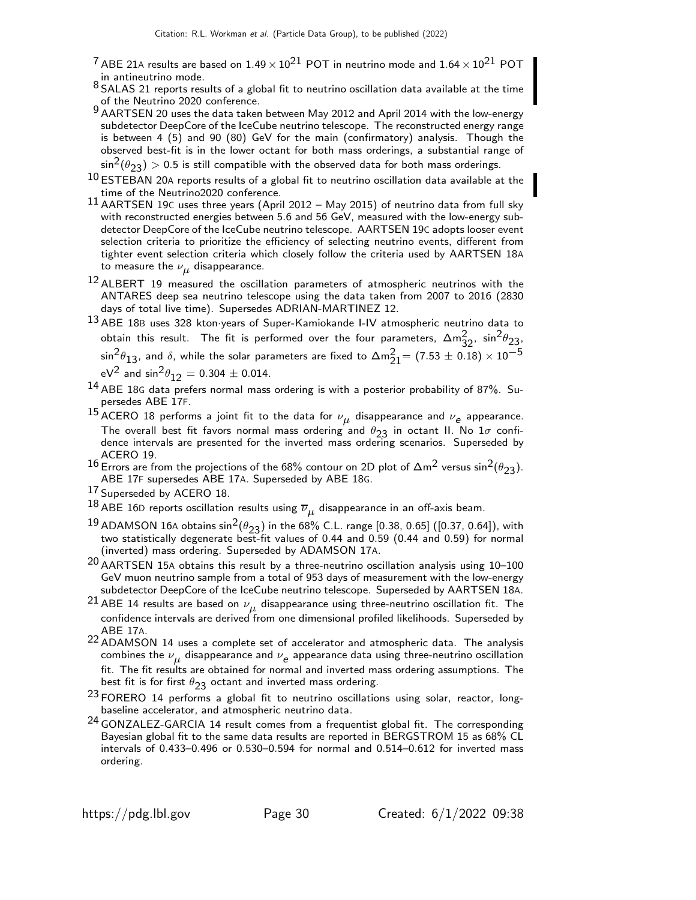[7] ABE 21A results are based on $1.49 \times 10^{21}$ POT in neutrino mode and $1.64 \times 10^{21}$ POT in antineutrino mode.

[8] SALAS 21 reports results of a global fit to neutrino oscillation data available at the time of the Neutrino 2020 conference.

[9] AARTSEN 20 uses the data taken between May 2012 and April 2014 with the low-energy subdetector DeepCore of the IceCube neutrino telescope. The reconstructed energy range is between 4 (5) and 90 (80) GeV for the main (confirmatory) analysis. Though the observed best-fit is in the lower octant for both mass orderings, a substantial range of $\sin^2(\theta_{23}) > 0.5$ is still compatible with the observed data for both mass orderings.

[10] ESTEBAN 20A reports results of a global fit to neutrino oscillation data available at the time of the Neutrino2020 conference.

[11] AARTSEN 19C uses three years (April 2012 – May 2015) of neutrino data from full sky with reconstructed energies between 5.6 and 56 GeV, measured with the low-energy subdetector DeepCore of the IceCube neutrino telescope. AARTSEN 19C adopts looser event selection criteria to prioritize the efficiency of selecting neutrino events, different from tighter event selection criteria which closely follow the criteria used by AARTSEN 18A to measure the $\nu_\mu$ disappearance.

[12] ALBERT 19 measured the oscillation parameters of atmospheric neutrinos with the ANTARES deep sea neutrino telescope using the data taken from 2007 to 2016 (2830 days of total live time). Supersedes ADRIAN-MARTINEZ 12.

[13] ABE 18B uses 328 kton·years of Super-Kamiokande I-IV atmospheric neutrino data to obtain this result. The fit is performed over the four parameters, $\Delta m^2_{32}$, $\sin^2\theta_{23}$, $\sin^2\theta_{13}$, and $\delta$, while the solar parameters are fixed to $\Delta m^2_{21} = (7.53 \pm 0.18) \times 10^{-5}$ eV$^2$ and $\sin^2\theta_{12} = 0.304 \pm 0.014$.

[14] ABE 18G data prefers normal mass ordering is with a posterior probability of 87%. Supersedes ABE 17F.

[15] ACERO 18 performs a joint fit to the data for $\nu_\mu$ disappearance and $\nu_e$ appearance. The overall best fit favors normal mass ordering and $\theta_{23}$ in octant II. No $1\sigma$ confidence intervals are presented for the inverted mass ordering scenarios. Superseded by ACERO 19.

[16] Errors are from the projections of the 68% contour on 2D plot of $\Delta m^2$ versus $\sin^2(\theta_{23})$. ABE 17F supersedes ABE 17A. Superseded by ABE 18G.

[17] Superseded by ACERO 18.

[18] ABE 16D reports oscillation results using $\overline{\nu}_\mu$ disappearance in an off-axis beam.

[19] ADAMSON 16A obtains $\sin^2(\theta_{23})$ in the 68% C.L. range [0.38, 0.65] ([0.37, 0.64]), with two statistically degenerate best-fit values of 0.44 and 0.59 (0.44 and 0.59) for normal (inverted) mass ordering. Superseded by ADAMSON 17A.

[20] AARTSEN 15A obtains this result by a three-neutrino oscillation analysis using 10–100 GeV muon neutrino sample from a total of 953 days of measurement with the low-energy subdetector DeepCore of the IceCube neutrino telescope. Superseded by AARTSEN 18A.

[21] ABE 14 results are based on $\nu_\mu$ disappearance using three-neutrino oscillation fit. The confidence intervals are derived from one dimensional profiled likelihoods. Superseded by ABE 17A.

[22] ADAMSON 14 uses a complete set of accelerator and atmospheric data. The analysis combines the $\nu_\mu$ disappearance and $\nu_e$ appearance data using three-neutrino oscillation fit. The fit results are obtained for normal and inverted mass ordering assumptions. The best fit is for first $\theta_{23}$ octant and inverted mass ordering.

[23] FORERO 14 performs a global fit to neutrino oscillations using solar, reactor, long-baseline accelerator, and atmospheric neutrino data.

[24] GONZALEZ-GARCIA 14 result comes from a frequentist global fit. The corresponding Bayesian global fit to the same data results are reported in BERGSTROM 15 as 68% CL intervals of 0.433–0.496 or 0.530–0.594 for normal and 0.514–0.612 for inverted mass ordering.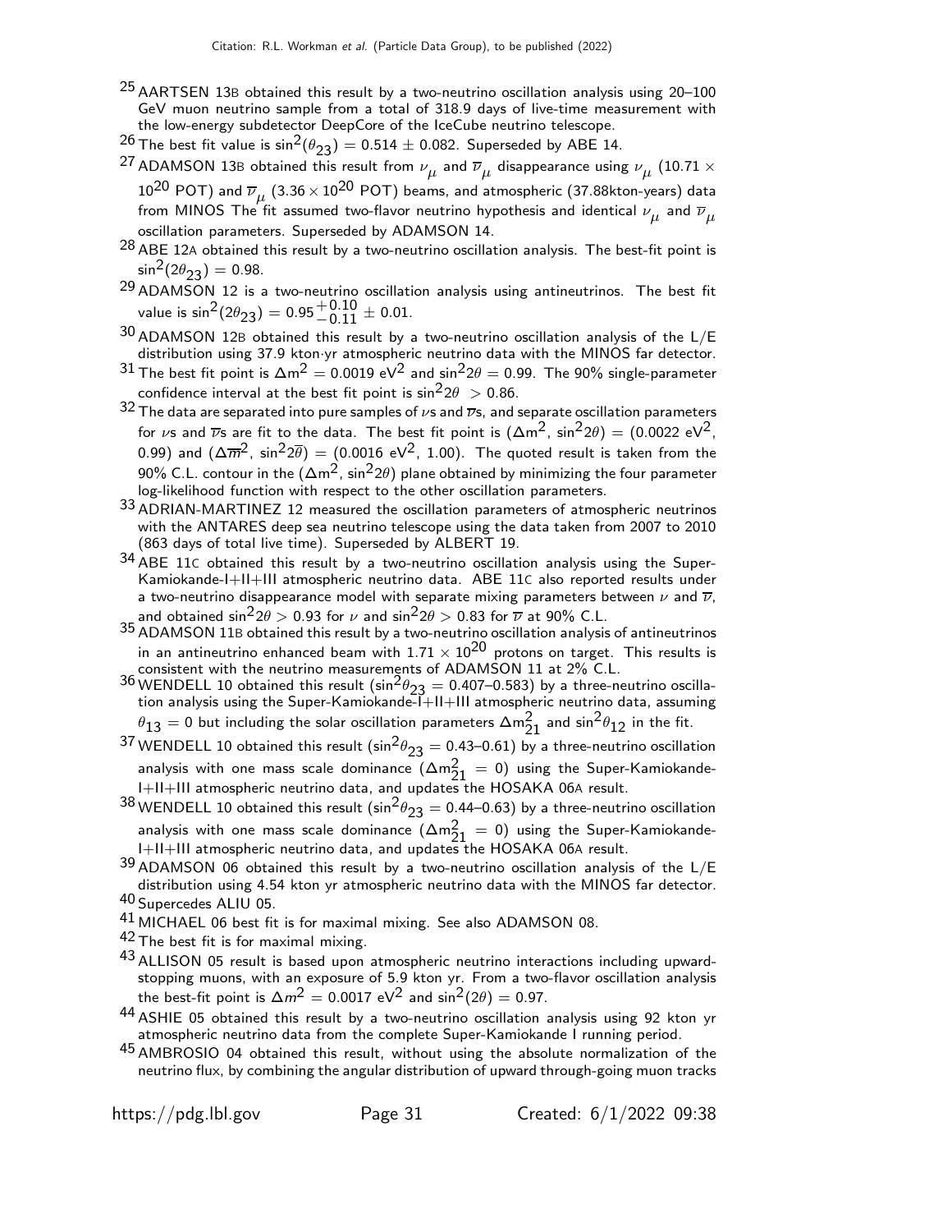[25] AARTSEN 13B obtained this result by a two-neutrino oscillation analysis using 20–100 GeV muon neutrino sample from a total of 318.9 days of live-time measurement with the low-energy subdetector DeepCore of the IceCube neutrino telescope.

[26] The best fit value is $\sin^2(\theta_{23}) = 0.514 \pm 0.082$. Superseded by ABE 14.

[27] ADAMSON 13B obtained this result from $\nu_\mu$ and $\overline{\nu}_\mu$ disappearance using $\nu_\mu$ ($10.71 \times 10^{20}$ POT) and $\overline{\nu}_\mu$ ($3.36 \times 10^{20}$ POT) beams, and atmospheric (37.88kton-years) data from MINOS The fit assumed two-flavor neutrino hypothesis and identical $\nu_\mu$ and $\overline{\nu}_\mu$ oscillation parameters. Superseded by ADAMSON 14.

[28] ABE 12A obtained this result by a two-neutrino oscillation analysis. The best-fit point is $\sin^2(2\theta_{23}) = 0.98$.

[29] ADAMSON 12 is a two-neutrino oscillation analysis using antineutrinos. The best fit value is $\sin^2(2\theta_{23}) = 0.95^{+0.10}_{-0.11} \pm 0.01$.

[30] ADAMSON 12B obtained this result by a two-neutrino oscillation analysis of the L/E distribution using 37.9 kton·yr atmospheric neutrino data with the MINOS far detector.

[31] The best fit point is $\Delta m^2 = 0.0019$ eV$^2$ and $\sin^2 2\theta = 0.99$. The 90% single-parameter confidence interval at the best fit point is $\sin^2 2\theta > 0.86$.

[32] The data are separated into pure samples of $\nu$s and $\overline{\nu}$s, and separate oscillation parameters for $\nu$s and $\overline{\nu}$s are fit to the data. The best fit point is ($\Delta m^2$, $\sin^2 2\theta$) = (0.0022 eV$^2$, 0.99) and ($\Delta\overline{m}^2$, $\sin^2 2\overline{\theta}$) = (0.0016 eV$^2$, 1.00). The quoted result is taken from the 90% C.L. contour in the ($\Delta m^2$, $\sin^2 2\theta$) plane obtained by minimizing the four parameter log-likelihood function with respect to the other oscillation parameters.

[33] ADRIAN-MARTINEZ 12 measured the oscillation parameters of atmospheric neutrinos with the ANTARES deep sea neutrino telescope using the data taken from 2007 to 2010 (863 days of total live time). Superseded by ALBERT 19.

[34] ABE 11C obtained this result by a two-neutrino oscillation analysis using the Super-Kamiokande-I+II+III atmospheric neutrino data. ABE 11C also reported results under a two-neutrino disappearance model with separate mixing parameters between $\nu$ and $\overline{\nu}$, and obtained $\sin^2 2\theta > 0.93$ for $\nu$ and $\sin^2 2\theta > 0.83$ for $\overline{\nu}$ at 90% C.L.

[35] ADAMSON 11B obtained this result by a two-neutrino oscillation analysis of antineutrinos in an antineutrino enhanced beam with $1.71 \times 10^{20}$ protons on target. This results is consistent with the neutrino measurements of ADAMSON 11 at 2% C.L.

[36] WENDELL 10 obtained this result ($\sin^2\theta_{23} = 0.407$–$0.583$) by a three-neutrino oscillation analysis using the Super-Kamiokande-I+II+III atmospheric neutrino data, assuming $\theta_{13} = 0$ but including the solar oscillation parameters $\Delta m^2_{21}$ and $\sin^2\theta_{12}$ in the fit.

[37] WENDELL 10 obtained this result ($\sin^2\theta_{23} = 0.43$–$0.61$) by a three-neutrino oscillation analysis with one mass scale dominance ($\Delta m^2_{21} = 0$) using the Super-Kamiokande-I+II+III atmospheric neutrino data, and updates the HOSAKA 06A result.

[38] WENDELL 10 obtained this result ($\sin^2\theta_{23} = 0.44$–$0.63$) by a three-neutrino oscillation analysis with one mass scale dominance ($\Delta m^2_{21} = 0$) using the Super-Kamiokande-I+II+III atmospheric neutrino data, and updates the HOSAKA 06A result.

[39] ADAMSON 06 obtained this result by a two-neutrino oscillation analysis of the L/E distribution using 4.54 kton yr atmospheric neutrino data with the MINOS far detector.

[40] Supercedes ALIU 05.

[41] MICHAEL 06 best fit is for maximal mixing. See also ADAMSON 08.

[42] The best fit is for maximal mixing.

[43] ALLISON 05 result is based upon atmospheric neutrino interactions including upward-stopping muons, with an exposure of 5.9 kton yr. From a two-flavor oscillation analysis the best-fit point is $\Delta m^2 = 0.0017$ eV$^2$ and $\sin^2(2\theta) = 0.97$.

[44] ASHIE 05 obtained this result by a two-neutrino oscillation analysis using 92 kton yr atmospheric neutrino data from the complete Super-Kamiokande I running period.

[45] AMBROSIO 04 obtained this result, without using the absolute normalization of the neutrino flux, by combining the angular distribution of upward through-going muon tracks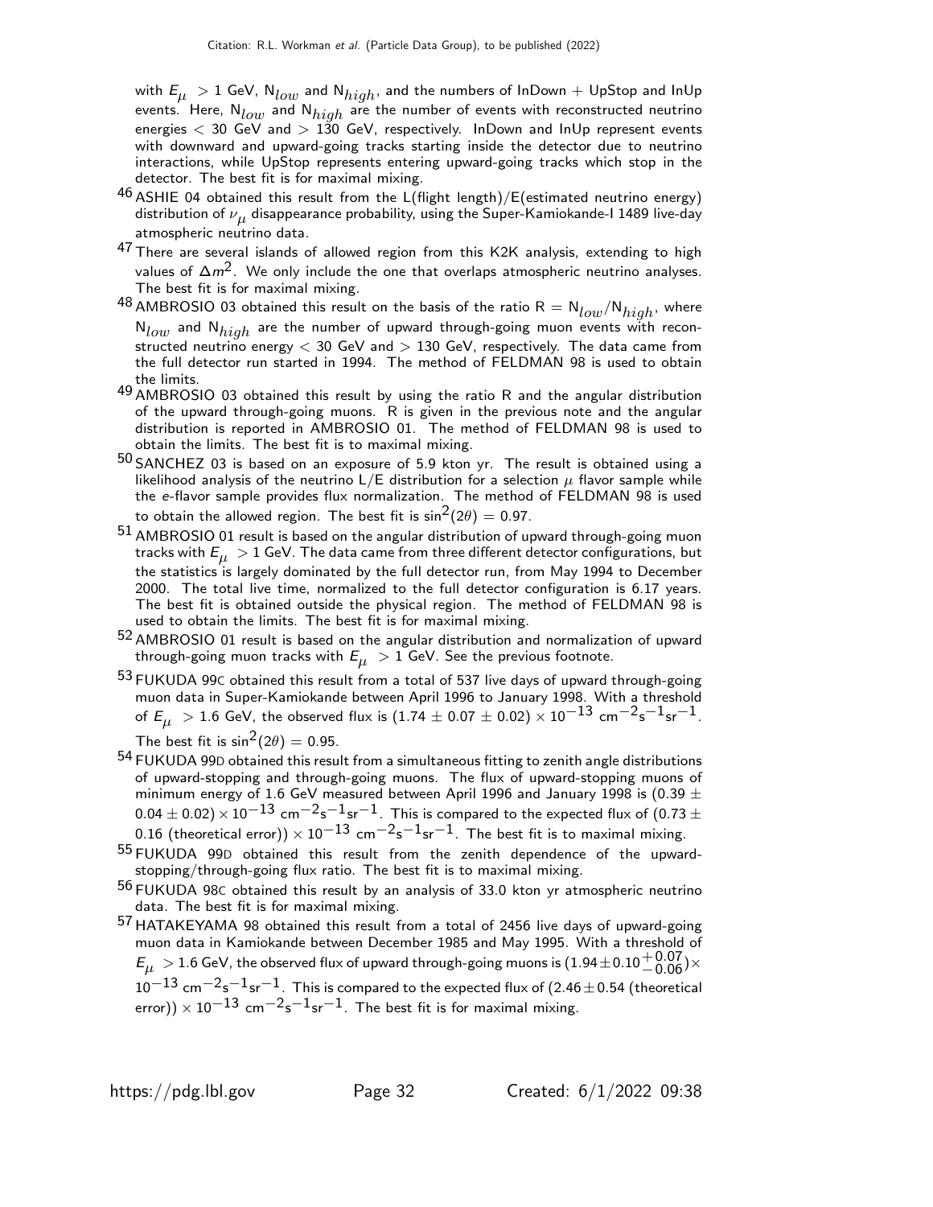with $E_\mu$ > 1 GeV, $N_{low}$ and $N_{high}$, and the numbers of InDown + UpStop and InUp events. Here, $N_{low}$ and $N_{high}$ are the number of events with reconstructed neutrino energies < 30 GeV and > 130 GeV, respectively. InDown and InUp represent events with downward and upward-going tracks starting inside the detector due to neutrino interactions, while UpStop represents entering upward-going tracks which stop in the detector. The best fit is for maximal mixing.

[46] ASHIE 04 obtained this result from the L(flight length)/E(estimated neutrino energy) distribution of $\nu_\mu$ disappearance probability, using the Super-Kamiokande-I 1489 live-day atmospheric neutrino data.

[47] There are several islands of allowed region from this K2K analysis, extending to high values of $\Delta m^2$. We only include the one that overlaps atmospheric neutrino analyses. The best fit is for maximal mixing.

[48] AMBROSIO 03 obtained this result on the basis of the ratio R = $N_{low}/N_{high}$, where $N_{low}$ and $N_{high}$ are the number of upward through-going muon events with reconstructed neutrino energy < 30 GeV and > 130 GeV, respectively. The data came from the full detector run started in 1994. The method of FELDMAN 98 is used to obtain the limits.

[49] AMBROSIO 03 obtained this result by using the ratio R and the angular distribution of the upward through-going muons. R is given in the previous note and the angular distribution is reported in AMBROSIO 01. The method of FELDMAN 98 is used to obtain the limits. The best fit is to maximal mixing.

[50] SANCHEZ 03 is based on an exposure of 5.9 kton yr. The result is obtained using a likelihood analysis of the neutrino L/E distribution for a selection $\mu$ flavor sample while the $e$-flavor sample provides flux normalization. The method of FELDMAN 98 is used to obtain the allowed region. The best fit is $\sin^2(2\theta) = 0.97$.

[51] AMBROSIO 01 result is based on the angular distribution of upward through-going muon tracks with $E_\mu$ > 1 GeV. The data came from three different detector configurations, but the statistics is largely dominated by the full detector run, from May 1994 to December 2000. The total live time, normalized to the full detector configuration is 6.17 years. The best fit is obtained outside the physical region. The method of FELDMAN 98 is used to obtain the limits. The best fit is for maximal mixing.

[52] AMBROSIO 01 result is based on the angular distribution and normalization of upward through-going muon tracks with $E_\mu$ > 1 GeV. See the previous footnote.

[53] FUKUDA 99C obtained this result from a total of 537 live days of upward through-going muon data in Super-Kamiokande between April 1996 to January 1998. With a threshold of $E_\mu$ > 1.6 GeV, the observed flux is $(1.74 \pm 0.07 \pm 0.02) \times 10^{-13}$ cm$^{-2}$s$^{-1}$sr$^{-1}$. The best fit is $\sin^2(2\theta) = 0.95$.

[54] FUKUDA 99D obtained this result from a simultaneous fitting to zenith angle distributions of upward-stopping and through-going muons. The flux of upward-stopping muons of minimum energy of 1.6 GeV measured between April 1996 and January 1998 is $(0.39 \pm 0.04 \pm 0.02) \times 10^{-13}$ cm$^{-2}$s$^{-1}$sr$^{-1}$. This is compared to the expected flux of $(0.73 \pm 0.16$ (theoretical error)) $\times 10^{-13}$ cm$^{-2}$s$^{-1}$sr$^{-1}$. The best fit is to maximal mixing.

[55] FUKUDA 99D obtained this result from the zenith dependence of the upward-stopping/through-going flux ratio. The best fit is to maximal mixing.

[56] FUKUDA 98C obtained this result by an analysis of 33.0 kton yr atmospheric neutrino data. The best fit is for maximal mixing.

[57] HATAKEYAMA 98 obtained this result from a total of 2456 live days of upward-going muon data in Kamiokande between December 1985 and May 1995. With a threshold of $E_\mu$ > 1.6 GeV, the observed flux of upward through-going muons is $(1.94 \pm 0.10^{+0.07}_{-0.06}) \times 10^{-13}$ cm$^{-2}$s$^{-1}$sr$^{-1}$. This is compared to the expected flux of $(2.46 \pm 0.54$ (theoretical error)) $\times 10^{-13}$ cm$^{-2}$s$^{-1}$sr$^{-1}$. The best fit is for maximal mixing.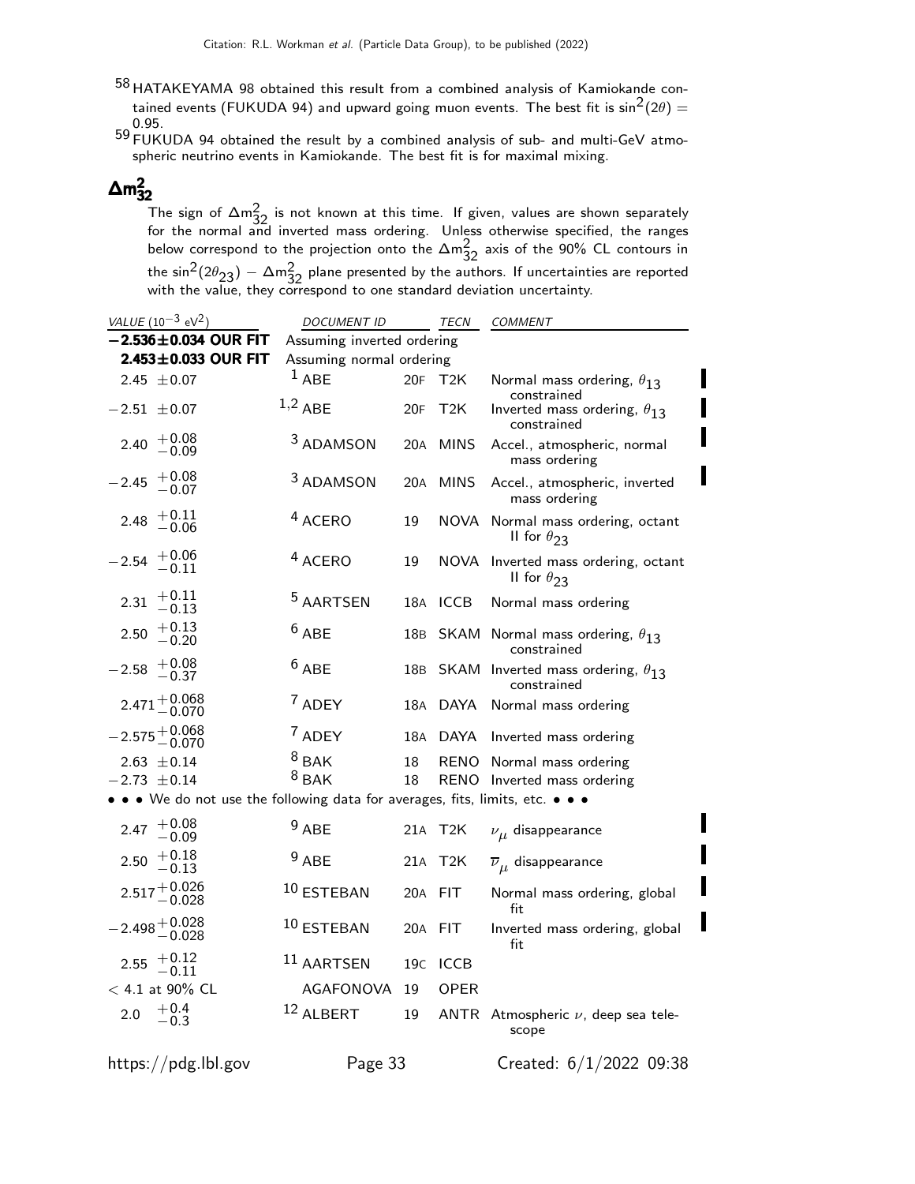[58] HATAKEYAMA 98 obtained this result from a combined analysis of Kamiokande contained events (FUKUDA 94) and upward going muon events. The best fit is $\sin^2(2\theta) = 0.95$.

[59] FUKUDA 94 obtained the result by a combined analysis of sub- and multi-GeV atmospheric neutrino events in Kamiokande. The best fit is for maximal mixing.

## $\Delta m^2_{32}$

The sign of $\Delta m^2_{32}$ is not known at this time. If given, values are shown separately for the normal and inverted mass ordering. Unless otherwise specified, the ranges below correspond to the projection onto the $\Delta m^2_{32}$ axis of the 90% CL contours in the $\sin^2(2\theta_{23}) - \Delta m^2_{32}$ plane presented by the authors. If uncertainties are reported with the value, they correspond to one standard deviation uncertainty.

| VALUE ($10^{-3}$ eV$^2$) | DOCUMENT ID | | TECN | COMMENT |
|---|---|---|---|---|
| **$-2.536 \pm 0.034$ OUR FIT** | Assuming inverted ordering | | | |
| **$2.453 \pm 0.033$ OUR FIT** | Assuming normal ordering | | | |
| $2.45 \pm 0.07$ | [1] ABE | 20F | T2K | Normal mass ordering, $\theta_{13}$ constrained |
| $-2.51 \pm 0.07$ | [1,2] ABE | 20F | T2K | Inverted mass ordering, $\theta_{13}$ constrained |
| $2.40\ ^{+0.08}_{-0.09}$ | [3] ADAMSON | 20A | MINS | Accel., atmospheric, normal mass ordering |
| $-2.45\ ^{+0.08}_{-0.07}$ | [3] ADAMSON | 20A | MINS | Accel., atmospheric, inverted mass ordering |
| $2.48\ ^{+0.11}_{-0.06}$ | [4] ACERO | 19 | NOVA | Normal mass ordering, octant II for $\theta_{23}$ |
| $-2.54\ ^{+0.06}_{-0.11}$ | [4] ACERO | 19 | NOVA | Inverted mass ordering, octant II for $\theta_{23}$ |
| $2.31\ ^{+0.11}_{-0.13}$ | [5] AARTSEN | 18A | ICCB | Normal mass ordering |
| $2.50\ ^{+0.13}_{-0.20}$ | [6] ABE | 18B | SKAM | Normal mass ordering, $\theta_{13}$ constrained |
| $-2.58\ ^{+0.08}_{-0.37}$ | [6] ABE | 18B | SKAM | Inverted mass ordering, $\theta_{13}$ constrained |
| $2.471\ ^{+0.068}_{-0.070}$ | [7] ADEY | 18A | DAYA | Normal mass ordering |
| $-2.575\ ^{+0.068}_{-0.070}$ | [7] ADEY | 18A | DAYA | Inverted mass ordering |
| $2.63 \pm 0.14$ | [8] BAK | 18 | RENO | Normal mass ordering |
| $-2.73 \pm 0.14$ | [8] BAK | 18 | RENO | Inverted mass ordering |
| • • • We do not use the following data for averages, fits, limits, etc. • • • | | | | |
| $2.47\ ^{+0.08}_{-0.09}$ | [9] ABE | 21A | T2K | $\nu_\mu$ disappearance |
| $2.50\ ^{+0.18}_{-0.13}$ | [9] ABE | 21A | T2K | $\overline{\nu}_\mu$ disappearance |
| $2.517\ ^{+0.026}_{-0.028}$ | [10] ESTEBAN | 20A | FIT | Normal mass ordering, global fit |
| $-2.498\ ^{+0.028}_{-0.028}$ | [10] ESTEBAN | 20A | FIT | Inverted mass ordering, global fit |
| $2.55\ ^{+0.12}_{-0.11}$ | [11] AARTSEN | 19C | ICCB | |
| $< 4.1$ at 90% CL | AGAFONOVA | 19 | OPER | |
| $2.0\ ^{+0.4}_{-0.3}$ | [12] ALBERT | 19 | ANTR | Atmospheric $\nu$, deep sea telescope |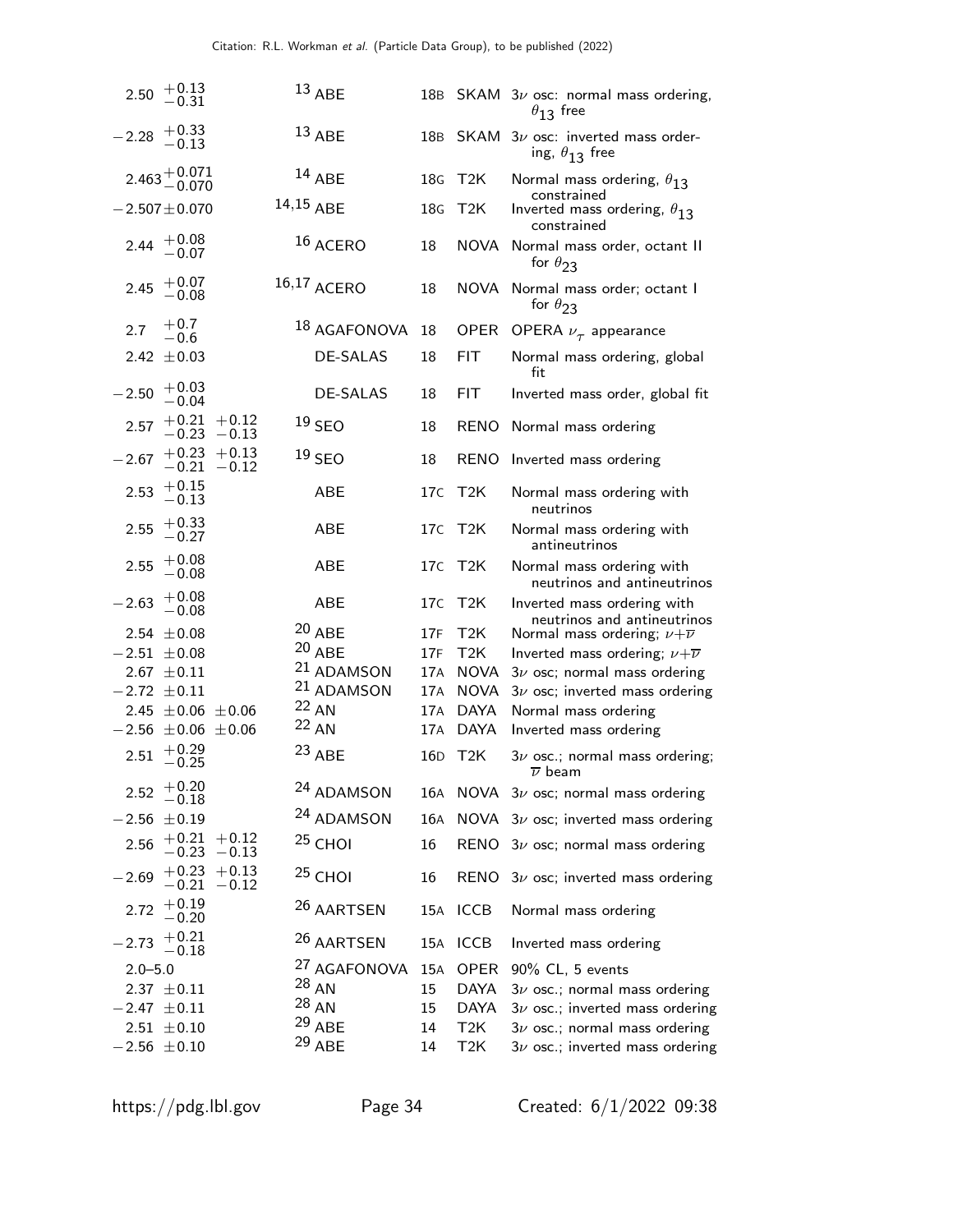| VALUE | DOCUMENT ID | | TECN | COMMENT |
|---|---|---|---|---|
| $2.50\ ^{+0.13}_{-0.31}$ | [13] ABE | 18B | SKAM | $3\nu$ osc: normal mass ordering, $\theta_{13}$ free |
| $-2.28\ ^{+0.33}_{-0.13}$ | [13] ABE | 18B | SKAM | $3\nu$ osc: inverted mass ordering, $\theta_{13}$ free |
| $2.463^{+0.071}_{-0.070}$ | [14] ABE | 18G | T2K | Normal mass ordering, $\theta_{13}$ constrained |
| $-2.507\pm0.070$ | [14,15] ABE | 18G | T2K | Inverted mass ordering, $\theta_{13}$ constrained |
| $2.44\ ^{+0.08}_{-0.07}$ | [16] ACERO | 18 | NOVA | Normal mass order, octant II for $\theta_{23}$ |
| $2.45\ ^{+0.07}_{-0.08}$ | [16,17] ACERO | 18 | NOVA | Normal mass order; octant I for $\theta_{23}$ |
| $2.7\ ^{+0.7}_{-0.6}$ | [18] AGAFONOVA | 18 | OPER | OPERA $\nu_\tau$ appearance |
| $2.42\ \pm0.03$ | DE-SALAS | 18 | FIT | Normal mass ordering, global fit |
| $-2.50\ ^{+0.03}_{-0.04}$ | DE-SALAS | 18 | FIT | Inverted mass order, global fit |
| $2.57\ ^{+0.21}_{-0.23}\ ^{+0.12}_{-0.13}$ | [19] SEO | 18 | RENO | Normal mass ordering |
| $-2.67\ ^{+0.23}_{-0.21}\ ^{+0.13}_{-0.12}$ | [19] SEO | 18 | RENO | Inverted mass ordering |
| $2.53\ ^{+0.15}_{-0.13}$ | ABE | 17C | T2K | Normal mass ordering with neutrinos |
| $2.55\ ^{+0.33}_{-0.27}$ | ABE | 17C | T2K | Normal mass ordering with antineutrinos |
| $2.55\ ^{+0.08}_{-0.08}$ | ABE | 17C | T2K | Normal mass ordering with neutrinos and antineutrinos |
| $-2.63\ ^{+0.08}_{-0.08}$ | ABE | 17C | T2K | Inverted mass ordering with neutrinos and antineutrinos |
| $2.54\ \pm0.08$ | [20] ABE | 17F | T2K | Normal mass ordering; $\nu+\overline{\nu}$ |
| $-2.51\ \pm0.08$ | [20] ABE | 17F | T2K | Inverted mass ordering; $\nu+\overline{\nu}$ |
| $2.67\ \pm0.11$ | [21] ADAMSON | 17A | NOVA | $3\nu$ osc; normal mass ordering |
| $-2.72\ \pm0.11$ | [21] ADAMSON | 17A | NOVA | $3\nu$ osc; inverted mass ordering |
| $2.45\ \pm0.06\ \pm0.06$ | [22] AN | 17A | DAYA | Normal mass ordering |
| $-2.56\ \pm0.06\ \pm0.06$ | [22] AN | 17A | DAYA | Inverted mass ordering |
| $2.51\ ^{+0.29}_{-0.25}$ | [23] ABE | 16D | T2K | $3\nu$ osc.; normal mass ordering; $\overline{\nu}$ beam |
| $2.52\ ^{+0.20}_{-0.18}$ | [24] ADAMSON | 16A | NOVA | $3\nu$ osc; normal mass ordering |
| $-2.56\ \pm0.19$ | [24] ADAMSON | 16A | NOVA | $3\nu$ osc; inverted mass ordering |
| $2.56\ ^{+0.21}_{-0.23}\ ^{+0.12}_{-0.13}$ | [25] CHOI | 16 | RENO | $3\nu$ osc; normal mass ordering |
| $-2.69\ ^{+0.23}_{-0.21}\ ^{+0.13}_{-0.12}$ | [25] CHOI | 16 | RENO | $3\nu$ osc; inverted mass ordering |
| $2.72\ ^{+0.19}_{-0.20}$ | [26] AARTSEN | 15A | ICCB | Normal mass ordering |
| $-2.73\ ^{+0.21}_{-0.18}$ | [26] AARTSEN | 15A | ICCB | Inverted mass ordering |
| 2.0–5.0 | [27] AGAFONOVA | 15A | OPER | 90% CL, 5 events |
| $2.37\ \pm0.11$ | [28] AN | 15 | DAYA | $3\nu$ osc.; normal mass ordering |
| $-2.47\ \pm0.11$ | [28] AN | 15 | DAYA | $3\nu$ osc.; inverted mass ordering |
| $2.51\ \pm0.10$ | [29] ABE | 14 | T2K | $3\nu$ osc.; normal mass ordering |
| $-2.56\ \pm0.10$ | [29] ABE | 14 | T2K | $3\nu$ osc.; inverted mass ordering |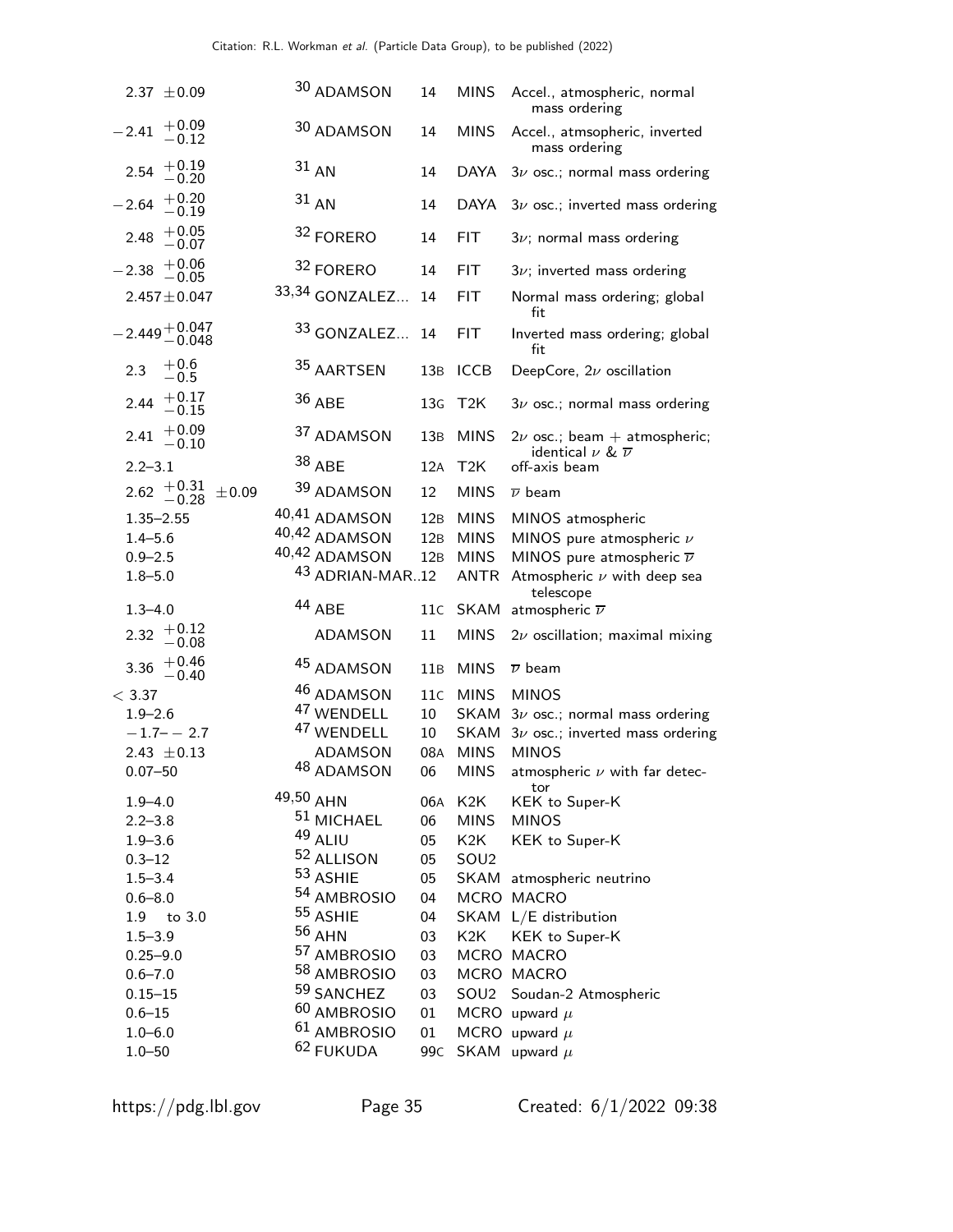| VALUE | DOCUMENT ID | | TECN | COMMENT |
|---|---|---|---|---|
| $2.37 \pm 0.09$ | [30] ADAMSON | 14 | MINS | Accel., atmospheric, normal mass ordering |
| $-2.41\ ^{+0.09}_{-0.12}$ | [30] ADAMSON | 14 | MINS | Accel., atmsopheric, inverted mass ordering |
| $2.54\ ^{+0.19}_{-0.20}$ | [31] AN | 14 | DAYA | $3\nu$ osc.; normal mass ordering |
| $-2.64\ ^{+0.20}_{-0.19}$ | [31] AN | 14 | DAYA | $3\nu$ osc.; inverted mass ordering |
| $2.48\ ^{+0.05}_{-0.07}$ | [32] FORERO | 14 | FIT | $3\nu$; normal mass ordering |
| $-2.38\ ^{+0.06}_{-0.05}$ | [32] FORERO | 14 | FIT | $3\nu$; inverted mass ordering |
| $2.457 \pm 0.047$ | [33,34] GONZALEZ... | 14 | FIT | Normal mass ordering; global fit |
| $-2.449\ ^{+0.047}_{-0.048}$ | [33] GONZALEZ... | 14 | FIT | Inverted mass ordering; global fit |
| $2.3\ ^{+0.6}_{-0.5}$ | [35] AARTSEN | 13B | ICCB | DeepCore, $2\nu$ oscillation |
| $2.44\ ^{+0.17}_{-0.15}$ | [36] ABE | 13G | T2K | $3\nu$ osc.; normal mass ordering |
| $2.41\ ^{+0.09}_{-0.10}$ | [37] ADAMSON | 13B | MINS | $2\nu$ osc.; beam + atmospheric; identical $\nu$ & $\overline{\nu}$ |
| 2.2–3.1 | [38] ABE | 12A | T2K | off-axis beam |
| $2.62\ ^{+0.31}_{-0.28} \pm 0.09$ | [39] ADAMSON | 12 | MINS | $\overline{\nu}$ beam |
| 1.35–2.55 | [40,41] ADAMSON | 12B | MINS | MINOS atmospheric |
| 1.4–5.6 | [40,42] ADAMSON | 12B | MINS | MINOS pure atmospheric $\nu$ |
| 0.9–2.5 | [40,42] ADAMSON | 12B | MINS | MINOS pure atmospheric $\overline{\nu}$ |
| 1.8–5.0 | [43] ADRIAN-MAR.. | 12 | ANTR | Atmospheric $\nu$ with deep sea telescope |
| 1.3–4.0 | [44] ABE | 11C | SKAM | atmospheric $\overline{\nu}$ |
| $2.32\ ^{+0.12}_{-0.08}$ | ADAMSON | 11 | MINS | $2\nu$ oscillation; maximal mixing |
| $3.36\ ^{+0.46}_{-0.40}$ | [45] ADAMSON | 11B | MINS | $\overline{\nu}$ beam |
| $< 3.37$ | [46] ADAMSON | 11C | MINS | MINOS |
| 1.9–2.6 | [47] WENDELL | 10 | SKAM | $3\nu$ osc.; normal mass ordering |
| $-1.7$– $-2.7$ | [47] WENDELL | 10 | SKAM | $3\nu$ osc.; inverted mass ordering |
| $2.43 \pm 0.13$ | ADAMSON | 08A | MINS | MINOS |
| 0.07–50 | [48] ADAMSON | 06 | MINS | atmospheric $\nu$ with far detector |
| 1.9–4.0 | [49,50] AHN | 06A | K2K | KEK to Super-K |
| 2.2–3.8 | [51] MICHAEL | 06 | MINS | MINOS |
| 1.9–3.6 | [49] ALIU | 05 | K2K | KEK to Super-K |
| 0.3–12 | [52] ALLISON | 05 | SOU2 | |
| 1.5–3.4 | [53] ASHIE | 05 | SKAM | atmospheric neutrino |
| 0.6–8.0 | [54] AMBROSIO | 04 | MCRO | MACRO |
| 1.9 to 3.0 | [55] ASHIE | 04 | SKAM | L/E distribution |
| 1.5–3.9 | [56] AHN | 03 | K2K | KEK to Super-K |
| 0.25–9.0 | [57] AMBROSIO | 03 | MCRO | MACRO |
| 0.6–7.0 | [58] AMBROSIO | 03 | MCRO | MACRO |
| 0.15–15 | [59] SANCHEZ | 03 | SOU2 | Soudan-2 Atmospheric |
| 0.6–15 | [60] AMBROSIO | 01 | MCRO | upward $\mu$ |
| 1.0–6.0 | [61] AMBROSIO | 01 | MCRO | upward $\mu$ |
| 1.0–50 | [62] FUKUDA | 99C | SKAM | upward $\mu$ |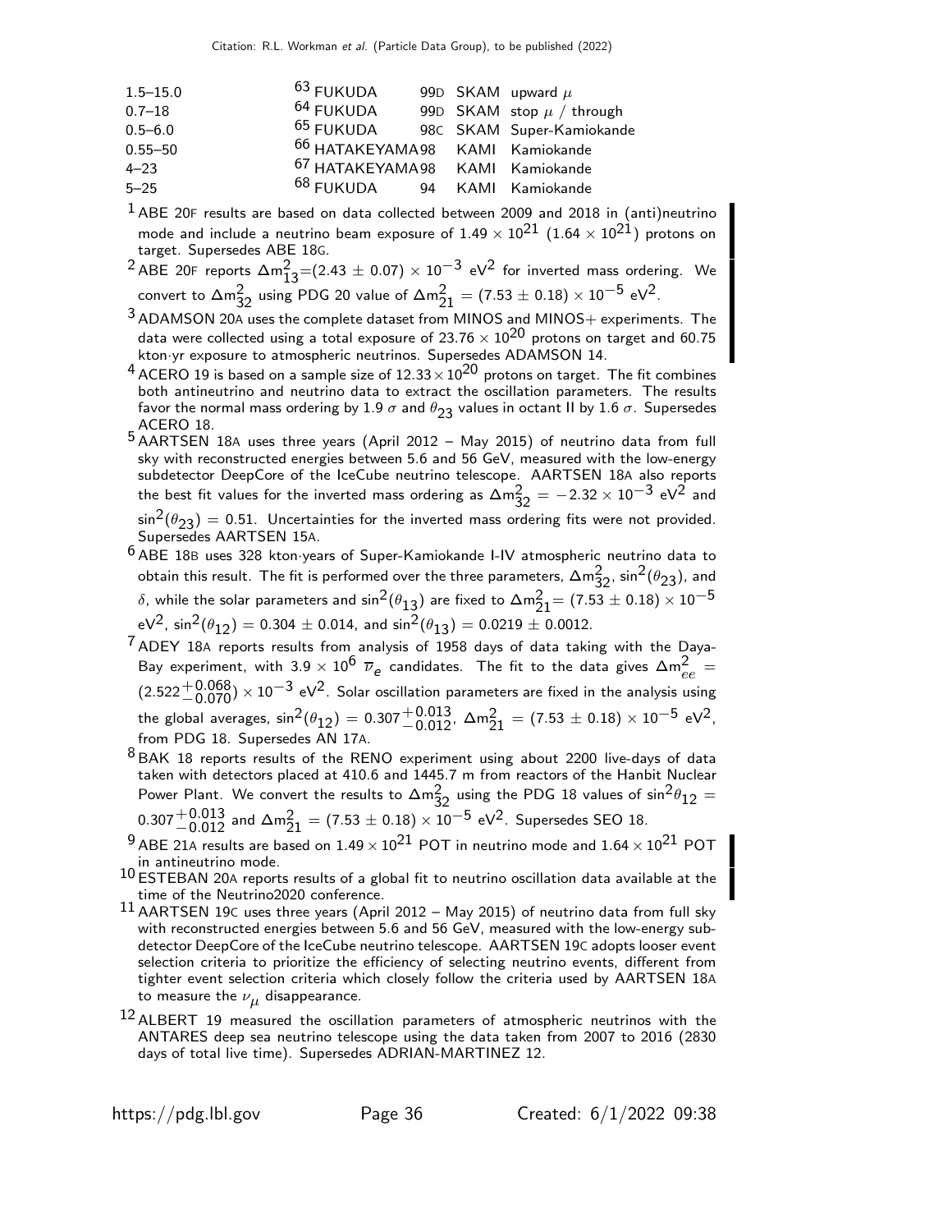| | | | | |
|---|---|---|---|---|
| 1.5–15.0 | [63] FUKUDA | 99D | SKAM | upward $\mu$ |
| 0.7–18 | [64] FUKUDA | 99D | SKAM | stop $\mu$ / through |
| 0.5–6.0 | [65] FUKUDA | 98C | SKAM | Super-Kamiokande |
| 0.55–50 | [66] HATAKEYAMA | 98 | KAMI | Kamiokande |
| 4–23 | [67] HATAKEYAMA | 98 | KAMI | Kamiokande |
| 5–25 | [68] FUKUDA | 94 | KAMI | Kamiokande |

[1] ABE 20F results are based on data collected between 2009 and 2018 in (anti)neutrino mode and include a neutrino beam exposure of $1.49 \times 10^{21}$ ($1.64 \times 10^{21}$) protons on target. Supersedes ABE 18G.

[2] ABE 20F reports $\Delta m^2_{13}$=$(2.43 \pm 0.07) \times 10^{-3}$ eV$^2$ for inverted mass ordering. We convert to $\Delta m^2_{32}$ using PDG 20 value of $\Delta m^2_{21} = (7.53 \pm 0.18) \times 10^{-5}$ eV$^2$.

[3] ADAMSON 20A uses the complete dataset from MINOS and MINOS+ experiments. The data were collected using a total exposure of $23.76 \times 10^{20}$ protons on target and 60.75 kton·yr exposure to atmospheric neutrinos. Supersedes ADAMSON 14.

[4] ACERO 19 is based on a sample size of $12.33 \times 10^{20}$ protons on target. The fit combines both antineutrino and neutrino data to extract the oscillation parameters. The results favor the normal mass ordering by 1.9 $\sigma$ and $\theta_{23}$ values in octant II by 1.6 $\sigma$. Supersedes ACERO 18.

[5] AARTSEN 18A uses three years (April 2012 – May 2015) of neutrino data from full sky with reconstructed energies between 5.6 and 56 GeV, measured with the low-energy subdetector DeepCore of the IceCube neutrino telescope. AARTSEN 18A also reports the best fit values for the inverted mass ordering as $\Delta m^2_{32} = -2.32 \times 10^{-3}$ eV$^2$ and $\sin^2(\theta_{23}) = 0.51$. Uncertainties for the inverted mass ordering fits were not provided. Supersedes AARTSEN 15A.

[6] ABE 18B uses 328 kton·years of Super-Kamiokande I-IV atmospheric neutrino data to obtain this result. The fit is performed over the three parameters, $\Delta m^2_{32}$, $\sin^2(\theta_{23})$, and $\delta$, while the solar parameters and $\sin^2(\theta_{13})$ are fixed to $\Delta m^2_{21}$= $(7.53 \pm 0.18) \times 10^{-5}$ eV$^2$, $\sin^2(\theta_{12}) = 0.304 \pm 0.014$, and $\sin^2(\theta_{13}) = 0.0219 \pm 0.0012$.

[7] ADEY 18A reports results from analysis of 1958 days of data taking with the Daya-Bay experiment, with $3.9 \times 10^6$ $\overline{\nu}_e$ candidates. The fit to the data gives $\Delta m^2_{ee} = (2.522^{+0.068}_{-0.070}) \times 10^{-3}$ eV$^2$. Solar oscillation parameters are fixed in the analysis using the global averages, $\sin^2(\theta_{12}) = 0.307^{+0.013}_{-0.012}$, $\Delta m^2_{21} = (7.53 \pm 0.18) \times 10^{-5}$ eV$^2$, from PDG 18. Supersedes AN 17A.

[8] BAK 18 reports results of the RENO experiment using about 2200 live-days of data taken with detectors placed at 410.6 and 1445.7 m from reactors of the Hanbit Nuclear Power Plant. We convert the results to $\Delta m^2_{32}$ using the PDG 18 values of $\sin^2\theta_{12} = 0.307^{+0.013}_{-0.012}$ and $\Delta m^2_{21} = (7.53 \pm 0.18) \times 10^{-5}$ eV$^2$. Supersedes SEO 18.

[9] ABE 21A results are based on $1.49 \times 10^{21}$ POT in neutrino mode and $1.64 \times 10^{21}$ POT in antineutrino mode.

[10] ESTEBAN 20A reports results of a global fit to neutrino oscillation data available at the time of the Neutrino2020 conference.

[11] AARTSEN 19C uses three years (April 2012 – May 2015) of neutrino data from full sky with reconstructed energies between 5.6 and 56 GeV, measured with the low-energy subdetector DeepCore of the IceCube neutrino telescope. AARTSEN 19C adopts looser event selection criteria to prioritize the efficiency of selecting neutrino events, different from tighter event selection criteria which closely follow the criteria used by AARTSEN 18A to measure the $\nu_\mu$ disappearance.

[12] ALBERT 19 measured the oscillation parameters of atmospheric neutrinos with the ANTARES deep sea neutrino telescope using the data taken from 2007 to 2016 (2830 days of total live time). Supersedes ADRIAN-MARTINEZ 12.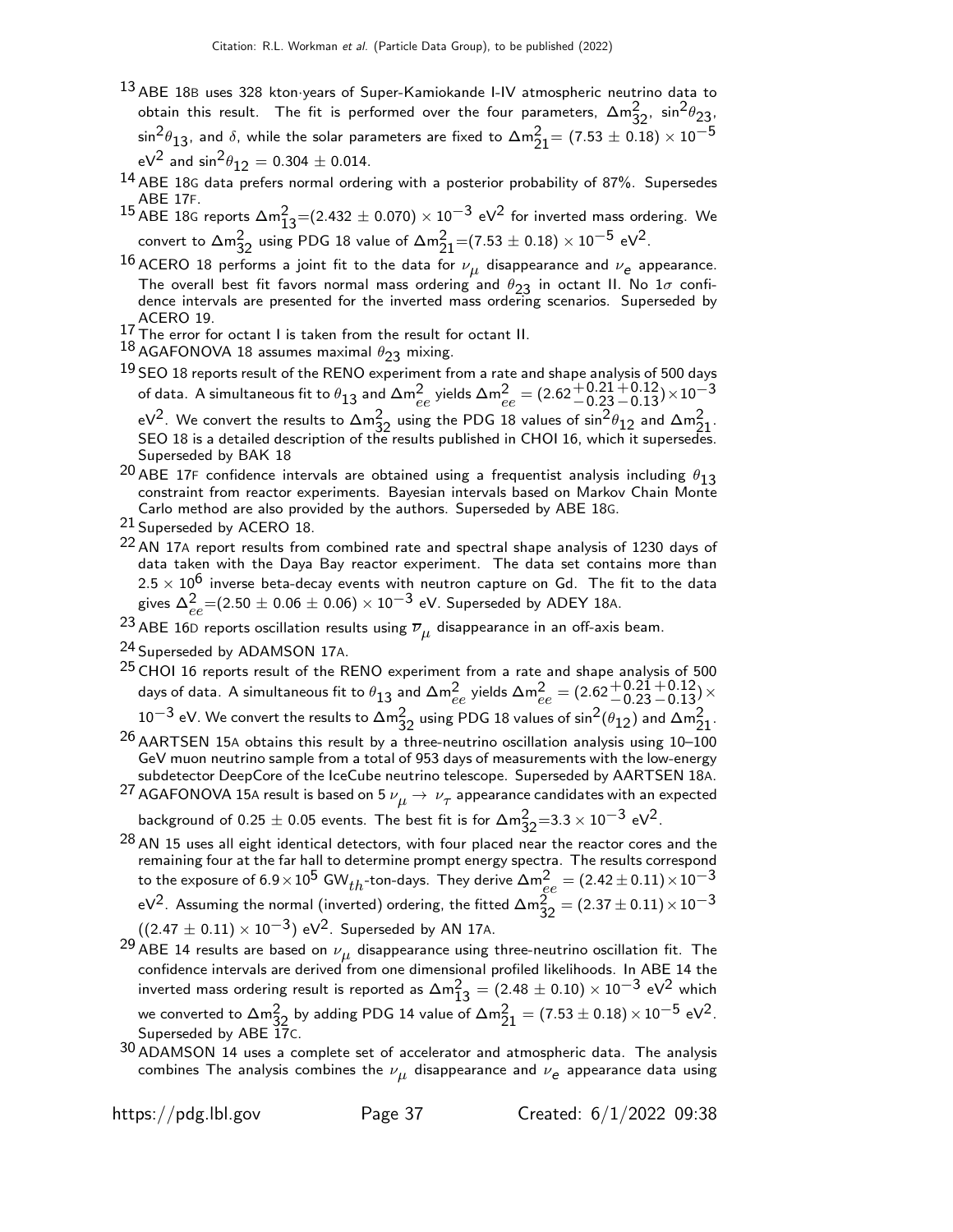[13] ABE 18B uses 328 kton·years of Super-Kamiokande I-IV atmospheric neutrino data to obtain this result. The fit is performed over the four parameters, $\Delta m^2_{32}$, $\sin^2\theta_{23}$, $\sin^2\theta_{13}$, and $\delta$, while the solar parameters are fixed to $\Delta m^2_{21} = (7.53 \pm 0.18) \times 10^{-5}$ eV$^2$ and $\sin^2\theta_{12} = 0.304 \pm 0.014$.

[14] ABE 18G data prefers normal ordering with a posterior probability of 87%. Supersedes ABE 17F.

[15] ABE 18G reports $\Delta m^2_{13} = (2.432 \pm 0.070) \times 10^{-3}$ eV$^2$ for inverted mass ordering. We convert to $\Delta m^2_{32}$ using PDG 18 value of $\Delta m^2_{21} = (7.53 \pm 0.18) \times 10^{-5}$ eV$^2$.

[16] ACERO 18 performs a joint fit to the data for $\nu_\mu$ disappearance and $\nu_e$ appearance. The overall best fit favors normal mass ordering and $\theta_{23}$ in octant II. No $1\sigma$ confidence intervals are presented for the inverted mass ordering scenarios. Superseded by ACERO 19.

[17] The error for octant I is taken from the result for octant II.

[18] AGAFONOVA 18 assumes maximal $\theta_{23}$ mixing.

[19] SEO 18 reports result of the RENO experiment from a rate and shape analysis of 500 days of data. A simultaneous fit to $\theta_{13}$ and $\Delta m^2_{ee}$ yields $\Delta m^2_{ee} = (2.62^{+0.21}_{-0.23}{}^{+0.12}_{-0.13}) \times 10^{-3}$ eV$^2$. We convert the results to $\Delta m^2_{32}$ using the PDG 18 values of $\sin^2\theta_{12}$ and $\Delta m^2_{21}$. SEO 18 is a detailed description of the results published in CHOI 16, which it supersedes. Superseded by BAK 18

[20] ABE 17F confidence intervals are obtained using a frequentist analysis including $\theta_{13}$ constraint from reactor experiments. Bayesian intervals based on Markov Chain Monte Carlo method are also provided by the authors. Superseded by ABE 18G.

[21] Superseded by ACERO 18.

[22] AN 17A report results from combined rate and spectral shape analysis of 1230 days of data taken with the Daya Bay reactor experiment. The data set contains more than $2.5 \times 10^6$ inverse beta-decay events with neutron capture on Gd. The fit to the data gives $\Delta^2_{ee} = (2.50 \pm 0.06 \pm 0.06) \times 10^{-3}$ eV. Superseded by ADEY 18A.

[23] ABE 16D reports oscillation results using $\overline{\nu}_\mu$ disappearance in an off-axis beam.

[24] Superseded by ADAMSON 17A.

[25] CHOI 16 reports result of the RENO experiment from a rate and shape analysis of 500 days of data. A simultaneous fit to $\theta_{13}$ and $\Delta m^2_{ee}$ yields $\Delta m^2_{ee} = (2.62^{+0.21}_{-0.23}{}^{+0.12}_{-0.13}) \times 10^{-3}$ eV. We convert the results to $\Delta m^2_{32}$ using PDG 18 values of $\sin^2(\theta_{12})$ and $\Delta m^2_{21}$.

[26] AARTSEN 15A obtains this result by a three-neutrino oscillation analysis using 10–100 GeV muon neutrino sample from a total of 953 days of measurements with the low-energy subdetector DeepCore of the IceCube neutrino telescope. Superseded by AARTSEN 18A.

[27] AGAFONOVA 15A result is based on 5 $\nu_\mu \rightarrow \nu_\tau$ appearance candidates with an expected background of $0.25 \pm 0.05$ events. The best fit is for $\Delta m^2_{32} = 3.3 \times 10^{-3}$ eV$^2$.

[28] AN 15 uses all eight identical detectors, with four placed near the reactor cores and the remaining four at the far hall to determine prompt energy spectra. The results correspond to the exposure of $6.9 \times 10^5$ GW$_{th}$-ton-days. They derive $\Delta m^2_{ee} = (2.42 \pm 0.11) \times 10^{-3}$ eV$^2$. Assuming the normal (inverted) ordering, the fitted $\Delta m^2_{32} = (2.37 \pm 0.11) \times 10^{-3}$ $((2.47 \pm 0.11) \times 10^{-3})$ eV$^2$. Superseded by AN 17A.

[29] ABE 14 results are based on $\nu_\mu$ disappearance using three-neutrino oscillation fit. The confidence intervals are derived from one dimensional profiled likelihoods. In ABE 14 the inverted mass ordering result is reported as $\Delta m^2_{13} = (2.48 \pm 0.10) \times 10^{-3}$ eV$^2$ which we converted to $\Delta m^2_{32}$ by adding PDG 14 value of $\Delta m^2_{21} = (7.53 \pm 0.18) \times 10^{-5}$ eV$^2$. Superseded by ABE 17C.

[30] ADAMSON 14 uses a complete set of accelerator and atmospheric data. The analysis combines The analysis combines the $\nu_\mu$ disappearance and $\nu_e$ appearance data using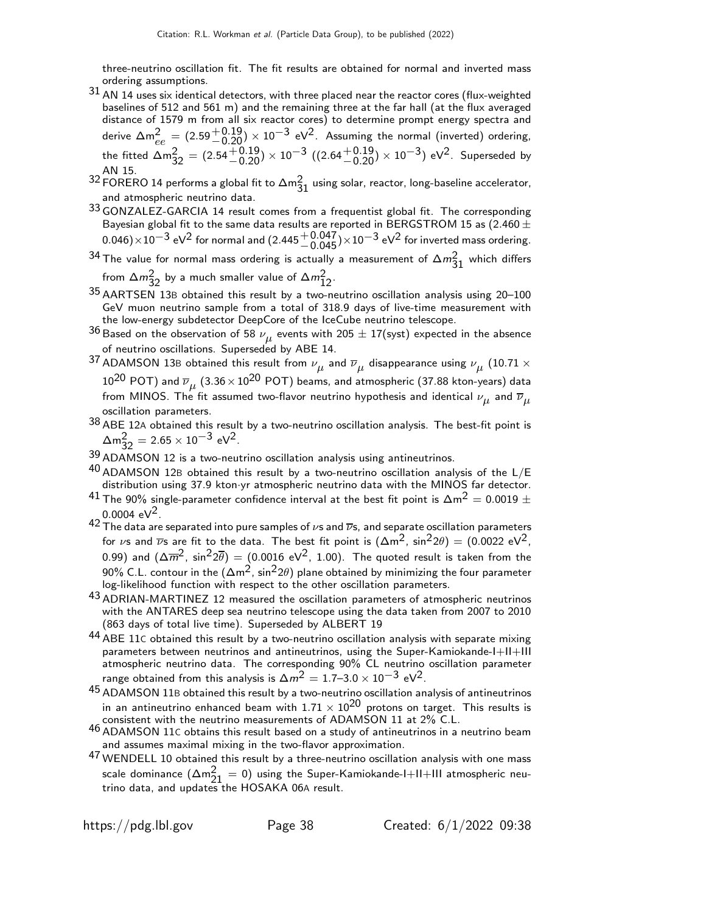three-neutrino oscillation fit. The fit results are obtained for normal and inverted mass ordering assumptions.

[31] AN 14 uses six identical detectors, with three placed near the reactor cores (flux-weighted baselines of 512 and 561 m) and the remaining three at the far hall (at the flux averaged distance of 1579 m from all six reactor cores) to determine prompt energy spectra and derive $\Delta m^2_{ee} = (2.59^{+0.19}_{-0.20}) \times 10^{-3}$ eV$^2$. Assuming the normal (inverted) ordering, the fitted $\Delta m^2_{32} = (2.54^{+0.19}_{-0.20}) \times 10^{-3}$ ($(2.64^{+0.19}_{-0.20}) \times 10^{-3}$) eV$^2$. Superseded by AN 15.

[32] FORERO 14 performs a global fit to $\Delta m^2_{31}$ using solar, reactor, long-baseline accelerator, and atmospheric neutrino data.

[33] GONZALEZ-GARCIA 14 result comes from a frequentist global fit. The corresponding Bayesian global fit to the same data results are reported in BERGSTROM 15 as $(2.460 \pm 0.046) \times 10^{-3}$ eV$^2$ for normal and $(2.445^{+0.047}_{-0.045}) \times 10^{-3}$ eV$^2$ for inverted mass ordering.

[34] The value for normal mass ordering is actually a measurement of $\Delta m^2_{31}$ which differs from $\Delta m^2_{32}$ by a much smaller value of $\Delta m^2_{12}$.

[35] AARTSEN 13B obtained this result by a two-neutrino oscillation analysis using 20–100 GeV muon neutrino sample from a total of 318.9 days of live-time measurement with the low-energy subdetector DeepCore of the IceCube neutrino telescope.

[36] Based on the observation of 58 $\nu_\mu$ events with 205 $\pm$ 17(syst) expected in the absence of neutrino oscillations. Superseded by ABE 14.

[37] ADAMSON 13B obtained this result from $\nu_\mu$ and $\overline{\nu}_\mu$ disappearance using $\nu_\mu$ ($10.71 \times 10^{20}$ POT) and $\overline{\nu}_\mu$ ($3.36 \times 10^{20}$ POT) beams, and atmospheric (37.88 kton-years) data from MINOS. The fit assumed two-flavor neutrino hypothesis and identical $\nu_\mu$ and $\overline{\nu}_\mu$ oscillation parameters.

[38] ABE 12A obtained this result by a two-neutrino oscillation analysis. The best-fit point is $\Delta m^2_{32} = 2.65 \times 10^{-3}$ eV$^2$.

[39] ADAMSON 12 is a two-neutrino oscillation analysis using antineutrinos.

[40] ADAMSON 12B obtained this result by a two-neutrino oscillation analysis of the L/E distribution using 37.9 kton·yr atmospheric neutrino data with the MINOS far detector.

[41] The 90% single-parameter confidence interval at the best fit point is $\Delta m^2 = 0.0019 \pm 0.0004$ eV$^2$.

[42] The data are separated into pure samples of $\nu$s and $\overline{\nu}$s, and separate oscillation parameters for $\nu$s and $\overline{\nu}$s are fit to the data. The best fit point is ($\Delta m^2$, $\sin^2 2\theta$) = (0.0022 eV$^2$, 0.99) and ($\Delta \overline{m}^2$, $\sin^2 2\overline{\theta}$) = (0.0016 eV$^2$, 1.00). The quoted result is taken from the 90% C.L. contour in the ($\Delta m^2$, $\sin^2 2\theta$) plane obtained by minimizing the four parameter log-likelihood function with respect to the other oscillation parameters.

[43] ADRIAN-MARTINEZ 12 measured the oscillation parameters of atmospheric neutrinos with the ANTARES deep sea neutrino telescope using the data taken from 2007 to 2010 (863 days of total live time). Superseded by ALBERT 19

[44] ABE 11C obtained this result by a two-neutrino oscillation analysis with separate mixing parameters between neutrinos and antineutrinos, using the Super-Kamiokande-I+II+III atmospheric neutrino data. The corresponding 90% CL neutrino oscillation parameter range obtained from this analysis is $\Delta m^2 = 1.7\text{–}3.0 \times 10^{-3}$ eV$^2$.

[45] ADAMSON 11B obtained this result by a two-neutrino oscillation analysis of antineutrinos in an antineutrino enhanced beam with $1.71 \times 10^{20}$ protons on target. This results is consistent with the neutrino measurements of ADAMSON 11 at 2% C.L.

[46] ADAMSON 11C obtains this result based on a study of antineutrinos in a neutrino beam and assumes maximal mixing in the two-flavor approximation.

[47] WENDELL 10 obtained this result by a three-neutrino oscillation analysis with one mass scale dominance ($\Delta m^2_{21} = 0$) using the Super-Kamiokande-I+II+III atmospheric neutrino data, and updates the HOSAKA 06A result.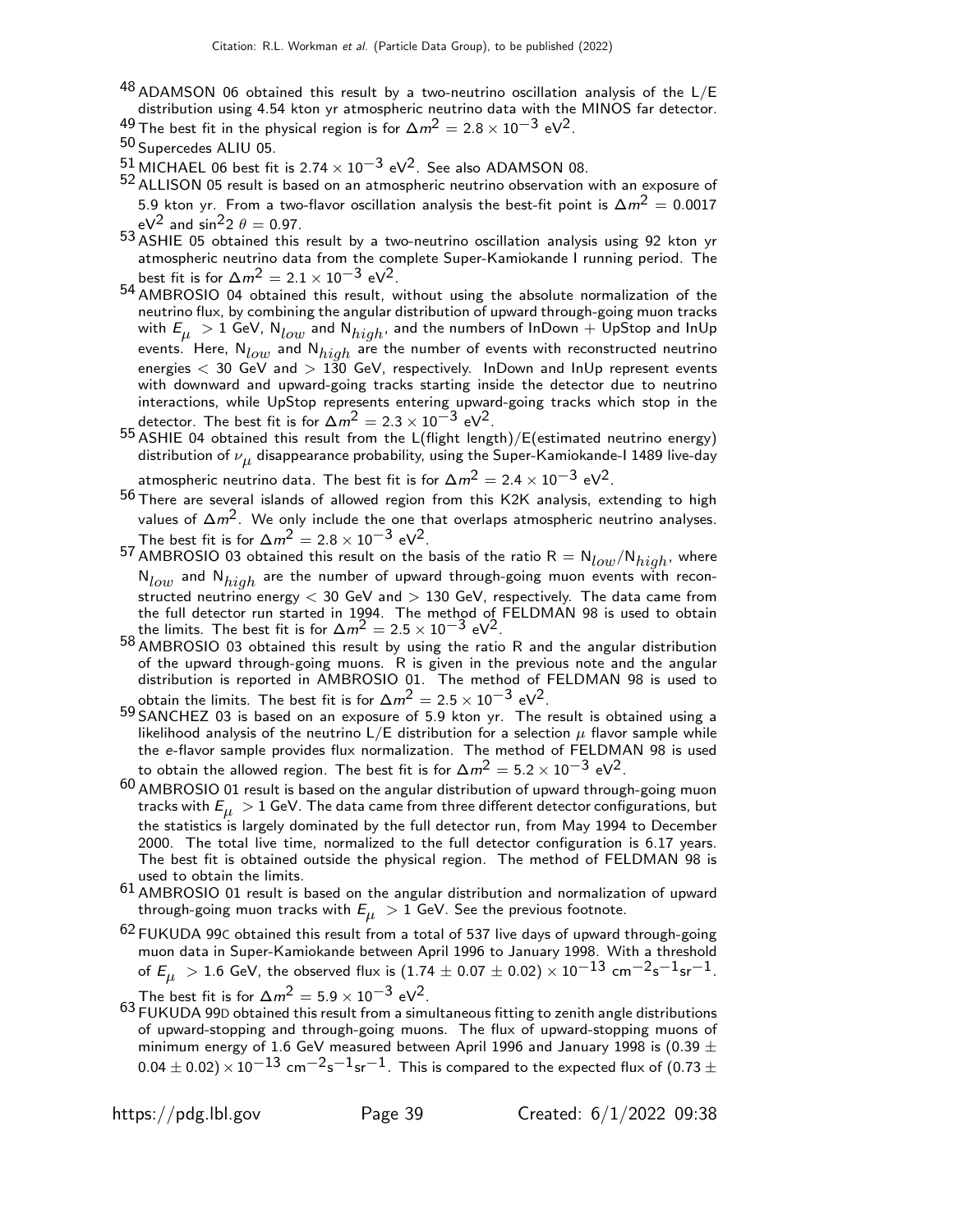[48] ADAMSON 06 obtained this result by a two-neutrino oscillation analysis of the L/E distribution using 4.54 kton yr atmospheric neutrino data with the MINOS far detector.

[49] The best fit in the physical region is for $\Delta m^2 = 2.8 \times 10^{-3}$ eV$^2$.

[50] Supercedes ALIU 05.

[51] MICHAEL 06 best fit is $2.74 \times 10^{-3}$ eV$^2$. See also ADAMSON 08.

[52] ALLISON 05 result is based on an atmospheric neutrino observation with an exposure of 5.9 kton yr. From a two-flavor oscillation analysis the best-fit point is $\Delta m^2 = 0.0017$ eV$^2$ and $\sin^2 2\,\theta = 0.97$.

[53] ASHIE 05 obtained this result by a two-neutrino oscillation analysis using 92 kton yr atmospheric neutrino data from the complete Super-Kamiokande I running period. The best fit is for $\Delta m^2 = 2.1 \times 10^{-3}$ eV$^2$.

[54] AMBROSIO 04 obtained this result, without using the absolute normalization of the neutrino flux, by combining the angular distribution of upward through-going muon tracks with $E_\mu > 1$ GeV, $N_{low}$ and $N_{high}$, and the numbers of InDown + UpStop and InUp events. Here, $N_{low}$ and $N_{high}$ are the number of events with reconstructed neutrino energies $< 30$ GeV and $> 130$ GeV, respectively. InDown and InUp represent events with downward and upward-going tracks starting inside the detector due to neutrino interactions, while UpStop represents entering upward-going tracks which stop in the detector. The best fit is for $\Delta m^2 = 2.3 \times 10^{-3}$ eV$^2$.

[55] ASHIE 04 obtained this result from the L(flight length)/E(estimated neutrino energy) distribution of $\nu_\mu$ disappearance probability, using the Super-Kamiokande-I 1489 live-day atmospheric neutrino data. The best fit is for $\Delta m^2 = 2.4 \times 10^{-3}$ eV$^2$.

[56] There are several islands of allowed region from this K2K analysis, extending to high values of $\Delta m^2$. We only include the one that overlaps atmospheric neutrino analyses. The best fit is for $\Delta m^2 = 2.8 \times 10^{-3}$ eV$^2$.

[57] AMBROSIO 03 obtained this result on the basis of the ratio $R = N_{low}/N_{high}$, where $N_{low}$ and $N_{high}$ are the number of upward through-going muon events with reconstructed neutrino energy $< 30$ GeV and $> 130$ GeV, respectively. The data came from the full detector run started in 1994. The method of FELDMAN 98 is used to obtain the limits. The best fit is for $\Delta m^2 = 2.5 \times 10^{-3}$ eV$^2$.

[58] AMBROSIO 03 obtained this result by using the ratio R and the angular distribution of the upward through-going muons. R is given in the previous note and the angular distribution is reported in AMBROSIO 01. The method of FELDMAN 98 is used to obtain the limits. The best fit is for $\Delta m^2 = 2.5 \times 10^{-3}$ eV$^2$.

[59] SANCHEZ 03 is based on an exposure of 5.9 kton yr. The result is obtained using a likelihood analysis of the neutrino L/E distribution for a selection $\mu$ flavor sample while the $e$-flavor sample provides flux normalization. The method of FELDMAN 98 is used to obtain the allowed region. The best fit is for $\Delta m^2 = 5.2 \times 10^{-3}$ eV$^2$.

[60] AMBROSIO 01 result is based on the angular distribution of upward through-going muon tracks with $E_\mu > 1$ GeV. The data came from three different detector configurations, but the statistics is largely dominated by the full detector run, from May 1994 to December 2000. The total live time, normalized to the full detector configuration is 6.17 years. The best fit is obtained outside the physical region. The method of FELDMAN 98 is used to obtain the limits.

[61] AMBROSIO 01 result is based on the angular distribution and normalization of upward through-going muon tracks with $E_\mu > 1$ GeV. See the previous footnote.

[62] FUKUDA 99C obtained this result from a total of 537 live days of upward through-going muon data in Super-Kamiokande between April 1996 to January 1998. With a threshold of $E_\mu > 1.6$ GeV, the observed flux is $(1.74 \pm 0.07 \pm 0.02) \times 10^{-13}$ cm$^{-2}$s$^{-1}$sr$^{-1}$. The best fit is for $\Delta m^2 = 5.9 \times 10^{-3}$ eV$^2$.

[63] FUKUDA 99D obtained this result from a simultaneous fitting to zenith angle distributions of upward-stopping and through-going muons. The flux of upward-stopping muons of minimum energy of 1.6 GeV measured between April 1996 and January 1998 is $(0.39 \pm 0.04 \pm 0.02) \times 10^{-13}$ cm$^{-2}$s$^{-1}$sr$^{-1}$. This is compared to the expected flux of $(0.73 \pm$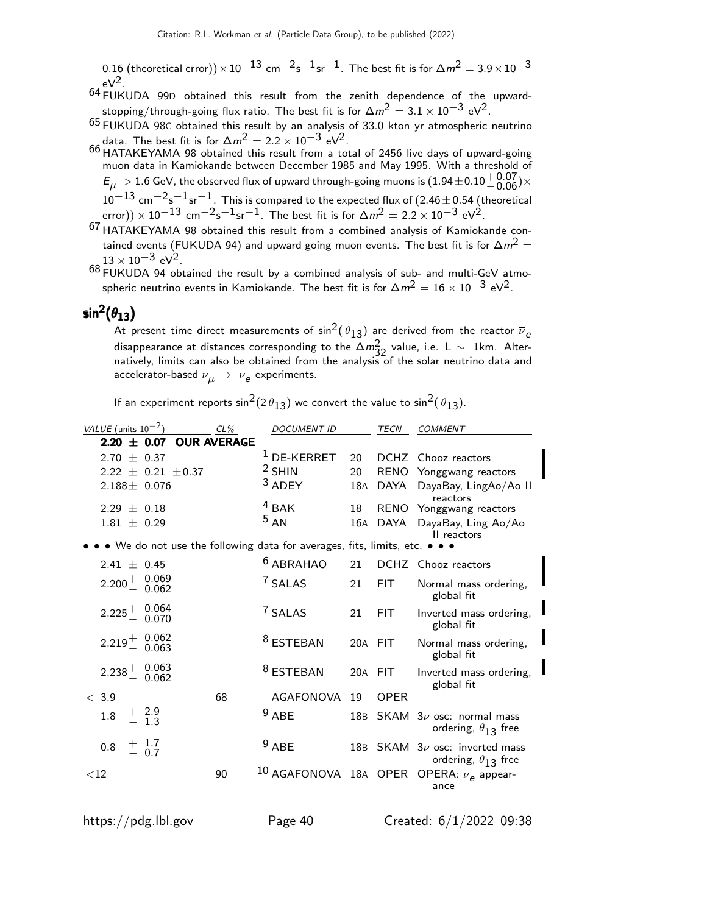0.16 (theoretical error)) $\times 10^{-13}$ cm$^{-2}$s$^{-1}$sr$^{-1}$. The best fit is for $\Delta m^2 = 3.9 \times 10^{-3}$ eV$^2$.

[64] FUKUDA 99D obtained this result from the zenith dependence of the upward-stopping/through-going flux ratio. The best fit is for $\Delta m^2 = 3.1 \times 10^{-3}$ eV$^2$.

[65] FUKUDA 98C obtained this result by an analysis of 33.0 kton yr atmospheric neutrino data. The best fit is for $\Delta m^2 = 2.2 \times 10^{-3}$ eV$^2$.

[66] HATAKEYAMA 98 obtained this result from a total of 2456 live days of upward-going muon data in Kamiokande between December 1985 and May 1995. With a threshold of $E_\mu > 1.6$ GeV, the observed flux of upward through-going muons is $(1.94 \pm 0.10^{+0.07}_{-0.06}) \times 10^{-13}$ cm$^{-2}$s$^{-1}$sr$^{-1}$. This is compared to the expected flux of (2.46 $\pm$ 0.54 (theoretical error)) $\times 10^{-13}$ cm$^{-2}$s$^{-1}$sr$^{-1}$. The best fit is for $\Delta m^2 = 2.2 \times 10^{-3}$ eV$^2$.

[67] HATAKEYAMA 98 obtained this result from a combined analysis of Kamiokande contained events (FUKUDA 94) and upward going muon events. The best fit is for $\Delta m^2 = 13 \times 10^{-3}$ eV$^2$.

[68] FUKUDA 94 obtained the result by a combined analysis of sub- and multi-GeV atmospheric neutrino events in Kamiokande. The best fit is for $\Delta m^2 = 16 \times 10^{-3}$ eV$^2$.

## $\sin^2(\theta_{13})$

At present time direct measurements of $\sin^2(\theta_{13})$ are derived from the reactor $\overline{\nu}_e$ disappearance at distances corresponding to the $\Delta m^2_{32}$ value, i.e. L $\sim$ 1km. Alternatively, limits can also be obtained from the analysis of the solar neutrino data and accelerator-based $\nu_\mu \to \nu_e$ experiments.

If an experiment reports $\sin^2(2\theta_{13})$ we convert the value to $\sin^2(\theta_{13})$.

| VALUE (units $10^{-2}$) | CL% | DOCUMENT ID | | TECN | COMMENT |
|---|---|---|---|---|---|
| **2.20 $\pm$ 0.07 OUR AVERAGE** | | | | | |
| 2.70 $\pm$ 0.37 | | [1] DE-KERRET | 20 | DCHZ | Chooz reactors |
| 2.22 $\pm$ 0.21 $\pm$0.37 | | [2] SHIN | 20 | RENO | Yonggwang reactors |
| 2.188 $\pm$ 0.076 | | [3] ADEY | 18A | DAYA | DayaBay, LingAo/Ao II reactors |
| 2.29 $\pm$ 0.18 | | [4] BAK | 18 | RENO | Yonggwang reactors |
| 1.81 $\pm$ 0.29 | | [5] AN | 16A | DAYA | DayaBay, Ling Ao/Ao II reactors |
| • • • We do not use the following data for averages, fits, limits, etc. • • • | | | | | |
| 2.41 $\pm$ 0.45 | | [6] ABRAHAO | 21 | DCHZ | Chooz reactors |
| $2.200^{+0.069}_{-0.062}$ | | [7] SALAS | 21 | FIT | Normal mass ordering, global fit |
| $2.225^{+0.064}_{-0.070}$ | | [7] SALAS | 21 | FIT | Inverted mass ordering, global fit |
| $2.219^{+0.062}_{-0.063}$ | | [8] ESTEBAN | 20A | FIT | Normal mass ordering, global fit |
| $2.238^{+0.063}_{-0.062}$ | | [8] ESTEBAN | 20A | FIT | Inverted mass ordering, global fit |
| $<$ 3.9 | 68 | AGAFONOVA | 19 | OPER | |
| $1.8^{+2.9}_{-1.3}$ | | [9] ABE | 18B | SKAM | $3\nu$ osc: normal mass ordering, $\theta_{13}$ free |
| $0.8^{+1.7}_{-0.7}$ | | [9] ABE | 18B | SKAM | $3\nu$ osc: inverted mass ordering, $\theta_{13}$ free |
| $<$12 | 90 | [10] AGAFONOVA | 18A | OPER | OPERA: $\nu_e$ appearance |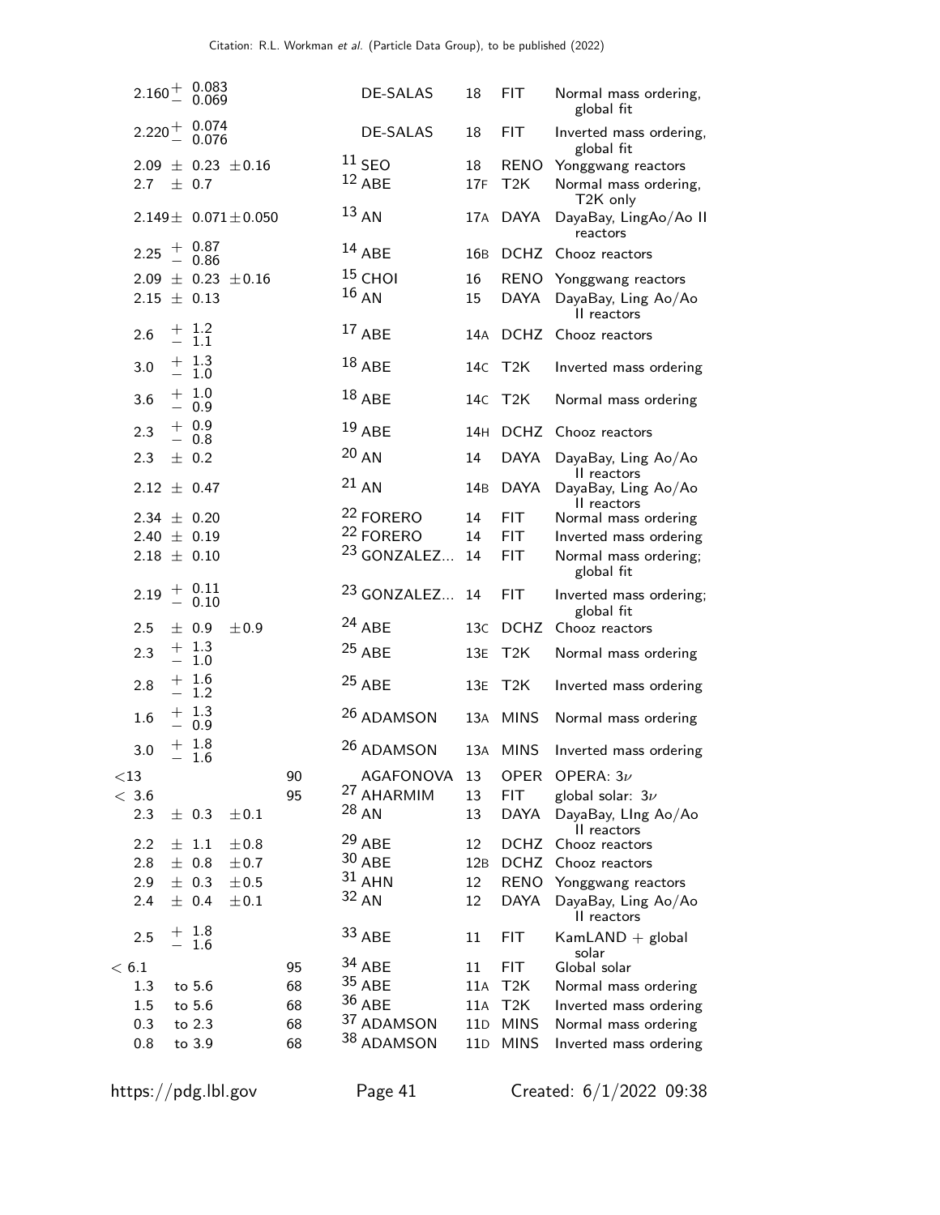| VALUE | CL% | DOCUMENT ID | | TECN | COMMENT |
|---|---|---|---|---|---|
| $2.160^{+0.083}_{-0.069}$ | | DE-SALAS | 18 | FIT | Normal mass ordering, global fit |
| $2.220^{+0.074}_{-0.076}$ | | DE-SALAS | 18 | FIT | Inverted mass ordering, global fit |
| $2.09 \pm 0.23 \pm 0.16$ | | [11] SEO | 18 | RENO | Yonggwang reactors |
| $2.7 \pm 0.7$ | | [12] ABE | 17F | T2K | Normal mass ordering, T2K only |
| $2.149 \pm 0.071 \pm 0.050$ | | [13] AN | 17A | DAYA | DayaBay, LingAo/Ao II reactors |
| $2.25^{+0.87}_{-0.86}$ | | [14] ABE | 16B | DCHZ | Chooz reactors |
| $2.09 \pm 0.23 \pm 0.16$ | | [15] CHOI | 16 | RENO | Yonggwang reactors |
| $2.15 \pm 0.13$ | | [16] AN | 15 | DAYA | DayaBay, Ling Ao/Ao II reactors |
| $2.6^{+1.2}_{-1.1}$ | | [17] ABE | 14A | DCHZ | Chooz reactors |
| $3.0^{+1.3}_{-1.0}$ | | [18] ABE | 14C | T2K | Inverted mass ordering |
| $3.6^{+1.0}_{-0.9}$ | | [18] ABE | 14C | T2K | Normal mass ordering |
| $2.3^{+0.9}_{-0.8}$ | | [19] ABE | 14H | DCHZ | Chooz reactors |
| $2.3 \pm 0.2$ | | [20] AN | 14 | DAYA | DayaBay, Ling Ao/Ao II reactors |
| $2.12 \pm 0.47$ | | [21] AN | 14B | DAYA | DayaBay, Ling Ao/Ao II reactors |
| $2.34 \pm 0.20$ | | [22] FORERO | 14 | FIT | Normal mass ordering |
| $2.40 \pm 0.19$ | | [22] FORERO | 14 | FIT | Inverted mass ordering |
| $2.18 \pm 0.10$ | | [23] GONZALEZ... | 14 | FIT | Normal mass ordering; global fit |
| $2.19^{+0.11}_{-0.10}$ | | [23] GONZALEZ... | 14 | FIT | Inverted mass ordering; global fit |
| $2.5 \pm 0.9 \pm 0.9$ | | [24] ABE | 13C | DCHZ | Chooz reactors |
| $2.3^{+1.3}_{-1.0}$ | | [25] ABE | 13E | T2K | Normal mass ordering |
| $2.8^{+1.6}_{-1.2}$ | | [25] ABE | 13E | T2K | Inverted mass ordering |
| $1.6^{+1.3}_{-0.9}$ | | [26] ADAMSON | 13A | MINS | Normal mass ordering |
| $3.0^{+1.8}_{-1.6}$ | | [26] ADAMSON | 13A | MINS | Inverted mass ordering |
| $<13$ | 90 | AGAFONOVA | 13 | OPER | OPERA: $3\nu$ |
| $<3.6$ | 95 | [27] AHARMIM | 13 | FIT | global solar: $3\nu$ |
| $2.3 \pm 0.3 \pm 0.1$ | | [28] AN | 13 | DAYA | DayaBay, LIng Ao/Ao II reactors |
| $2.2 \pm 1.1 \pm 0.8$ | | [29] ABE | 12 | DCHZ | Chooz reactors |
| $2.8 \pm 0.8 \pm 0.7$ | | [30] ABE | 12B | DCHZ | Chooz reactors |
| $2.9 \pm 0.3 \pm 0.5$ | | [31] AHN | 12 | RENO | Yonggwang reactors |
| $2.4 \pm 0.4 \pm 0.1$ | | [32] AN | 12 | DAYA | DayaBay, Ling Ao/Ao II reactors |
| $2.5^{+1.8}_{-1.6}$ | | [33] ABE | 11 | FIT | KamLAND + global solar |
| $<6.1$ | 95 | [34] ABE | 11 | FIT | Global solar |
| 1.3 to 5.6 | 68 | [35] ABE | 11A | T2K | Normal mass ordering |
| 1.5 to 5.6 | 68 | [36] ABE | 11A | T2K | Inverted mass ordering |
| 0.3 to 2.3 | 68 | [37] ADAMSON | 11D | MINS | Normal mass ordering |
| 0.8 to 3.9 | 68 | [38] ADAMSON | 11D | MINS | Inverted mass ordering |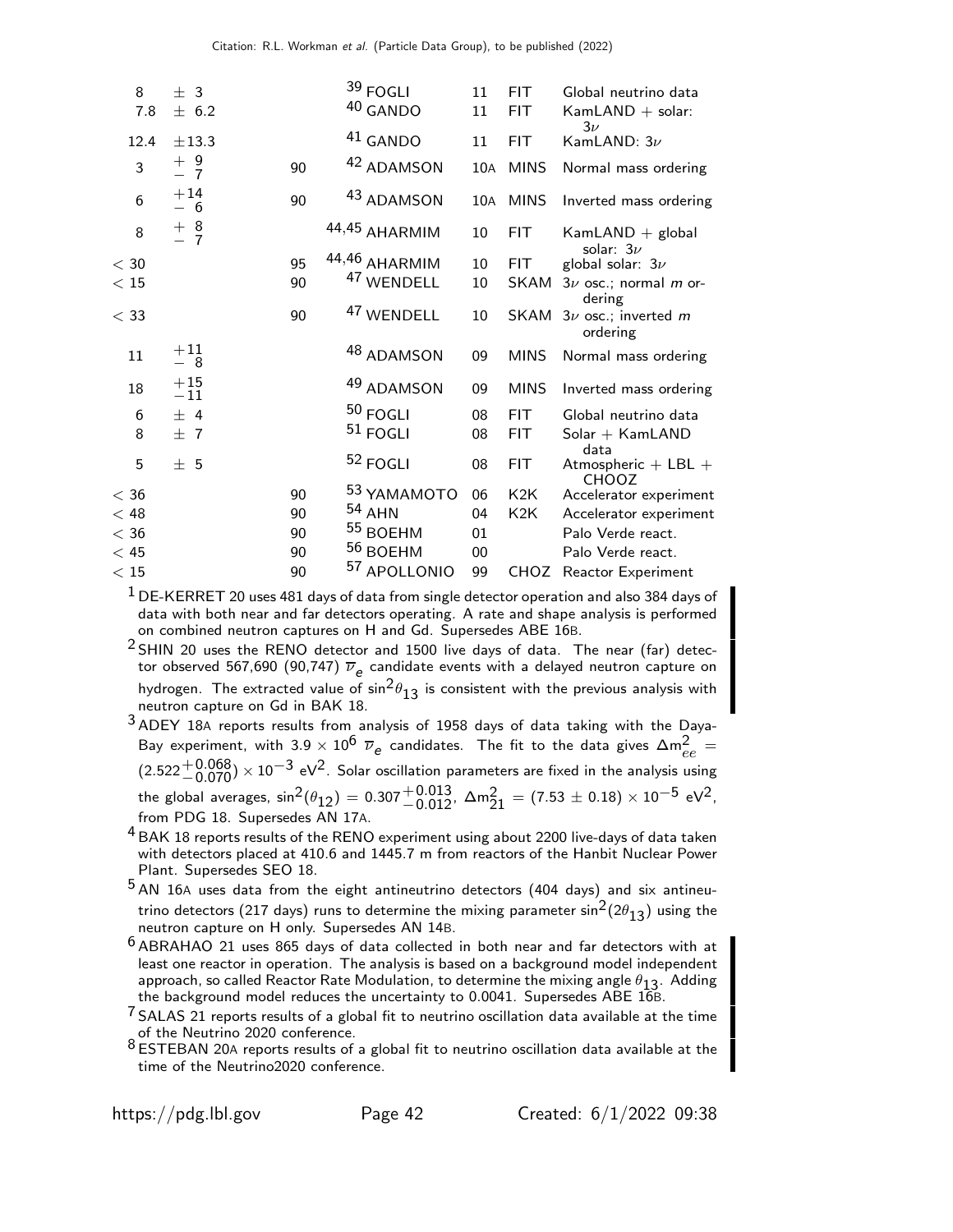| VALUE | CL% | DOCUMENT ID | | TECN | COMMENT |
|---|---|---|---|---|---|
| 8 $\pm$ 3 | | [39] FOGLI | 11 | FIT | Global neutrino data |
| 7.8 $\pm$ 6.2 | | [40] GANDO | 11 | FIT | KamLAND + solar: $3\nu$ |
| 12.4 $\pm$13.3 | | [41] GANDO | 11 | FIT | KamLAND: $3\nu$ |
| 3 $^{+9}_{-7}$ | 90 | [42] ADAMSON | 10A | MINS | Normal mass ordering |
| 6 $^{+14}_{-6}$ | 90 | [43] ADAMSON | 10A | MINS | Inverted mass ordering |
| 8 $^{+8}_{-7}$ | | [44,45] AHARMIM | 10 | FIT | KamLAND + global solar: $3\nu$ |
| $<$ 30 | 95 | [44,46] AHARMIM | 10 | FIT | global solar: $3\nu$ |
| $<$ 15 | 90 | [47] WENDELL | 10 | SKAM | $3\nu$ osc.; normal $m$ ordering |
| $<$ 33 | 90 | [47] WENDELL | 10 | SKAM | $3\nu$ osc.; inverted $m$ ordering |
| 11 $^{+11}_{-8}$ | | [48] ADAMSON | 09 | MINS | Normal mass ordering |
| 18 $^{+15}_{-11}$ | | [49] ADAMSON | 09 | MINS | Inverted mass ordering |
| 6 $\pm$ 4 | | [50] FOGLI | 08 | FIT | Global neutrino data |
| 8 $\pm$ 7 | | [51] FOGLI | 08 | FIT | Solar + KamLAND data |
| 5 $\pm$ 5 | | [52] FOGLI | 08 | FIT | Atmospheric + LBL + CHOOZ |
| $<$ 36 | 90 | [53] YAMAMOTO | 06 | K2K | Accelerator experiment |
| $<$ 48 | 90 | [54] AHN | 04 | K2K | Accelerator experiment |
| $<$ 36 | 90 | [55] BOEHM | 01 | | Palo Verde react. |
| $<$ 45 | 90 | [56] BOEHM | 00 | | Palo Verde react. |
| $<$ 15 | 90 | [57] APOLLONIO | 99 | CHOZ | Reactor Experiment |

[1] DE-KERRET 20 uses 481 days of data from single detector operation and also 384 days of data with both near and far detectors operating. A rate and shape analysis is performed on combined neutron captures on H and Gd. Supersedes ABE 16B.

[2] SHIN 20 uses the RENO detector and 1500 live days of data. The near (far) detector observed 567,690 (90,747) $\overline{\nu}_e$ candidate events with a delayed neutron capture on hydrogen. The extracted value of $\sin^2\theta_{13}$ is consistent with the previous analysis with neutron capture on Gd in BAK 18.

[3] ADEY 18A reports results from analysis of 1958 days of data taking with the Daya-Bay experiment, with $3.9 \times 10^6$ $\overline{\nu}_e$ candidates. The fit to the data gives $\Delta m^2_{ee} = (2.522^{+0.068}_{-0.070}) \times 10^{-3}$ eV$^2$. Solar oscillation parameters are fixed in the analysis using the global averages, $\sin^2(\theta_{12}) = 0.307^{+0.013}_{-0.012}$, $\Delta m^2_{21} = (7.53 \pm 0.18) \times 10^{-5}$ eV$^2$, from PDG 18. Supersedes AN 17A.

[4] BAK 18 reports results of the RENO experiment using about 2200 live-days of data taken with detectors placed at 410.6 and 1445.7 m from reactors of the Hanbit Nuclear Power Plant. Supersedes SEO 18.

[5] AN 16A uses data from the eight antineutrino detectors (404 days) and six antineutrino detectors (217 days) runs to determine the mixing parameter $\sin^2(2\theta_{13})$ using the neutron capture on H only. Supersedes AN 14B.

[6] ABRAHAO 21 uses 865 days of data collected in both near and far detectors with at least one reactor in operation. The analysis is based on a background model independent approach, so called Reactor Rate Modulation, to determine the mixing angle $\theta_{13}$. Adding the background model reduces the uncertainty to 0.0041. Supersedes ABE 16B.

[7] SALAS 21 reports results of a global fit to neutrino oscillation data available at the time of the Neutrino 2020 conference.

[8] ESTEBAN 20A reports results of a global fit to neutrino oscillation data available at the time of the Neutrino2020 conference.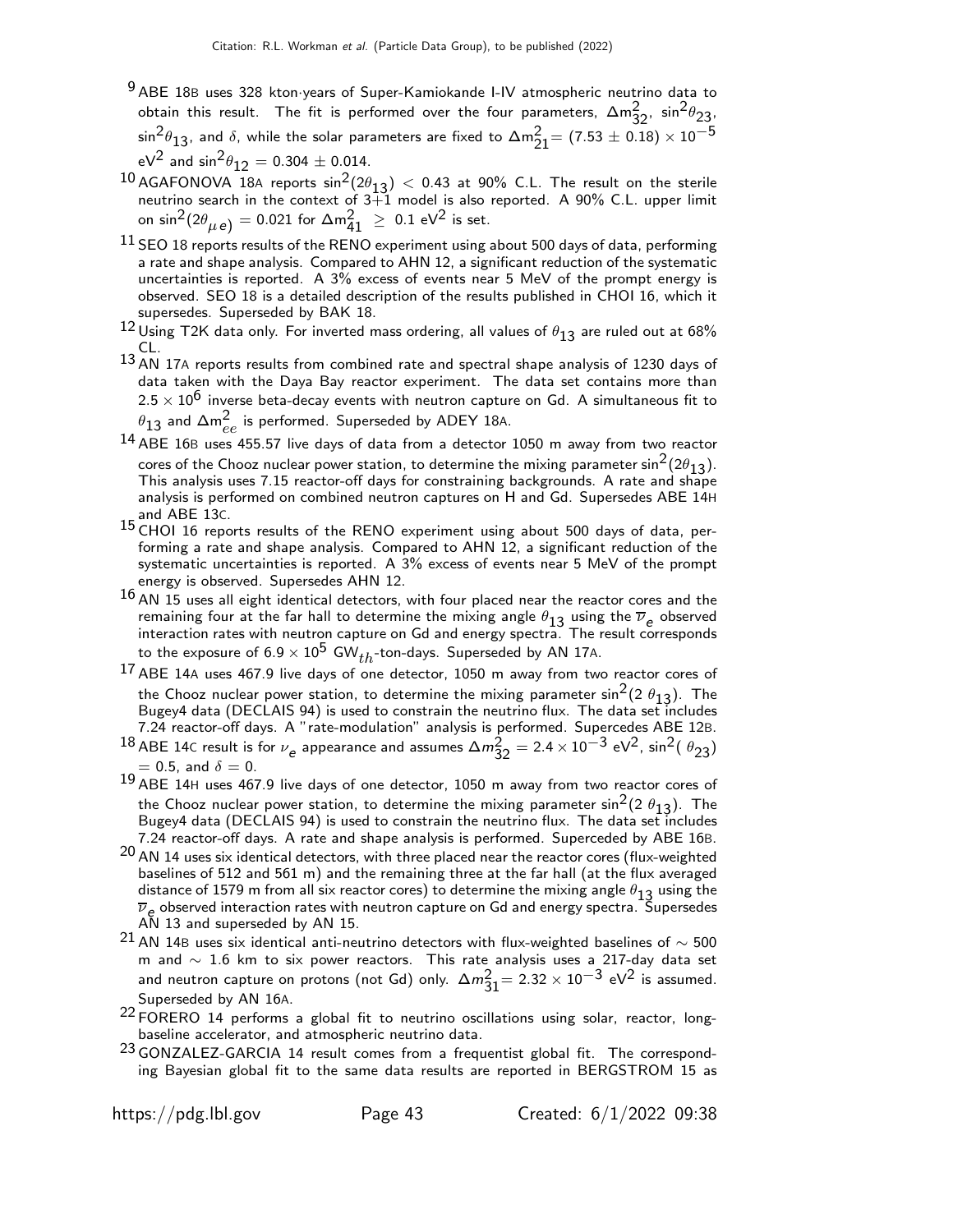[9] ABE 18B uses 328 kton·years of Super-Kamiokande I-IV atmospheric neutrino data to obtain this result. The fit is performed over the four parameters, $\Delta m^2_{32}$, $\sin^2\theta_{23}$, $\sin^2\theta_{13}$, and $\delta$, while the solar parameters are fixed to $\Delta m^2_{21} = (7.53 \pm 0.18) \times 10^{-5}$ eV$^2$ and $\sin^2\theta_{12} = 0.304 \pm 0.014$.

[10] AGAFONOVA 18A reports $\sin^2(2\theta_{13}) < 0.43$ at 90% C.L. The result on the sterile neutrino search in the context of 3+1 model is also reported. A 90% C.L. upper limit on $\sin^2(2\theta_{\mu e}) = 0.021$ for $\Delta m^2_{41} \geq 0.1$ eV$^2$ is set.

[11] SEO 18 reports results of the RENO experiment using about 500 days of data, performing a rate and shape analysis. Compared to AHN 12, a significant reduction of the systematic uncertainties is reported. A 3% excess of events near 5 MeV of the prompt energy is observed. SEO 18 is a detailed description of the results published in CHOI 16, which it supersedes. Superseded by BAK 18.

[12] Using T2K data only. For inverted mass ordering, all values of $\theta_{13}$ are ruled out at 68% CL.

[13] AN 17A reports results from combined rate and spectral shape analysis of 1230 days of data taken with the Daya Bay reactor experiment. The data set contains more than $2.5 \times 10^6$ inverse beta-decay events with neutron capture on Gd. A simultaneous fit to $\theta_{13}$ and $\Delta m^2_{ee}$ is performed. Superseded by ADEY 18A.

[14] ABE 16B uses 455.57 live days of data from a detector 1050 m away from two reactor cores of the Chooz nuclear power station, to determine the mixing parameter $\sin^2(2\theta_{13})$. This analysis uses 7.15 reactor-off days for constraining backgrounds. A rate and shape analysis is performed on combined neutron captures on H and Gd. Supersedes ABE 14H and ABE 13C.

[15] CHOI 16 reports results of the RENO experiment using about 500 days of data, performing a rate and shape analysis. Compared to AHN 12, a significant reduction of the systematic uncertainties is reported. A 3% excess of events near 5 MeV of the prompt energy is observed. Supersedes AHN 12.

[16] AN 15 uses all eight identical detectors, with four placed near the reactor cores and the remaining four at the far hall to determine the mixing angle $\theta_{13}$ using the $\overline{\nu}_e$ observed interaction rates with neutron capture on Gd and energy spectra. The result corresponds to the exposure of $6.9 \times 10^5$ GW$_{th}$-ton-days. Superseded by AN 17A.

[17] ABE 14A uses 467.9 live days of one detector, 1050 m away from two reactor cores of the Chooz nuclear power station, to determine the mixing parameter $\sin^2(2\,\theta_{13})$. The Bugey4 data (DECLAIS 94) is used to constrain the neutrino flux. The data set includes 7.24 reactor-off days. A "rate-modulation" analysis is performed. Supercedes ABE 12B.

[18] ABE 14C result is for $\nu_e$ appearance and assumes $\Delta m^2_{32} = 2.4 \times 10^{-3}$ eV$^2$, $\sin^2(\,\theta_{23}) = 0.5$, and $\delta = 0$.

[19] ABE 14H uses 467.9 live days of one detector, 1050 m away from two reactor cores of the Chooz nuclear power station, to determine the mixing parameter $\sin^2(2\,\theta_{13})$. The Bugey4 data (DECLAIS 94) is used to constrain the neutrino flux. The data set includes 7.24 reactor-off days. A rate and shape analysis is performed. Superceded by ABE 16B.

[20] AN 14 uses six identical detectors, with three placed near the reactor cores (flux-weighted baselines of 512 and 561 m) and the remaining three at the far hall (at the flux averaged distance of 1579 m from all six reactor cores) to determine the mixing angle $\theta_{13}$ using the $\overline{\nu}_e$ observed interaction rates with neutron capture on Gd and energy spectra. Supersedes AN 13 and superseded by AN 15.

[21] AN 14B uses six identical anti-neutrino detectors with flux-weighted baselines of $\sim$ 500 m and $\sim$ 1.6 km to six power reactors. This rate analysis uses a 217-day data set and neutron capture on protons (not Gd) only. $\Delta m^2_{31} = 2.32 \times 10^{-3}$ eV$^2$ is assumed. Superseded by AN 16A.

[22] FORERO 14 performs a global fit to neutrino oscillations using solar, reactor, long-baseline accelerator, and atmospheric neutrino data.

[23] GONZALEZ-GARCIA 14 result comes from a frequentist global fit. The corresponding Bayesian global fit to the same data results are reported in BERGSTROM 15 as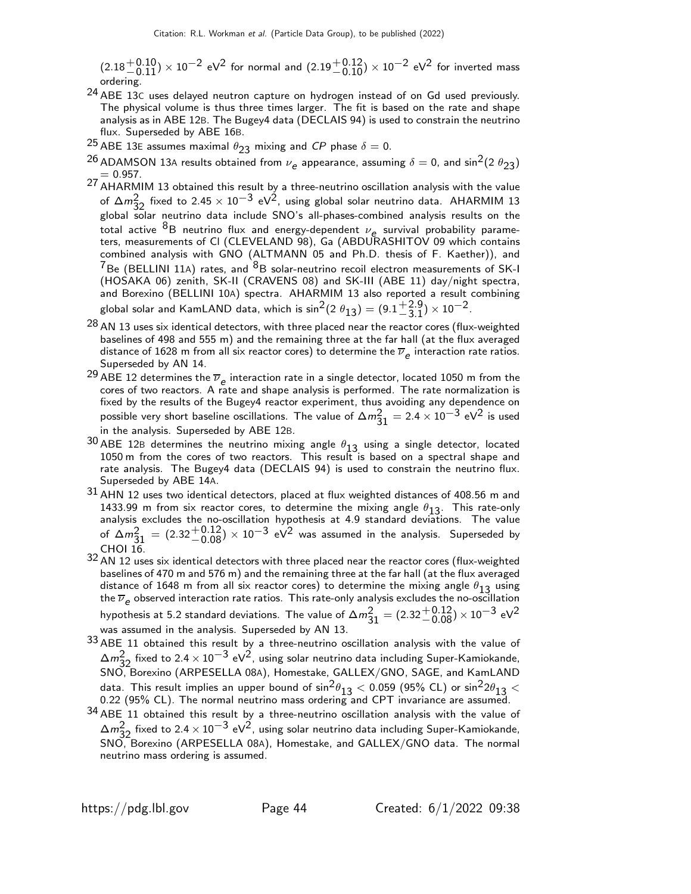$(2.18^{+0.10}_{-0.11}) \times 10^{-2}$ eV$^2$ for normal and $(2.19^{+0.12}_{-0.10}) \times 10^{-2}$ eV$^2$ for inverted mass ordering.

[24] ABE 13C uses delayed neutron capture on hydrogen instead of on Gd used previously. The physical volume is thus three times larger. The fit is based on the rate and shape analysis as in ABE 12B. The Bugey4 data (DECLAIS 94) is used to constrain the neutrino flux. Superseded by ABE 16B.

[25] ABE 13E assumes maximal $\theta_{23}$ mixing and *CP* phase $\delta = 0$.

[26] ADAMSON 13A results obtained from $\nu_e$ appearance, assuming $\delta = 0$, and $\sin^2(2\,\theta_{23}) = 0.957$.

[27] AHARMIM 13 obtained this result by a three-neutrino oscillation analysis with the value of $\Delta m^2_{32}$ fixed to $2.45 \times 10^{-3}$ eV$^2$, using global solar neutrino data. AHARMIM 13 global solar neutrino data include SNO's all-phases-combined analysis results on the total active $^8$B neutrino flux and energy-dependent $\nu_e$ survival probability parameters, measurements of Cl (CLEVELAND 98), Ga (ABDURASHITOV 09 which contains combined analysis with GNO (ALTMANN 05 and Ph.D. thesis of F. Kaether)), and $^7$Be (BELLINI 11A) rates, and $^8$B solar-neutrino recoil electron measurements of SK-I (HOSAKA 06) zenith, SK-II (CRAVENS 08) and SK-III (ABE 11) day/night spectra, and Borexino (BELLINI 10A) spectra. AHARMIM 13 also reported a result combining global solar and KamLAND data, which is $\sin^2(2\,\theta_{13}) = (9.1^{+2.9}_{-3.1}) \times 10^{-2}$.

[28] AN 13 uses six identical detectors, with three placed near the reactor cores (flux-weighted baselines of 498 and 555 m) and the remaining three at the far hall (at the flux averaged distance of 1628 m from all six reactor cores) to determine the $\overline{\nu}_e$ interaction rate ratios. Superseded by AN 14.

[29] ABE 12 determines the $\overline{\nu}_e$ interaction rate in a single detector, located 1050 m from the cores of two reactors. A rate and shape analysis is performed. The rate normalization is fixed by the results of the Bugey4 reactor experiment, thus avoiding any dependence on possible very short baseline oscillations. The value of $\Delta m^2_{31} = 2.4 \times 10^{-3}$ eV$^2$ is used in the analysis. Superseded by ABE 12B.

[30] ABE 12B determines the neutrino mixing angle $\theta_{13}$ using a single detector, located 1050 m from the cores of two reactors. This result is based on a spectral shape and rate analysis. The Bugey4 data (DECLAIS 94) is used to constrain the neutrino flux. Superseded by ABE 14A.

[31] AHN 12 uses two identical detectors, placed at flux weighted distances of 408.56 m and 1433.99 m from six reactor cores, to determine the mixing angle $\theta_{13}$. This rate-only analysis excludes the no-oscillation hypothesis at 4.9 standard deviations. The value of $\Delta m^2_{31} = (2.32^{+0.12}_{-0.08}) \times 10^{-3}$ eV$^2$ was assumed in the analysis. Superseded by CHOI 16.

[32] AN 12 uses six identical detectors with three placed near the reactor cores (flux-weighted baselines of 470 m and 576 m) and the remaining three at the far hall (at the flux averaged distance of 1648 m from all six reactor cores) to determine the mixing angle $\theta_{13}$ using the $\overline{\nu}_e$ observed interaction rate ratios. This rate-only analysis excludes the no-oscillation hypothesis at 5.2 standard deviations. The value of $\Delta m^2_{31} = (2.32^{+0.12}_{-0.08}) \times 10^{-3}$ eV$^2$ was assumed in the analysis. Superseded by AN 13.

[33] ABE 11 obtained this result by a three-neutrino oscillation analysis with the value of $\Delta m^2_{32}$ fixed to $2.4 \times 10^{-3}$ eV$^2$, using solar neutrino data including Super-Kamiokande, SNO, Borexino (ARPESELLA 08A), Homestake, GALLEX/GNO, SAGE, and KamLAND data. This result implies an upper bound of $\sin^2\theta_{13} < 0.059$ (95% CL) or $\sin^2 2\theta_{13} < 0.22$ (95% CL). The normal neutrino mass ordering and CPT invariance are assumed.

[34] ABE 11 obtained this result by a three-neutrino oscillation analysis with the value of $\Delta m^2_{32}$ fixed to $2.4 \times 10^{-3}$ eV$^2$, using solar neutrino data including Super-Kamiokande, SNO, Borexino (ARPESELLA 08A), Homestake, and GALLEX/GNO data. The normal neutrino mass ordering is assumed.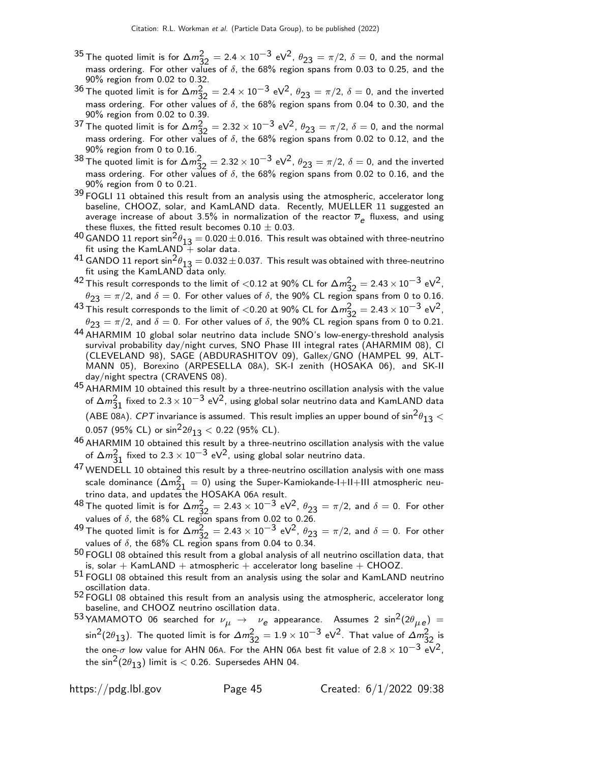[35] The quoted limit is for $\Delta m^2_{32} = 2.4 \times 10^{-3}$ eV$^2$, $\theta_{23} = \pi/2$, $\delta = 0$, and the normal mass ordering. For other values of $\delta$, the 68% region spans from 0.03 to 0.25, and the 90% region from 0.02 to 0.32.

[36] The quoted limit is for $\Delta m^2_{32} = 2.4 \times 10^{-3}$ eV$^2$, $\theta_{23} = \pi/2$, $\delta = 0$, and the inverted mass ordering. For other values of $\delta$, the 68% region spans from 0.04 to 0.30, and the 90% region from 0.02 to 0.39.

[37] The quoted limit is for $\Delta m^2_{32} = 2.32 \times 10^{-3}$ eV$^2$, $\theta_{23} = \pi/2$, $\delta = 0$, and the normal mass ordering. For other values of $\delta$, the 68% region spans from 0.02 to 0.12, and the 90% region from 0 to 0.16.

[38] The quoted limit is for $\Delta m^2_{32} = 2.32 \times 10^{-3}$ eV$^2$, $\theta_{23} = \pi/2$, $\delta = 0$, and the inverted mass ordering. For other values of $\delta$, the 68% region spans from 0.02 to 0.16, and the 90% region from 0 to 0.21.

[39] FOGLI 11 obtained this result from an analysis using the atmospheric, accelerator long baseline, CHOOZ, solar, and KamLAND data. Recently, MUELLER 11 suggested an average increase of about 3.5% in normalization of the reactor $\overline{\nu}_e$ fluxess, and using these fluxes, the fitted result becomes $0.10 \pm 0.03$.

[40] GANDO 11 report $\sin^2\theta_{13} = 0.020 \pm 0.016$. This result was obtained with three-neutrino fit using the KamLAND + solar data.

[41] GANDO 11 report $\sin^2\theta_{13} = 0.032 \pm 0.037$. This result was obtained with three-neutrino fit using the KamLAND data only.

[42] This result corresponds to the limit of $<0.12$ at 90% CL for $\Delta m^2_{32} = 2.43 \times 10^{-3}$ eV$^2$, $\theta_{23} = \pi/2$, and $\delta = 0$. For other values of $\delta$, the 90% CL region spans from 0 to 0.16.

[43] This result corresponds to the limit of $<0.20$ at 90% CL for $\Delta m^2_{32} = 2.43 \times 10^{-3}$ eV$^2$, $\theta_{23} = \pi/2$, and $\delta = 0$. For other values of $\delta$, the 90% CL region spans from 0 to 0.21.

[44] AHARMIM 10 global solar neutrino data include SNO's low-energy-threshold analysis survival probability day/night curves, SNO Phase III integral rates (AHARMIM 08), Cl (CLEVELAND 98), SAGE (ABDURASHITOV 09), Gallex/GNO (HAMPEL 99, ALTMANN 05), Borexino (ARPESELLA 08A), SK-I zenith (HOSAKA 06), and SK-II day/night spectra (CRAVENS 08).

[45] AHARMIM 10 obtained this result by a three-neutrino oscillation analysis with the value of $\Delta m^2_{31}$ fixed to $2.3 \times 10^{-3}$ eV$^2$, using global solar neutrino data and KamLAND data (ABE 08A). *CPT* invariance is assumed. This result implies an upper bound of $\sin^2\theta_{13} < 0.057$ (95% CL) or $\sin^2 2\theta_{13} < 0.22$ (95% CL).

[46] AHARMIM 10 obtained this result by a three-neutrino oscillation analysis with the value of $\Delta m^2_{31}$ fixed to $2.3 \times 10^{-3}$ eV$^2$, using global solar neutrino data.

[47] WENDELL 10 obtained this result by a three-neutrino oscillation analysis with one mass scale dominance ($\Delta m^2_{21} = 0$) using the Super-Kamiokande-I+II+III atmospheric neutrino data, and updates the HOSAKA 06A result.

[48] The quoted limit is for $\Delta m^2_{32} = 2.43 \times 10^{-3}$ eV$^2$, $\theta_{23} = \pi/2$, and $\delta = 0$. For other values of $\delta$, the 68% CL region spans from 0.02 to 0.26.

[49] The quoted limit is for $\Delta m^2_{32} = 2.43 \times 10^{-3}$ eV$^2$, $\theta_{23} = \pi/2$, and $\delta = 0$. For other values of $\delta$, the 68% CL region spans from 0.04 to 0.34.

[50] FOGLI 08 obtained this result from a global analysis of all neutrino oscillation data, that is, solar + KamLAND + atmospheric + accelerator long baseline + CHOOZ.

[51] FOGLI 08 obtained this result from an analysis using the solar and KamLAND neutrino oscillation data.

[52] FOGLI 08 obtained this result from an analysis using the atmospheric, accelerator long baseline, and CHOOZ neutrino oscillation data.

[53] YAMAMOTO 06 searched for $\nu_\mu \to \nu_e$ appearance. Assumes $2\,\sin^2(2\theta_{\mu e}) = \sin^2(2\theta_{13})$. The quoted limit is for $\Delta m^2_{32} = 1.9 \times 10^{-3}$ eV$^2$. That value of $\Delta m^2_{32}$ is the one-$\sigma$ low value for AHN 06A. For the AHN 06A best fit value of $2.8 \times 10^{-3}$ eV$^2$, the $\sin^2(2\theta_{13})$ limit is $< 0.26$. Supersedes AHN 04.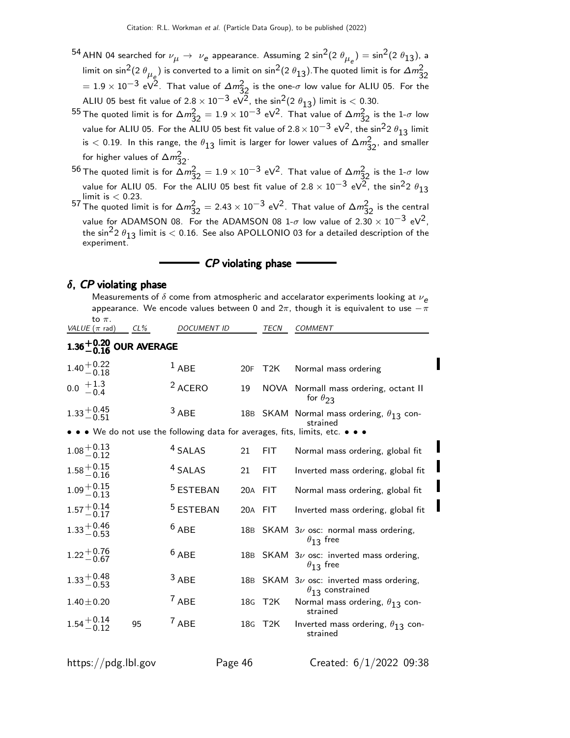[54] AHN 04 searched for $\nu_\mu \rightarrow \nu_e$ appearance. Assuming $2 \sin^2(2\theta_{\mu_e}) = \sin^2(2\theta_{13})$, a limit on $\sin^2(2\theta_{\mu_e})$ is converted to a limit on $\sin^2(2\theta_{13})$.The quoted limit is for $\Delta m^2_{32} = 1.9 \times 10^{-3}$ eV$^2$. That value of $\Delta m^2_{32}$ is the one-$\sigma$ low value for ALIU 05. For the ALIU 05 best fit value of $2.8 \times 10^{-3}$ eV$^2$, the $\sin^2(2\theta_{13})$ limit is $< 0.30$.

[55] The quoted limit is for $\Delta m^2_{32} = 1.9 \times 10^{-3}$ eV$^2$. That value of $\Delta m^2_{32}$ is the 1-$\sigma$ low value for ALIU 05. For the ALIU 05 best fit value of $2.8 \times 10^{-3}$ eV$^2$, the $\sin^2 2\theta_{13}$ limit is $< 0.19$. In this range, the $\theta_{13}$ limit is larger for lower values of $\Delta m^2_{32}$, and smaller for higher values of $\Delta m^2_{32}$.

[56] The quoted limit is for $\Delta m^2_{32} = 1.9 \times 10^{-3}$ eV$^2$. That value of $\Delta m^2_{32}$ is the 1-$\sigma$ low value for ALIU 05. For the ALIU 05 best fit value of $2.8 \times 10^{-3}$ eV$^2$, the $\sin^2 2\theta_{13}$ limit is $< 0.23$.

[57] The quoted limit is for $\Delta m^2_{32} = 2.43 \times 10^{-3}$ eV$^2$. That value of $\Delta m^2_{32}$ is the central value for ADAMSON 08. For the ADAMSON 08 1-$\sigma$ low value of $2.30 \times 10^{-3}$ eV$^2$, the $\sin^2 2\theta_{13}$ limit is $< 0.16$. See also APOLLONIO 03 for a detailed description of the experiment.

## *CP* violating phase

### $\delta$, *CP* violating phase

Measurements of $\delta$ come from atmospheric and accelarator experiments looking at $\nu_e$ appearance. We encode values between 0 and $2\pi$, though it is equivalent to use $-\pi$ to $\pi$.

| VALUE ($\pi$ rad) | CL% | DOCUMENT ID | | TECN | COMMENT |
|---|---|---|---|---|---|
| **$1.36^{+0.20}_{-0.16}$ OUR AVERAGE** | | | | | |
| $1.40^{+0.22}_{-0.18}$ | | [1] ABE | 20F | T2K | Normal mass ordering |
| $0.0\ ^{+1.3}_{-0.4}$ | | [2] ACERO | 19 | NOVA | Normall mass ordering, octant II for $\theta_{23}$ |
| $1.33^{+0.45}_{-0.51}$ | | [3] ABE | 18B | SKAM | Normal mass ordering, $\theta_{13}$ constrained |
| • • • We do not use the following data for averages, fits, limits, etc. • • • | | | | | |
| $1.08^{+0.13}_{-0.12}$ | | [4] SALAS | 21 | FIT | Normal mass ordering, global fit |
| $1.58^{+0.15}_{-0.16}$ | | [4] SALAS | 21 | FIT | Inverted mass ordering, global fit |
| $1.09^{+0.15}_{-0.13}$ | | [5] ESTEBAN | 20A | FIT | Normal mass ordering, global fit |
| $1.57^{+0.14}_{-0.17}$ | | [5] ESTEBAN | 20A | FIT | Inverted mass ordering, global fit |
| $1.33^{+0.46}_{-0.53}$ | | [6] ABE | 18B | SKAM | $3\nu$ osc: normal mass ordering, $\theta_{13}$ free |
| $1.22^{+0.76}_{-0.67}$ | | [6] ABE | 18B | SKAM | $3\nu$ osc: inverted mass ordering, $\theta_{13}$ free |
| $1.33^{+0.48}_{-0.53}$ | | [3] ABE | 18B | SKAM | $3\nu$ osc: inverted mass ordering, $\theta_{13}$ constrained |
| $1.40 \pm 0.20$ | | [7] ABE | 18G | T2K | Normal mass ordering, $\theta_{13}$ constrained |
| $1.54^{+0.14}_{-0.12}$ | 95 | [7] ABE | 18G | T2K | Inverted mass ordering, $\theta_{13}$ constrained |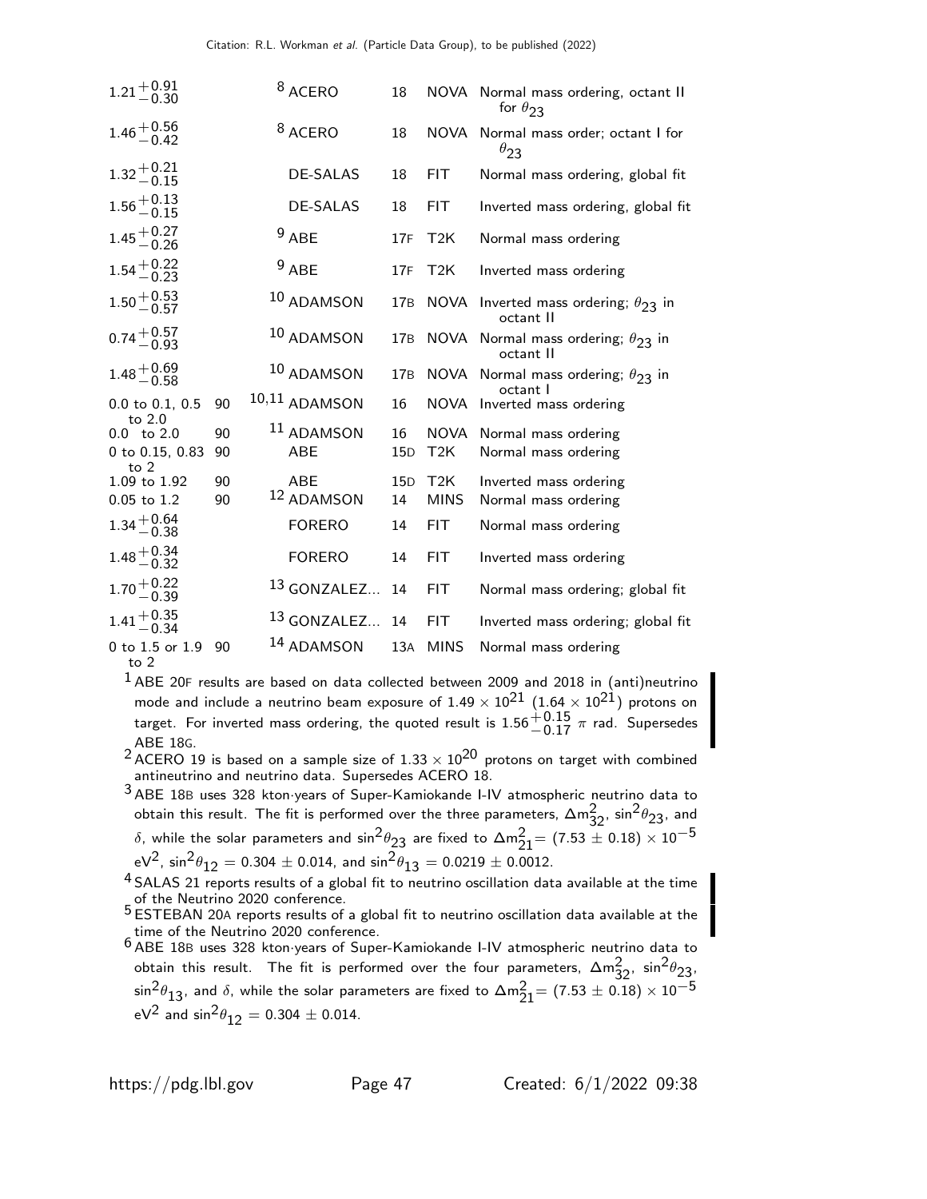| VALUE | CL% | DOCUMENT ID | | TECN | COMMENT |
|---|---|---|---|---|---|
| $1.21^{+0.91}_{-0.30}$ | | [8] ACERO | 18 | NOVA | Normal mass ordering, octant II for $\theta_{23}$ |
| $1.46^{+0.56}_{-0.42}$ | | [8] ACERO | 18 | NOVA | Normal mass order; octant I for $\theta_{23}$ |
| $1.32^{+0.21}_{-0.15}$ | | DE-SALAS | 18 | FIT | Normal mass ordering, global fit |
| $1.56^{+0.13}_{-0.15}$ | | DE-SALAS | 18 | FIT | Inverted mass ordering, global fit |
| $1.45^{+0.27}_{-0.26}$ | | [9] ABE | 17F | T2K | Normal mass ordering |
| $1.54^{+0.22}_{-0.23}$ | | [9] ABE | 17F | T2K | Inverted mass ordering |
| $1.50^{+0.53}_{-0.57}$ | | [10] ADAMSON | 17B | NOVA | Inverted mass ordering; $\theta_{23}$ in octant II |
| $0.74^{+0.57}_{-0.93}$ | | [10] ADAMSON | 17B | NOVA | Normal mass ordering; $\theta_{23}$ in octant II |
| $1.48^{+0.69}_{-0.58}$ | | [10] ADAMSON | 17B | NOVA | Normal mass ordering; $\theta_{23}$ in octant I |
| 0.0 to 0.1, 0.5 to 2.0 | 90 | [10,11] ADAMSON | 16 | NOVA | Inverted mass ordering |
| 0.0 to 2.0 | 90 | [11] ADAMSON | 16 | NOVA | Normal mass ordering |
| 0 to 0.15, 0.83 to 2 | 90 | ABE | 15D | T2K | Normal mass ordering |
| 1.09 to 1.92 | 90 | ABE | 15D | T2K | Inverted mass ordering |
| 0.05 to 1.2 | 90 | [12] ADAMSON | 14 | MINS | Normal mass ordering |
| $1.34^{+0.64}_{-0.38}$ | | FORERO | 14 | FIT | Normal mass ordering |
| $1.48^{+0.34}_{-0.32}$ | | FORERO | 14 | FIT | Inverted mass ordering |
| $1.70^{+0.22}_{-0.39}$ | | [13] GONZALEZ... | 14 | FIT | Normal mass ordering; global fit |
| $1.41^{+0.35}_{-0.34}$ | | [13] GONZALEZ... | 14 | FIT | Inverted mass ordering; global fit |
| 0 to 1.5 or 1.9 to 2 | 90 | [14] ADAMSON | 13A | MINS | Normal mass ordering |

[1] ABE 20F results are based on data collected between 2009 and 2018 in (anti)neutrino mode and include a neutrino beam exposure of $1.49 \times 10^{21}$ ($1.64 \times 10^{21}$) protons on target. For inverted mass ordering, the quoted result is $1.56^{+0.15}_{-0.17}$ $\pi$ rad. Supersedes ABE 18G.

[2] ACERO 19 is based on a sample size of $1.33 \times 10^{20}$ protons on target with combined antineutrino and neutrino data. Supersedes ACERO 18.

[3] ABE 18B uses 328 kton·years of Super-Kamiokande I-IV atmospheric neutrino data to obtain this result. The fit is performed over the three parameters, $\Delta m^2_{32}$, $\sin^2\theta_{23}$, and $\delta$, while the solar parameters and $\sin^2\theta_{23}$ are fixed to $\Delta m^2_{21} = (7.53 \pm 0.18) \times 10^{-5}$ eV$^2$, $\sin^2\theta_{12} = 0.304 \pm 0.014$, and $\sin^2\theta_{13} = 0.0219 \pm 0.0012$.

[4] SALAS 21 reports results of a global fit to neutrino oscillation data available at the time of the Neutrino 2020 conference.

[5] ESTEBAN 20A reports results of a global fit to neutrino oscillation data available at the time of the Neutrino 2020 conference.

[6] ABE 18B uses 328 kton·years of Super-Kamiokande I-IV atmospheric neutrino data to obtain this result. The fit is performed over the four parameters, $\Delta m^2_{32}$, $\sin^2\theta_{23}$, $\sin^2\theta_{13}$, and $\delta$, while the solar parameters are fixed to $\Delta m^2_{21} = (7.53 \pm 0.18) \times 10^{-5}$ eV$^2$ and $\sin^2\theta_{12} = 0.304 \pm 0.014$.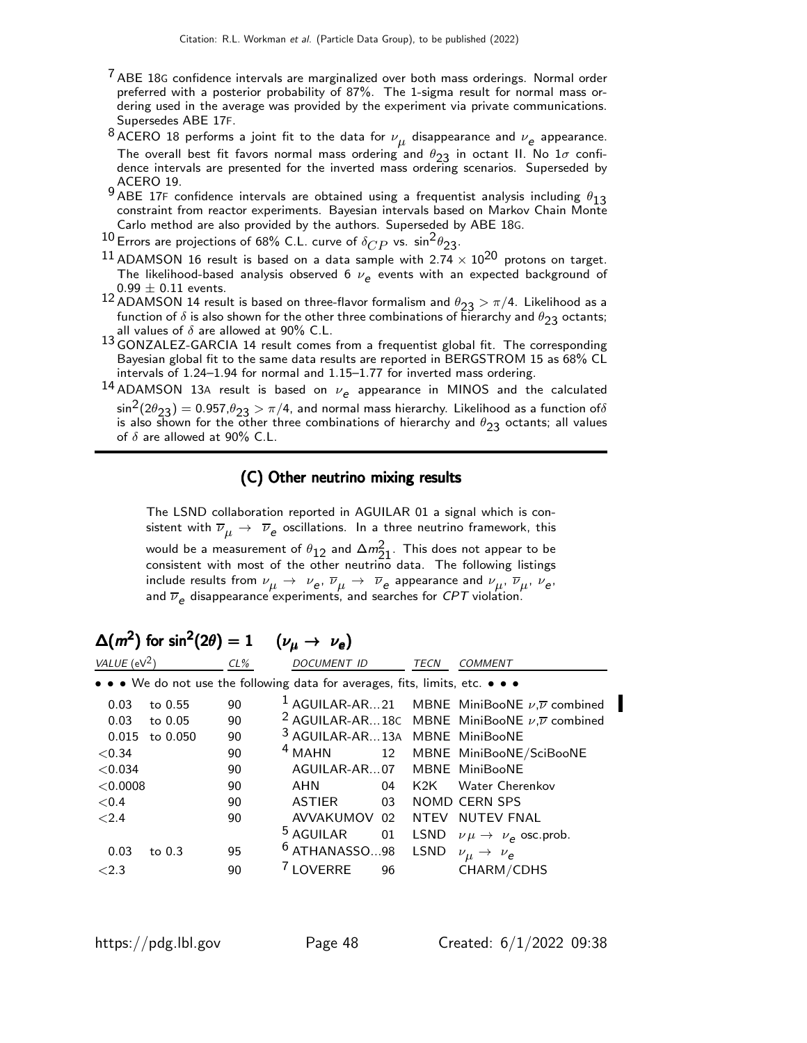[7] ABE 18G confidence intervals are marginalized over both mass orderings. Normal order preferred with a posterior probability of 87%. The 1-sigma result for normal mass ordering used in the average was provided by the experiment via private communications. Supersedes ABE 17F.

[8] ACERO 18 performs a joint fit to the data for $\nu_\mu$ disappearance and $\nu_e$ appearance. The overall best fit favors normal mass ordering and $\theta_{23}$ in octant II. No $1\sigma$ confidence intervals are presented for the inverted mass ordering scenarios. Superseded by ACERO 19.

[9] ABE 17F confidence intervals are obtained using a frequentist analysis including $\theta_{13}$ constraint from reactor experiments. Bayesian intervals based on Markov Chain Monte Carlo method are also provided by the authors. Superseded by ABE 18G.

[10] Errors are projections of 68% C.L. curve of $\delta_{CP}$ vs. $\sin^2\theta_{23}$.

[11] ADAMSON 16 result is based on a data sample with $2.74 \times 10^{20}$ protons on target. The likelihood-based analysis observed 6 $\nu_e$ events with an expected background of $0.99 \pm 0.11$ events.

[12] ADAMSON 14 result is based on three-flavor formalism and $\theta_{23} > \pi/4$. Likelihood as a function of $\delta$ is also shown for the other three combinations of hierarchy and $\theta_{23}$ octants; all values of $\delta$ are allowed at 90% C.L.

[13] GONZALEZ-GARCIA 14 result comes from a frequentist global fit. The corresponding Bayesian global fit to the same data results are reported in BERGSTROM 15 as 68% CL intervals of 1.24–1.94 for normal and 1.15–1.77 for inverted mass ordering.

[14] ADAMSON 13A result is based on $\nu_e$ appearance in MINOS and the calculated $\sin^2(2\theta_{23}) = 0.957$, $\theta_{23} > \pi/4$, and normal mass hierarchy. Likelihood as a function of $\delta$ is also shown for the other three combinations of hierarchy and $\theta_{23}$ octants; all values of $\delta$ are allowed at 90% C.L.

## (C) Other neutrino mixing results

The LSND collaboration reported in AGUILAR 01 a signal which is consistent with $\overline{\nu}_\mu \to \overline{\nu}_e$ oscillations. In a three neutrino framework, this would be a measurement of $\theta_{12}$ and $\Delta m^2_{21}$. This does not appear to be consistent with most of the other neutrino data. The following listings include results from $\nu_\mu \to \nu_e$, $\overline{\nu}_\mu \to \overline{\nu}_e$ appearance and $\nu_\mu$, $\overline{\nu}_\mu$, $\nu_e$, and $\overline{\nu}_e$ disappearance experiments, and searches for *CPT* violation.

### $\Delta(m^2)$ for $\sin^2(2\theta) = 1$ $(\nu_\mu \to \nu_e)$

| VALUE (eV$^2$) | CL% | DOCUMENT ID | | TECN | COMMENT |
|---|---|---|---|---|---|
| • • • We do not use the following data for averages, fits, limits, etc. • • • | | | | | |
| 0.03 to 0.55 | 90 | [1] AGUILAR-AR... | 21 | MBNE | MiniBooNE $\nu$,$\overline{\nu}$ combined |
| 0.03 to 0.05 | 90 | [2] AGUILAR-AR... | 18C | MBNE | MiniBooNE $\nu$,$\overline{\nu}$ combined |
| 0.015 to 0.050 | 90 | [3] AGUILAR-AR... | 13A | MBNE | MiniBooNE |
| <0.34 | 90 | [4] MAHN | 12 | MBNE | MiniBooNE/SciBooNE |
| <0.034 | 90 | AGUILAR-AR... | 07 | MBNE | MiniBooNE |
| <0.0008 | 90 | AHN | 04 | K2K | Water Cherenkov |
| <0.4 | 90 | ASTIER | 03 | NOMD | CERN SPS |
| <2.4 | 90 | AVVAKUMOV | 02 | NTEV | NUTEV FNAL |
| | | [5] AGUILAR | 01 | LSND | $\nu\mu \to \nu_e$ osc.prob. |
| 0.03 to 0.3 | 95 | [6] ATHANASSO... | 98 | LSND | $\nu_\mu \to \nu_e$ |
| <2.3 | 90 | [7] LOVERRE | 96 | | CHARM/CDHS |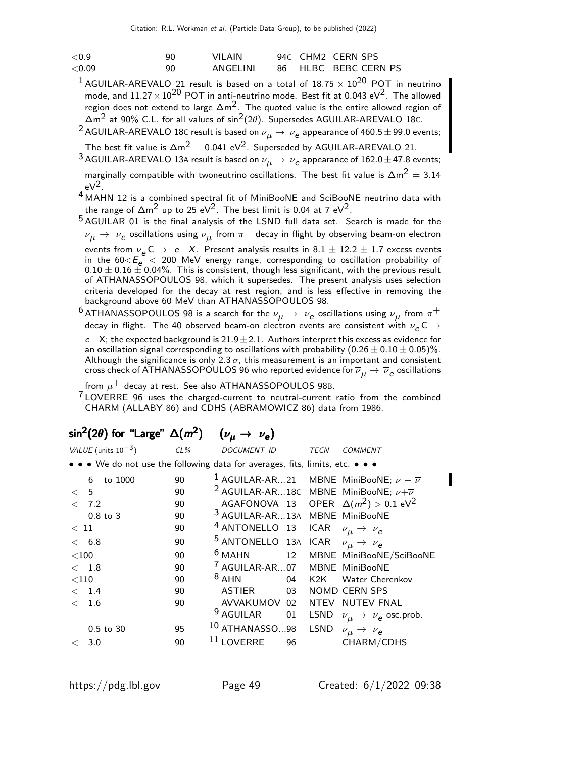| | | | | |
|---|---|---|---|---|
| <0.9 | 90 | VILAIN | 94C | CHM2 CERN SPS |
| <0.09 | 90 | ANGELINI | 86 | HLBC BEBC CERN PS |

[1] AGUILAR-AREVALO 21 result is based on a total of $18.75 \times 10^{20}$ POT in neutrino mode, and $11.27 \times 10^{20}$ POT in anti-neutrino mode. Best fit at 0.043 eV$^2$. The allowed region does not extend to large $\Delta m^2$. The quoted value is the entire allowed region of $\Delta m^2$ at 90% C.L. for all values of $\sin^2(2\theta)$. Supersedes AGUILAR-AREVALO 18C.

[2] AGUILAR-AREVALO 18C result is based on $\nu_\mu \to \nu_e$ appearance of $460.5 \pm 99.0$ events; The best fit value is $\Delta m^2 = 0.041$ eV$^2$. Superseded by AGUILAR-AREVALO 21.

[3] AGUILAR-AREVALO 13A result is based on $\nu_\mu \to \nu_e$ appearance of $162.0 \pm 47.8$ events; marginally compatible with twoneutrino oscillations. The best fit value is $\Delta m^2 = 3.14$ eV$^2$.

[4] MAHN 12 is a combined spectral fit of MiniBooNE and SciBooNE neutrino data with the range of $\Delta m^2$ up to 25 eV$^2$. The best limit is 0.04 at 7 eV$^2$.

[5] AGUILAR 01 is the final analysis of the LSND full data set. Search is made for the $\nu_\mu \to \nu_e$ oscillations using $\nu_\mu$ from $\pi^+$ decay in flight by observing beam-on electron events from $\nu_e C \to e^- X$. Present analysis results in $8.1 \pm 12.2 \pm 1.7$ excess events in the $60 < E_e < 200$ MeV energy range, corresponding to oscillation probability of $0.10 \pm 0.16 \pm 0.04\%$. This is consistent, though less significant, with the previous result of ATHANASSOPOULOS 98, which it supersedes. The present analysis uses selection criteria developed for the decay at rest region, and is less effective in removing the background above 60 MeV than ATHANASSOPOULOS 98.

[6] ATHANASSOPOULOS 98 is a search for the $\nu_\mu \to \nu_e$ oscillations using $\nu_\mu$ from $\pi^+$ decay in flight. The 40 observed beam-on electron events are consistent with $\nu_e C \to e^- X$; the expected background is $21.9 \pm 2.1$. Authors interpret this excess as evidence for an oscillation signal corresponding to oscillations with probability $(0.26 \pm 0.10 \pm 0.05)\%$. Although the significance is only $2.3\,\sigma$, this measurement is an important and consistent cross check of ATHANASSOPOULOS 96 who reported evidence for $\overline{\nu}_\mu \to \overline{\nu}_e$ oscillations from $\mu^+$ decay at rest. See also ATHANASSOPOULOS 98B.

[7] LOVERRE 96 uses the charged-current to neutral-current ratio from the combined CHARM (ALLABY 86) and CDHS (ABRAMOWICZ 86) data from 1986.

## $\sin^2(2\theta)$ for "Large" $\Delta(m^2)$ $(\nu_\mu \to \nu_e)$

| VALUE (units $10^{-3}$) | CL% | DOCUMENT ID | | TECN | COMMENT |
|---|---|---|---|---|---|
| • • • We do not use the following data for averages, fits, limits, etc. • • • | | | | | |
| 6 to 1000 | 90 | [1] AGUILAR-AR... | 21 | MBNE | MiniBooNE; $\nu + \overline{\nu}$ |
| < 5 | 90 | [2] AGUILAR-AR... | 18C | MBNE | MiniBooNE; $\nu + \overline{\nu}$ |
| < 7.2 | 90 | AGAFONOVA | 13 | OPER | $\Delta(m^2) > 0.1$ eV$^2$ |
| 0.8 to 3 | 90 | [3] AGUILAR-AR... | 13A | MBNE | MiniBooNE |
| < 11 | 90 | [4] ANTONELLO | 13 | ICAR | $\nu_\mu \to \nu_e$ |
| < 6.8 | 90 | [5] ANTONELLO | 13A | ICAR | $\nu_\mu \to \nu_e$ |
| <100 | 90 | [6] MAHN | 12 | MBNE | MiniBooNE/SciBooNE |
| < 1.8 | 90 | [7] AGUILAR-AR... | 07 | MBNE | MiniBooNE |
| <110 | 90 | [8] AHN | 04 | K2K | Water Cherenkov |
| < 1.4 | 90 | ASTIER | 03 | NOMD | CERN SPS |
| < 1.6 | 90 | AVVAKUMOV | 02 | NTEV | NUTEV FNAL |
| | | [9] AGUILAR | 01 | LSND | $\nu_\mu \to \nu_e$ osc.prob. |
| 0.5 to 30 | 95 | [10] ATHANASSO... | 98 | LSND | $\nu_\mu \to \nu_e$ |
| < 3.0 | 90 | [11] LOVERRE | 96 | | CHARM/CDHS |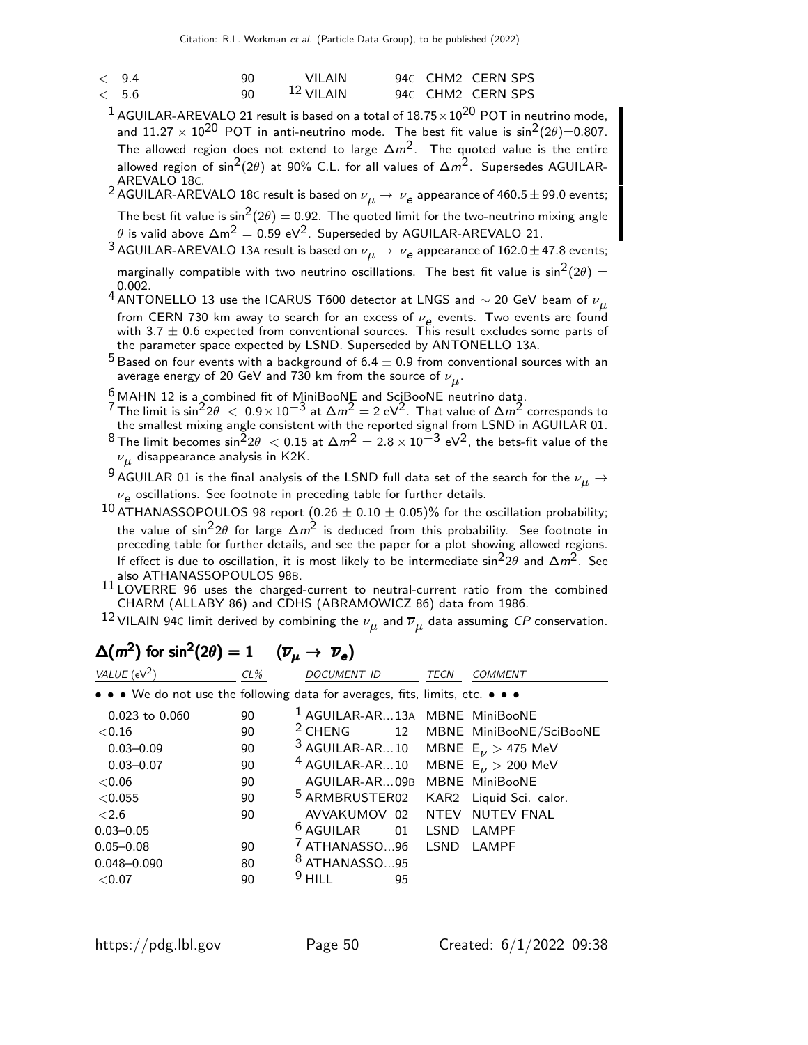| | | | | |
|---|---|---|---|---|
| < 9.4 | 90 | VILAIN | 94C | CHM2 CERN SPS |
| < 5.6 | 90 | [12] VILAIN | 94C | CHM2 CERN SPS |

[1] AGUILAR-AREVALO 21 result is based on a total of $18.75 \times 10^{20}$ POT in neutrino mode, and $11.27 \times 10^{20}$ POT in anti-neutrino mode. The best fit value is $\sin^2(2\theta)$=0.807. The allowed region does not extend to large $\Delta m^2$. The quoted value is the entire allowed region of $\sin^2(2\theta)$ at 90% C.L. for all values of $\Delta m^2$. Supersedes AGUILAR-AREVALO 18C.

[2] AGUILAR-AREVALO 18C result is based on $\nu_\mu \rightarrow \nu_e$ appearance of $460.5 \pm 99.0$ events; The best fit value is $\sin^2(2\theta) = 0.92$. The quoted limit for the two-neutrino mixing angle $\theta$ is valid above $\Delta m^2 = 0.59$ eV$^2$. Superseded by AGUILAR-AREVALO 21.

[3] AGUILAR-AREVALO 13A result is based on $\nu_\mu \rightarrow \nu_e$ appearance of $162.0 \pm 47.8$ events; marginally compatible with two neutrino oscillations. The best fit value is $\sin^2(2\theta) = 0.002$.

[4] ANTONELLO 13 use the ICARUS T600 detector at LNGS and $\sim 20$ GeV beam of $\nu_\mu$ from CERN 730 km away to search for an excess of $\nu_e$ events. Two events are found with $3.7 \pm 0.6$ expected from conventional sources. This result excludes some parts of the parameter space expected by LSND. Superseded by ANTONELLO 13A.

[5] Based on four events with a background of $6.4 \pm 0.9$ from conventional sources with an average energy of 20 GeV and 730 km from the source of $\nu_\mu$.

[6] MAHN 12 is a combined fit of MiniBooNE and SciBooNE neutrino data.

[7] The limit is $\sin^2 2\theta < 0.9 \times 10^{-3}$ at $\Delta m^2 = 2$ eV$^2$. That value of $\Delta m^2$ corresponds to the smallest mixing angle consistent with the reported signal from LSND in AGUILAR 01.

[8] The limit becomes $\sin^2 2\theta < 0.15$ at $\Delta m^2 = 2.8 \times 10^{-3}$ eV$^2$, the bets-fit value of the $\nu_\mu$ disappearance analysis in K2K.

[9] AGUILAR 01 is the final analysis of the LSND full data set of the search for the $\nu_\mu \rightarrow \nu_e$ oscillations. See footnote in preceding table for further details.

[10] ATHANASSOPOULOS 98 report $(0.26 \pm 0.10 \pm 0.05)$% for the oscillation probability; the value of $\sin^2 2\theta$ for large $\Delta m^2$ is deduced from this probability. See footnote in preceding table for further details, and see the paper for a plot showing allowed regions. If effect is due to oscillation, it is most likely to be intermediate $\sin^2 2\theta$ and $\Delta m^2$. See also ATHANASSOPOULOS 98B.

[11] LOVERRE 96 uses the charged-current to neutral-current ratio from the combined CHARM (ALLABY 86) and CDHS (ABRAMOWICZ 86) data from 1986.

[12] VILAIN 94C limit derived by combining the $\nu_\mu$ and $\overline{\nu}_\mu$ data assuming *CP* conservation.

## $\Delta(m^2)$ for $\sin^2(2\theta) = 1$ $\quad(\overline{\nu}_\mu \rightarrow \overline{\nu}_e)$

| VALUE (eV$^2$) | CL% | DOCUMENT ID | | TECN | COMMENT |
|---|---|---|---|---|---|
| • • • We do not use the following data for averages, fits, limits, etc. • • • | | | | | |
| 0.023 to 0.060 | 90 | [1] AGUILAR-AR...13A | | MBNE | MiniBooNE |
| <0.16 | 90 | [2] CHENG | 12 | MBNE | MiniBooNE/SciBooNE |
| 0.03–0.09 | 90 | [3] AGUILAR-AR...10 | | MBNE | $E_\nu > 475$ MeV |
| 0.03–0.07 | 90 | [4] AGUILAR-AR...10 | | MBNE | $E_\nu > 200$ MeV |
| <0.06 | 90 | AGUILAR-AR...09B | | MBNE | MiniBooNE |
| <0.055 | 90 | [5] ARMBRUSTER02 | | KAR2 | Liquid Sci. calor. |
| <2.6 | 90 | AVVAKUMOV | 02 | NTEV | NUTEV FNAL |
| 0.03–0.05 | | [6] AGUILAR | 01 | LSND | LAMPF |
| 0.05–0.08 | 90 | [7] ATHANASSO...96 | | LSND | LAMPF |
| 0.048–0.090 | 80 | [8] ATHANASSO...95 | | | |
| <0.07 | 90 | [9] HILL | 95 | | |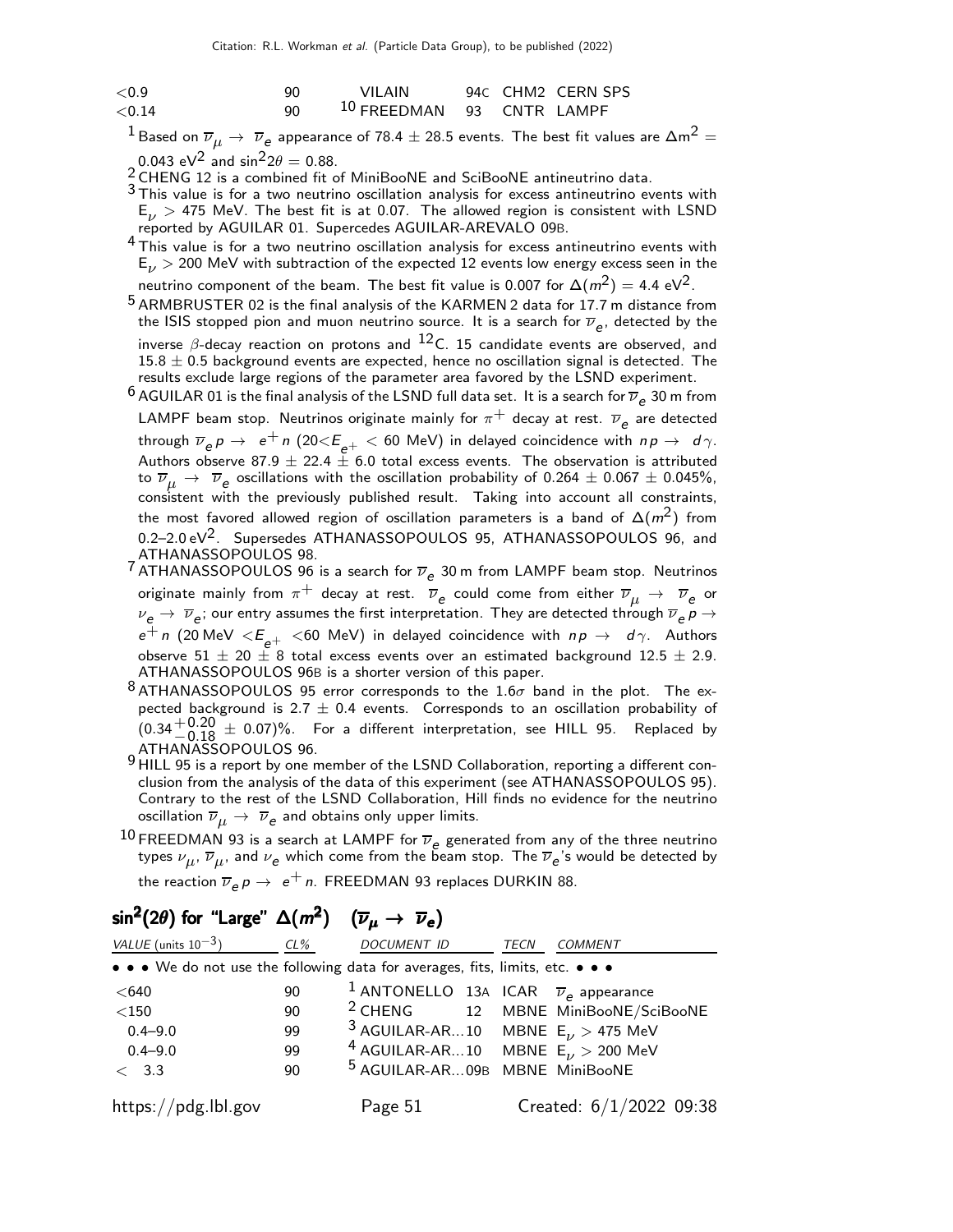| | | | | |
|---|---|---|---|---|
| <0.9 | 90 | VILAIN | 94C | CHM2 CERN SPS |
| <0.14 | 90 | [10] FREEDMAN | 93 | CNTR LAMPF |

[1] Based on $\overline{\nu}_\mu \rightarrow \overline{\nu}_e$ appearance of 78.4 ± 28.5 events. The best fit values are $\Delta m^2 = 0.043$ eV$^2$ and $\sin^2 2\theta = 0.88$.

[2] CHENG 12 is a combined fit of MiniBooNE and SciBooNE antineutrino data.

[3] This value is for a two neutrino oscillation analysis for excess antineutrino events with $E_\nu > 475$ MeV. The best fit is at 0.07. The allowed region is consistent with LSND reported by AGUILAR 01. Supercedes AGUILAR-AREVALO 09B.

[4] This value is for a two neutrino oscillation analysis for excess antineutrino events with $E_\nu > 200$ MeV with subtraction of the expected 12 events low energy excess seen in the neutrino component of the beam. The best fit value is 0.007 for $\Delta(m^2) = 4.4$ eV$^2$.

[5] ARMBRUSTER 02 is the final analysis of the KARMEN 2 data for 17.7 m distance from the ISIS stopped pion and muon neutrino source. It is a search for $\overline{\nu}_e$, detected by the inverse $\beta$-decay reaction on protons and $^{12}$C. 15 candidate events are observed, and 15.8 ± 0.5 background events are expected, hence no oscillation signal is detected. The results exclude large regions of the parameter area favored by the LSND experiment.

[6] AGUILAR 01 is the final analysis of the LSND full data set. It is a search for $\overline{\nu}_e$ 30 m from LAMPF beam stop. Neutrinos originate mainly for $\pi^+$ decay at rest. $\overline{\nu}_e$ are detected through $\overline{\nu}_e p \rightarrow e^+ n$ ($20 < E_{e^+} < 60$ MeV) in delayed coincidence with $np \rightarrow d\gamma$. Authors observe 87.9 ± 22.4 ± 6.0 total excess events. The observation is attributed to $\overline{\nu}_\mu \rightarrow \overline{\nu}_e$ oscillations with the oscillation probability of 0.264 ± 0.067 ± 0.045%, consistent with the previously published result. Taking into account all constraints, the most favored allowed region of oscillation parameters is a band of $\Delta(m^2)$ from 0.2–2.0 eV$^2$. Supersedes ATHANASSOPOULOS 95, ATHANASSOPOULOS 96, and ATHANASSOPOULOS 98.

[7] ATHANASSOPOULOS 96 is a search for $\overline{\nu}_e$ 30 m from LAMPF beam stop. Neutrinos originate mainly from $\pi^+$ decay at rest. $\overline{\nu}_e$ could come from either $\overline{\nu}_\mu \rightarrow \overline{\nu}_e$ or $\nu_e \rightarrow \overline{\nu}_e$; our entry assumes the first interpretation. They are detected through $\overline{\nu}_e p \rightarrow e^+ n$ (20 MeV $< E_{e^+} <$ 60 MeV) in delayed coincidence with $np \rightarrow d\gamma$. Authors observe 51 ± 20 ± 8 total excess events over an estimated background 12.5 ± 2.9. ATHANASSOPOULOS 96B is a shorter version of this paper.

[8] ATHANASSOPOULOS 95 error corresponds to the 1.6$\sigma$ band in the plot. The expected background is 2.7 ± 0.4 events. Corresponds to an oscillation probability of $(0.34^{+0.20}_{-0.18} \pm 0.07)$%. For a different interpretation, see HILL 95. Replaced by ATHANASSOPOULOS 96.

[9] HILL 95 is a report by one member of the LSND Collaboration, reporting a different conclusion from the analysis of the data of this experiment (see ATHANASSOPOULOS 95). Contrary to the rest of the LSND Collaboration, Hill finds no evidence for the neutrino oscillation $\overline{\nu}_\mu \rightarrow \overline{\nu}_e$ and obtains only upper limits.

[10] FREEDMAN 93 is a search at LAMPF for $\overline{\nu}_e$ generated from any of the three neutrino types $\nu_\mu$, $\overline{\nu}_\mu$, and $\nu_e$ which come from the beam stop. The $\overline{\nu}_e$'s would be detected by the reaction $\overline{\nu}_e p \rightarrow e^+ n$. FREEDMAN 93 replaces DURKIN 88.

## $\sin^2(2\theta)$ for "Large" $\Delta(m^2)$ $(\overline{\nu}_\mu \rightarrow \overline{\nu}_e)$

| VALUE (units $10^{-3}$) | CL% | DOCUMENT ID | | TECN | COMMENT |
|---|---|---|---|---|---|
| • • • We do not use the following data for averages, fits, limits, etc. • • • | | | | | |
| <640 | 90 | [1] ANTONELLO | 13A | ICAR | $\overline{\nu}_e$ appearance |
| <150 | 90 | [2] CHENG | 12 | MBNE | MiniBooNE/SciBooNE |
| 0.4–9.0 | 99 | [3] AGUILAR-AR... | 10 | MBNE | $E_\nu > 475$ MeV |
| 0.4–9.0 | 99 | [4] AGUILAR-AR... | 10 | MBNE | $E_\nu > 200$ MeV |
| < 3.3 | 90 | [5] AGUILAR-AR... | 09B | MBNE | MiniBooNE |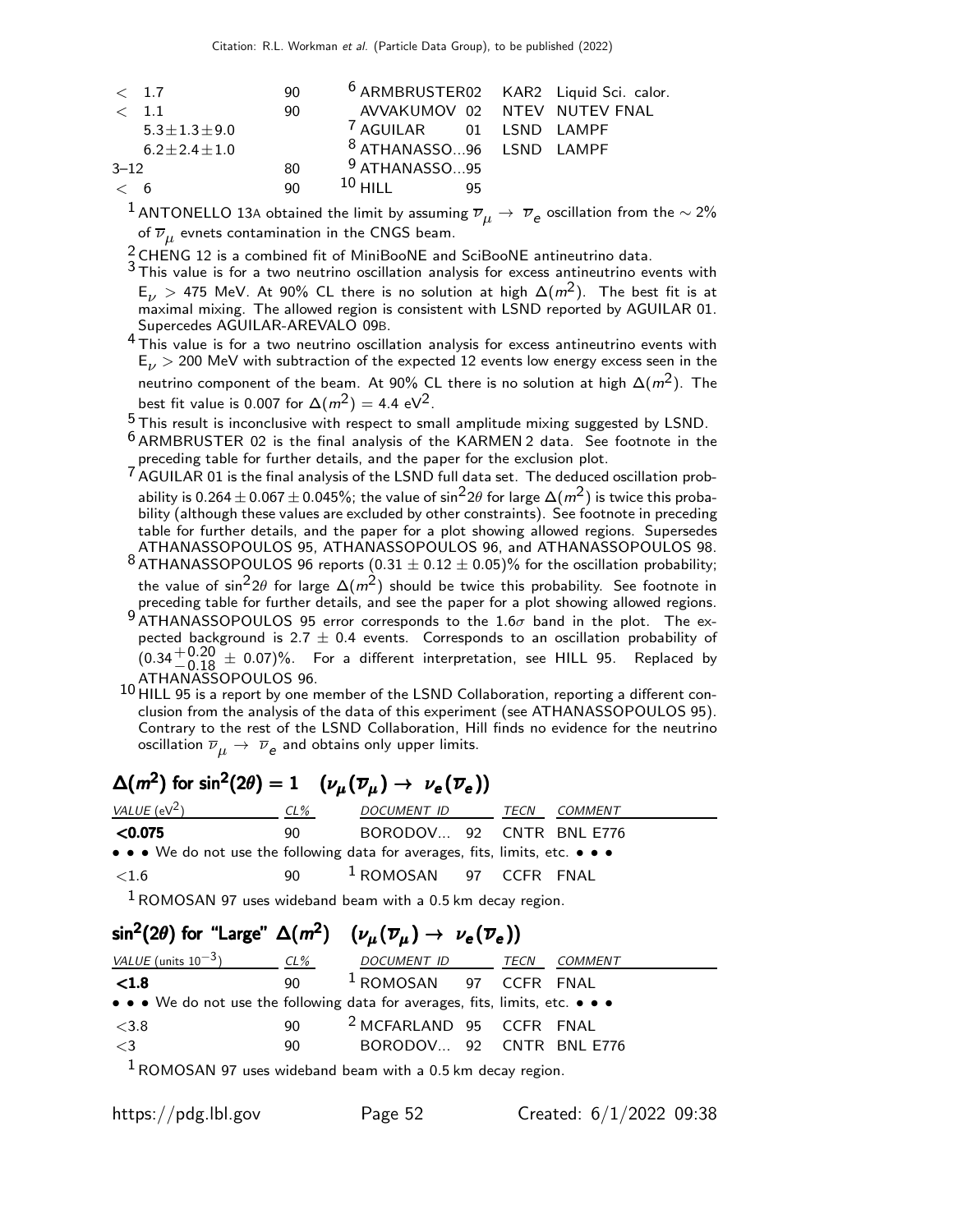| | | | | |
|---|---|---|---|---|
| $< 1.7$ | 90 | [6] ARMBRUSTER02 | KAR2 | Liquid Sci. calor. |
| $< 1.1$ | 90 | AVVAKUMOV 02 | NTEV | NUTEV FNAL |
| $5.3 \pm 1.3 \pm 9.0$ | | [7] AGUILAR 01 | LSND | LAMPF |
| $6.2 \pm 2.4 \pm 1.0$ | | [8] ATHANASSO...96 | LSND | LAMPF |
| 3–12 | 80 | [9] ATHANASSO...95 | | |
| $< 6$ | 90 | [10] HILL 95 | | |

[1] ANTONELLO 13A obtained the limit by assuming $\overline{\nu}_\mu \rightarrow \overline{\nu}_e$ oscillation from the $\sim 2\%$ of $\overline{\nu}_\mu$ evnets contamination in the CNGS beam.

[2] CHENG 12 is a combined fit of MiniBooNE and SciBooNE antineutrino data.

[3] This value is for a two neutrino oscillation analysis for excess antineutrino events with $E_\nu > 475$ MeV. At 90% CL there is no solution at high $\Delta(m^2)$. The best fit is at maximal mixing. The allowed region is consistent with LSND reported by AGUILAR 01. Supercedes AGUILAR-AREVALO 09B.

[4] This value is for a two neutrino oscillation analysis for excess antineutrino events with $E_\nu > 200$ MeV with subtraction of the expected 12 events low energy excess seen in the neutrino component of the beam. At 90% CL there is no solution at high $\Delta(m^2)$. The best fit value is 0.007 for $\Delta(m^2) = 4.4$ eV$^2$.

[5] This result is inconclusive with respect to small amplitude mixing suggested by LSND.

[6] ARMBRUSTER 02 is the final analysis of the KARMEN 2 data. See footnote in the preceding table for further details, and the paper for the exclusion plot.

[7] AGUILAR 01 is the final analysis of the LSND full data set. The deduced oscillation probability is $0.264 \pm 0.067 \pm 0.045\%$; the value of $\sin^2 2\theta$ for large $\Delta(m^2)$ is twice this probability (although these values are excluded by other constraints). See footnote in preceding table for further details, and the paper for a plot showing allowed regions. Supersedes ATHANASSOPOULOS 95, ATHANASSOPOULOS 96, and ATHANASSOPOULOS 98.

[8] ATHANASSOPOULOS 96 reports $(0.31 \pm 0.12 \pm 0.05)\%$ for the oscillation probability; the value of $\sin^2 2\theta$ for large $\Delta(m^2)$ should be twice this probability. See footnote in preceding table for further details, and see the paper for a plot showing allowed regions.

[9] ATHANASSOPOULOS 95 error corresponds to the $1.6\sigma$ band in the plot. The expected background is $2.7 \pm 0.4$ events. Corresponds to an oscillation probability of $(0.34^{+0.20}_{-0.18} \pm 0.07)\%$. For a different interpretation, see HILL 95. Replaced by ATHANASSOPOULOS 96.

[10] HILL 95 is a report by one member of the LSND Collaboration, reporting a different conclusion from the analysis of the data of this experiment (see ATHANASSOPOULOS 95). Contrary to the rest of the LSND Collaboration, Hill finds no evidence for the neutrino oscillation $\overline{\nu}_\mu \rightarrow \overline{\nu}_e$ and obtains only upper limits.

## $\Delta(m^2)$ for $\sin^2(2\theta) = 1$ $\quad (\nu_\mu(\overline{\nu}_\mu) \rightarrow \nu_e(\overline{\nu}_e))$

| *VALUE* (eV$^2$) | *CL%* | *DOCUMENT ID* | *TECN* | *COMMENT* |
|---|---|---|---|---|
| **<0.075** | 90 | BORODOV... 92 | CNTR | BNL E776 |
| • • • We do not use the following data for averages, fits, limits, etc. • • • | | | | |
| $<1.6$ | 90 | [1] ROMOSAN 97 | CCFR | FNAL |

[1] ROMOSAN 97 uses wideband beam with a 0.5 km decay region.

## $\sin^2(2\theta)$ for "Large" $\Delta(m^2)$ $\quad (\nu_\mu(\overline{\nu}_\mu) \rightarrow \nu_e(\overline{\nu}_e))$

| *VALUE* (units $10^{-3}$) | *CL%* | *DOCUMENT ID* | *TECN* | *COMMENT* |
|---|---|---|---|---|
| **<1.8** | 90 | [1] ROMOSAN 97 | CCFR | FNAL |
| • • • We do not use the following data for averages, fits, limits, etc. • • • | | | | |
| $<3.8$ | 90 | [2] MCFARLAND 95 | CCFR | FNAL |
| $<3$ | 90 | BORODOV... 92 | CNTR | BNL E776 |

[1] ROMOSAN 97 uses wideband beam with a 0.5 km decay region.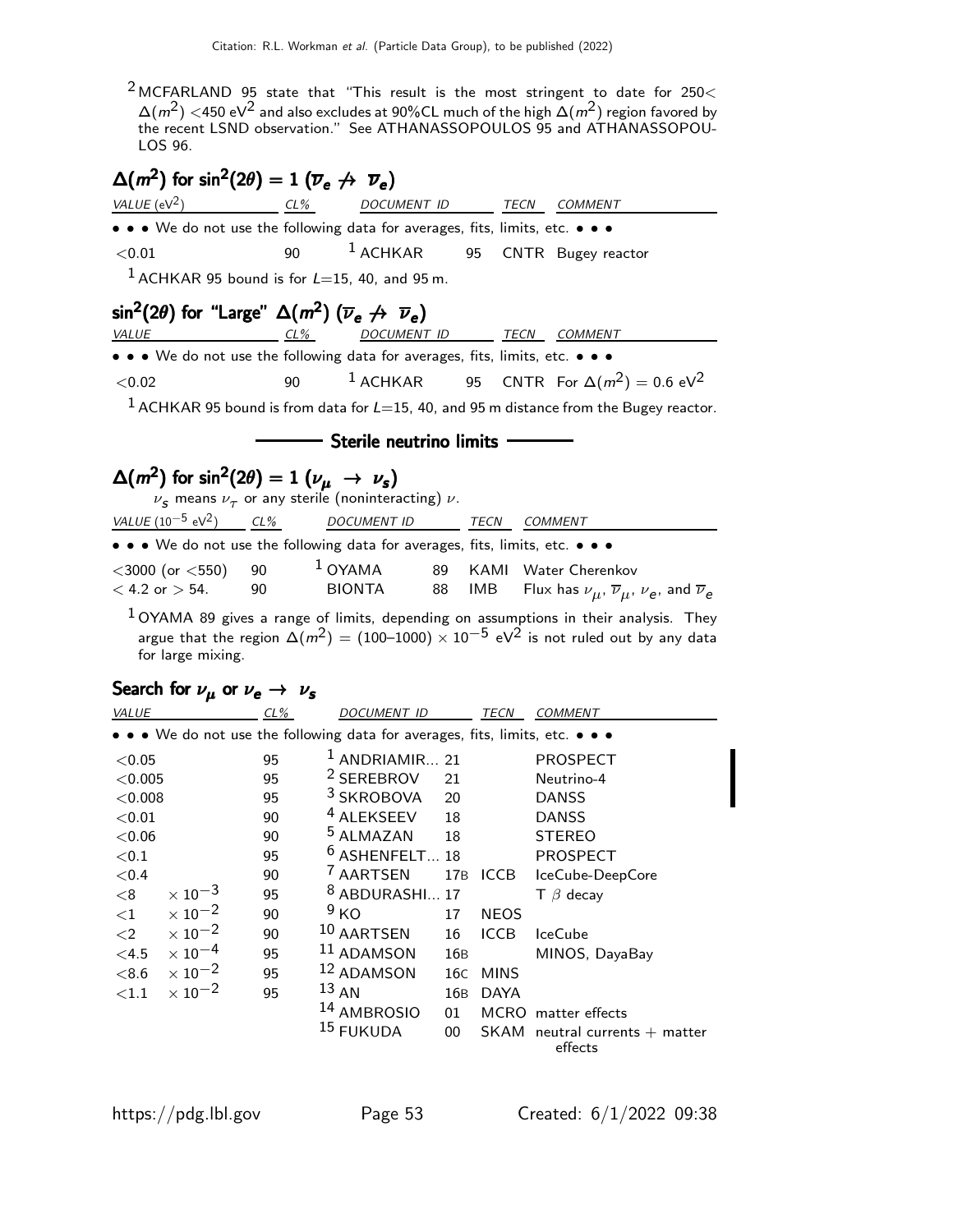[2] MCFARLAND 95 state that "This result is the most stringent to date for 250< $\Delta(m^2)$ <450 eV$^2$ and also excludes at 90%CL much of the high $\Delta(m^2)$ region favored by the recent LSND observation." See ATHANASSOPOULOS 95 and ATHANASSOPOULOS 96.

### $\Delta(m^2)$ for $\sin^2(2\theta) = 1$ ($\overline{\nu}_e \not\to \overline{\nu}_e$)

| VALUE (eV$^2$) | CL% | DOCUMENT ID | | TECN | COMMENT |
|---|---|---|---|---|---|
| • • • We do not use the following data for averages, fits, limits, etc. • • • | | | | | |
| <0.01 | 90 | [1] ACHKAR | 95 | CNTR | Bugey reactor |

[1] ACHKAR 95 bound is for $L$=15, 40, and 95 m.

### $\sin^2(2\theta)$ for "Large" $\Delta(m^2)$ ($\overline{\nu}_e \not\to \overline{\nu}_e$)

| VALUE | CL% | DOCUMENT ID | | TECN | COMMENT |
|---|---|---|---|---|---|
| • • • We do not use the following data for averages, fits, limits, etc. • • • | | | | | |
| <0.02 | 90 | [1] ACHKAR | 95 | CNTR | For $\Delta(m^2) = 0.6$ eV$^2$ |

[1] ACHKAR 95 bound is from data for $L$=15, 40, and 95 m distance from the Bugey reactor.

## Sterile neutrino limits

### $\Delta(m^2)$ for $\sin^2(2\theta) = 1$ ($\nu_\mu \to \nu_s$)

$\nu_s$ means $\nu_\tau$ or any sterile (noninteracting) $\nu$.

| VALUE ($10^{-5}$ eV$^2$) | CL% | DOCUMENT ID | | TECN | COMMENT |
|---|---|---|---|---|---|
| • • • We do not use the following data for averages, fits, limits, etc. • • • | | | | | |
| <3000 (or <550) | 90 | [1] OYAMA | 89 | KAMI | Water Cherenkov |
| < 4.2 or > 54. | 90 | BIONTA | 88 | IMB | Flux has $\nu_\mu$, $\overline{\nu}_\mu$, $\nu_e$, and $\overline{\nu}_e$ |

[1] OYAMA 89 gives a range of limits, depending on assumptions in their analysis. They argue that the region $\Delta(m^2) = (100\text{–}1000) \times 10^{-5}$ eV$^2$ is not ruled out by any data for large mixing.

### Search for $\nu_\mu$ or $\nu_e \to \nu_s$

| VALUE | CL% | DOCUMENT ID | | TECN | COMMENT |
|---|---|---|---|---|---|
| • • • We do not use the following data for averages, fits, limits, etc. • • • | | | | | |
| <0.05 | 95 | [1] ANDRIAMIR... | 21 | | PROSPECT |
| <0.005 | 95 | [2] SEREBROV | 21 | | Neutrino-4 |
| <0.008 | 95 | [3] SKROBOVA | 20 | | DANSS |
| <0.01 | 90 | [4] ALEKSEEV | 18 | | DANSS |
| <0.06 | 90 | [5] ALMAZAN | 18 | | STEREO |
| <0.1 | 95 | [6] ASHENFELT... | 18 | | PROSPECT |
| <0.4 | 90 | [7] AARTSEN | 17B | ICCB | IceCube-DeepCore |
| <8 $\times 10^{-3}$ | 95 | [8] ABDURASHI... | 17 | | T $\beta$ decay |
| <1 $\times 10^{-2}$ | 90 | [9] KO | 17 | NEOS | |
| <2 $\times 10^{-2}$ | 90 | [10] AARTSEN | 16 | ICCB | IceCube |
| <4.5 $\times 10^{-4}$ | 95 | [11] ADAMSON | 16B | | MINOS, DayaBay |
| <8.6 $\times 10^{-2}$ | 95 | [12] ADAMSON | 16C | MINS | |
| <1.1 $\times 10^{-2}$ | 95 | [13] AN | 16B | DAYA | |
| | | [14] AMBROSIO | 01 | MCRO | matter effects |
| | | [15] FUKUDA | 00 | SKAM | neutral currents + matter effects |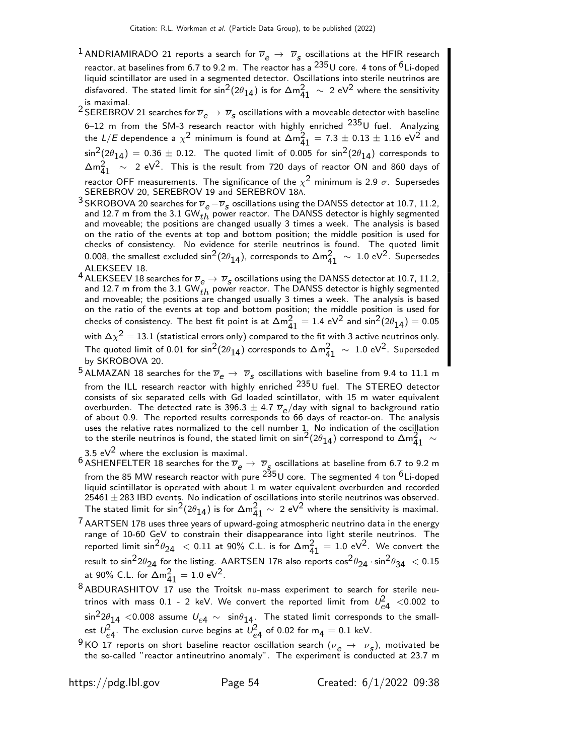[1] ANDRIAMIRADO 21 reports a search for $\overline{\nu}_e \rightarrow \overline{\nu}_s$ oscillations at the HFIR research reactor, at baselines from 6.7 to 9.2 m. The reactor has a $^{235}$U core. 4 tons of $^{6}$Li-doped liquid scintillator are used in a segmented detector. Oscillations into sterile neutrinos are disfavored. The stated limit for $\sin^2(2\theta_{14})$ is for $\Delta m^2_{41} \sim 2$ eV$^2$ where the sensitivity is maximal.

[2] SEREBROV 21 searches for $\overline{\nu}_e \rightarrow \overline{\nu}_s$ oscillations with a moveable detector with baseline 6–12 m from the SM-3 research reactor with highly enriched $^{235}$U fuel. Analyzing the $L/E$ dependence a $\chi^2$ minimum is found at $\Delta m^2_{41} = 7.3 \pm 0.13 \pm 1.16$ eV$^2$ and $\sin^2(2\theta_{14}) = 0.36 \pm 0.12$. The quoted limit of 0.005 for $\sin^2(2\theta_{14})$ corresponds to $\Delta m^2_{41} \sim 2$ eV$^2$. This is the result from 720 days of reactor ON and 860 days of reactor OFF measurements. The significance of the $\chi^2$ minimum is 2.9 $\sigma$. Supersedes SEREBROV 20, SEREBROV 19 and SEREBROV 18A.

[3] SKROBOVA 20 searches for $\overline{\nu}_e - \overline{\nu}_s$ oscillations using the DANSS detector at 10.7, 11.2, and 12.7 m from the 3.1 GW$_{th}$ power reactor. The DANSS detector is highly segmented and moveable; the positions are changed usually 3 times a week. The analysis is based on the ratio of the events at top and bottom position; the middle position is used for checks of consistency. No evidence for sterile neutrinos is found. The quoted limit 0.008, the smallest excluded $\sin^2(2\theta_{14})$, corresponds to $\Delta m^2_{41} \sim 1.0$ eV$^2$. Supersedes ALEKSEEV 18.

[4] ALEKSEEV 18 searches for $\overline{\nu}_e \rightarrow \overline{\nu}_s$ oscillations using the DANSS detector at 10.7, 11.2, and 12.7 m from the 3.1 GW$_{th}$ power reactor. The DANSS detector is highly segmented and moveable; the positions are changed usually 3 times a week. The analysis is based on the ratio of the events at top and bottom position; the middle position is used for checks of consistency. The best fit point is at $\Delta m^2_{41} = 1.4$ eV$^2$ and $\sin^2(2\theta_{14}) = 0.05$ with $\Delta\chi^2 = 13.1$ (statistical errors only) compared to the fit with 3 active neutrinos only. The quoted limit of 0.01 for $\sin^2(2\theta_{14})$ corresponds to $\Delta m^2_{41} \sim 1.0$ eV$^2$. Superseded by SKROBOVA 20.

[5] ALMAZAN 18 searches for the $\overline{\nu}_e \rightarrow \overline{\nu}_s$ oscillations with baseline from 9.4 to 11.1 m from the ILL research reactor with highly enriched $^{235}$U fuel. The STEREO detector consists of six separated cells with Gd loaded scintillator, with 15 m water equivalent overburden. The detected rate is $396.3 \pm 4.7$ $\overline{\nu}_e$/day with signal to background ratio of about 0.9. The reported results corresponds to 66 days of reactor-on. The analysis uses the relative rates normalized to the cell number 1. No indication of the oscillation to the sterile neutrinos is found, the stated limit on $\sin^2(2\theta_{14})$ correspond to $\Delta m^2_{41} \sim$ 3.5 eV$^2$ where the exclusion is maximal.

[6] ASHENFELTER 18 searches for the $\overline{\nu}_e \rightarrow \overline{\nu}_s$ oscillations at baseline from 6.7 to 9.2 m from the 85 MW research reactor with pure $^{235}$U core. The segmented 4 ton $^{6}$Li-doped liquid scintillator is operated with about 1 m water equivalent overburden and recorded $25461 \pm 283$ IBD events. No indication of oscillations into sterile neutrinos was observed. The stated limit for $\sin^2(2\theta_{14})$ is for $\Delta m^2_{41} \sim 2$ eV$^2$ where the sensitivity is maximal.

[7] AARTSEN 17B uses three years of upward-going atmospheric neutrino data in the energy range of 10-60 GeV to constrain their disappearance into light sterile neutrinos. The reported limit $\sin^2\theta_{24} < 0.11$ at 90% C.L. is for $\Delta m^2_{41} = 1.0$ eV$^2$. We convert the result to $\sin^2 2\theta_{24}$ for the listing. AARTSEN 17B also reports $\cos^2\theta_{24} \cdot \sin^2\theta_{34} < 0.15$ at 90% C.L. for $\Delta m^2_{41} = 1.0$ eV$^2$.

[8] ABDURASHITOV 17 use the Troitsk nu-mass experiment to search for sterile neutrinos with mass 0.1 - 2 keV. We convert the reported limit from $U^2_{e4} < 0.002$ to $\sin^2 2\theta_{14} < 0.008$ assume $U_{e4} \sim \sin\theta_{14}$. The stated limit corresponds to the smallest $U^2_{e4}$. The exclusion curve begins at $U^2_{e4}$ of 0.02 for $m_4 = 0.1$ keV.

[9] KO 17 reports on short baseline reactor oscillation search ($\overline{\nu}_e \rightarrow \overline{\nu}_s$), motivated be the so-called "reactor antineutrino anomaly". The experiment is conducted at 23.7 m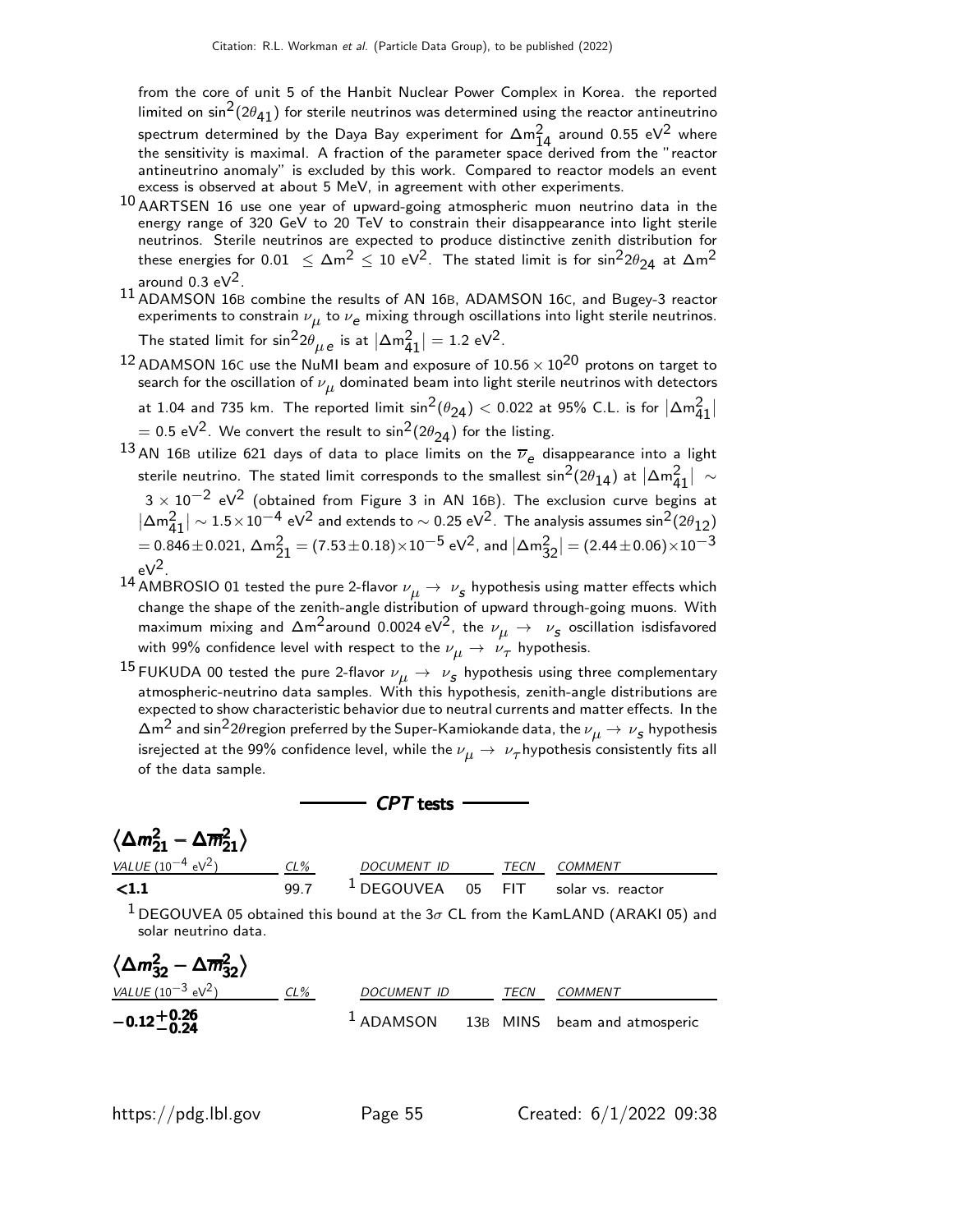from the core of unit 5 of the Hanbit Nuclear Power Complex in Korea. the reported limited on $\sin^2(2\theta_{41})$ for sterile neutrinos was determined using the reactor antineutrino spectrum determined by the Daya Bay experiment for $\Delta m^2_{14}$ around 0.55 eV$^2$ where the sensitivity is maximal. A fraction of the parameter space derived from the "reactor antineutrino anomaly" is excluded by this work. Compared to reactor models an event excess is observed at about 5 MeV, in agreement with other experiments.

[10] AARTSEN 16 use one year of upward-going atmospheric muon neutrino data in the energy range of 320 GeV to 20 TeV to constrain their disappearance into light sterile neutrinos. Sterile neutrinos are expected to produce distinctive zenith distribution for these energies for $0.01 \leq \Delta m^2 \leq 10$ eV$^2$. The stated limit is for $\sin^2 2\theta_{24}$ at $\Delta m^2$ around 0.3 eV$^2$.

[11] ADAMSON 16B combine the results of AN 16B, ADAMSON 16C, and Bugey-3 reactor experiments to constrain $\nu_\mu$ to $\nu_e$ mixing through oscillations into light sterile neutrinos. The stated limit for $\sin^2 2\theta_{\mu e}$ is at $|\Delta m^2_{41}| = 1.2$ eV$^2$.

[12] ADAMSON 16C use the NuMI beam and exposure of $10.56 \times 10^{20}$ protons on target to search for the oscillation of $\nu_\mu$ dominated beam into light sterile neutrinos with detectors at 1.04 and 735 km. The reported limit $\sin^2(\theta_{24}) < 0.022$ at 95% C.L. is for $|\Delta m^2_{41}| = 0.5$ eV$^2$. We convert the result to $\sin^2(2\theta_{24})$ for the listing.

[13] AN 16B utilize 621 days of data to place limits on the $\overline{\nu}_e$ disappearance into a light sterile neutrino. The stated limit corresponds to the smallest $\sin^2(2\theta_{14})$ at $|\Delta m^2_{41}| \sim 3 \times 10^{-2}$ eV$^2$ (obtained from Figure 3 in AN 16B). The exclusion curve begins at $|\Delta m^2_{41}| \sim 1.5 \times 10^{-4}$ eV$^2$ and extends to $\sim 0.25$ eV$^2$. The analysis assumes $\sin^2(2\theta_{12}) = 0.846 \pm 0.021$, $\Delta m^2_{21} = (7.53 \pm 0.18) \times 10^{-5}$ eV$^2$, and $|\Delta m^2_{32}| = (2.44 \pm 0.06) \times 10^{-3}$ eV$^2$.

[14] AMBROSIO 01 tested the pure 2-flavor $\nu_\mu \rightarrow \nu_s$ hypothesis using matter effects which change the shape of the zenith-angle distribution of upward through-going muons. With maximum mixing and $\Delta m^2$around 0.0024 eV$^2$, the $\nu_\mu \rightarrow \nu_s$ oscillation isdisfavored with 99% confidence level with respect to the $\nu_\mu \rightarrow \nu_\tau$ hypothesis.

[15] FUKUDA 00 tested the pure 2-flavor $\nu_\mu \rightarrow \nu_s$ hypothesis using three complementary atmospheric-neutrino data samples. With this hypothesis, zenith-angle distributions are expected to show characteristic behavior due to neutral currents and matter effects. In the $\Delta m^2$ and $\sin^2 2\theta$region preferred by the Super-Kamiokande data, the $\nu_\mu \rightarrow \nu_s$ hypothesis isrejected at the 99% confidence level, while the $\nu_\mu \rightarrow \nu_\tau$hypothesis consistently fits all of the data sample.

## *CPT* tests

### $\langle \Delta m^2_{21} - \Delta \overline{m}^2_{21} \rangle$

| VALUE ($10^{-4}$ eV$^2$) | CL% | DOCUMENT ID | | TECN | COMMENT |
|---|---|---|---|---|---|
| **<1.1** | 99.7 | [1] DEGOUVEA | 05 | FIT | solar vs. reactor |

[1] DEGOUVEA 05 obtained this bound at the $3\sigma$ CL from the KamLAND (ARAKI 05) and solar neutrino data.

### $\langle \Delta m^2_{32} - \Delta \overline{m}^2_{32} \rangle$

| VALUE ($10^{-3}$ eV$^2$) | CL% | DOCUMENT ID | | TECN | COMMENT |
|---|---|---|---|---|---|
| $\mathbf{-0.12^{+0.26}_{-0.24}}$ | | [1] ADAMSON | 13B | MINS | beam and atmosperic |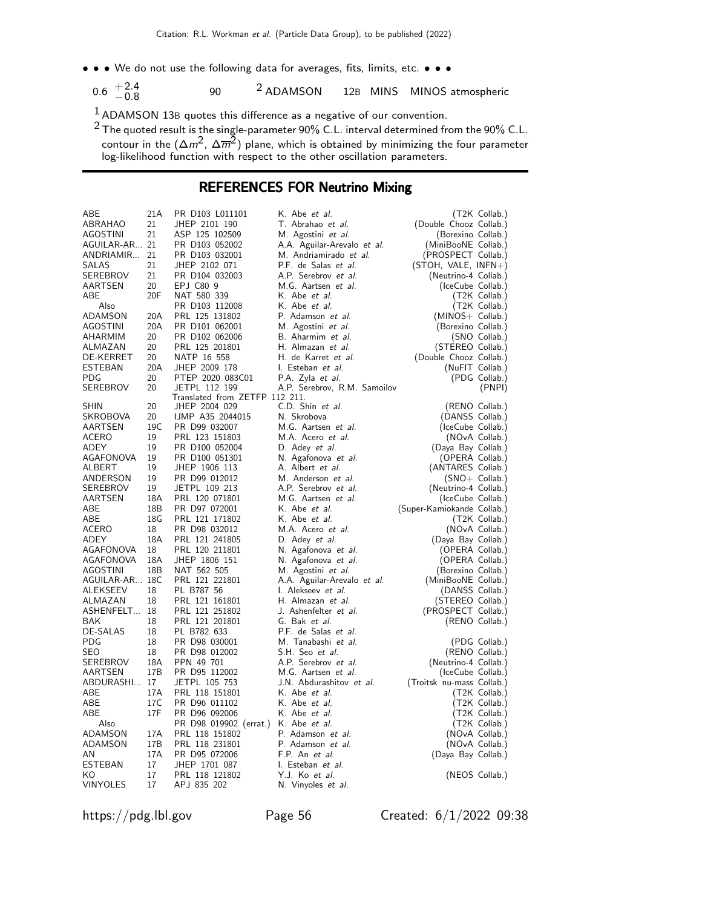• • • We do not use the following data for averages, fits, limits, etc. • • •

| | | | | |
|---|---|---|---|---|
| $0.6\ ^{+2.4}_{-0.8}$ | 90 | [2] ADAMSON | 12B MINS | MINOS atmospheric |

[1] ADAMSON 13B quotes this difference as a negative of our convention.

[2] The quoted result is the single-parameter 90% C.L. interval determined from the 90% C.L. contour in the ($\Delta m^2$, $\Delta \overline{m}^2$) plane, which is obtained by minimizing the four parameter log-likelihood function with respect to the other oscillation parameters.

## REFERENCES FOR Neutrino Mixing

| | | | | |
|---|---|---|---|---|
| ABE | 21A | PR D103 L011101 | K. Abe *et al.* | (T2K Collab.) |
| ABRAHAO | 21 | JHEP 2101 190 | T. Abrahao *et al.* | (Double Chooz Collab.) |
| AGOSTINI | 21 | ASP 125 102509 | M. Agostini *et al.* | (Borexino Collab.) |
| AGUILAR-AR... | 21 | PR D103 052002 | A.A. Aguilar-Arevalo *et al.* | (MiniBooNE Collab.) |
| ANDRIAMIR... | 21 | PR D103 032001 | M. Andriamirado *et al.* | (PROSPECT Collab.) |
| SALAS | 21 | JHEP 2102 071 | P.F. de Salas *et al.* | (STOH, VALE, INFN+) |
| SEREBROV | 21 | PR D104 032003 | A.P. Serebrov *et al.* | (Neutrino-4 Collab.) |
| AARTSEN | 20 | EPJ C80 9 | M.G. Aartsen *et al.* | (IceCube Collab.) |
| ABE | 20F | NAT 580 339 | K. Abe *et al.* | (T2K Collab.) |
| Also | | PR D103 112008 | K. Abe *et al.* | (T2K Collab.) |
| ADAMSON | 20A | PRL 125 131802 | P. Adamson *et al.* | (MINOS+ Collab.) |
| AGOSTINI | 20A | PR D101 062001 | M. Agostini *et al.* | (Borexino Collab.) |
| AHARMIM | 20 | PR D102 062006 | B. Aharmim *et al.* | (SNO Collab.) |
| ALMAZAN | 20 | PRL 125 201801 | H. Almazan *et al.* | (STEREO Collab.) |
| DE-KERRET | 20 | NATP 16 558 | H. de Karret *et al.* | (Double Chooz Collab.) |
| ESTEBAN | 20A | JHEP 2009 178 | I. Esteban *et al.* | (NuFIT Collab.) |
| PDG | 20 | PTEP 2020 083C01 | P.A. Zyla *et al.* | (PDG Collab.) |
| SEREBROV | 20 | JETPL 112 199 | A.P. Serebrov, R.M. Samoilov | (PNPI) |
| | | Translated from ZETFP 112 211. | | |
| SHIN | 20 | JHEP 2004 029 | C.D. Shin *et al.* | (RENO Collab.) |
| SKROBOVA | 20 | IJMP A35 2044015 | N. Skrobova | (DANSS Collab.) |
| AARTSEN | 19C | PR D99 032007 | M.G. Aartsen *et al.* | (IceCube Collab.) |
| ACERO | 19 | PRL 123 151803 | M.A. Acero *et al.* | (NOvA Collab.) |
| ADEY | 19 | PR D100 052004 | D. Adey *et al.* | (Daya Bay Collab.) |
| AGAFONOVA | 19 | PR D100 051301 | N. Agafonova *et al.* | (OPERA Collab.) |
| ALBERT | 19 | JHEP 1906 113 | A. Albert *et al.* | (ANTARES Collab.) |
| ANDERSON | 19 | PR D99 012012 | M. Anderson *et al.* | (SNO+ Collab.) |
| SEREBROV | 19 | JETPL 109 213 | A.P. Serebrov *et al.* | (Neutrino-4 Collab.) |
| AARTSEN | 18A | PRL 120 071801 | M.G. Aartsen *et al.* | (IceCube Collab.) |
| ABE | 18B | PR D97 072001 | K. Abe *et al.* | (Super-Kamiokande Collab.) |
| ABE | 18G | PRL 121 171802 | K. Abe *et al.* | (T2K Collab.) |
| ACERO | 18 | PR D98 032012 | M.A. Acero *et al.* | (NOvA Collab.) |
| ADEY | 18A | PRL 121 241805 | D. Adey *et al.* | (Daya Bay Collab.) |
| AGAFONOVA | 18 | PRL 120 211801 | N. Agafonova *et al.* | (OPERA Collab.) |
| AGAFONOVA | 18A | JHEP 1806 151 | N. Agafonova *et al.* | (OPERA Collab.) |
| AGOSTINI | 18B | NAT 562 505 | M. Agostini *et al.* | (Borexino Collab.) |
| AGUILAR-AR... | 18C | PRL 121 221801 | A.A. Aguilar-Arevalo *et al.* | (MiniBooNE Collab.) |
| ALEKSEEV | 18 | PL B787 56 | I. Alekseev *et al.* | (DANSS Collab.) |
| ALMAZAN | 18 | PRL 121 161801 | H. Almazan *et al.* | (STEREO Collab.) |
| ASHENFELT... | 18 | PRL 121 251802 | J. Ashenfelter *et al.* | (PROSPECT Collab.) |
| BAK | 18 | PRL 121 201801 | G. Bak *et al.* | (RENO Collab.) |
| DE-SALAS | 18 | PL B782 633 | P.F. de Salas *et al.* | |
| PDG | 18 | PR D98 030001 | M. Tanabashi *et al.* | (PDG Collab.) |
| SEO | 18 | PR D98 012002 | S.H. Seo *et al.* | (RENO Collab.) |
| SEREBROV | 18A | PPN 49 701 | A.P. Serebrov *et al.* | (Neutrino-4 Collab.) |
| AARTSEN | 17B | PR D95 112002 | M.G. Aartsen *et al.* | (IceCube Collab.) |
| ABDURASHI... | 17 | JETPL 105 753 | J.N. Abdurashitov *et al.* | (Troitsk nu-mass Collab.) |
| ABE | 17A | PRL 118 151801 | K. Abe *et al.* | (T2K Collab.) |
| ABE | 17C | PR D96 011102 | K. Abe *et al.* | (T2K Collab.) |
| ABE | 17F | PR D96 092006 | K. Abe *et al.* | (T2K Collab.) |
| Also | | PR D98 019902 (errat.) | K. Abe *et al.* | (T2K Collab.) |
| ADAMSON | 17A | PRL 118 151802 | P. Adamson *et al.* | (NOvA Collab.) |
| ADAMSON | 17B | PRL 118 231801 | P. Adamson *et al.* | (NOvA Collab.) |
| AN | 17A | PR D95 072006 | F.P. An *et al.* | (Daya Bay Collab.) |
| ESTEBAN | 17 | JHEP 1701 087 | I. Esteban *et al.* | |
| KO | 17 | PRL 118 121802 | Y.J. Ko *et al.* | (NEOS Collab.) |
| VINYOLES | 17 | APJ 835 202 | N. Vinyoles *et al.* | |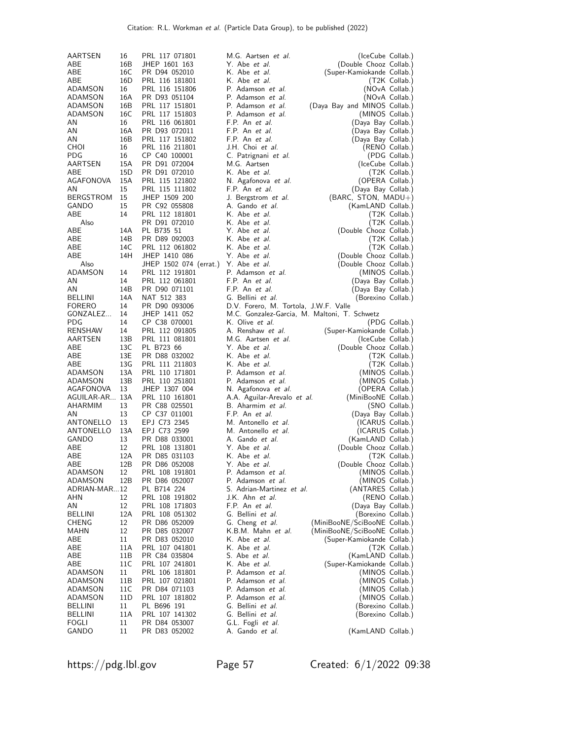| | | | | |
|---|---|---|---|---|
| AARTSEN | 16 | PRL 117 071801 | M.G. Aartsen *et al.* | (IceCube Collab.) |
| ABE | 16B | JHEP 1601 163 | Y. Abe *et al.* | (Double Chooz Collab.) |
| ABE | 16C | PR D94 052010 | K. Abe *et al.* | (Super-Kamiokande Collab.) |
| ABE | 16D | PRL 116 181801 | K. Abe *et al.* | (T2K Collab.) |
| ADAMSON | 16 | PRL 116 151806 | P. Adamson *et al.* | (NOvA Collab.) |
| ADAMSON | 16A | PR D93 051104 | P. Adamson *et al.* | (NOvA Collab.) |
| ADAMSON | 16B | PRL 117 151801 | P. Adamson *et al.* | (Daya Bay and MINOS Collab.) |
| ADAMSON | 16C | PRL 117 151803 | P. Adamson *et al.* | (MINOS Collab.) |
| AN | 16 | PRL 116 061801 | F.P. An *et al.* | (Daya Bay Collab.) |
| AN | 16A | PR D93 072011 | F.P. An *et al.* | (Daya Bay Collab.) |
| AN | 16B | PRL 117 151802 | F.P. An *et al.* | (Daya Bay Collab.) |
| CHOI | 16 | PRL 116 211801 | J.H. Choi *et al.* | (RENO Collab.) |
| PDG | 16 | CP C40 100001 | C. Patrignani *et al.* | (PDG Collab.) |
| AARTSEN | 15A | PR D91 072004 | M.G. Aartsen | (IceCube Collab.) |
| ABE | 15D | PR D91 072010 | K. Abe *et al.* | (T2K Collab.) |
| AGAFONOVA | 15A | PRL 115 121802 | N. Agafonova *et al.* | (OPERA Collab.) |
| AN | 15 | PRL 115 111802 | F.P. An *et al.* | (Daya Bay Collab.) |
| BERGSTROM | 15 | JHEP 1509 200 | J. Bergstrom *et al.* | (BARC, STON, MADU+) |
| GANDO | 15 | PR C92 055808 | A. Gando *et al.* | (KamLAND Collab.) |
| ABE | 14 | PRL 112 181801 | K. Abe *et al.* | (T2K Collab.) |
| Also | | PR D91 072010 | K. Abe *et al.* | (T2K Collab.) |
| ABE | 14A | PL B735 51 | Y. Abe *et al.* | (Double Chooz Collab.) |
| ABE | 14B | PR D89 092003 | K. Abe *et al.* | (T2K Collab.) |
| ABE | 14C | PRL 112 061802 | K. Abe *et al.* | (T2K Collab.) |
| ABE | 14H | JHEP 1410 086 | Y. Abe *et al.* | (Double Chooz Collab.) |
| Also | | JHEP 1502 074 (errat.) | Y. Abe *et al.* | (Double Chooz Collab.) |
| ADAMSON | 14 | PRL 112 191801 | P. Adamson *et al.* | (MINOS Collab.) |
| AN | 14 | PRL 112 061801 | F.P. An *et al.* | (Daya Bay Collab.) |
| AN | 14B | PR D90 071101 | F.P. An *et al.* | (Daya Bay Collab.) |
| BELLINI | 14A | NAT 512 383 | G. Bellini *et al.* | (Borexino Collab.) |
| FORERO | 14 | PR D90 093006 | D.V. Forero, M. Tortola, J.W.F. Valle | |
| GONZALEZ... | 14 | JHEP 1411 052 | M.C. Gonzalez-Garcia, M. Maltoni, T. Schwetz | |
| PDG | 14 | CP C38 070001 | K. Olive *et al.* | (PDG Collab.) |
| RENSHAW | 14 | PRL 112 091805 | A. Renshaw *et al.* | (Super-Kamiokande Collab.) |
| AARTSEN | 13B | PRL 111 081801 | M.G. Aartsen *et al.* | (IceCube Collab.) |
| ABE | 13C | PL B723 66 | Y. Abe *et al.* | (Double Chooz Collab.) |
| ABE | 13E | PR D88 032002 | K. Abe *et al.* | (T2K Collab.) |
| ABE | 13G | PRL 111 211803 | K. Abe *et al.* | (T2K Collab.) |
| ADAMSON | 13A | PRL 110 171801 | P. Adamson *et al.* | (MINOS Collab.) |
| ADAMSON | 13B | PRL 110 251801 | P. Adamson *et al.* | (MINOS Collab.) |
| AGAFONOVA | 13 | JHEP 1307 004 | N. Agafonova *et al.* | (OPERA Collab.) |
| AGUILAR-AR... | 13A | PRL 110 161801 | A.A. Aguilar-Arevalo *et al.* | (MiniBooNE Collab.) |
| AHARMIM | 13 | PR C88 025501 | B. Aharmim *et al.* | (SNO Collab.) |
| AN | 13 | CP C37 011001 | F.P. An *et al.* | (Daya Bay Collab.) |
| ANTONELLO | 13 | EPJ C73 2345 | M. Antonello *et al.* | (ICARUS Collab.) |
| ANTONELLO | 13A | EPJ C73 2599 | M. Antonello *et al.* | (ICARUS Collab.) |
| GANDO | 13 | PR D88 033001 | A. Gando *et al.* | (KamLAND Collab.) |
| ABE | 12 | PRL 108 131801 | Y. Abe *et al.* | (Double Chooz Collab.) |
| ABE | 12A | PR D85 031103 | K. Abe *et al.* | (T2K Collab.) |
| ABE | 12B | PR D86 052008 | Y. Abe *et al.* | (Double Chooz Collab.) |
| ADAMSON | 12 | PRL 108 191801 | P. Adamson *et al.* | (MINOS Collab.) |
| ADAMSON | 12B | PR D86 052007 | P. Adamson *et al.* | (MINOS Collab.) |
| ADRIAN-MAR... | 12 | PL B714 224 | S. Adrian-Martinez *et al.* | (ANTARES Collab.) |
| AHN | 12 | PRL 108 191802 | J.K. Ahn *et al.* | (RENO Collab.) |
| AN | 12 | PRL 108 171803 | F.P. An *et al.* | (Daya Bay Collab.) |
| BELLINI | 12A | PRL 108 051302 | G. Bellini *et al.* | (Borexino Collab.) |
| CHENG | 12 | PR D86 052009 | G. Cheng *et al.* | (MiniBooNE/SciBooNE Collab.) |
| MAHN | 12 | PR D85 032007 | K.B.M. Mahn *et al.* | (MiniBooNE/SciBooNE Collab.) |
| ABE | 11 | PR D83 052010 | K. Abe *et al.* | (Super-Kamiokande Collab.) |
| ABE | 11A | PRL 107 041801 | K. Abe *et al.* | (T2K Collab.) |
| ABE | 11B | PR C84 035804 | S. Abe *et al.* | (KamLAND Collab.) |
| ABE | 11C | PRL 107 241801 | K. Abe *et al.* | (Super-Kamiokande Collab.) |
| ADAMSON | 11 | PRL 106 181801 | P. Adamson *et al.* | (MINOS Collab.) |
| ADAMSON | 11B | PRL 107 021801 | P. Adamson *et al.* | (MINOS Collab.) |
| ADAMSON | 11C | PR D84 071103 | P. Adamson *et al.* | (MINOS Collab.) |
| ADAMSON | 11D | PRL 107 181802 | P. Adamson *et al.* | (MINOS Collab.) |
| BELLINI | 11 | PL B696 191 | G. Bellini *et al.* | (Borexino Collab.) |
| BELLINI | 11A | PRL 107 141302 | G. Bellini *et al.* | (Borexino Collab.) |
| FOGLI | 11 | PR D84 053007 | G.L. Fogli *et al.* | |
| GANDO | 11 | PR D83 052002 | A. Gando *et al.* | (KamLAND Collab.) |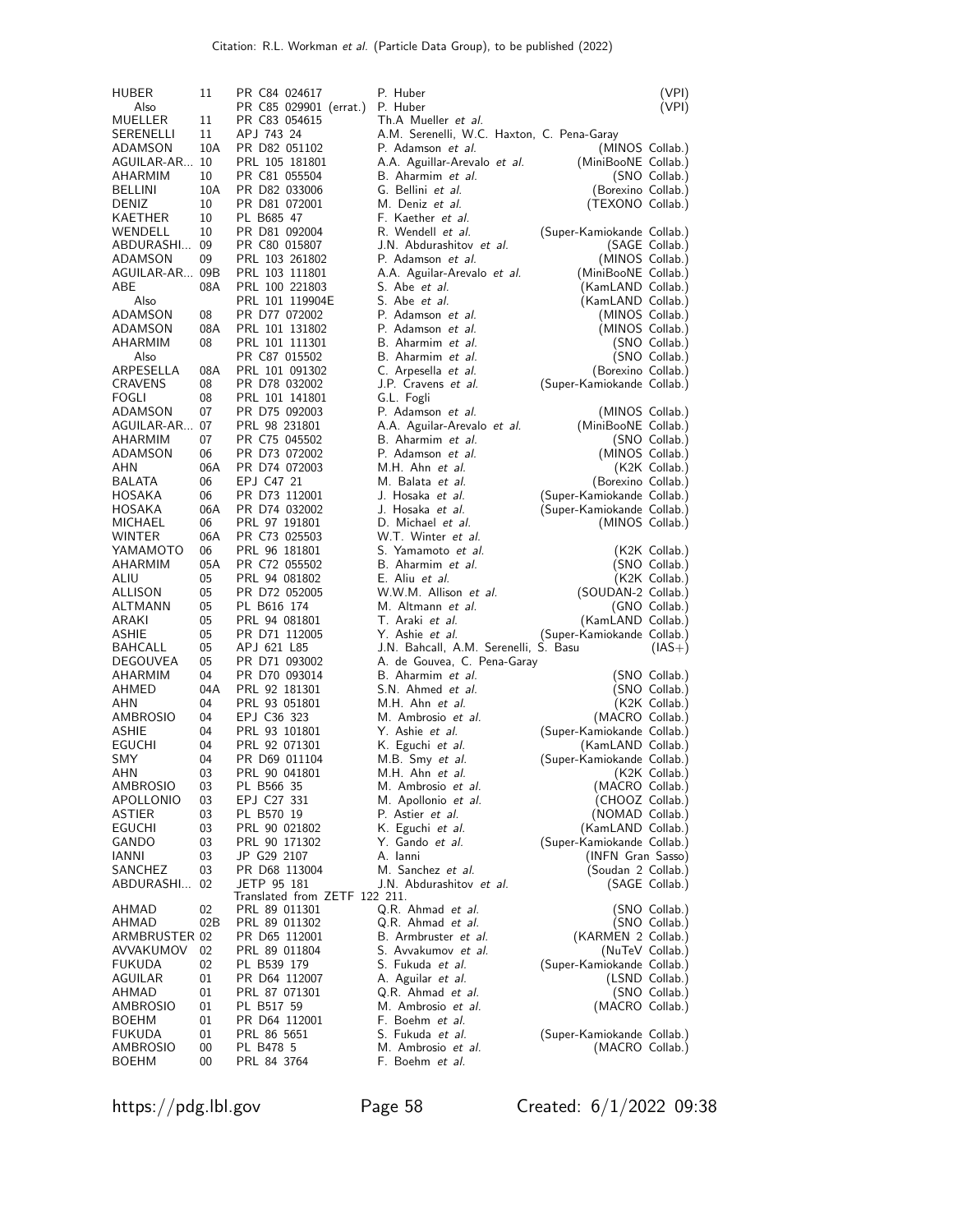| | | | | |
|---|---|---|---|---|
| HUBER | 11 | PR C84 024617 | P. Huber | (VPI) |
| Also | | PR C85 029901 (errat.) | P. Huber | (VPI) |
| MUELLER | 11 | PR C83 054615 | Th.A Mueller *et al.* | |
| SERENELLI | 11 | APJ 743 24 | A.M. Serenelli, W.C. Haxton, C. Pena-Garay | |
| ADAMSON | 10A | PR D82 051102 | P. Adamson *et al.* | (MINOS Collab.) |
| AGUILAR-AR... | 10 | PRL 105 181801 | A.A. Aguillar-Arevalo *et al.* | (MiniBooNE Collab.) |
| AHARMIM | 10 | PR C81 055504 | B. Aharmim *et al.* | (SNO Collab.) |
| BELLINI | 10A | PR D82 033006 | G. Bellini *et al.* | (Borexino Collab.) |
| DENIZ | 10 | PR D81 072001 | M. Deniz *et al.* | (TEXONO Collab.) |
| KAETHER | 10 | PL B685 47 | F. Kaether *et al.* | |
| WENDELL | 10 | PR D81 092004 | R. Wendell *et al.* | (Super-Kamiokande Collab.) |
| ABDURASHI... | 09 | PR C80 015807 | J.N. Abdurashitov *et al.* | (SAGE Collab.) |
| ADAMSON | 09 | PRL 103 261802 | P. Adamson *et al.* | (MINOS Collab.) |
| AGUILAR-AR... | 09B | PRL 103 111801 | A.A. Aguilar-Arevalo *et al.* | (MiniBooNE Collab.) |
| ABE | 08A | PRL 100 221803 | S. Abe *et al.* | (KamLAND Collab.) |
| Also | | PRL 101 119904E | S. Abe *et al.* | (KamLAND Collab.) |
| ADAMSON | 08 | PR D77 072002 | P. Adamson *et al.* | (MINOS Collab.) |
| ADAMSON | 08A | PRL 101 131802 | P. Adamson *et al.* | (MINOS Collab.) |
| AHARMIM | 08 | PRL 101 111301 | B. Aharmim *et al.* | (SNO Collab.) |
| Also | | PR C87 015502 | B. Aharmim *et al.* | (SNO Collab.) |
| ARPESELLA | 08A | PRL 101 091302 | C. Arpesella *et al.* | (Borexino Collab.) |
| CRAVENS | 08 | PR D78 032002 | J.P. Cravens *et al.* | (Super-Kamiokande Collab.) |
| FOGLI | 08 | PRL 101 141801 | G.L. Fogli | |
| ADAMSON | 07 | PR D75 092003 | P. Adamson *et al.* | (MINOS Collab.) |
| AGUILAR-AR... | 07 | PRL 98 231801 | A.A. Aguilar-Arevalo *et al.* | (MiniBooNE Collab.) |
| AHARMIM | 07 | PR C75 045502 | B. Aharmim *et al.* | (SNO Collab.) |
| ADAMSON | 06 | PR D73 072002 | P. Adamson *et al.* | (MINOS Collab.) |
| AHN | 06A | PR D74 072003 | M.H. Ahn *et al.* | (K2K Collab.) |
| BALATA | 06 | EPJ C47 21 | M. Balata *et al.* | (Borexino Collab.) |
| HOSAKA | 06 | PR D73 112001 | J. Hosaka *et al.* | (Super-Kamiokande Collab.) |
| HOSAKA | 06A | PR D74 032002 | J. Hosaka *et al.* | (Super-Kamiokande Collab.) |
| MICHAEL | 06 | PRL 97 191801 | D. Michael *et al.* | (MINOS Collab.) |
| WINTER | 06A | PR C73 025503 | W.T. Winter *et al.* | |
| YAMAMOTO | 06 | PRL 96 181801 | S. Yamamoto *et al.* | (K2K Collab.) |
| AHARMIM | 05A | PR C72 055502 | B. Aharmim *et al.* | (SNO Collab.) |
| ALIU | 05 | PRL 94 081802 | E. Aliu *et al.* | (K2K Collab.) |
| ALLISON | 05 | PR D72 052005 | W.W.M. Allison *et al.* | (SOUDAN-2 Collab.) |
| ALTMANN | 05 | PL B616 174 | M. Altmann *et al.* | (GNO Collab.) |
| ARAKI | 05 | PRL 94 081801 | T. Araki *et al.* | (KamLAND Collab.) |
| ASHIE | 05 | PR D71 112005 | Y. Ashie *et al.* | (Super-Kamiokande Collab.) |
| BAHCALL | 05 | APJ 621 L85 | J.N. Bahcall, A.M. Serenelli, S. Basu | (IAS+) |
| DEGOUVEA | 05 | PR D71 093002 | A. de Gouvea, C. Pena-Garay | |
| AHARMIM | 04 | PR D70 093014 | B. Aharmim *et al.* | (SNO Collab.) |
| AHMED | 04A | PRL 92 181301 | S.N. Ahmed *et al.* | (SNO Collab.) |
| AHN | 04 | PRL 93 051801 | M.H. Ahn *et al.* | (K2K Collab.) |
| AMBROSIO | 04 | EPJ C36 323 | M. Ambrosio *et al.* | (MACRO Collab.) |
| ASHIE | 04 | PRL 93 101801 | Y. Ashie *et al.* | (Super-Kamiokande Collab.) |
| EGUCHI | 04 | PRL 92 071301 | K. Eguchi *et al.* | (KamLAND Collab.) |
| SMY | 04 | PR D69 011104 | M.B. Smy *et al.* | (Super-Kamiokande Collab.) |
| AHN | 03 | PRL 90 041801 | M.H. Ahn *et al.* | (K2K Collab.) |
| AMBROSIO | 03 | PL B566 35 | M. Ambrosio *et al.* | (MACRO Collab.) |
| APOLLONIO | 03 | EPJ C27 331 | M. Apollonio *et al.* | (CHOOZ Collab.) |
| ASTIER | 03 | PL B570 19 | P. Astier *et al.* | (NOMAD Collab.) |
| EGUCHI | 03 | PRL 90 021802 | K. Eguchi *et al.* | (KamLAND Collab.) |
| GANDO | 03 | PRL 90 171302 | Y. Gando *et al.* | (Super-Kamiokande Collab.) |
| IANNI | 03 | JP G29 2107 | A. Ianni | (INFN Gran Sasso) |
| SANCHEZ | 03 | PR D68 113004 | M. Sanchez *et al.* | (Soudan 2 Collab.) |
| ABDURASHI... | 02 | JETP 95 181 | J.N. Abdurashitov *et al.* | (SAGE Collab.) |
| | | Translated from ZETF 122 211. | | |
| AHMAD | 02 | PRL 89 011301 | Q.R. Ahmad *et al.* | (SNO Collab.) |
| AHMAD | 02B | PRL 89 011302 | Q.R. Ahmad *et al.* | (SNO Collab.) |
| ARMBRUSTER | 02 | PR D65 112001 | B. Armbruster *et al.* | (KARMEN 2 Collab.) |
| AVVAKUMOV | 02 | PRL 89 011804 | S. Avvakumov *et al.* | (NuTeV Collab.) |
| FUKUDA | 02 | PL B539 179 | S. Fukuda *et al.* | (Super-Kamiokande Collab.) |
| AGUILAR | 01 | PR D64 112007 | A. Aguilar *et al.* | (LSND Collab.) |
| AHMAD | 01 | PRL 87 071301 | Q.R. Ahmad *et al.* | (SNO Collab.) |
| AMBROSIO | 01 | PL B517 59 | M. Ambrosio *et al.* | (MACRO Collab.) |
| BOEHM | 01 | PR D64 112001 | F. Boehm *et al.* | |
| FUKUDA | 01 | PRL 86 5651 | S. Fukuda *et al.* | (Super-Kamiokande Collab.) |
| AMBROSIO | 00 | PL B478 5 | M. Ambrosio *et al.* | (MACRO Collab.) |
| BOEHM | 00 | PRL 84 3764 | F. Boehm *et al.* | |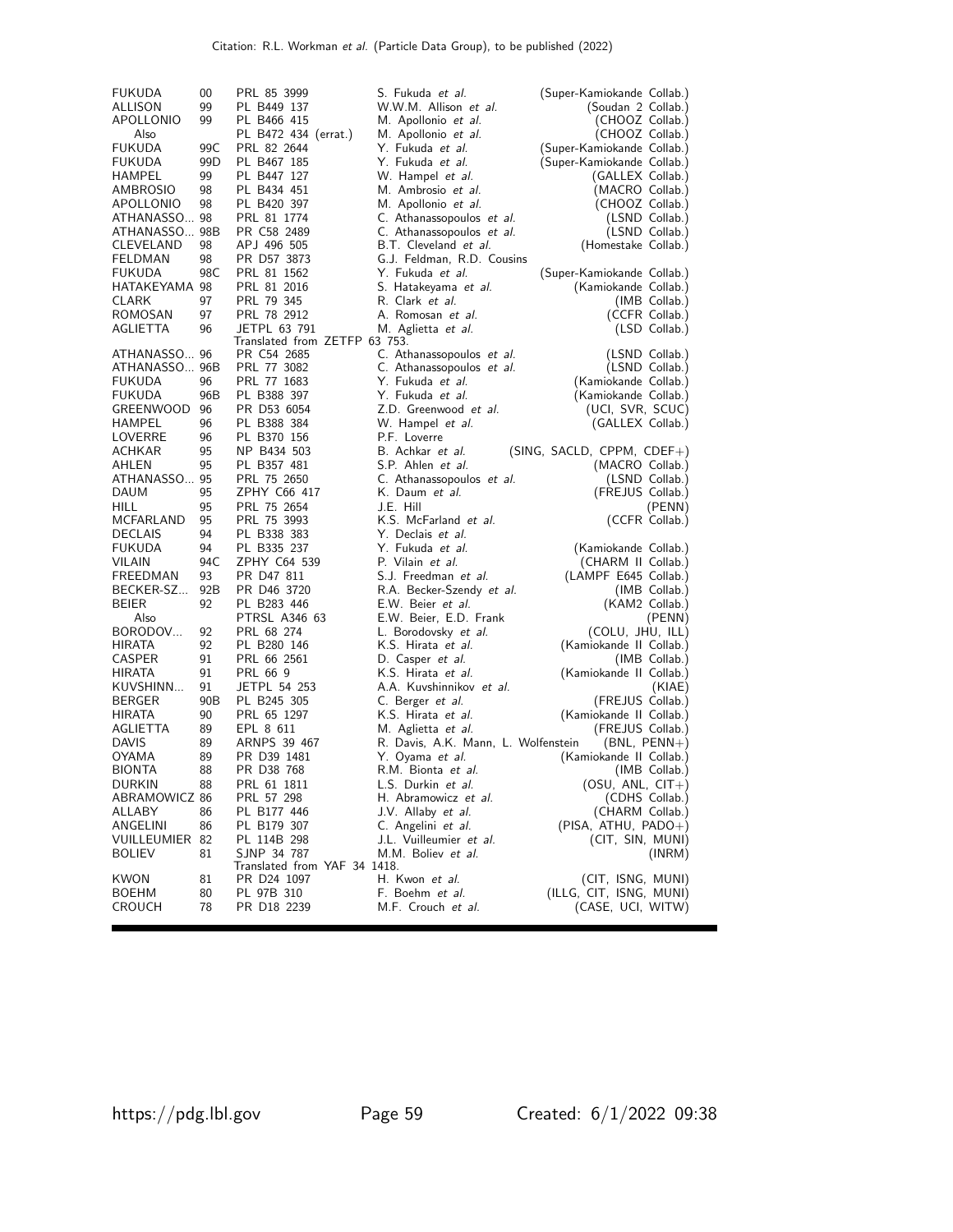| | | | | |
|---|---|---|---|---|
| FUKUDA | 00 | PRL 85 3999 | S. Fukuda *et al.* | (Super-Kamiokande Collab.) |
| ALLISON | 99 | PL B449 137 | W.W.M. Allison *et al.* | (Soudan 2 Collab.) |
| APOLLONIO | 99 | PL B466 415 | M. Apollonio *et al.* | (CHOOZ Collab.) |
| Also | | PL B472 434 (errat.) | M. Apollonio *et al.* | (CHOOZ Collab.) |
| FUKUDA | 99C | PRL 82 2644 | Y. Fukuda *et al.* | (Super-Kamiokande Collab.) |
| FUKUDA | 99D | PL B467 185 | Y. Fukuda *et al.* | (Super-Kamiokande Collab.) |
| HAMPEL | 99 | PL B447 127 | W. Hampel *et al.* | (GALLEX Collab.) |
| AMBROSIO | 98 | PL B434 451 | M. Ambrosio *et al.* | (MACRO Collab.) |
| APOLLONIO | 98 | PL B420 397 | M. Apollonio *et al.* | (CHOOZ Collab.) |
| ATHANASSO... | 98 | PRL 81 1774 | C. Athanassopoulos *et al.* | (LSND Collab.) |
| ATHANASSO... | 98B | PR C58 2489 | C. Athanassopoulos *et al.* | (LSND Collab.) |
| CLEVELAND | 98 | APJ 496 505 | B.T. Cleveland *et al.* | (Homestake Collab.) |
| FELDMAN | 98 | PR D57 3873 | G.J. Feldman, R.D. Cousins | |
| FUKUDA | 98C | PRL 81 1562 | Y. Fukuda *et al.* | (Super-Kamiokande Collab.) |
| HATAKEYAMA | 98 | PRL 81 2016 | S. Hatakeyama *et al.* | (Kamiokande Collab.) |
| CLARK | 97 | PRL 79 345 | R. Clark *et al.* | (IMB Collab.) |
| ROMOSAN | 97 | PRL 78 2912 | A. Romosan *et al.* | (CCFR Collab.) |
| AGLIETTA | 96 | JETPL 63 791 | M. Aglietta *et al.* | (LSD Collab.) |
| | | Translated from ZETFP 63 753. | | |
| ATHANASSO... | 96 | PR C54 2685 | C. Athanassopoulos *et al.* | (LSND Collab.) |
| ATHANASSO... | 96B | PRL 77 3082 | C. Athanassopoulos *et al.* | (LSND Collab.) |
| FUKUDA | 96 | PRL 77 1683 | Y. Fukuda *et al.* | (Kamiokande Collab.) |
| FUKUDA | 96B | PL B388 397 | Y. Fukuda *et al.* | (Kamiokande Collab.) |
| GREENWOOD | 96 | PR D53 6054 | Z.D. Greenwood *et al.* | (UCI, SVR, SCUC) |
| HAMPEL | 96 | PL B388 384 | W. Hampel *et al.* | (GALLEX Collab.) |
| LOVERRE | 96 | PL B370 156 | P.F. Loverre | |
| ACHKAR | 95 | NP B434 503 | B. Achkar *et al.* | (SING, SACLD, CPPM, CDEF+) |
| AHLEN | 95 | PL B357 481 | S.P. Ahlen *et al.* | (MACRO Collab.) |
| ATHANASSO... | 95 | PRL 75 2650 | C. Athanassopoulos *et al.* | (LSND Collab.) |
| DAUM | 95 | ZPHY C66 417 | K. Daum *et al.* | (FREJUS Collab.) |
| HILL | 95 | PRL 75 2654 | J.E. Hill | (PENN) |
| MCFARLAND | 95 | PRL 75 3993 | K.S. McFarland *et al.* | (CCFR Collab.) |
| DECLAIS | 94 | PL B338 383 | Y. Declais *et al.* | |
| FUKUDA | 94 | PL B335 237 | Y. Fukuda *et al.* | (Kamiokande Collab.) |
| VILAIN | 94C | ZPHY C64 539 | P. Vilain *et al.* | (CHARM II Collab.) |
| FREEDMAN | 93 | PR D47 811 | S.J. Freedman *et al.* | (LAMPF E645 Collab.) |
| BECKER-SZ... | 92B | PR D46 3720 | R.A. Becker-Szendy *et al.* | (IMB Collab.) |
| BEIER | 92 | PL B283 446 | E.W. Beier *et al.* | (KAM2 Collab.) |
| Also | | PTRSL A346 63 | E.W. Beier, E.D. Frank | (PENN) |
| BORODOV... | 92 | PRL 68 274 | L. Borodovsky *et al.* | (COLU, JHU, ILL) |
| HIRATA | 92 | PL B280 146 | K.S. Hirata *et al.* | (Kamiokande II Collab.) |
| CASPER | 91 | PRL 66 2561 | D. Casper *et al.* | (IMB Collab.) |
| HIRATA | 91 | PRL 66 9 | K.S. Hirata *et al.* | (Kamiokande II Collab.) |
| KUVSHINN... | 91 | JETPL 54 253 | A.A. Kuvshinnikov *et al.* | (KIAE) |
| BERGER | 90B | PL B245 305 | C. Berger *et al.* | (FREJUS Collab.) |
| HIRATA | 90 | PRL 65 1297 | K.S. Hirata *et al.* | (Kamiokande II Collab.) |
| AGLIETTA | 89 | EPL 8 611 | M. Aglietta *et al.* | (FREJUS Collab.) |
| DAVIS | 89 | ARNPS 39 467 | R. Davis, A.K. Mann, L. Wolfenstein | (BNL, PENN+) |
| OYAMA | 89 | PR D39 1481 | Y. Oyama *et al.* | (Kamiokande II Collab.) |
| BIONTA | 88 | PR D38 768 | R.M. Bionta *et al.* | (IMB Collab.) |
| DURKIN | 88 | PRL 61 1811 | L.S. Durkin *et al.* | (OSU, ANL, CIT+) |
| ABRAMOWICZ | 86 | PRL 57 298 | H. Abramowicz *et al.* | (CDHS Collab.) |
| ALLABY | 86 | PL B177 446 | J.V. Allaby *et al.* | (CHARM Collab.) |
| ANGELINI | 86 | PL B179 307 | C. Angelini *et al.* | (PISA, ATHU, PADO+) |
| VUILLEUMIER | 82 | PL 114B 298 | J.L. Vuilleumier *et al.* | (CIT, SIN, MUNI) |
| BOLIEV | 81 | SJNP 34 787 | M.M. Boliev *et al.* | (INRM) |
| | | Translated from YAF 34 1418. | | |
| KWON | 81 | PR D24 1097 | H. Kwon *et al.* | (CIT, ISNG, MUNI) |
| BOEHM | 80 | PL 97B 310 | F. Boehm *et al.* | (ILLG, CIT, ISNG, MUNI) |
| CROUCH | 78 | PR D18 2239 | M.F. Crouch *et al.* | (CASE, UCI, WITW) |